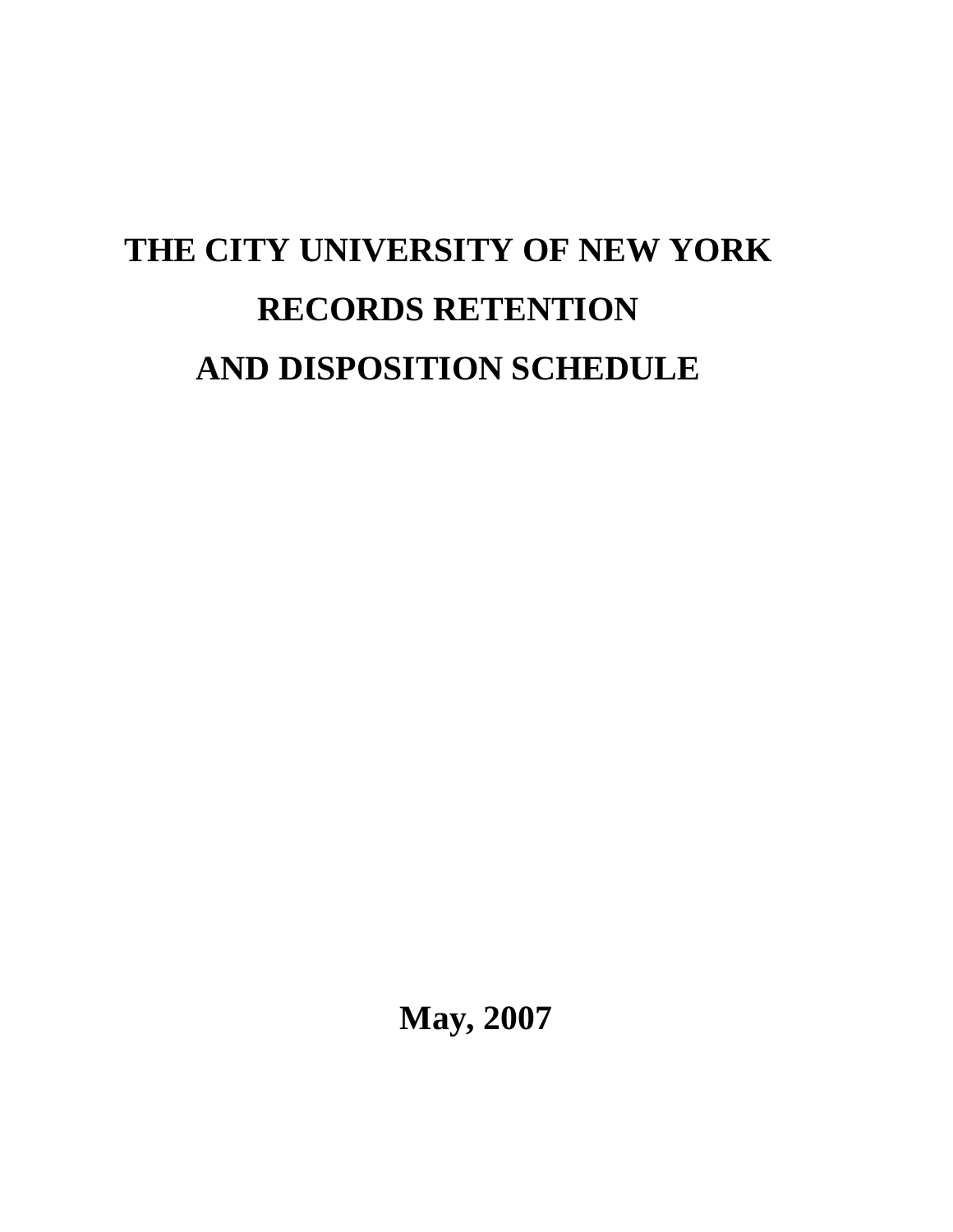# THE CITY UNIVERSITY OF NEW YORK

# RECORDS RETENTION

# AND DISPOSITION SCHEDULE

**May, 2007**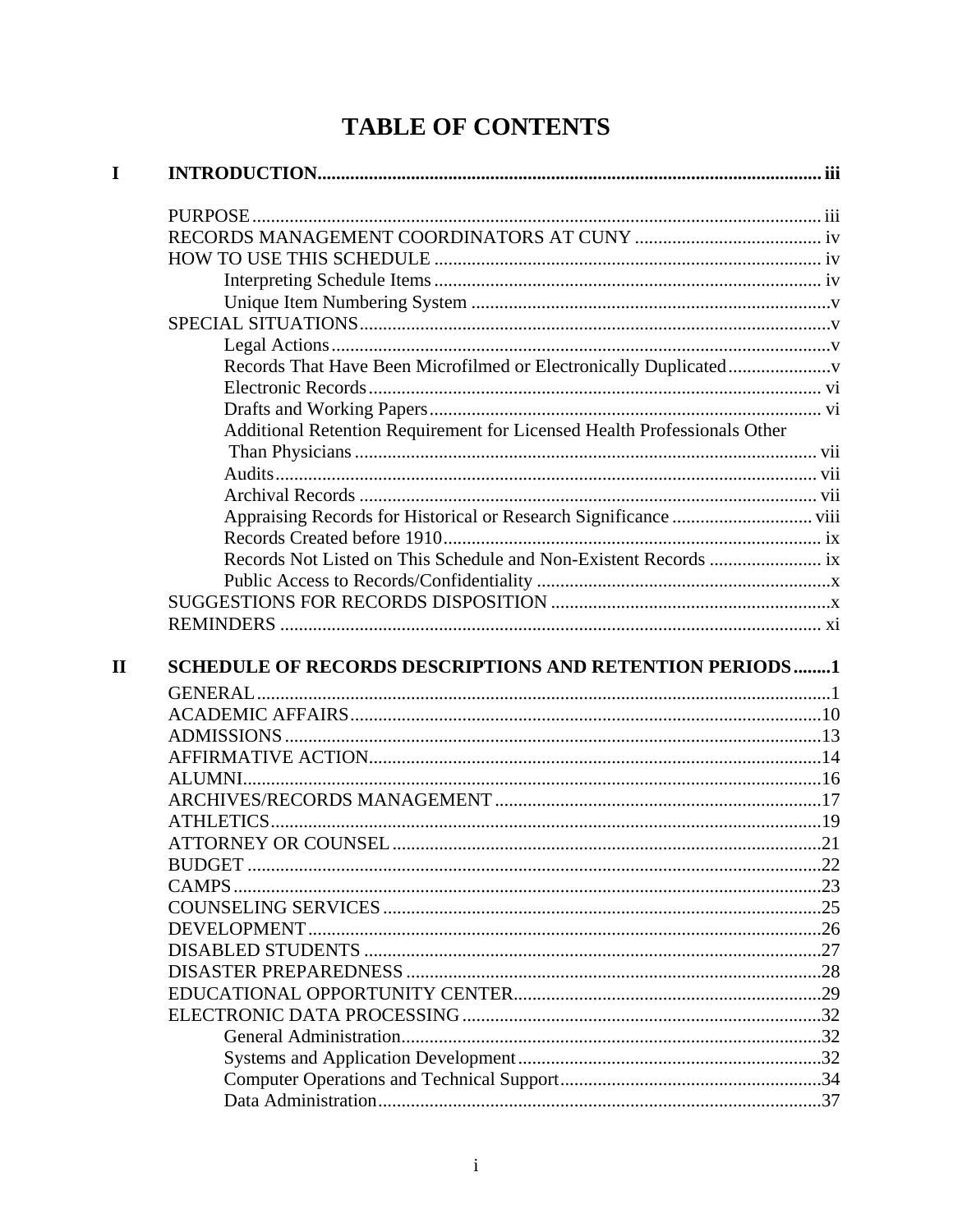# TABLE OF CONTENTS

**I INTRODUCTION** .......... iii

- PURPOSE .......... iii
- RECORDS MANAGEMENT COORDINATORS AT CUNY .......... iv
- HOW TO USE THIS SCHEDULE .......... iv
  - Interpreting Schedule Items .......... iv
  - Unique Item Numbering System .......... v
- SPECIAL SITUATIONS .......... v
  - Legal Actions .......... v
  - Records That Have Been Microfilmed or Electronically Duplicated .......... v
  - Electronic Records .......... vi
  - Drafts and Working Papers .......... vi
  - Additional Retention Requirement for Licensed Health Professionals Other Than Physicians .......... vii
  - Audits .......... vii
  - Archival Records .......... vii
  - Appraising Records for Historical or Research Significance .......... viii
  - Records Created before 1910 .......... ix
  - Records Not Listed on This Schedule and Non-Existent Records .......... ix
  - Public Access to Records/Confidentiality .......... x
- SUGGESTIONS FOR RECORDS DISPOSITION .......... x
- REMINDERS .......... xi

**II SCHEDULE OF RECORDS DESCRIPTIONS AND RETENTION PERIODS** .......... 1

- GENERAL .......... 1
- ACADEMIC AFFAIRS .......... 10
- ADMISSIONS .......... 13
- AFFIRMATIVE ACTION .......... 14
- ALUMNI .......... 16
- ARCHIVES/RECORDS MANAGEMENT .......... 17
- ATHLETICS .......... 19
- ATTORNEY OR COUNSEL .......... 21
- BUDGET .......... 22
- CAMPS .......... 23
- COUNSELING SERVICES .......... 25
- DEVELOPMENT .......... 26
- DISABLED STUDENTS .......... 27
- DISASTER PREPAREDNESS .......... 28
- EDUCATIONAL OPPORTUNITY CENTER .......... 29
- ELECTRONIC DATA PROCESSING .......... 32
  - General Administration .......... 32
  - Systems and Application Development .......... 32
  - Computer Operations and Technical Support .......... 34
  - Data Administration .......... 37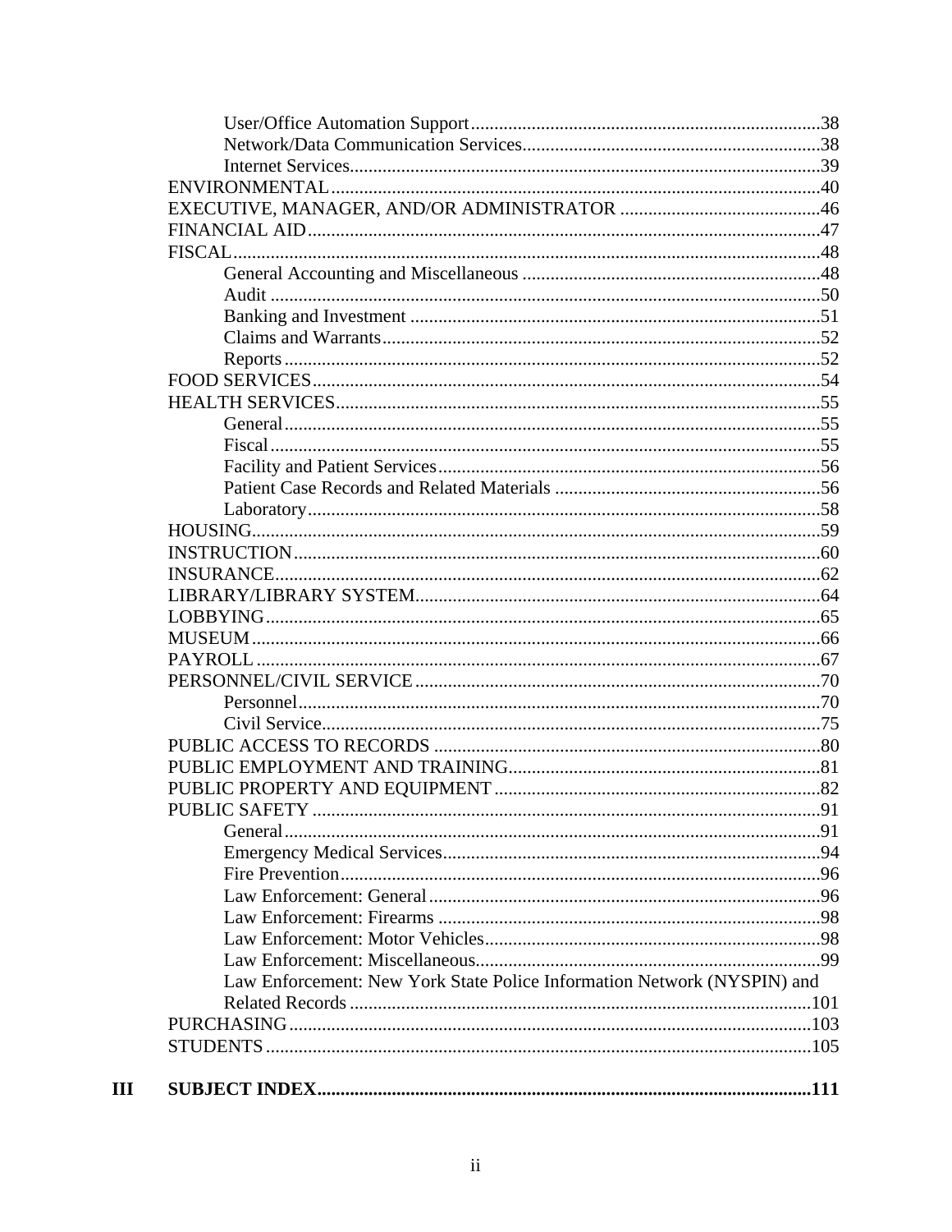- User/Office Automation Support ... 38
- Network/Data Communication Services ... 38
- Internet Services ... 39

ENVIRONMENTAL ... 40

EXECUTIVE, MANAGER, AND/OR ADMINISTRATOR ... 46

FINANCIAL AID ... 47

FISCAL ... 48

- General Accounting and Miscellaneous ... 48
- Audit ... 50
- Banking and Investment ... 51
- Claims and Warrants ... 52
- Reports ... 52

FOOD SERVICES ... 54

HEALTH SERVICES ... 55

- General ... 55
- Fiscal ... 55
- Facility and Patient Services ... 56
- Patient Case Records and Related Materials ... 56
- Laboratory ... 58

HOUSING ... 59

INSTRUCTION ... 60

INSURANCE ... 62

LIBRARY/LIBRARY SYSTEM ... 64

LOBBYING ... 65

MUSEUM ... 66

PAYROLL ... 67

PERSONNEL/CIVIL SERVICE ... 70

- Personnel ... 70
- Civil Service ... 75

PUBLIC ACCESS TO RECORDS ... 80

PUBLIC EMPLOYMENT AND TRAINING ... 81

PUBLIC PROPERTY AND EQUIPMENT ... 82

PUBLIC SAFETY ... 91

- General ... 91
- Emergency Medical Services ... 94
- Fire Prevention ... 96
- Law Enforcement: General ... 96
- Law Enforcement: Firearms ... 98
- Law Enforcement: Motor Vehicles ... 98
- Law Enforcement: Miscellaneous ... 99
- Law Enforcement: New York State Police Information Network (NYSPIN) and Related Records ... 101

PURCHASING ... 103

STUDENTS ... 105

**III SUBJECT INDEX ... 111**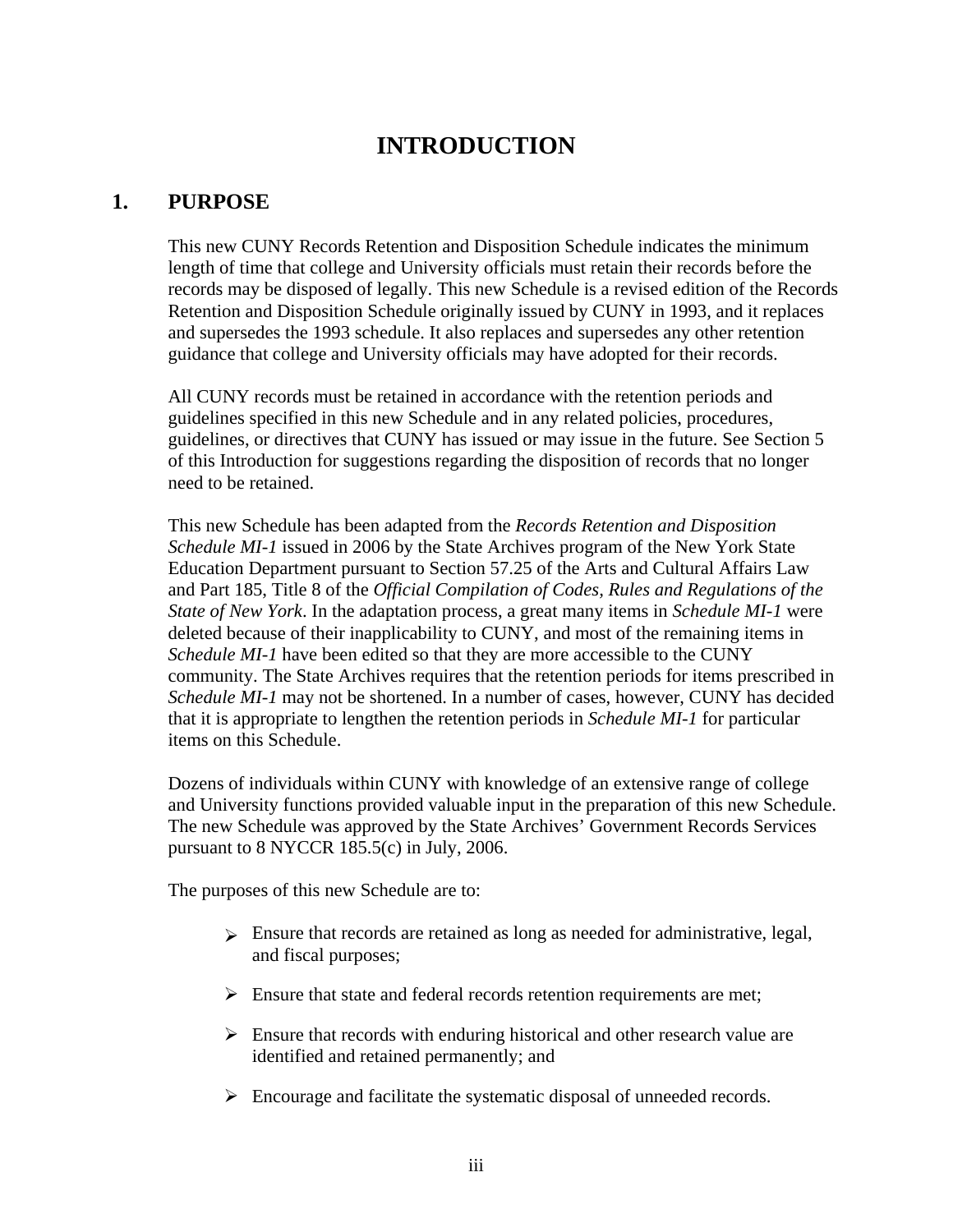# INTRODUCTION

## 1. PURPOSE

This new CUNY Records Retention and Disposition Schedule indicates the minimum length of time that college and University officials must retain their records before the records may be disposed of legally. This new Schedule is a revised edition of the Records Retention and Disposition Schedule originally issued by CUNY in 1993, and it replaces and supersedes the 1993 schedule. It also replaces and supersedes any other retention guidance that college and University officials may have adopted for their records.

All CUNY records must be retained in accordance with the retention periods and guidelines specified in this new Schedule and in any related policies, procedures, guidelines, or directives that CUNY has issued or may issue in the future. See Section 5 of this Introduction for suggestions regarding the disposition of records that no longer need to be retained.

This new Schedule has been adapted from the *Records Retention and Disposition Schedule MI-1* issued in 2006 by the State Archives program of the New York State Education Department pursuant to Section 57.25 of the Arts and Cultural Affairs Law and Part 185, Title 8 of the *Official Compilation of Codes, Rules and Regulations of the State of New York*. In the adaptation process, a great many items in *Schedule MI-1* were deleted because of their inapplicability to CUNY, and most of the remaining items in *Schedule MI-1* have been edited so that they are more accessible to the CUNY community. The State Archives requires that the retention periods for items prescribed in *Schedule MI-1* may not be shortened. In a number of cases, however, CUNY has decided that it is appropriate to lengthen the retention periods in *Schedule MI-1* for particular items on this Schedule.

Dozens of individuals within CUNY with knowledge of an extensive range of college and University functions provided valuable input in the preparation of this new Schedule. The new Schedule was approved by the State Archives' Government Records Services pursuant to 8 NYCCR 185.5(c) in July, 2006.

The purposes of this new Schedule are to:

- Ensure that records are retained as long as needed for administrative, legal, and fiscal purposes;
- Ensure that state and federal records retention requirements are met;
- Ensure that records with enduring historical and other research value are identified and retained permanently; and
- Encourage and facilitate the systematic disposal of unneeded records.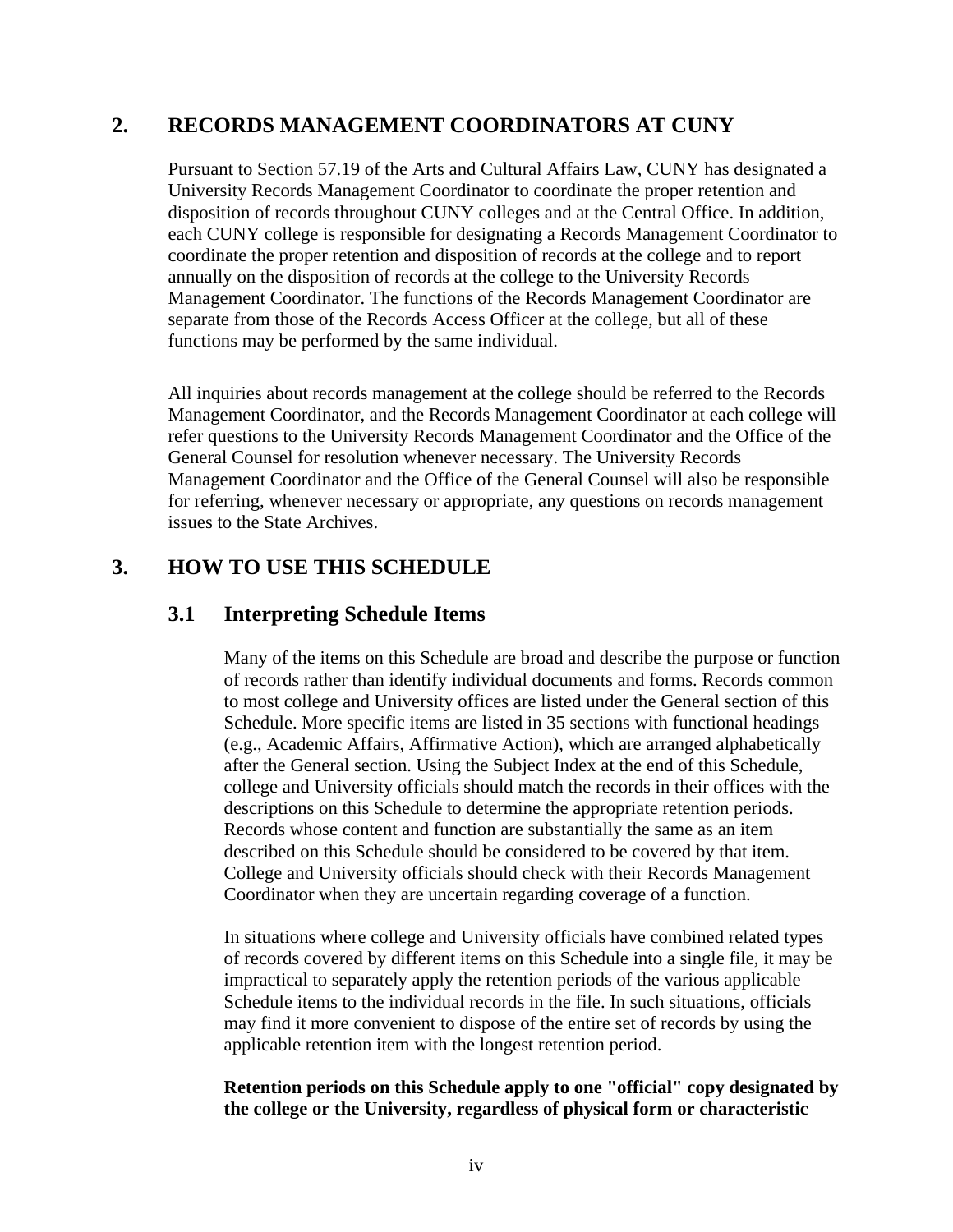## 2. RECORDS MANAGEMENT COORDINATORS AT CUNY

Pursuant to Section 57.19 of the Arts and Cultural Affairs Law, CUNY has designated a University Records Management Coordinator to coordinate the proper retention and disposition of records throughout CUNY colleges and at the Central Office. In addition, each CUNY college is responsible for designating a Records Management Coordinator to coordinate the proper retention and disposition of records at the college and to report annually on the disposition of records at the college to the University Records Management Coordinator. The functions of the Records Management Coordinator are separate from those of the Records Access Officer at the college, but all of these functions may be performed by the same individual.

All inquiries about records management at the college should be referred to the Records Management Coordinator, and the Records Management Coordinator at each college will refer questions to the University Records Management Coordinator and the Office of the General Counsel for resolution whenever necessary. The University Records Management Coordinator and the Office of the General Counsel will also be responsible for referring, whenever necessary or appropriate, any questions on records management issues to the State Archives.

## 3. HOW TO USE THIS SCHEDULE

### 3.1 Interpreting Schedule Items

Many of the items on this Schedule are broad and describe the purpose or function of records rather than identify individual documents and forms. Records common to most college and University offices are listed under the General section of this Schedule. More specific items are listed in 35 sections with functional headings (e.g., Academic Affairs, Affirmative Action), which are arranged alphabetically after the General section. Using the Subject Index at the end of this Schedule, college and University officials should match the records in their offices with the descriptions on this Schedule to determine the appropriate retention periods. Records whose content and function are substantially the same as an item described on this Schedule should be considered to be covered by that item. College and University officials should check with their Records Management Coordinator when they are uncertain regarding coverage of a function.

In situations where college and University officials have combined related types of records covered by different items on this Schedule into a single file, it may be impractical to separately apply the retention periods of the various applicable Schedule items to the individual records in the file. In such situations, officials may find it more convenient to dispose of the entire set of records by using the applicable retention item with the longest retention period.

**Retention periods on this Schedule apply to one "official" copy designated by the college or the University, regardless of physical form or characteristic**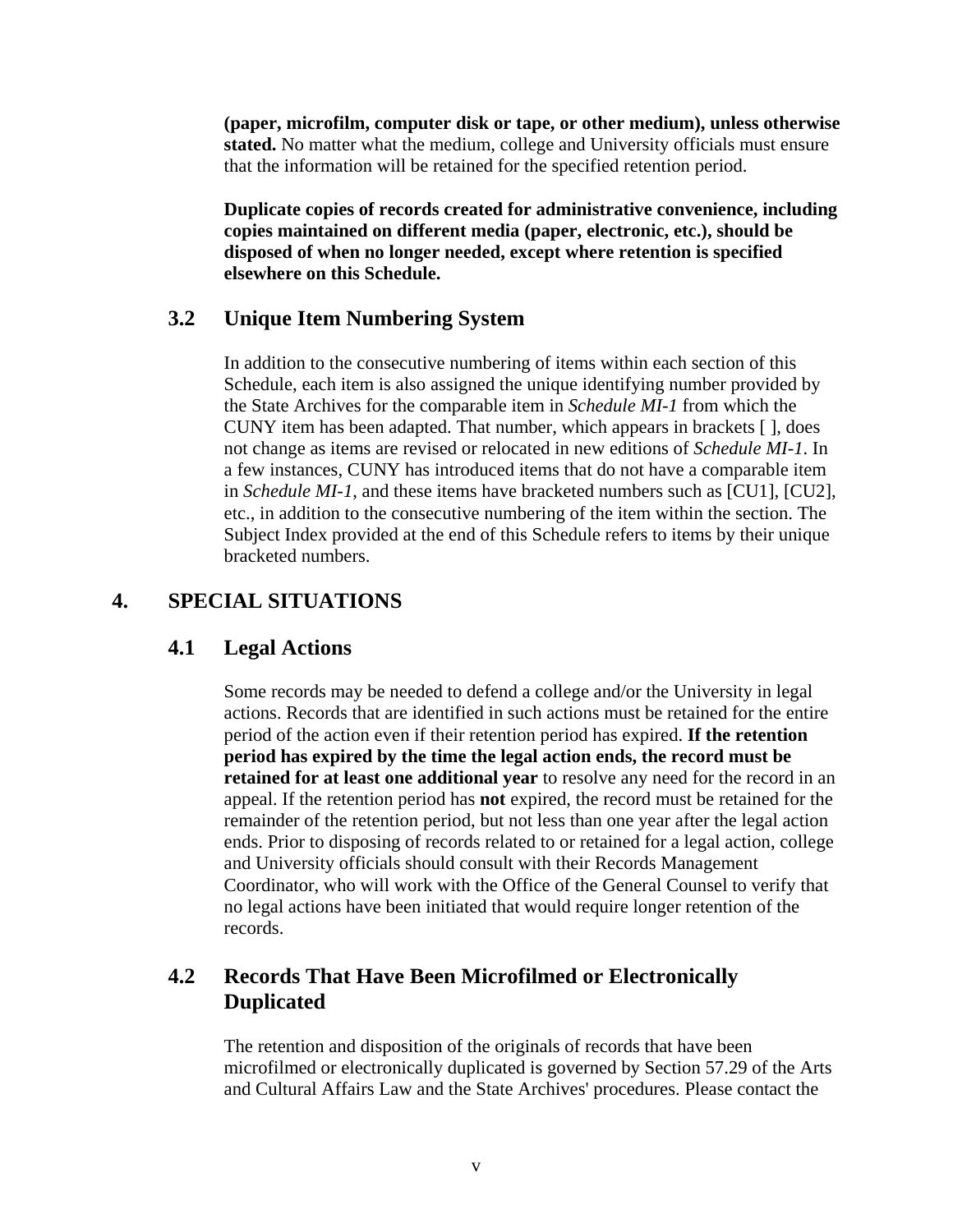**(paper, microfilm, computer disk or tape, or other medium), unless otherwise stated.** No matter what the medium, college and University officials must ensure that the information will be retained for the specified retention period.

**Duplicate copies of records created for administrative convenience, including copies maintained on different media (paper, electronic, etc.), should be disposed of when no longer needed, except where retention is specified elsewhere on this Schedule.**

## 3.2 Unique Item Numbering System

In addition to the consecutive numbering of items within each section of this Schedule, each item is also assigned the unique identifying number provided by the State Archives for the comparable item in *Schedule MI-1* from which the CUNY item has been adapted. That number, which appears in brackets [ ], does not change as items are revised or relocated in new editions of *Schedule MI-1*. In a few instances, CUNY has introduced items that do not have a comparable item in *Schedule MI-1*, and these items have bracketed numbers such as [CU1], [CU2], etc., in addition to the consecutive numbering of the item within the section. The Subject Index provided at the end of this Schedule refers to items by their unique bracketed numbers.

# 4. SPECIAL SITUATIONS

## 4.1 Legal Actions

Some records may be needed to defend a college and/or the University in legal actions. Records that are identified in such actions must be retained for the entire period of the action even if their retention period has expired. **If the retention period has expired by the time the legal action ends, the record must be retained for at least one additional year** to resolve any need for the record in an appeal. If the retention period has **not** expired, the record must be retained for the remainder of the retention period, but not less than one year after the legal action ends. Prior to disposing of records related to or retained for a legal action, college and University officials should consult with their Records Management Coordinator, who will work with the Office of the General Counsel to verify that no legal actions have been initiated that would require longer retention of the records.

## 4.2 Records That Have Been Microfilmed or Electronically Duplicated

The retention and disposition of the originals of records that have been microfilmed or electronically duplicated is governed by Section 57.29 of the Arts and Cultural Affairs Law and the State Archives' procedures. Please contact the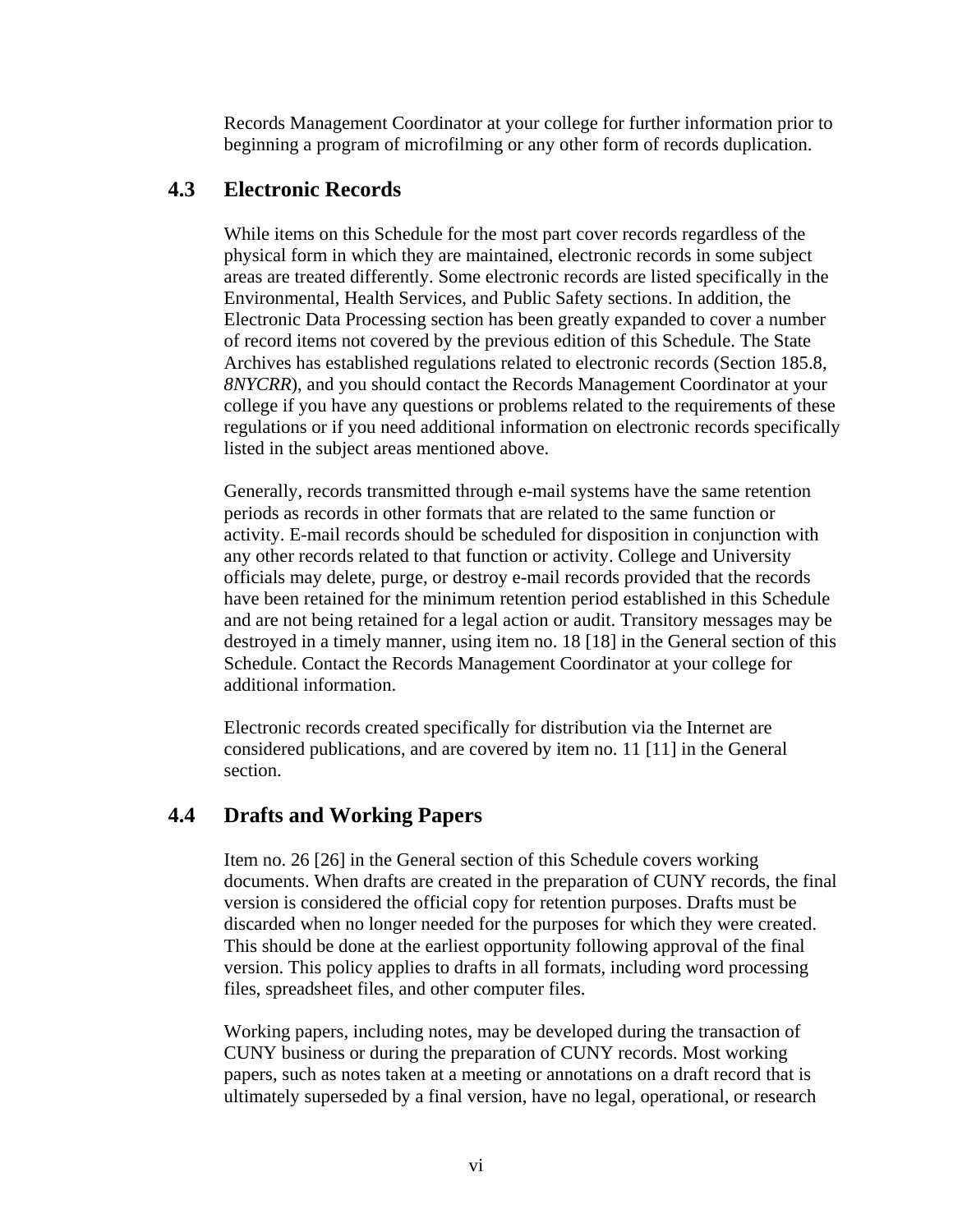Records Management Coordinator at your college for further information prior to beginning a program of microfilming or any other form of records duplication.

## 4.3 Electronic Records

While items on this Schedule for the most part cover records regardless of the physical form in which they are maintained, electronic records in some subject areas are treated differently. Some electronic records are listed specifically in the Environmental, Health Services, and Public Safety sections. In addition, the Electronic Data Processing section has been greatly expanded to cover a number of record items not covered by the previous edition of this Schedule. The State Archives has established regulations related to electronic records (Section 185.8, *8NYCRR*), and you should contact the Records Management Coordinator at your college if you have any questions or problems related to the requirements of these regulations or if you need additional information on electronic records specifically listed in the subject areas mentioned above.

Generally, records transmitted through e-mail systems have the same retention periods as records in other formats that are related to the same function or activity. E-mail records should be scheduled for disposition in conjunction with any other records related to that function or activity. College and University officials may delete, purge, or destroy e-mail records provided that the records have been retained for the minimum retention period established in this Schedule and are not being retained for a legal action or audit. Transitory messages may be destroyed in a timely manner, using item no. 18 [18] in the General section of this Schedule. Contact the Records Management Coordinator at your college for additional information.

Electronic records created specifically for distribution via the Internet are considered publications, and are covered by item no. 11 [11] in the General section.

## 4.4 Drafts and Working Papers

Item no. 26 [26] in the General section of this Schedule covers working documents. When drafts are created in the preparation of CUNY records, the final version is considered the official copy for retention purposes. Drafts must be discarded when no longer needed for the purposes for which they were created. This should be done at the earliest opportunity following approval of the final version. This policy applies to drafts in all formats, including word processing files, spreadsheet files, and other computer files.

Working papers, including notes, may be developed during the transaction of CUNY business or during the preparation of CUNY records. Most working papers, such as notes taken at a meeting or annotations on a draft record that is ultimately superseded by a final version, have no legal, operational, or research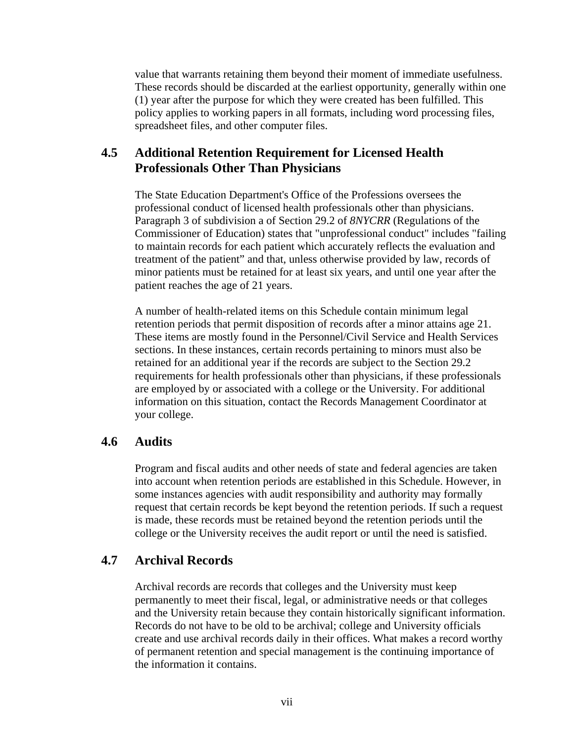value that warrants retaining them beyond their moment of immediate usefulness. These records should be discarded at the earliest opportunity, generally within one (1) year after the purpose for which they were created has been fulfilled. This policy applies to working papers in all formats, including word processing files, spreadsheet files, and other computer files.

## 4.5 Additional Retention Requirement for Licensed Health Professionals Other Than Physicians

The State Education Department's Office of the Professions oversees the professional conduct of licensed health professionals other than physicians. Paragraph 3 of subdivision a of Section 29.2 of *8NYCRR* (Regulations of the Commissioner of Education) states that "unprofessional conduct" includes "failing to maintain records for each patient which accurately reflects the evaluation and treatment of the patient" and that, unless otherwise provided by law, records of minor patients must be retained for at least six years, and until one year after the patient reaches the age of 21 years.

A number of health-related items on this Schedule contain minimum legal retention periods that permit disposition of records after a minor attains age 21. These items are mostly found in the Personnel/Civil Service and Health Services sections. In these instances, certain records pertaining to minors must also be retained for an additional year if the records are subject to the Section 29.2 requirements for health professionals other than physicians, if these professionals are employed by or associated with a college or the University. For additional information on this situation, contact the Records Management Coordinator at your college.

## 4.6 Audits

Program and fiscal audits and other needs of state and federal agencies are taken into account when retention periods are established in this Schedule. However, in some instances agencies with audit responsibility and authority may formally request that certain records be kept beyond the retention periods. If such a request is made, these records must be retained beyond the retention periods until the college or the University receives the audit report or until the need is satisfied.

## 4.7 Archival Records

Archival records are records that colleges and the University must keep permanently to meet their fiscal, legal, or administrative needs or that colleges and the University retain because they contain historically significant information. Records do not have to be old to be archival; college and University officials create and use archival records daily in their offices. What makes a record worthy of permanent retention and special management is the continuing importance of the information it contains.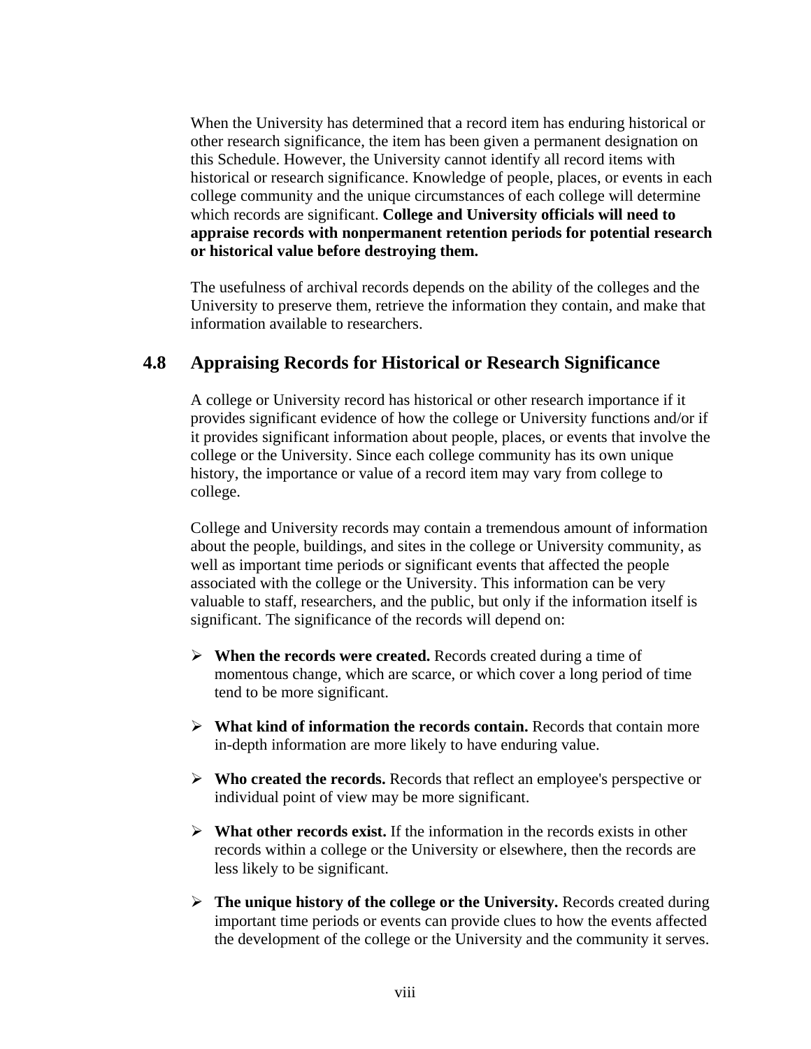When the University has determined that a record item has enduring historical or other research significance, the item has been given a permanent designation on this Schedule. However, the University cannot identify all record items with historical or research significance. Knowledge of people, places, or events in each college community and the unique circumstances of each college will determine which records are significant. **College and University officials will need to appraise records with nonpermanent retention periods for potential research or historical value before destroying them.**

The usefulness of archival records depends on the ability of the colleges and the University to preserve them, retrieve the information they contain, and make that information available to researchers.

## 4.8 Appraising Records for Historical or Research Significance

A college or University record has historical or other research importance if it provides significant evidence of how the college or University functions and/or if it provides significant information about people, places, or events that involve the college or the University. Since each college community has its own unique history, the importance or value of a record item may vary from college to college.

College and University records may contain a tremendous amount of information about the people, buildings, and sites in the college or University community, as well as important time periods or significant events that affected the people associated with the college or the University. This information can be very valuable to staff, researchers, and the public, but only if the information itself is significant. The significance of the records will depend on:

- **When the records were created.** Records created during a time of momentous change, which are scarce, or which cover a long period of time tend to be more significant.
- **What kind of information the records contain.** Records that contain more in-depth information are more likely to have enduring value.
- **Who created the records.** Records that reflect an employee's perspective or individual point of view may be more significant.
- **What other records exist.** If the information in the records exists in other records within a college or the University or elsewhere, then the records are less likely to be significant.
- **The unique history of the college or the University.** Records created during important time periods or events can provide clues to how the events affected the development of the college or the University and the community it serves.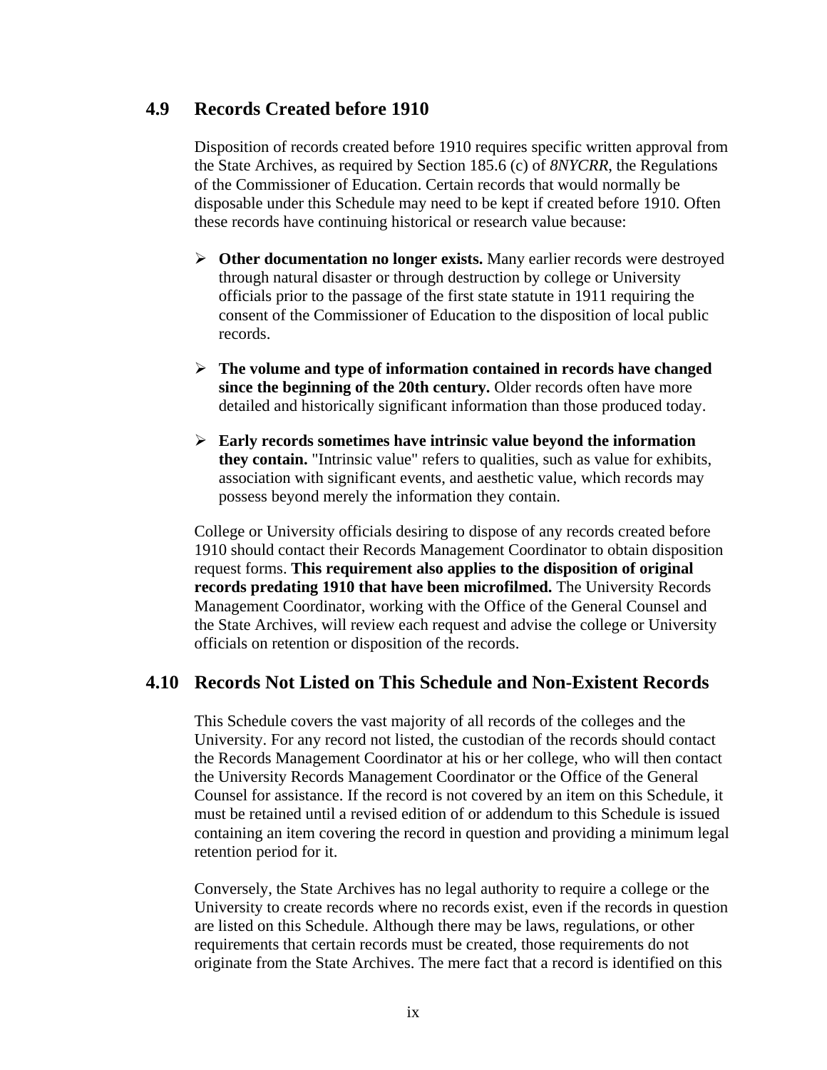## 4.9 Records Created before 1910

Disposition of records created before 1910 requires specific written approval from the State Archives, as required by Section 185.6 (c) of *8NYCRR*, the Regulations of the Commissioner of Education. Certain records that would normally be disposable under this Schedule may need to be kept if created before 1910. Often these records have continuing historical or research value because:

- **Other documentation no longer exists.** Many earlier records were destroyed through natural disaster or through destruction by college or University officials prior to the passage of the first state statute in 1911 requiring the consent of the Commissioner of Education to the disposition of local public records.
- **The volume and type of information contained in records have changed since the beginning of the 20th century.** Older records often have more detailed and historically significant information than those produced today.
- **Early records sometimes have intrinsic value beyond the information they contain.** "Intrinsic value" refers to qualities, such as value for exhibits, association with significant events, and aesthetic value, which records may possess beyond merely the information they contain.

College or University officials desiring to dispose of any records created before 1910 should contact their Records Management Coordinator to obtain disposition request forms. **This requirement also applies to the disposition of original records predating 1910 that have been microfilmed.** The University Records Management Coordinator, working with the Office of the General Counsel and the State Archives, will review each request and advise the college or University officials on retention or disposition of the records.

## 4.10 Records Not Listed on This Schedule and Non-Existent Records

This Schedule covers the vast majority of all records of the colleges and the University. For any record not listed, the custodian of the records should contact the Records Management Coordinator at his or her college, who will then contact the University Records Management Coordinator or the Office of the General Counsel for assistance. If the record is not covered by an item on this Schedule, it must be retained until a revised edition of or addendum to this Schedule is issued containing an item covering the record in question and providing a minimum legal retention period for it.

Conversely, the State Archives has no legal authority to require a college or the University to create records where no records exist, even if the records in question are listed on this Schedule. Although there may be laws, regulations, or other requirements that certain records must be created, those requirements do not originate from the State Archives. The mere fact that a record is identified on this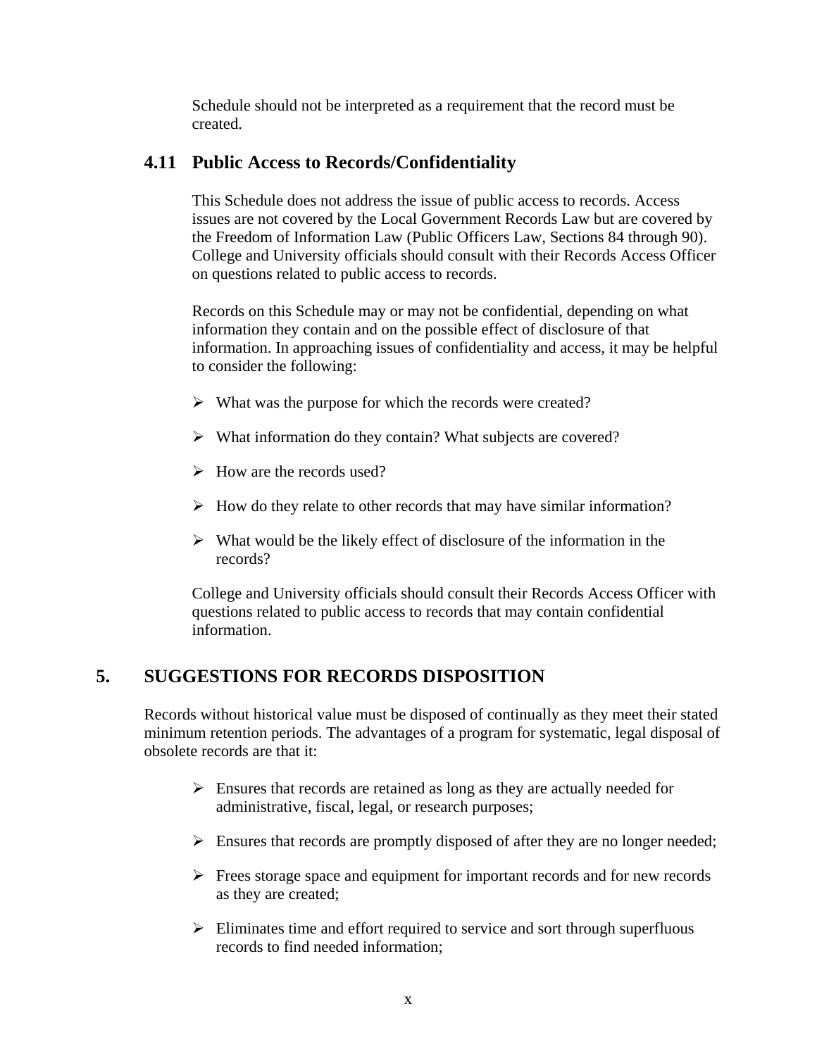Schedule should not be interpreted as a requirement that the record must be created.

### 4.11 Public Access to Records/Confidentiality

This Schedule does not address the issue of public access to records. Access issues are not covered by the Local Government Records Law but are covered by the Freedom of Information Law (Public Officers Law, Sections 84 through 90). College and University officials should consult with their Records Access Officer on questions related to public access to records.

Records on this Schedule may or may not be confidential, depending on what information they contain and on the possible effect of disclosure of that information. In approaching issues of confidentiality and access, it may be helpful to consider the following:

- What was the purpose for which the records were created?
- What information do they contain? What subjects are covered?
- How are the records used?
- How do they relate to other records that may have similar information?
- What would be the likely effect of disclosure of the information in the records?

College and University officials should consult their Records Access Officer with questions related to public access to records that may contain confidential information.

## 5. SUGGESTIONS FOR RECORDS DISPOSITION

Records without historical value must be disposed of continually as they meet their stated minimum retention periods. The advantages of a program for systematic, legal disposal of obsolete records are that it:

- Ensures that records are retained as long as they are actually needed for administrative, fiscal, legal, or research purposes;
- Ensures that records are promptly disposed of after they are no longer needed;
- Frees storage space and equipment for important records and for new records as they are created;
- Eliminates time and effort required to service and sort through superfluous records to find needed information;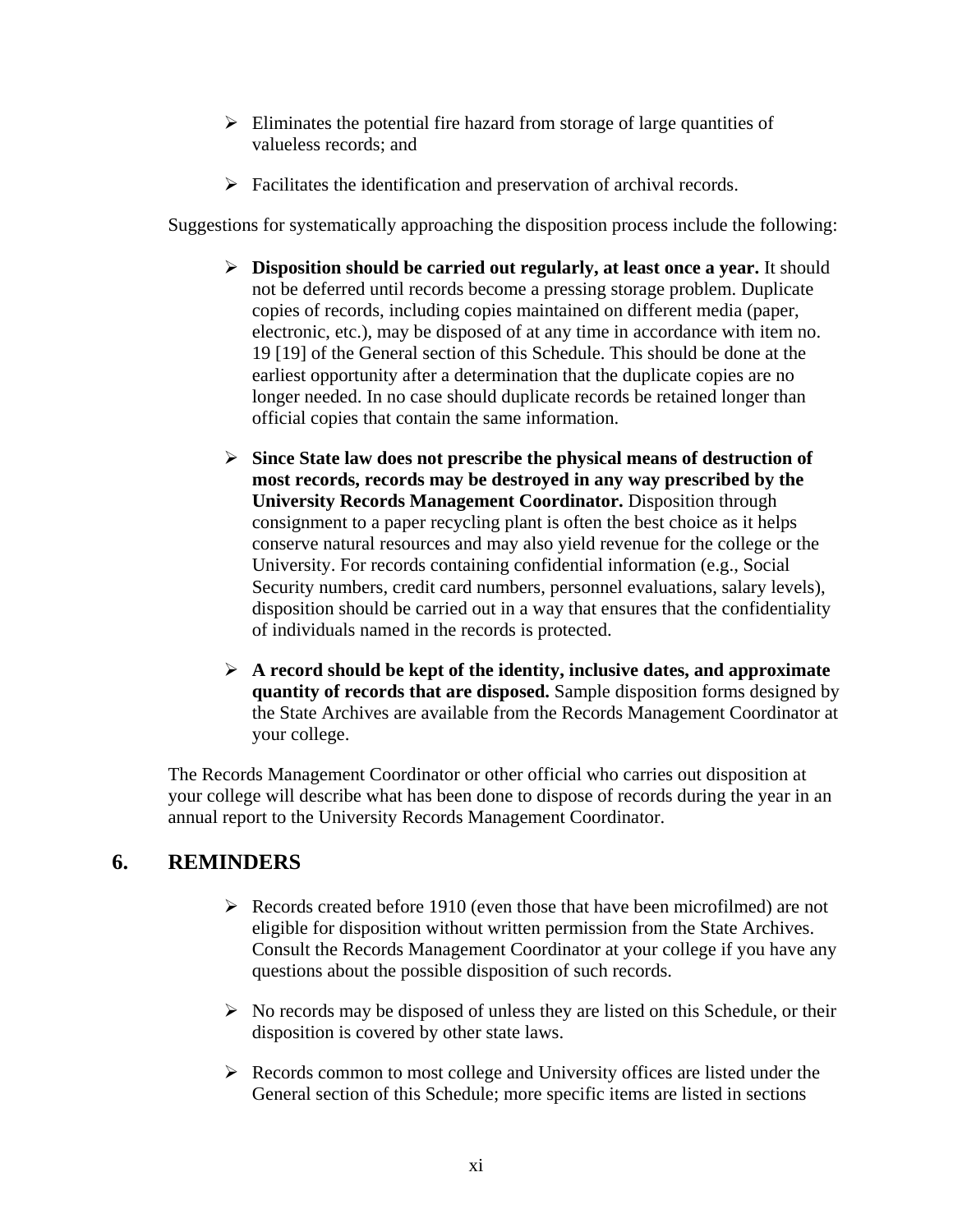- Eliminates the potential fire hazard from storage of large quantities of valueless records; and
- Facilitates the identification and preservation of archival records.

Suggestions for systematically approaching the disposition process include the following:

- **Disposition should be carried out regularly, at least once a year.** It should not be deferred until records become a pressing storage problem. Duplicate copies of records, including copies maintained on different media (paper, electronic, etc.), may be disposed of at any time in accordance with item no. 19 [19] of the General section of this Schedule. This should be done at the earliest opportunity after a determination that the duplicate copies are no longer needed. In no case should duplicate records be retained longer than official copies that contain the same information.
- **Since State law does not prescribe the physical means of destruction of most records, records may be destroyed in any way prescribed by the University Records Management Coordinator.** Disposition through consignment to a paper recycling plant is often the best choice as it helps conserve natural resources and may also yield revenue for the college or the University. For records containing confidential information (e.g., Social Security numbers, credit card numbers, personnel evaluations, salary levels), disposition should be carried out in a way that ensures that the confidentiality of individuals named in the records is protected.
- **A record should be kept of the identity, inclusive dates, and approximate quantity of records that are disposed.** Sample disposition forms designed by the State Archives are available from the Records Management Coordinator at your college.

The Records Management Coordinator or other official who carries out disposition at your college will describe what has been done to dispose of records during the year in an annual report to the University Records Management Coordinator.

## 6. REMINDERS

- Records created before 1910 (even those that have been microfilmed) are not eligible for disposition without written permission from the State Archives. Consult the Records Management Coordinator at your college if you have any questions about the possible disposition of such records.
- No records may be disposed of unless they are listed on this Schedule, or their disposition is covered by other state laws.
- Records common to most college and University offices are listed under the General section of this Schedule; more specific items are listed in sections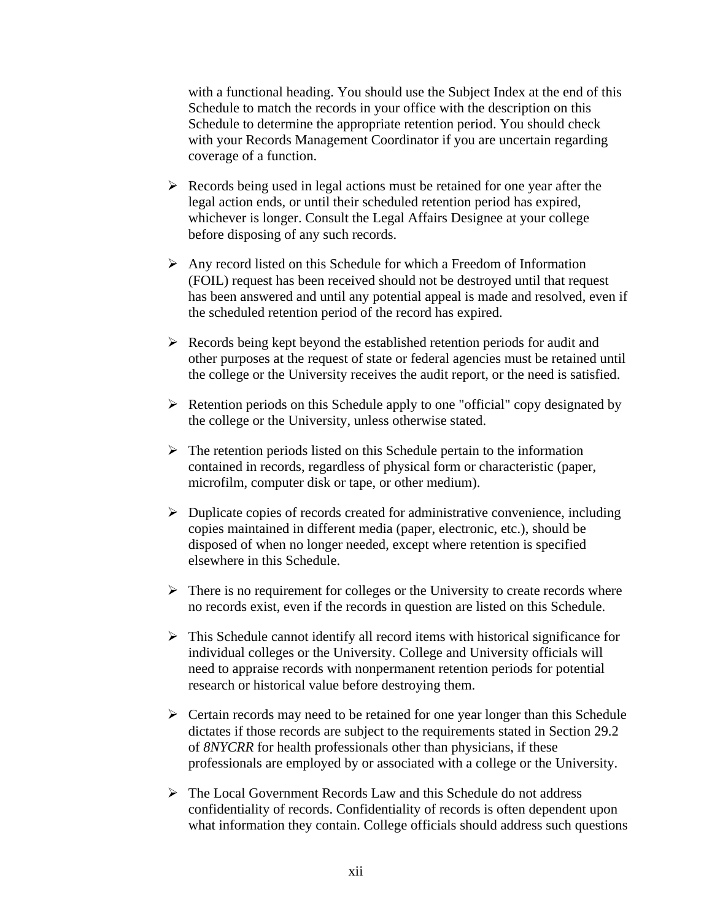with a functional heading. You should use the Subject Index at the end of this Schedule to match the records in your office with the description on this Schedule to determine the appropriate retention period. You should check with your Records Management Coordinator if you are uncertain regarding coverage of a function.

- Records being used in legal actions must be retained for one year after the legal action ends, or until their scheduled retention period has expired, whichever is longer. Consult the Legal Affairs Designee at your college before disposing of any such records.

- Any record listed on this Schedule for which a Freedom of Information (FOIL) request has been received should not be destroyed until that request has been answered and until any potential appeal is made and resolved, even if the scheduled retention period of the record has expired.

- Records being kept beyond the established retention periods for audit and other purposes at the request of state or federal agencies must be retained until the college or the University receives the audit report, or the need is satisfied.

- Retention periods on this Schedule apply to one "official" copy designated by the college or the University, unless otherwise stated.

- The retention periods listed on this Schedule pertain to the information contained in records, regardless of physical form or characteristic (paper, microfilm, computer disk or tape, or other medium).

- Duplicate copies of records created for administrative convenience, including copies maintained in different media (paper, electronic, etc.), should be disposed of when no longer needed, except where retention is specified elsewhere in this Schedule.

- There is no requirement for colleges or the University to create records where no records exist, even if the records in question are listed on this Schedule.

- This Schedule cannot identify all record items with historical significance for individual colleges or the University. College and University officials will need to appraise records with nonpermanent retention periods for potential research or historical value before destroying them.

- Certain records may need to be retained for one year longer than this Schedule dictates if those records are subject to the requirements stated in Section 29.2 of *8NYCRR* for health professionals other than physicians, if these professionals are employed by or associated with a college or the University.

- The Local Government Records Law and this Schedule do not address confidentiality of records. Confidentiality of records is often dependent upon what information they contain. College officials should address such questions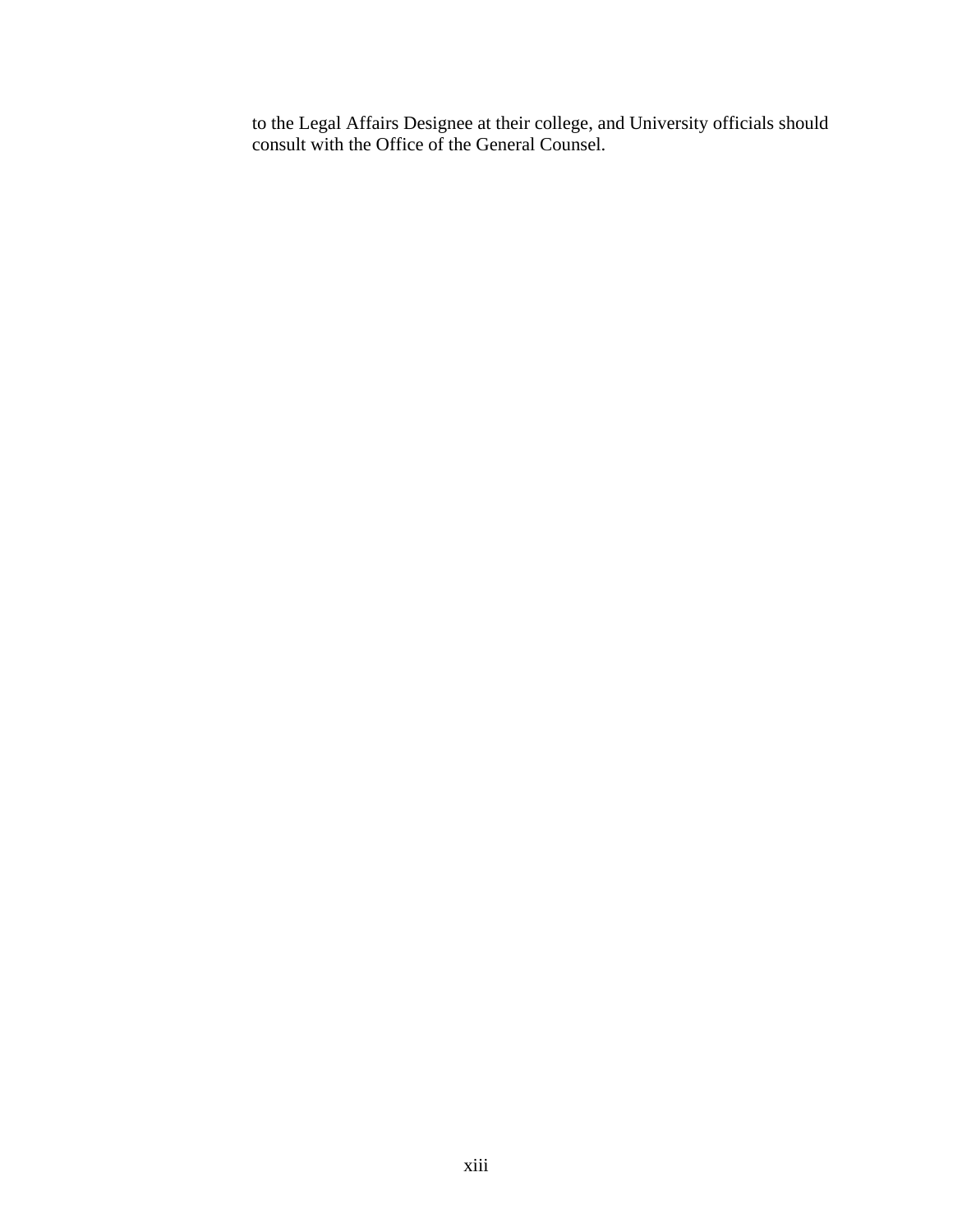to the Legal Affairs Designee at their college, and University officials should consult with the Office of the General Counsel.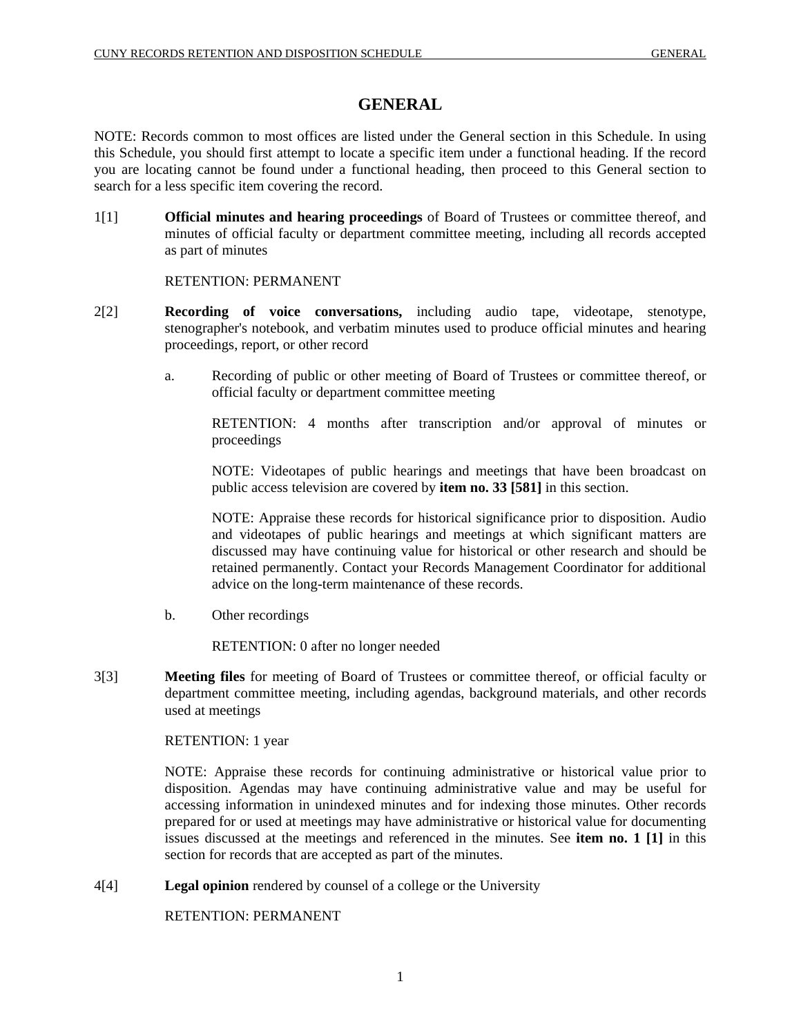# GENERAL

NOTE: Records common to most offices are listed under the General section in this Schedule. In using this Schedule, you should first attempt to locate a specific item under a functional heading. If the record you are locating cannot be found under a functional heading, then proceed to this General section to search for a less specific item covering the record.

1[1] **Official minutes and hearing proceedings** of Board of Trustees or committee thereof, and minutes of official faculty or department committee meeting, including all records accepted as part of minutes

RETENTION: PERMANENT

2[2] **Recording of voice conversations,** including audio tape, videotape, stenotype, stenographer's notebook, and verbatim minutes used to produce official minutes and hearing proceedings, report, or other record

a. Recording of public or other meeting of Board of Trustees or committee thereof, or official faculty or department committee meeting

RETENTION: 4 months after transcription and/or approval of minutes or proceedings

NOTE: Videotapes of public hearings and meetings that have been broadcast on public access television are covered by **item no. 33 [581]** in this section.

NOTE: Appraise these records for historical significance prior to disposition. Audio and videotapes of public hearings and meetings at which significant matters are discussed may have continuing value for historical or other research and should be retained permanently. Contact your Records Management Coordinator for additional advice on the long-term maintenance of these records.

b. Other recordings

RETENTION: 0 after no longer needed

3[3] **Meeting files** for meeting of Board of Trustees or committee thereof, or official faculty or department committee meeting, including agendas, background materials, and other records used at meetings

RETENTION: 1 year

NOTE: Appraise these records for continuing administrative or historical value prior to disposition. Agendas may have continuing administrative value and may be useful for accessing information in unindexed minutes and for indexing those minutes. Other records prepared for or used at meetings may have administrative or historical value for documenting issues discussed at the meetings and referenced in the minutes. See **item no. 1 [1]** in this section for records that are accepted as part of the minutes.

4[4] **Legal opinion** rendered by counsel of a college or the University

RETENTION: PERMANENT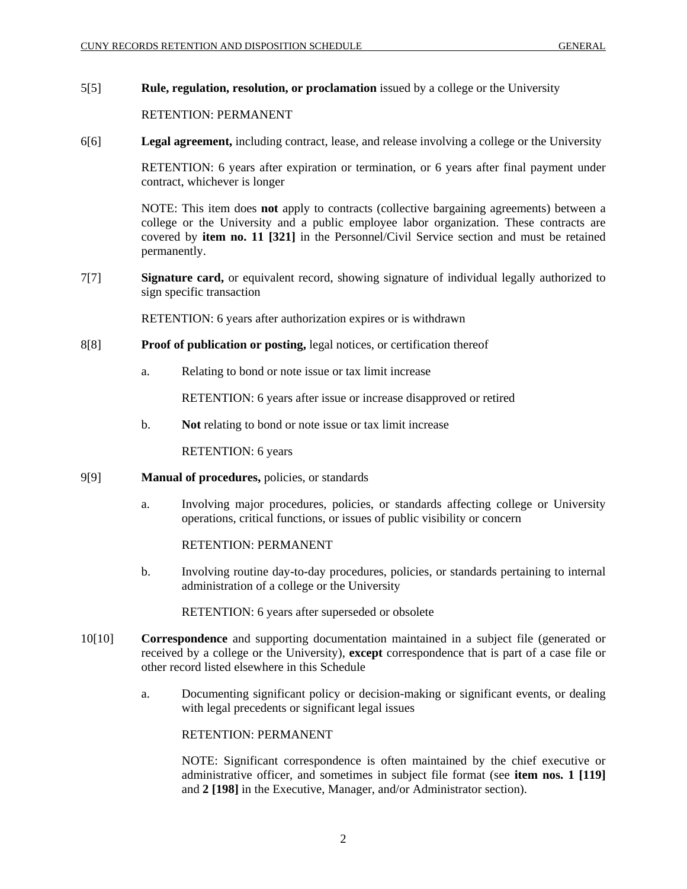5[5] **Rule, regulation, resolution, or proclamation** issued by a college or the University

RETENTION: PERMANENT

6[6] **Legal agreement,** including contract, lease, and release involving a college or the University

RETENTION: 6 years after expiration or termination, or 6 years after final payment under contract, whichever is longer

NOTE: This item does **not** apply to contracts (collective bargaining agreements) between a college or the University and a public employee labor organization. These contracts are covered by **item no. 11 [321]** in the Personnel/Civil Service section and must be retained permanently.

7[7] **Signature card,** or equivalent record, showing signature of individual legally authorized to sign specific transaction

RETENTION: 6 years after authorization expires or is withdrawn

8[8] **Proof of publication or posting,** legal notices, or certification thereof

a. Relating to bond or note issue or tax limit increase

RETENTION: 6 years after issue or increase disapproved or retired

b. **Not** relating to bond or note issue or tax limit increase

RETENTION: 6 years

9[9] **Manual of procedures,** policies, or standards

a. Involving major procedures, policies, or standards affecting college or University operations, critical functions, or issues of public visibility or concern

RETENTION: PERMANENT

b. Involving routine day-to-day procedures, policies, or standards pertaining to internal administration of a college or the University

RETENTION: 6 years after superseded or obsolete

10[10] **Correspondence** and supporting documentation maintained in a subject file (generated or received by a college or the University), **except** correspondence that is part of a case file or other record listed elsewhere in this Schedule

a. Documenting significant policy or decision-making or significant events, or dealing with legal precedents or significant legal issues

RETENTION: PERMANENT

NOTE: Significant correspondence is often maintained by the chief executive or administrative officer, and sometimes in subject file format (see **item nos. 1 [119]** and **2 [198]** in the Executive, Manager, and/or Administrator section).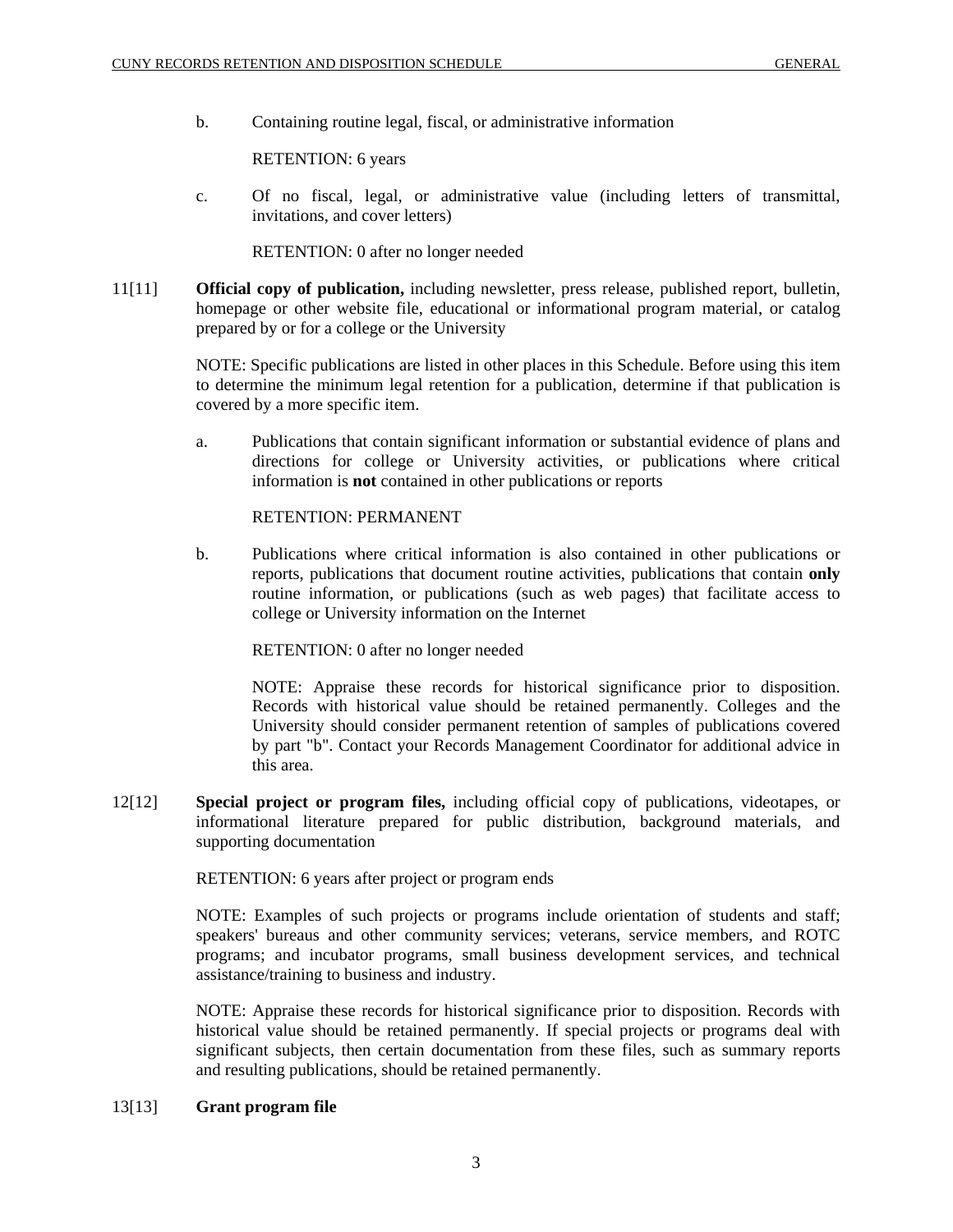b. Containing routine legal, fiscal, or administrative information

RETENTION: 6 years

c. Of no fiscal, legal, or administrative value (including letters of transmittal, invitations, and cover letters)

RETENTION: 0 after no longer needed

11[11] **Official copy of publication,** including newsletter, press release, published report, bulletin, homepage or other website file, educational or informational program material, or catalog prepared by or for a college or the University

NOTE: Specific publications are listed in other places in this Schedule. Before using this item to determine the minimum legal retention for a publication, determine if that publication is covered by a more specific item.

a. Publications that contain significant information or substantial evidence of plans and directions for college or University activities, or publications where critical information is **not** contained in other publications or reports

RETENTION: PERMANENT

b. Publications where critical information is also contained in other publications or reports, publications that document routine activities, publications that contain **only** routine information, or publications (such as web pages) that facilitate access to college or University information on the Internet

RETENTION: 0 after no longer needed

NOTE: Appraise these records for historical significance prior to disposition. Records with historical value should be retained permanently. Colleges and the University should consider permanent retention of samples of publications covered by part "b". Contact your Records Management Coordinator for additional advice in this area.

12[12] **Special project or program files,** including official copy of publications, videotapes, or informational literature prepared for public distribution, background materials, and supporting documentation

RETENTION: 6 years after project or program ends

NOTE: Examples of such projects or programs include orientation of students and staff; speakers' bureaus and other community services; veterans, service members, and ROTC programs; and incubator programs, small business development services, and technical assistance/training to business and industry.

NOTE: Appraise these records for historical significance prior to disposition. Records with historical value should be retained permanently. If special projects or programs deal with significant subjects, then certain documentation from these files, such as summary reports and resulting publications, should be retained permanently.

13[13] **Grant program file**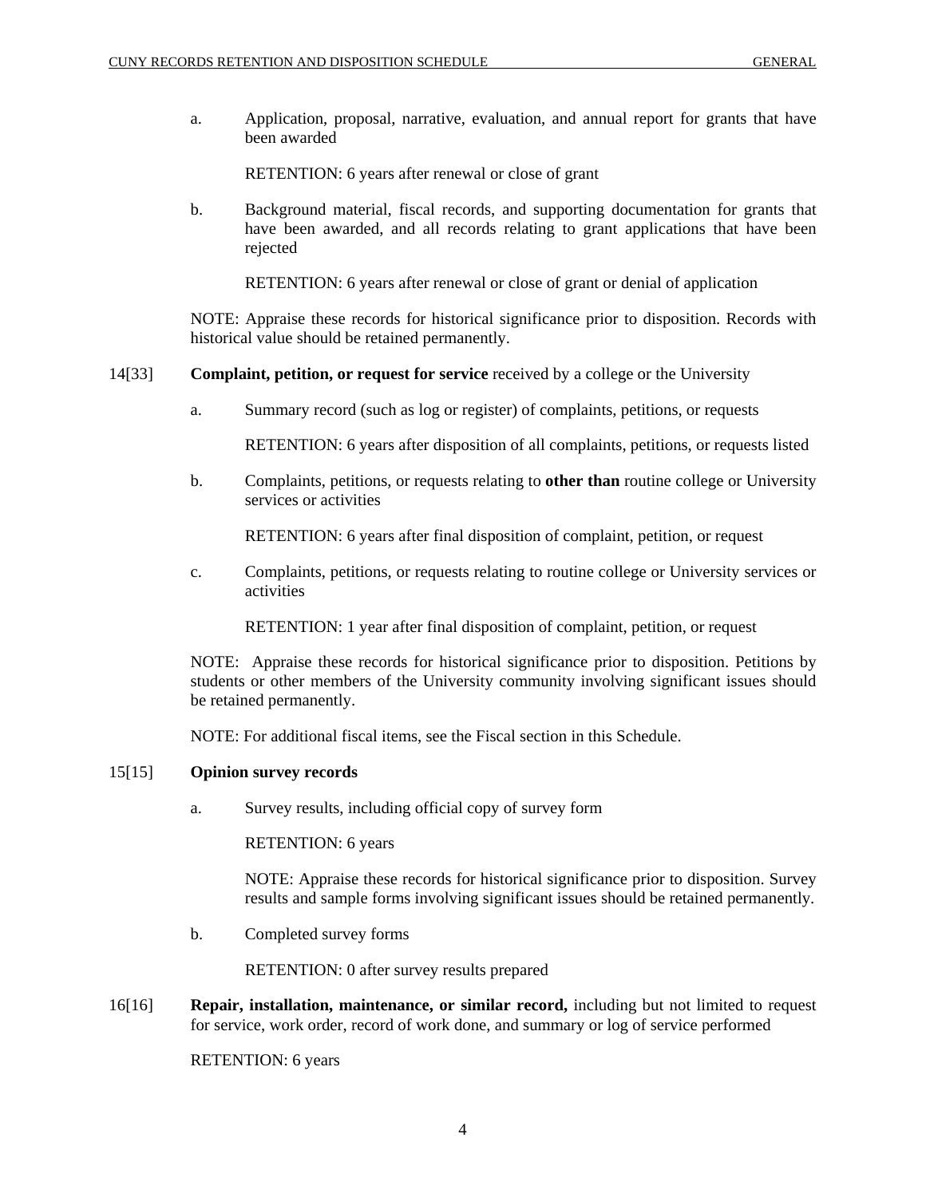a. Application, proposal, narrative, evaluation, and annual report for grants that have been awarded

   RETENTION: 6 years after renewal or close of grant

b. Background material, fiscal records, and supporting documentation for grants that have been awarded, and all records relating to grant applications that have been rejected

   RETENTION: 6 years after renewal or close of grant or denial of application

NOTE: Appraise these records for historical significance prior to disposition. Records with historical value should be retained permanently.

14[33] **Complaint, petition, or request for service** received by a college or the University

a. Summary record (such as log or register) of complaints, petitions, or requests

   RETENTION: 6 years after disposition of all complaints, petitions, or requests listed

b. Complaints, petitions, or requests relating to **other than** routine college or University services or activities

   RETENTION: 6 years after final disposition of complaint, petition, or request

c. Complaints, petitions, or requests relating to routine college or University services or activities

   RETENTION: 1 year after final disposition of complaint, petition, or request

NOTE: Appraise these records for historical significance prior to disposition. Petitions by students or other members of the University community involving significant issues should be retained permanently.

NOTE: For additional fiscal items, see the Fiscal section in this Schedule.

15[15] **Opinion survey records**

a. Survey results, including official copy of survey form

   RETENTION: 6 years

   NOTE: Appraise these records for historical significance prior to disposition. Survey results and sample forms involving significant issues should be retained permanently.

b. Completed survey forms

   RETENTION: 0 after survey results prepared

16[16] **Repair, installation, maintenance, or similar record,** including but not limited to request for service, work order, record of work done, and summary or log of service performed

RETENTION: 6 years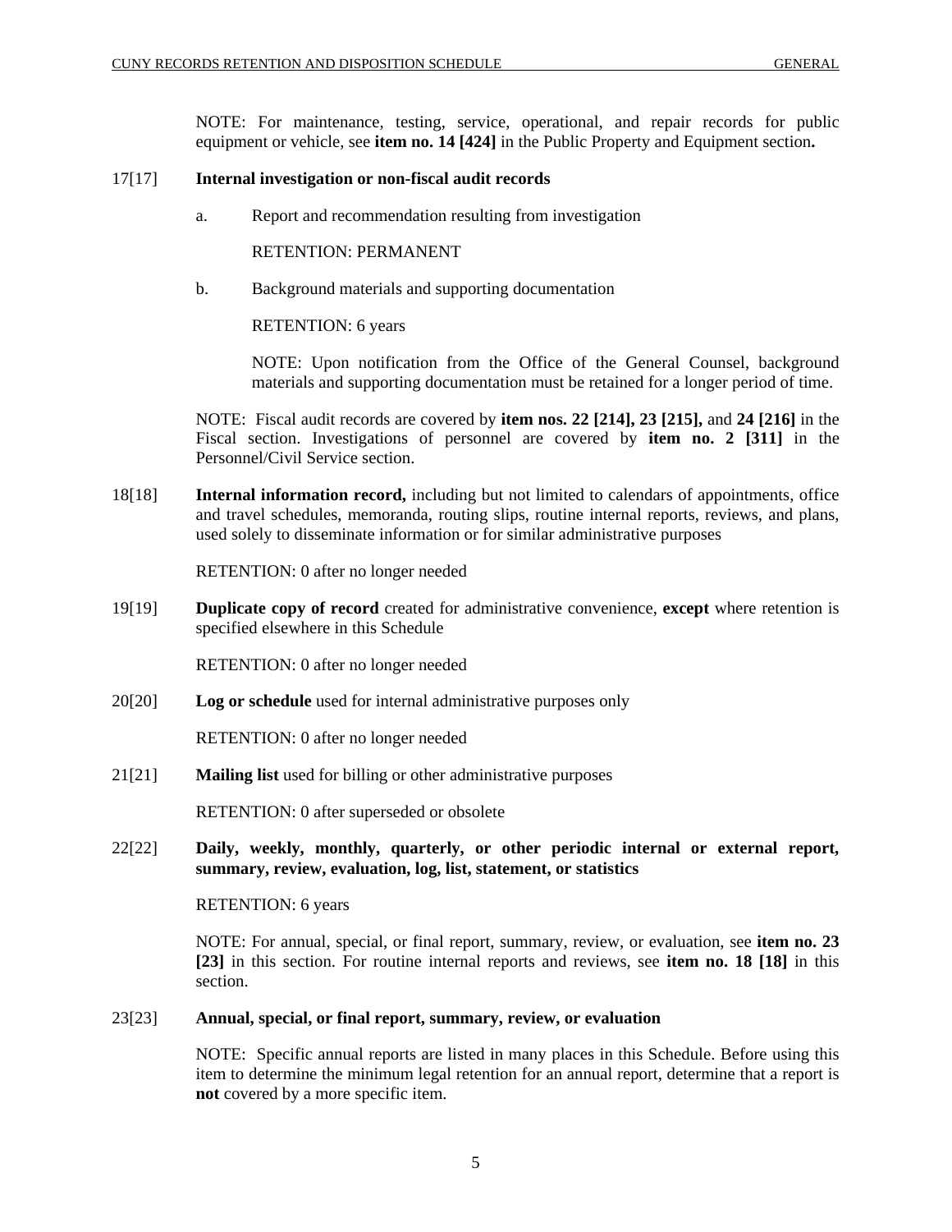NOTE: For maintenance, testing, service, operational, and repair records for public equipment or vehicle, see **item no. 14 [424]** in the Public Property and Equipment section**.**

17[17] **Internal investigation or non-fiscal audit records**

a. Report and recommendation resulting from investigation

RETENTION: PERMANENT

b. Background materials and supporting documentation

RETENTION: 6 years

NOTE: Upon notification from the Office of the General Counsel, background materials and supporting documentation must be retained for a longer period of time.

NOTE: Fiscal audit records are covered by **item nos. 22 [214], 23 [215],** and **24 [216]** in the Fiscal section. Investigations of personnel are covered by **item no. 2 [311]** in the Personnel/Civil Service section.

18[18] **Internal information record,** including but not limited to calendars of appointments, office and travel schedules, memoranda, routing slips, routine internal reports, reviews, and plans, used solely to disseminate information or for similar administrative purposes

RETENTION: 0 after no longer needed

19[19] **Duplicate copy of record** created for administrative convenience, **except** where retention is specified elsewhere in this Schedule

RETENTION: 0 after no longer needed

20[20] **Log or schedule** used for internal administrative purposes only

RETENTION: 0 after no longer needed

21[21] **Mailing list** used for billing or other administrative purposes

RETENTION: 0 after superseded or obsolete

22[22] **Daily, weekly, monthly, quarterly, or other periodic internal or external report, summary, review, evaluation, log, list, statement, or statistics**

RETENTION: 6 years

NOTE: For annual, special, or final report, summary, review, or evaluation, see **item no. 23 [23]** in this section. For routine internal reports and reviews, see **item no. 18 [18]** in this section.

23[23] **Annual, special, or final report, summary, review, or evaluation**

NOTE: Specific annual reports are listed in many places in this Schedule. Before using this item to determine the minimum legal retention for an annual report, determine that a report is **not** covered by a more specific item.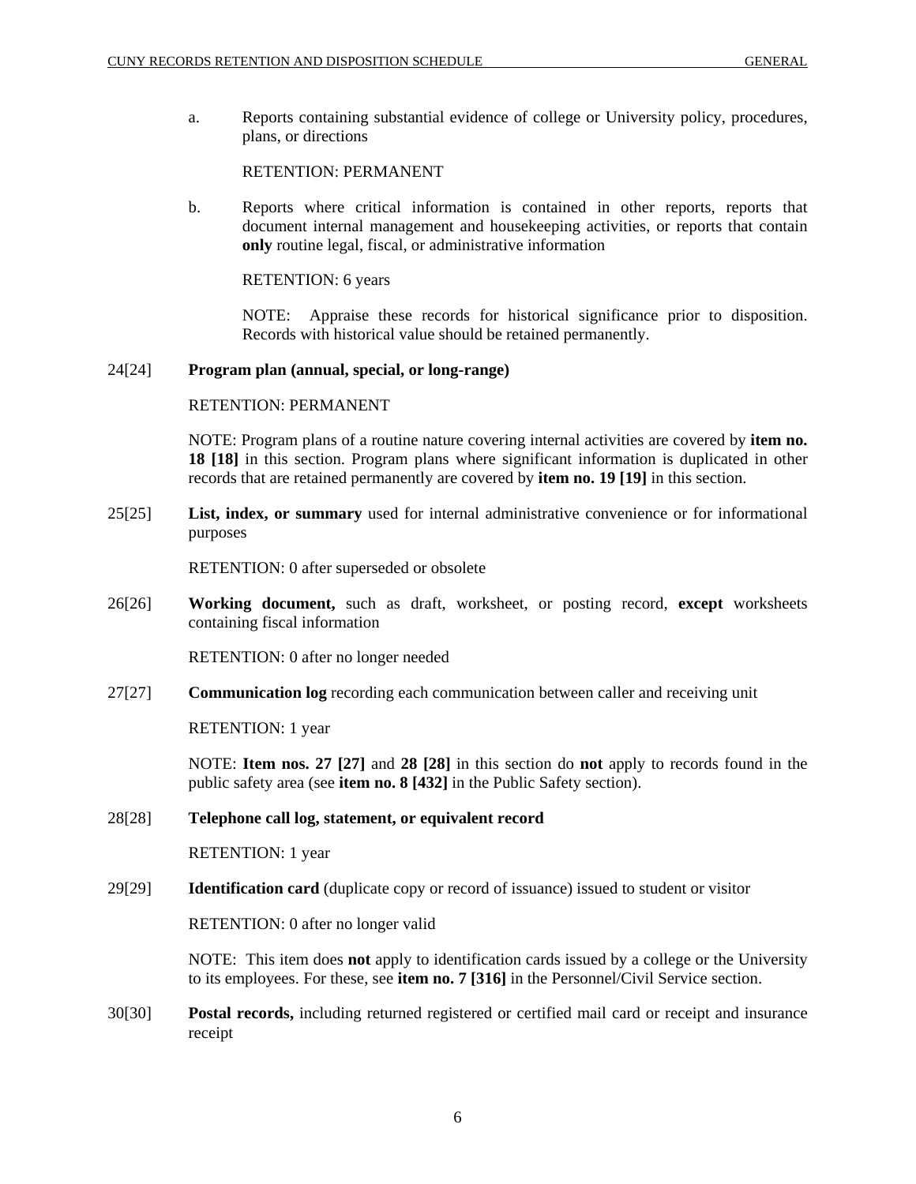a. Reports containing substantial evidence of college or University policy, procedures, plans, or directions

RETENTION: PERMANENT

b. Reports where critical information is contained in other reports, reports that document internal management and housekeeping activities, or reports that contain **only** routine legal, fiscal, or administrative information

RETENTION: 6 years

NOTE: Appraise these records for historical significance prior to disposition. Records with historical value should be retained permanently.

24[24] **Program plan (annual, special, or long-range)**

RETENTION: PERMANENT

NOTE: Program plans of a routine nature covering internal activities are covered by **item no. 18 [18]** in this section. Program plans where significant information is duplicated in other records that are retained permanently are covered by **item no. 19 [19]** in this section.

25[25] **List, index, or summary** used for internal administrative convenience or for informational purposes

RETENTION: 0 after superseded or obsolete

26[26] **Working document,** such as draft, worksheet, or posting record, **except** worksheets containing fiscal information

RETENTION: 0 after no longer needed

27[27] **Communication log** recording each communication between caller and receiving unit

RETENTION: 1 year

NOTE: **Item nos. 27 [27]** and **28 [28]** in this section do **not** apply to records found in the public safety area (see **item no. 8 [432]** in the Public Safety section).

28[28] **Telephone call log, statement, or equivalent record**

RETENTION: 1 year

29[29] **Identification card** (duplicate copy or record of issuance) issued to student or visitor

RETENTION: 0 after no longer valid

NOTE: This item does **not** apply to identification cards issued by a college or the University to its employees. For these, see **item no. 7 [316]** in the Personnel/Civil Service section.

30[30] **Postal records,** including returned registered or certified mail card or receipt and insurance receipt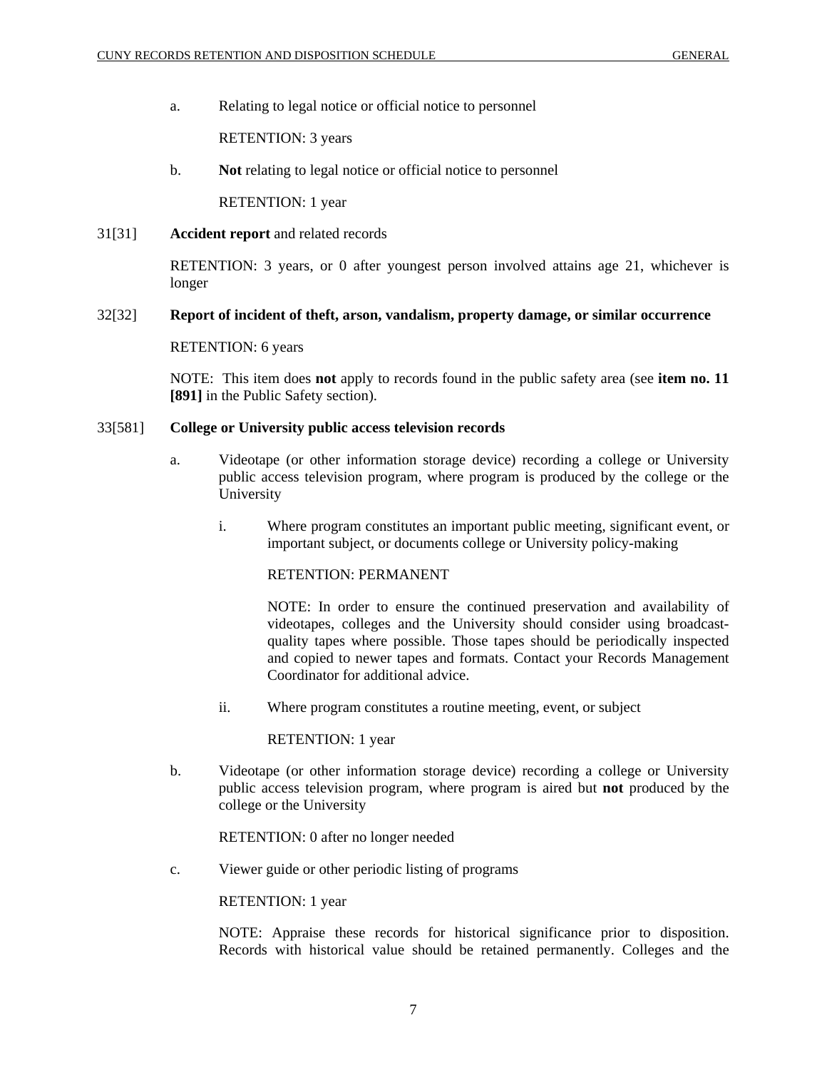a. Relating to legal notice or official notice to personnel

RETENTION: 3 years

b. **Not** relating to legal notice or official notice to personnel

RETENTION: 1 year

31[31] **Accident report** and related records

RETENTION: 3 years, or 0 after youngest person involved attains age 21, whichever is longer

32[32] **Report of incident of theft, arson, vandalism, property damage, or similar occurrence**

RETENTION: 6 years

NOTE: This item does **not** apply to records found in the public safety area (see **item no. 11 [891]** in the Public Safety section).

33[581] **College or University public access television records**

a. Videotape (or other information storage device) recording a college or University public access television program, where program is produced by the college or the University

i. Where program constitutes an important public meeting, significant event, or important subject, or documents college or University policy-making

RETENTION: PERMANENT

NOTE: In order to ensure the continued preservation and availability of videotapes, colleges and the University should consider using broadcast-quality tapes where possible. Those tapes should be periodically inspected and copied to newer tapes and formats. Contact your Records Management Coordinator for additional advice.

ii. Where program constitutes a routine meeting, event, or subject

RETENTION: 1 year

b. Videotape (or other information storage device) recording a college or University public access television program, where program is aired but **not** produced by the college or the University

RETENTION: 0 after no longer needed

c. Viewer guide or other periodic listing of programs

RETENTION: 1 year

NOTE: Appraise these records for historical significance prior to disposition. Records with historical value should be retained permanently. Colleges and the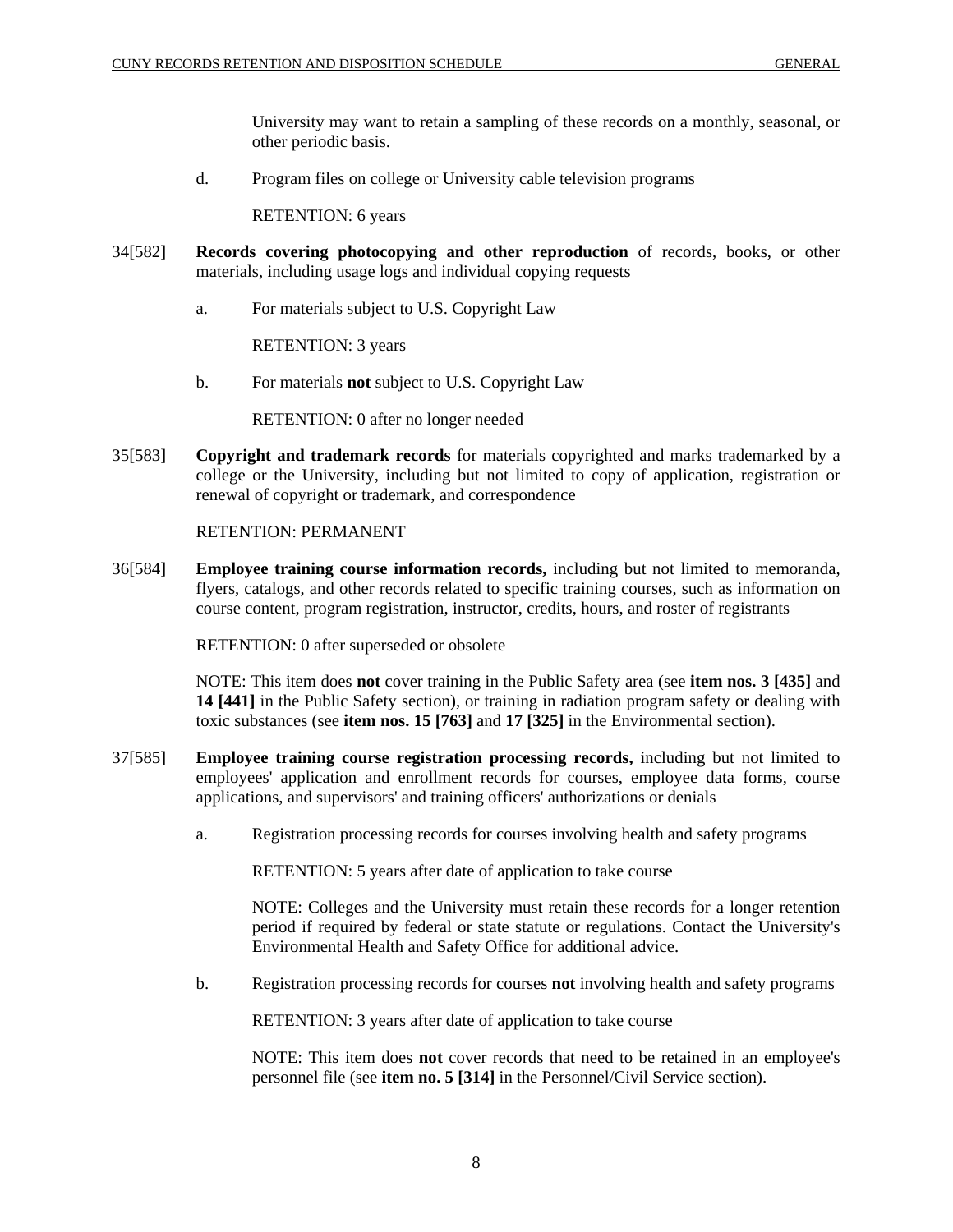University may want to retain a sampling of these records on a monthly, seasonal, or other periodic basis.

d. Program files on college or University cable television programs

RETENTION: 6 years

34[582] **Records covering photocopying and other reproduction** of records, books, or other materials, including usage logs and individual copying requests

a. For materials subject to U.S. Copyright Law

RETENTION: 3 years

b. For materials **not** subject to U.S. Copyright Law

RETENTION: 0 after no longer needed

35[583] **Copyright and trademark records** for materials copyrighted and marks trademarked by a college or the University, including but not limited to copy of application, registration or renewal of copyright or trademark, and correspondence

RETENTION: PERMANENT

36[584] **Employee training course information records,** including but not limited to memoranda, flyers, catalogs, and other records related to specific training courses, such as information on course content, program registration, instructor, credits, hours, and roster of registrants

RETENTION: 0 after superseded or obsolete

NOTE: This item does **not** cover training in the Public Safety area (see **item nos. 3 [435]** and **14 [441]** in the Public Safety section), or training in radiation program safety or dealing with toxic substances (see **item nos. 15 [763]** and **17 [325]** in the Environmental section).

37[585] **Employee training course registration processing records,** including but not limited to employees' application and enrollment records for courses, employee data forms, course applications, and supervisors' and training officers' authorizations or denials

a. Registration processing records for courses involving health and safety programs

RETENTION: 5 years after date of application to take course

NOTE: Colleges and the University must retain these records for a longer retention period if required by federal or state statute or regulations. Contact the University's Environmental Health and Safety Office for additional advice.

b. Registration processing records for courses **not** involving health and safety programs

RETENTION: 3 years after date of application to take course

NOTE: This item does **not** cover records that need to be retained in an employee's personnel file (see **item no. 5 [314]** in the Personnel/Civil Service section).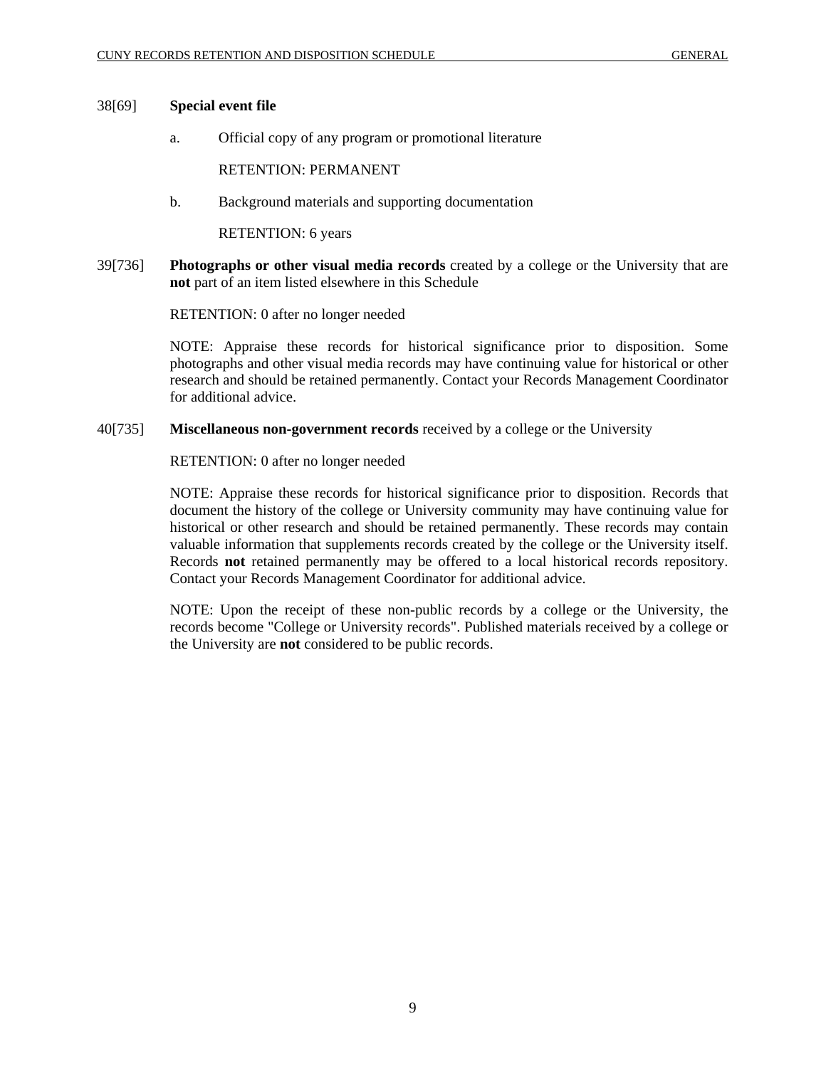38[69] **Special event file**

a. Official copy of any program or promotional literature

RETENTION: PERMANENT

b. Background materials and supporting documentation

RETENTION: 6 years

39[736] **Photographs or other visual media records** created by a college or the University that are **not** part of an item listed elsewhere in this Schedule

RETENTION: 0 after no longer needed

NOTE: Appraise these records for historical significance prior to disposition. Some photographs and other visual media records may have continuing value for historical or other research and should be retained permanently. Contact your Records Management Coordinator for additional advice.

40[735] **Miscellaneous non-government records** received by a college or the University

RETENTION: 0 after no longer needed

NOTE: Appraise these records for historical significance prior to disposition. Records that document the history of the college or University community may have continuing value for historical or other research and should be retained permanently. These records may contain valuable information that supplements records created by the college or the University itself. Records **not** retained permanently may be offered to a local historical records repository. Contact your Records Management Coordinator for additional advice.

NOTE: Upon the receipt of these non-public records by a college or the University, the records become "College or University records". Published materials received by a college or the University are **not** considered to be public records.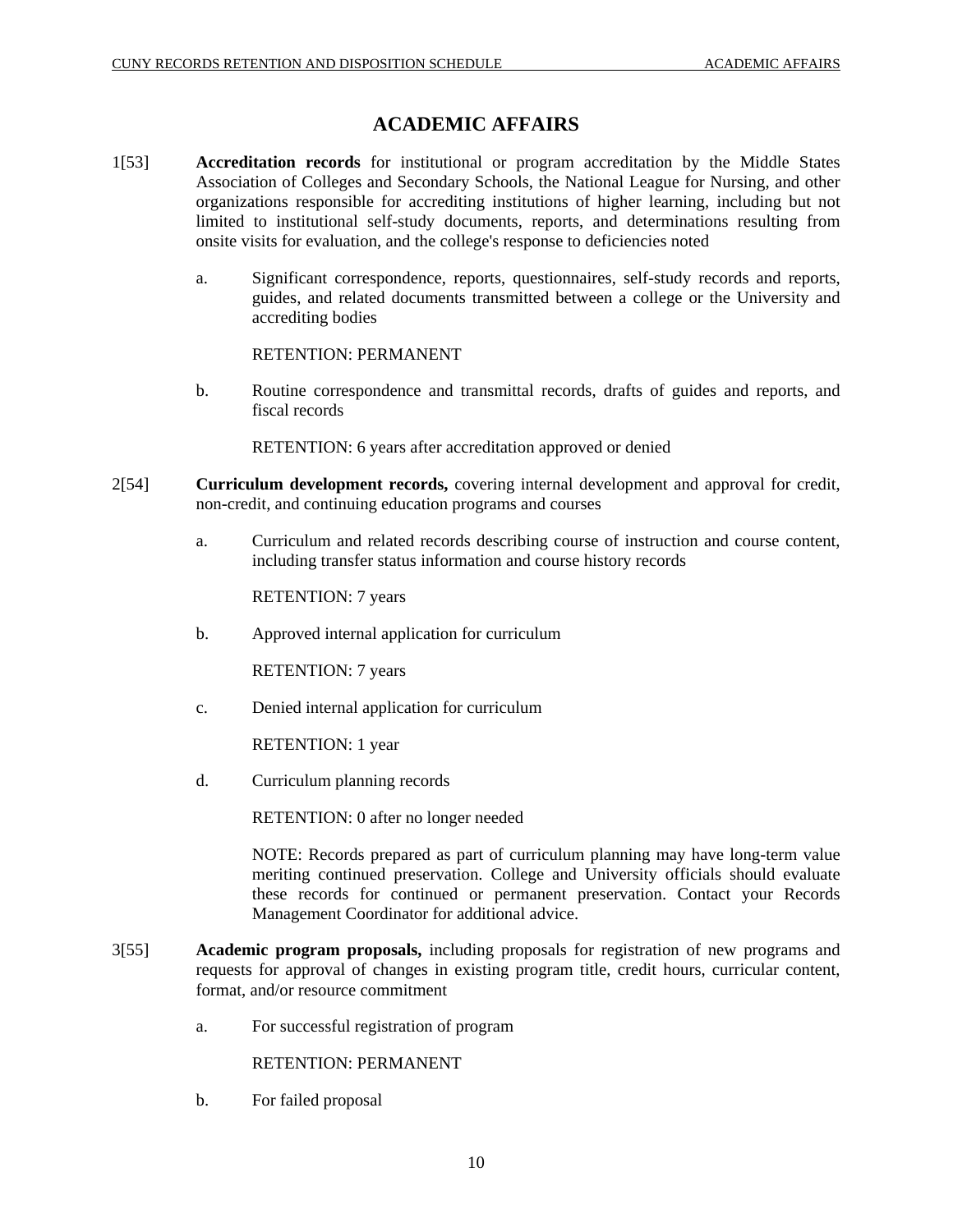# ACADEMIC AFFAIRS

1[53] **Accreditation records** for institutional or program accreditation by the Middle States Association of Colleges and Secondary Schools, the National League for Nursing, and other organizations responsible for accrediting institutions of higher learning, including but not limited to institutional self-study documents, reports, and determinations resulting from onsite visits for evaluation, and the college's response to deficiencies noted

a. Significant correspondence, reports, questionnaires, self-study records and reports, guides, and related documents transmitted between a college or the University and accrediting bodies

RETENTION: PERMANENT

b. Routine correspondence and transmittal records, drafts of guides and reports, and fiscal records

RETENTION: 6 years after accreditation approved or denied

2[54] **Curriculum development records,** covering internal development and approval for credit, non-credit, and continuing education programs and courses

a. Curriculum and related records describing course of instruction and course content, including transfer status information and course history records

RETENTION: 7 years

b. Approved internal application for curriculum

RETENTION: 7 years

c. Denied internal application for curriculum

RETENTION: 1 year

d. Curriculum planning records

RETENTION: 0 after no longer needed

NOTE: Records prepared as part of curriculum planning may have long-term value meriting continued preservation. College and University officials should evaluate these records for continued or permanent preservation. Contact your Records Management Coordinator for additional advice.

3[55] **Academic program proposals,** including proposals for registration of new programs and requests for approval of changes in existing program title, credit hours, curricular content, format, and/or resource commitment

a. For successful registration of program

RETENTION: PERMANENT

b. For failed proposal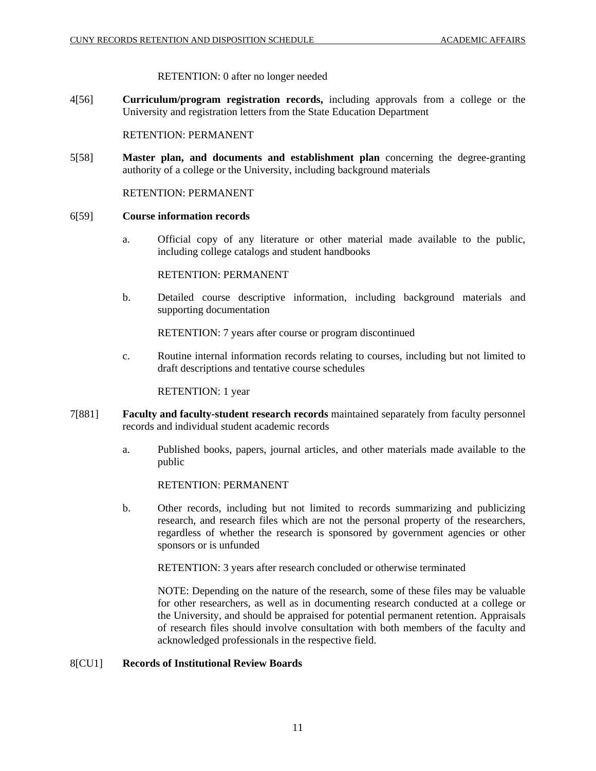RETENTION: 0 after no longer needed

4[56] **Curriculum/program registration records,** including approvals from a college or the University and registration letters from the State Education Department

RETENTION: PERMANENT

5[58] **Master plan, and documents and establishment plan** concerning the degree-granting authority of a college or the University, including background materials

RETENTION: PERMANENT

6[59] **Course information records**

a. Official copy of any literature or other material made available to the public, including college catalogs and student handbooks

RETENTION: PERMANENT

b. Detailed course descriptive information, including background materials and supporting documentation

RETENTION: 7 years after course or program discontinued

c. Routine internal information records relating to courses, including but not limited to draft descriptions and tentative course schedules

RETENTION: 1 year

7[881] **Faculty and faculty-student research records** maintained separately from faculty personnel records and individual student academic records

a. Published books, papers, journal articles, and other materials made available to the public

RETENTION: PERMANENT

b. Other records, including but not limited to records summarizing and publicizing research, and research files which are not the personal property of the researchers, regardless of whether the research is sponsored by government agencies or other sponsors or is unfunded

RETENTION: 3 years after research concluded or otherwise terminated

NOTE: Depending on the nature of the research, some of these files may be valuable for other researchers, as well as in documenting research conducted at a college or the University, and should be appraised for potential permanent retention. Appraisals of research files should involve consultation with both members of the faculty and acknowledged professionals in the respective field.

8[CU1] **Records of Institutional Review Boards**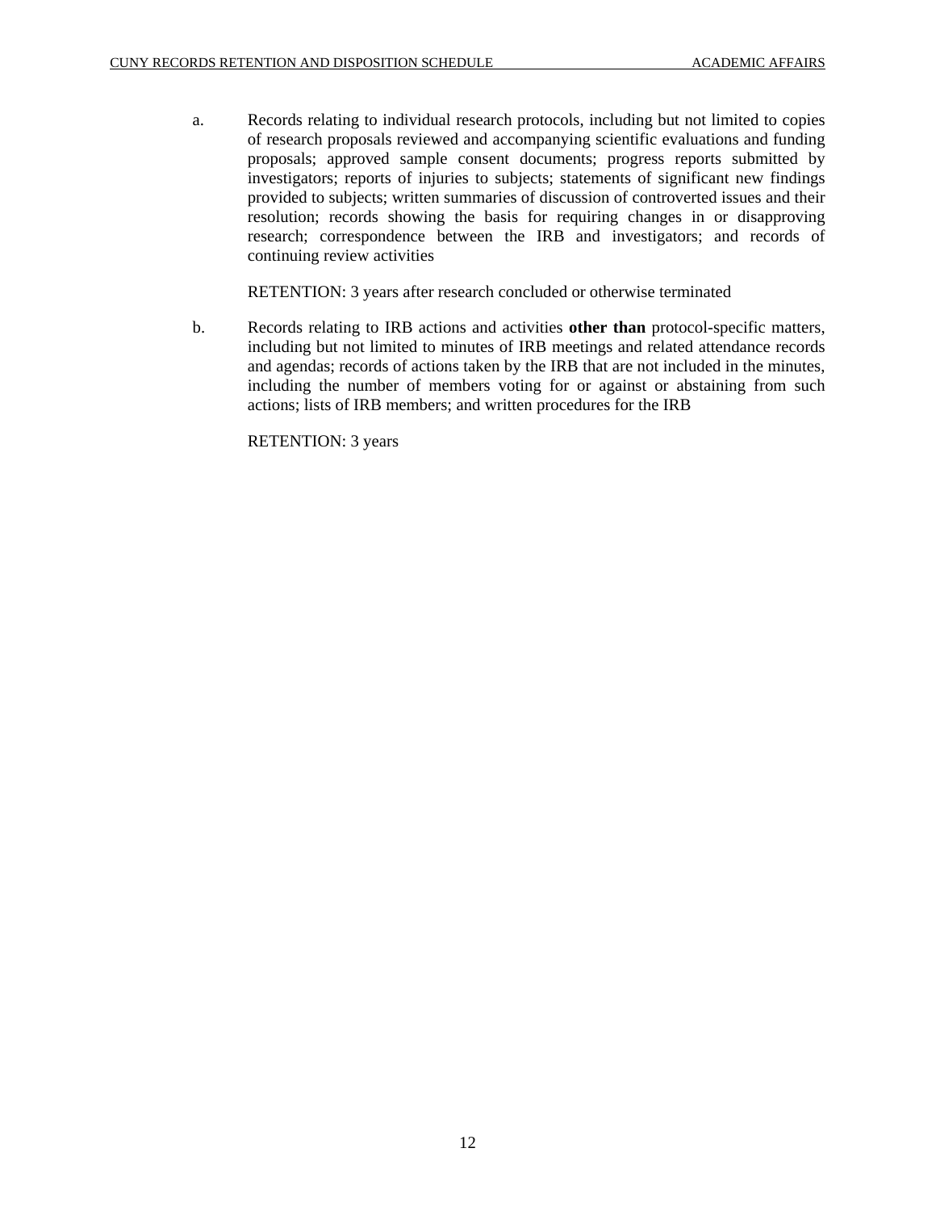a. Records relating to individual research protocols, including but not limited to copies of research proposals reviewed and accompanying scientific evaluations and funding proposals; approved sample consent documents; progress reports submitted by investigators; reports of injuries to subjects; statements of significant new findings provided to subjects; written summaries of discussion of controverted issues and their resolution; records showing the basis for requiring changes in or disapproving research; correspondence between the IRB and investigators; and records of continuing review activities

   RETENTION: 3 years after research concluded or otherwise terminated

b. Records relating to IRB actions and activities **other than** protocol-specific matters, including but not limited to minutes of IRB meetings and related attendance records and agendas; records of actions taken by the IRB that are not included in the minutes, including the number of members voting for or against or abstaining from such actions; lists of IRB members; and written procedures for the IRB

   RETENTION: 3 years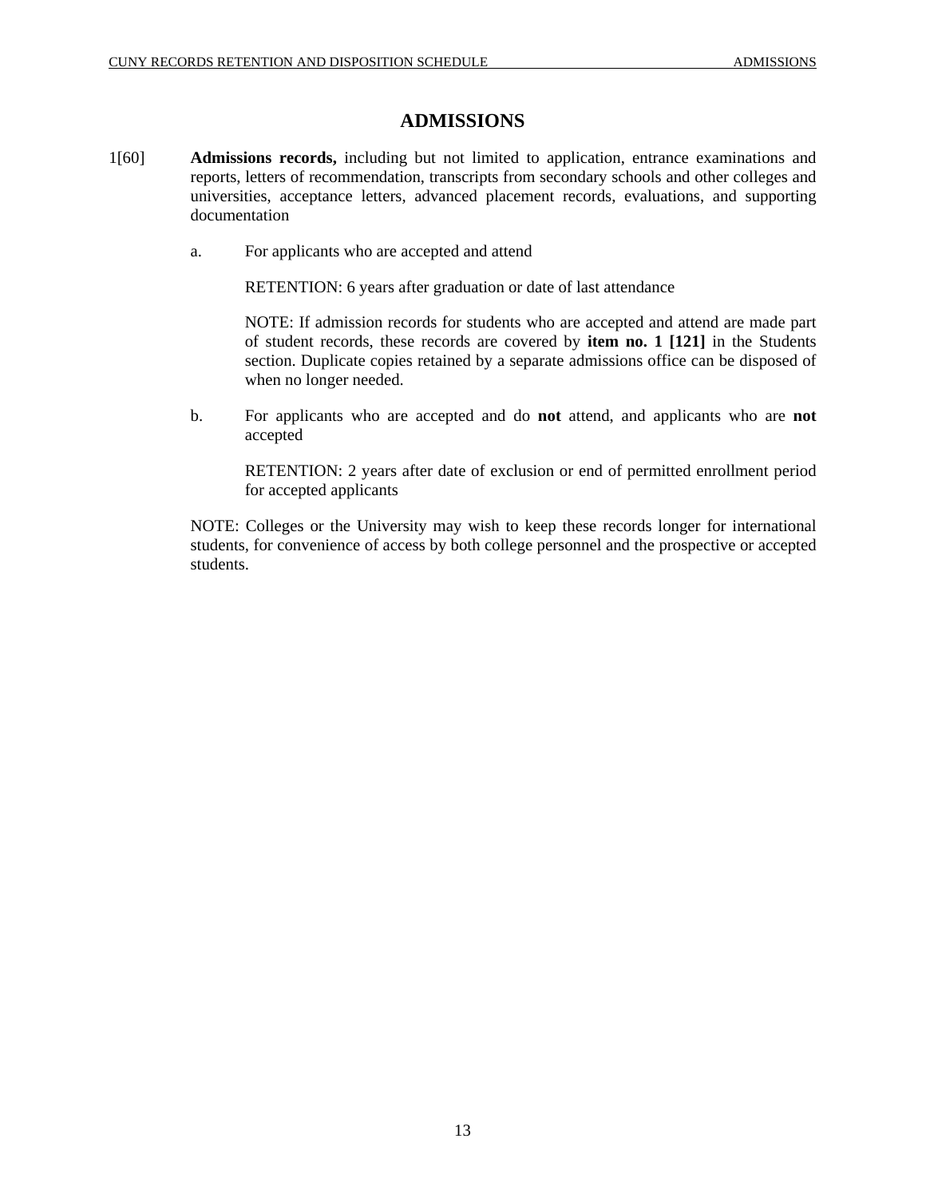# ADMISSIONS

1[60] **Admissions records,** including but not limited to application, entrance examinations and reports, letters of recommendation, transcripts from secondary schools and other colleges and universities, acceptance letters, advanced placement records, evaluations, and supporting documentation

a. For applicants who are accepted and attend

RETENTION: 6 years after graduation or date of last attendance

NOTE: If admission records for students who are accepted and attend are made part of student records, these records are covered by **item no. 1 [121]** in the Students section. Duplicate copies retained by a separate admissions office can be disposed of when no longer needed.

b. For applicants who are accepted and do **not** attend, and applicants who are **not** accepted

RETENTION: 2 years after date of exclusion or end of permitted enrollment period for accepted applicants

NOTE: Colleges or the University may wish to keep these records longer for international students, for convenience of access by both college personnel and the prospective or accepted students.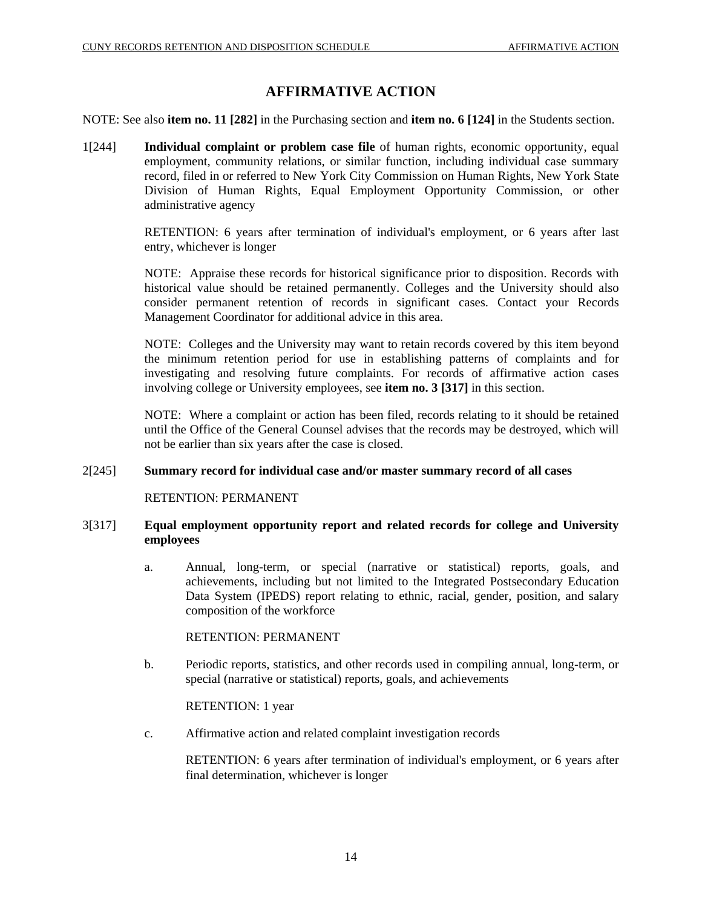# AFFIRMATIVE ACTION

NOTE: See also **item no. 11 [282]** in the Purchasing section and **item no. 6 [124]** in the Students section.

1[244] **Individual complaint or problem case file** of human rights, economic opportunity, equal employment, community relations, or similar function, including individual case summary record, filed in or referred to New York City Commission on Human Rights, New York State Division of Human Rights, Equal Employment Opportunity Commission, or other administrative agency

RETENTION: 6 years after termination of individual's employment, or 6 years after last entry, whichever is longer

NOTE: Appraise these records for historical significance prior to disposition. Records with historical value should be retained permanently. Colleges and the University should also consider permanent retention of records in significant cases. Contact your Records Management Coordinator for additional advice in this area.

NOTE: Colleges and the University may want to retain records covered by this item beyond the minimum retention period for use in establishing patterns of complaints and for investigating and resolving future complaints. For records of affirmative action cases involving college or University employees, see **item no. 3 [317]** in this section.

NOTE: Where a complaint or action has been filed, records relating to it should be retained until the Office of the General Counsel advises that the records may be destroyed, which will not be earlier than six years after the case is closed.

2[245] **Summary record for individual case and/or master summary record of all cases**

RETENTION: PERMANENT

3[317] **Equal employment opportunity report and related records for college and University employees**

a. Annual, long-term, or special (narrative or statistical) reports, goals, and achievements, including but not limited to the Integrated Postsecondary Education Data System (IPEDS) report relating to ethnic, racial, gender, position, and salary composition of the workforce

   RETENTION: PERMANENT

b. Periodic reports, statistics, and other records used in compiling annual, long-term, or special (narrative or statistical) reports, goals, and achievements

   RETENTION: 1 year

c. Affirmative action and related complaint investigation records

   RETENTION: 6 years after termination of individual's employment, or 6 years after final determination, whichever is longer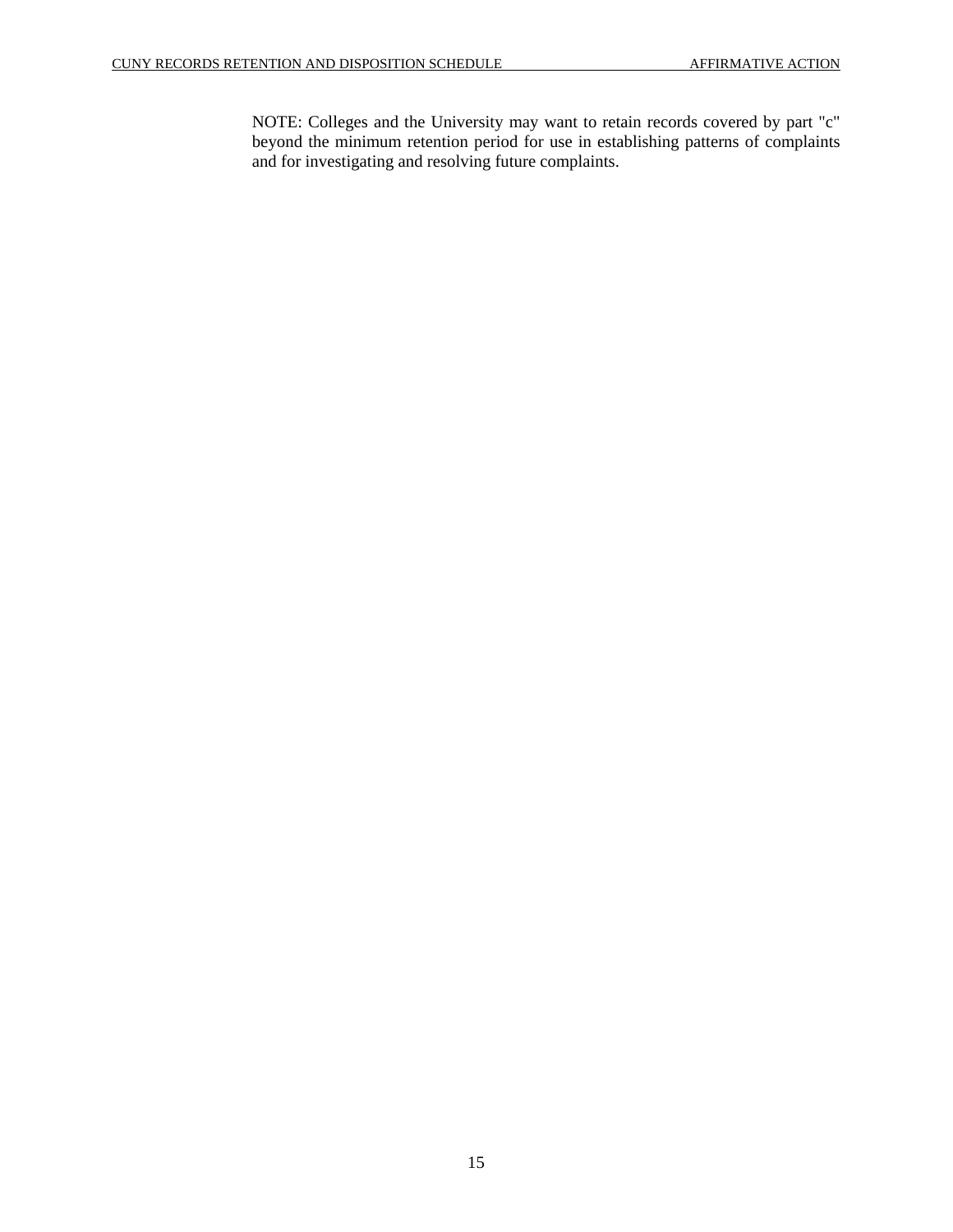NOTE: Colleges and the University may want to retain records covered by part "c" beyond the minimum retention period for use in establishing patterns of complaints and for investigating and resolving future complaints.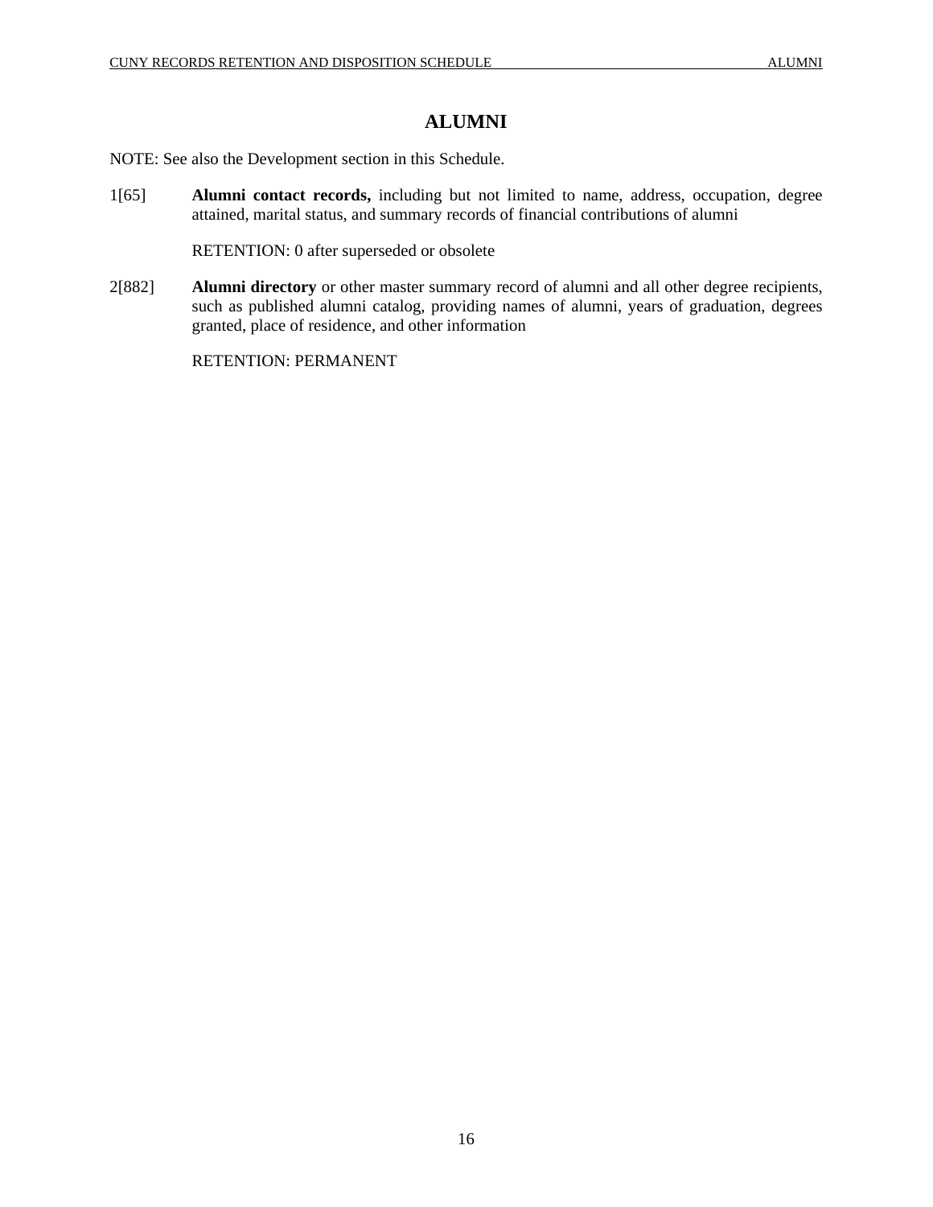# ALUMNI

NOTE: See also the Development section in this Schedule.

1[65] **Alumni contact records,** including but not limited to name, address, occupation, degree attained, marital status, and summary records of financial contributions of alumni

RETENTION: 0 after superseded or obsolete

2[882] **Alumni directory** or other master summary record of alumni and all other degree recipients, such as published alumni catalog, providing names of alumni, years of graduation, degrees granted, place of residence, and other information

RETENTION: PERMANENT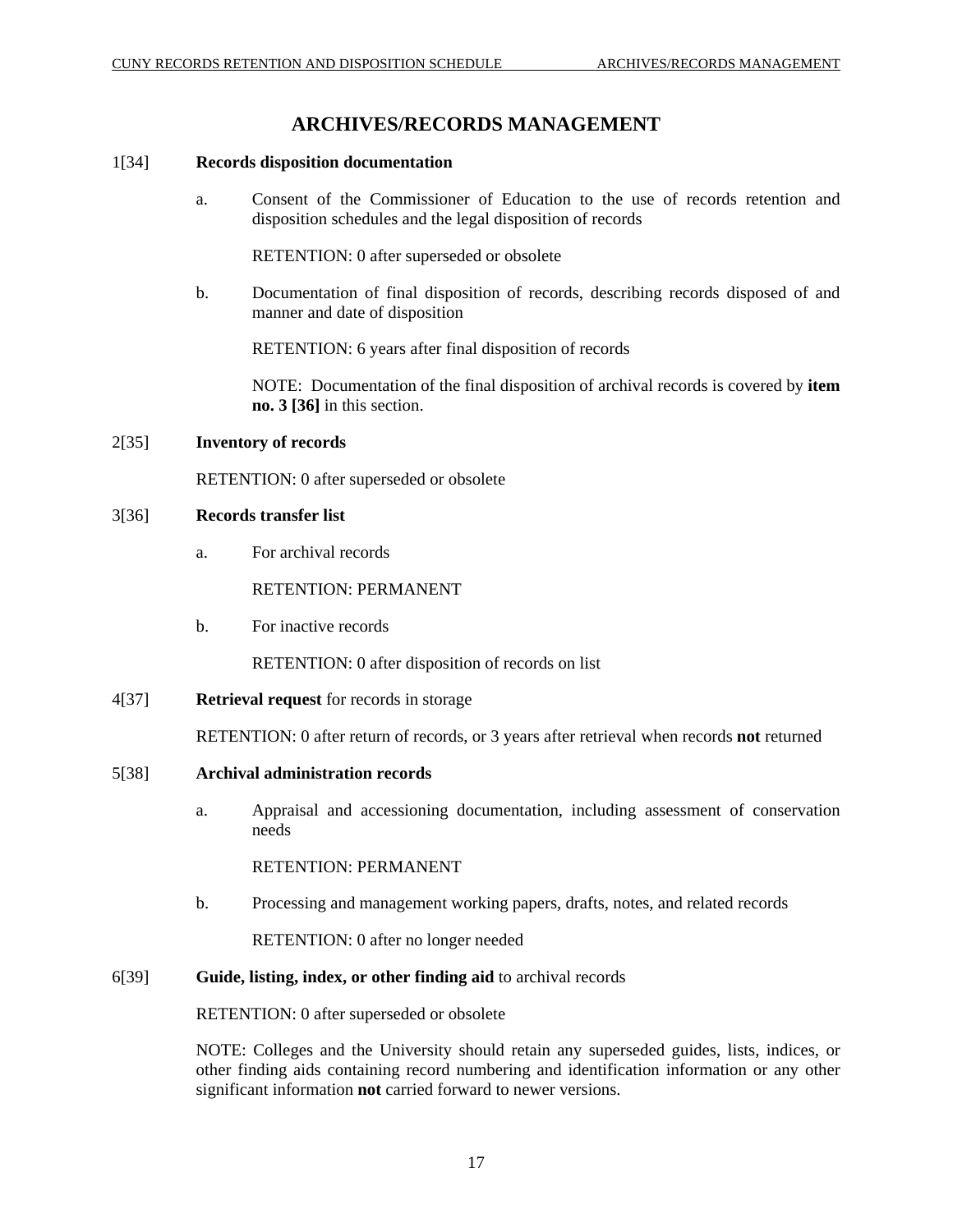# ARCHIVES/RECORDS MANAGEMENT

1[34] **Records disposition documentation**

a. Consent of the Commissioner of Education to the use of records retention and disposition schedules and the legal disposition of records

RETENTION: 0 after superseded or obsolete

b. Documentation of final disposition of records, describing records disposed of and manner and date of disposition

RETENTION: 6 years after final disposition of records

NOTE: Documentation of the final disposition of archival records is covered by **item no. 3 [36]** in this section.

2[35] **Inventory of records**

RETENTION: 0 after superseded or obsolete

3[36] **Records transfer list**

a. For archival records

RETENTION: PERMANENT

b. For inactive records

RETENTION: 0 after disposition of records on list

4[37] **Retrieval request** for records in storage

RETENTION: 0 after return of records, or 3 years after retrieval when records **not** returned

5[38] **Archival administration records**

a. Appraisal and accessioning documentation, including assessment of conservation needs

RETENTION: PERMANENT

b. Processing and management working papers, drafts, notes, and related records

RETENTION: 0 after no longer needed

6[39] **Guide, listing, index, or other finding aid** to archival records

RETENTION: 0 after superseded or obsolete

NOTE: Colleges and the University should retain any superseded guides, lists, indices, or other finding aids containing record numbering and identification information or any other significant information **not** carried forward to newer versions.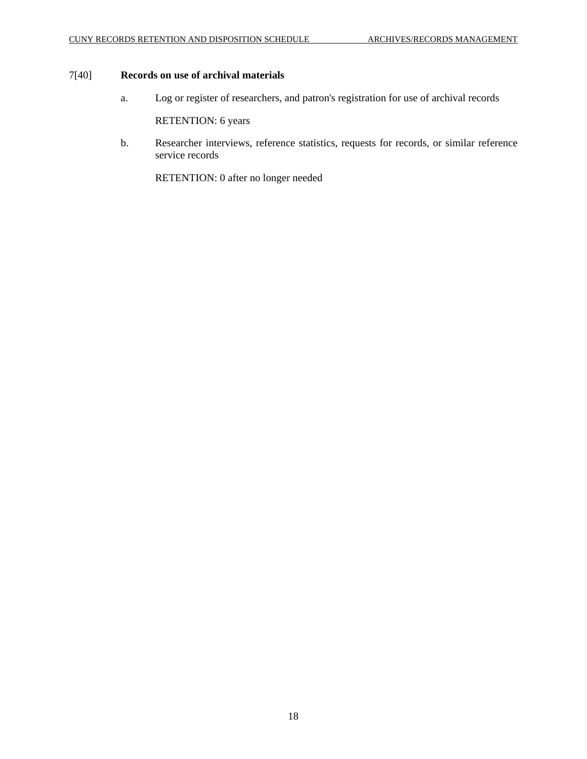7[40] **Records on use of archival materials**

a. Log or register of researchers, and patron's registration for use of archival records

RETENTION: 6 years

b. Researcher interviews, reference statistics, requests for records, or similar reference service records

RETENTION: 0 after no longer needed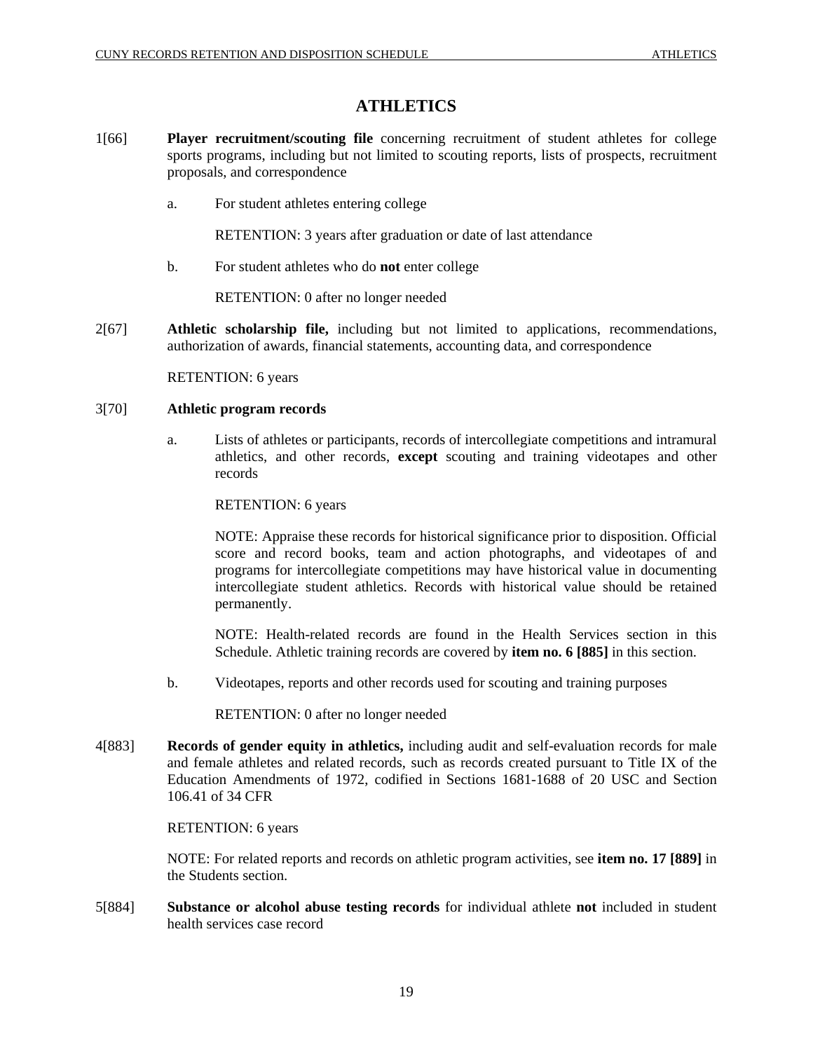# ATHLETICS

1[66] **Player recruitment/scouting file** concerning recruitment of student athletes for college sports programs, including but not limited to scouting reports, lists of prospects, recruitment proposals, and correspondence

a. For student athletes entering college

RETENTION: 3 years after graduation or date of last attendance

b. For student athletes who do **not** enter college

RETENTION: 0 after no longer needed

2[67] **Athletic scholarship file,** including but not limited to applications, recommendations, authorization of awards, financial statements, accounting data, and correspondence

RETENTION: 6 years

3[70] **Athletic program records**

a. Lists of athletes or participants, records of intercollegiate competitions and intramural athletics, and other records, **except** scouting and training videotapes and other records

RETENTION: 6 years

NOTE: Appraise these records for historical significance prior to disposition. Official score and record books, team and action photographs, and videotapes of and programs for intercollegiate competitions may have historical value in documenting intercollegiate student athletics. Records with historical value should be retained permanently.

NOTE: Health-related records are found in the Health Services section in this Schedule. Athletic training records are covered by **item no. 6 [885]** in this section.

b. Videotapes, reports and other records used for scouting and training purposes

RETENTION: 0 after no longer needed

4[883] **Records of gender equity in athletics,** including audit and self-evaluation records for male and female athletes and related records, such as records created pursuant to Title IX of the Education Amendments of 1972, codified in Sections 1681-1688 of 20 USC and Section 106.41 of 34 CFR

RETENTION: 6 years

NOTE: For related reports and records on athletic program activities, see **item no. 17 [889]** in the Students section.

5[884] **Substance or alcohol abuse testing records** for individual athlete **not** included in student health services case record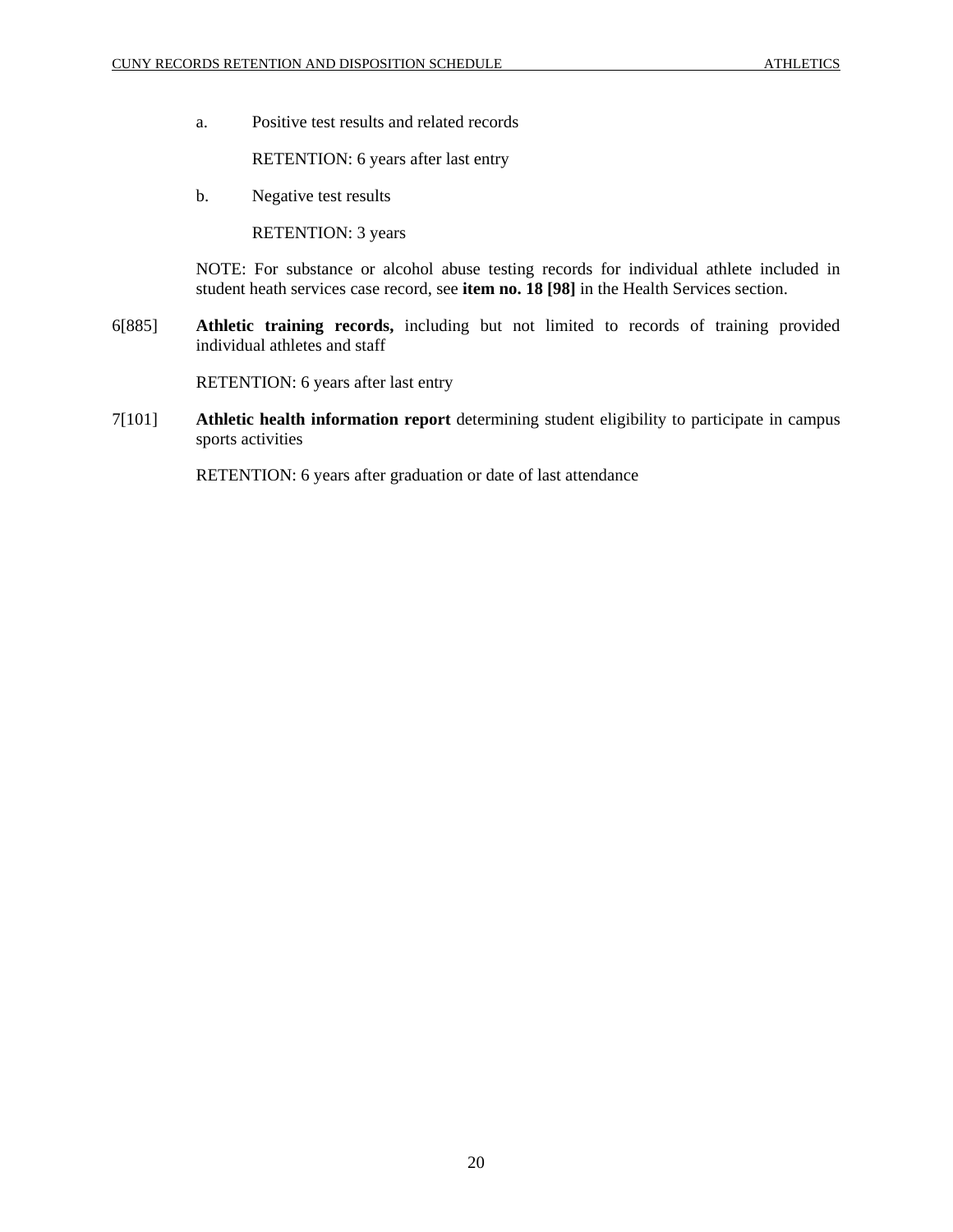a. Positive test results and related records

   RETENTION: 6 years after last entry

b. Negative test results

   RETENTION: 3 years

NOTE: For substance or alcohol abuse testing records for individual athlete included in student heath services case record, see **item no. 18 [98]** in the Health Services section.

6[885] **Athletic training records,** including but not limited to records of training provided individual athletes and staff

RETENTION: 6 years after last entry

7[101] **Athletic health information report** determining student eligibility to participate in campus sports activities

RETENTION: 6 years after graduation or date of last attendance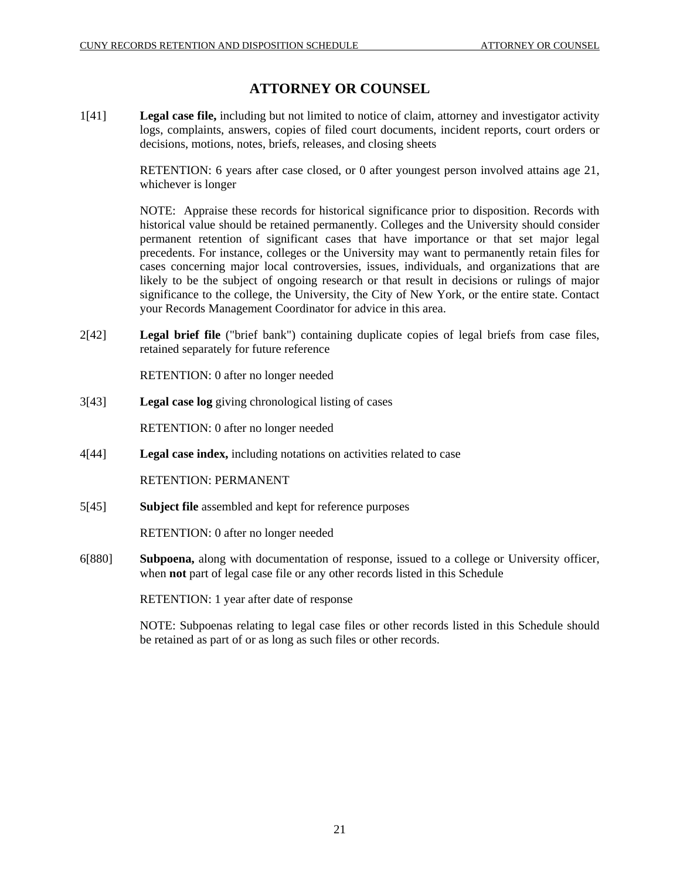# ATTORNEY OR COUNSEL

1[41] **Legal case file,** including but not limited to notice of claim, attorney and investigator activity logs, complaints, answers, copies of filed court documents, incident reports, court orders or decisions, motions, notes, briefs, releases, and closing sheets

RETENTION: 6 years after case closed, or 0 after youngest person involved attains age 21, whichever is longer

NOTE: Appraise these records for historical significance prior to disposition. Records with historical value should be retained permanently. Colleges and the University should consider permanent retention of significant cases that have importance or that set major legal precedents. For instance, colleges or the University may want to permanently retain files for cases concerning major local controversies, issues, individuals, and organizations that are likely to be the subject of ongoing research or that result in decisions or rulings of major significance to the college, the University, the City of New York, or the entire state. Contact your Records Management Coordinator for advice in this area.

2[42] **Legal brief file** ("brief bank") containing duplicate copies of legal briefs from case files, retained separately for future reference

RETENTION: 0 after no longer needed

3[43] **Legal case log** giving chronological listing of cases

RETENTION: 0 after no longer needed

4[44] **Legal case index,** including notations on activities related to case

RETENTION: PERMANENT

5[45] **Subject file** assembled and kept for reference purposes

RETENTION: 0 after no longer needed

6[880] **Subpoena,** along with documentation of response, issued to a college or University officer, when **not** part of legal case file or any other records listed in this Schedule

RETENTION: 1 year after date of response

NOTE: Subpoenas relating to legal case files or other records listed in this Schedule should be retained as part of or as long as such files or other records.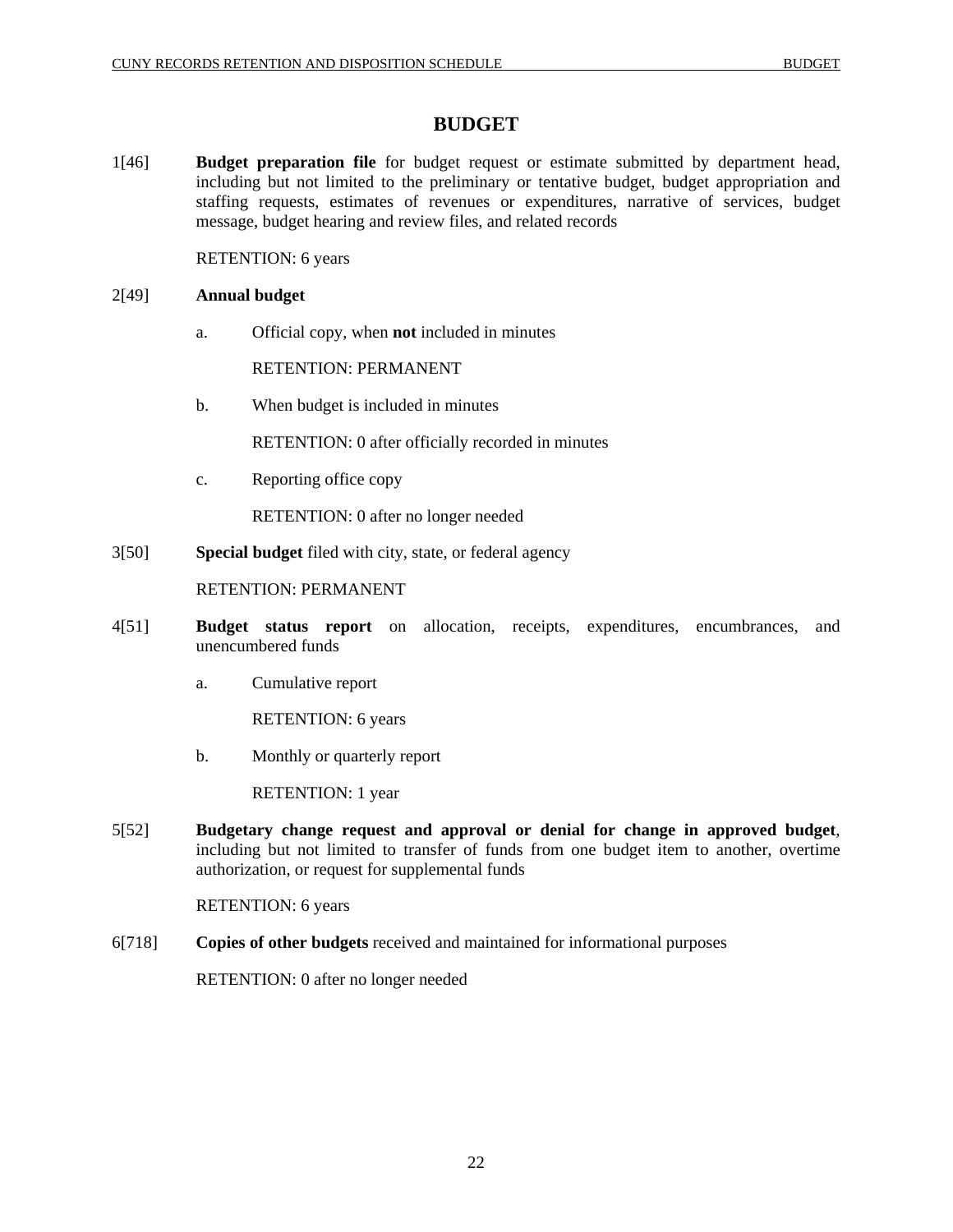# BUDGET

1[46] **Budget preparation file** for budget request or estimate submitted by department head, including but not limited to the preliminary or tentative budget, budget appropriation and staffing requests, estimates of revenues or expenditures, narrative of services, budget message, budget hearing and review files, and related records

RETENTION: 6 years

2[49] **Annual budget**

a. Official copy, when **not** included in minutes

RETENTION: PERMANENT

b. When budget is included in minutes

RETENTION: 0 after officially recorded in minutes

c. Reporting office copy

RETENTION: 0 after no longer needed

3[50] **Special budget** filed with city, state, or federal agency

RETENTION: PERMANENT

4[51] **Budget status report** on allocation, receipts, expenditures, encumbrances, and unencumbered funds

a. Cumulative report

RETENTION: 6 years

b. Monthly or quarterly report

RETENTION: 1 year

5[52] **Budgetary change request and approval or denial for change in approved budget**, including but not limited to transfer of funds from one budget item to another, overtime authorization, or request for supplemental funds

RETENTION: 6 years

6[718] **Copies of other budgets** received and maintained for informational purposes

RETENTION: 0 after no longer needed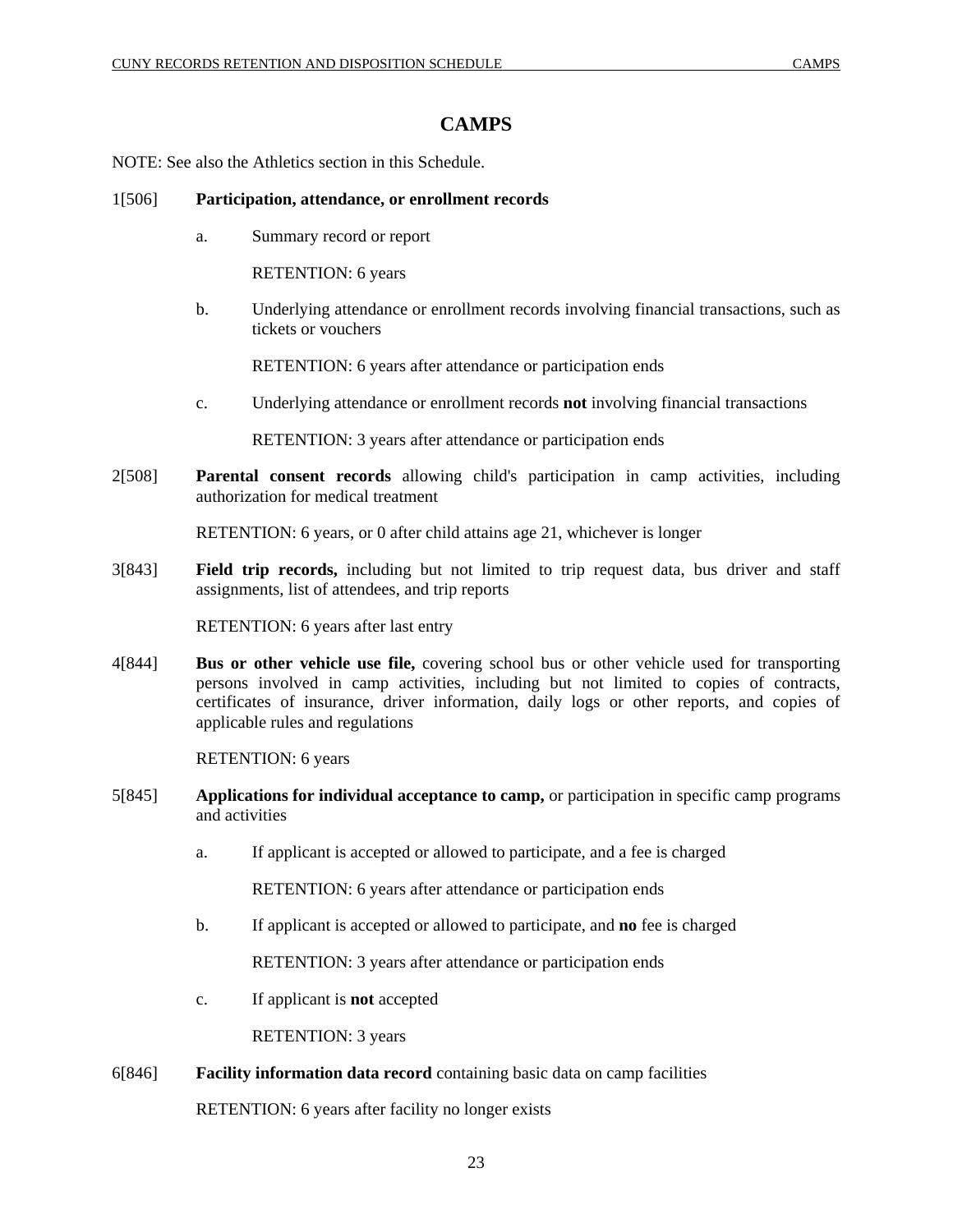# CAMPS

NOTE: See also the Athletics section in this Schedule.

1[506] **Participation, attendance, or enrollment records**

a. Summary record or report

RETENTION: 6 years

b. Underlying attendance or enrollment records involving financial transactions, such as tickets or vouchers

RETENTION: 6 years after attendance or participation ends

c. Underlying attendance or enrollment records **not** involving financial transactions

RETENTION: 3 years after attendance or participation ends

2[508] **Parental consent records** allowing child's participation in camp activities, including authorization for medical treatment

RETENTION: 6 years, or 0 after child attains age 21, whichever is longer

3[843] **Field trip records,** including but not limited to trip request data, bus driver and staff assignments, list of attendees, and trip reports

RETENTION: 6 years after last entry

4[844] **Bus or other vehicle use file,** covering school bus or other vehicle used for transporting persons involved in camp activities, including but not limited to copies of contracts, certificates of insurance, driver information, daily logs or other reports, and copies of applicable rules and regulations

RETENTION: 6 years

5[845] **Applications for individual acceptance to camp,** or participation in specific camp programs and activities

a. If applicant is accepted or allowed to participate, and a fee is charged

RETENTION: 6 years after attendance or participation ends

b. If applicant is accepted or allowed to participate, and **no** fee is charged

RETENTION: 3 years after attendance or participation ends

c. If applicant is **not** accepted

RETENTION: 3 years

6[846] **Facility information data record** containing basic data on camp facilities

RETENTION: 6 years after facility no longer exists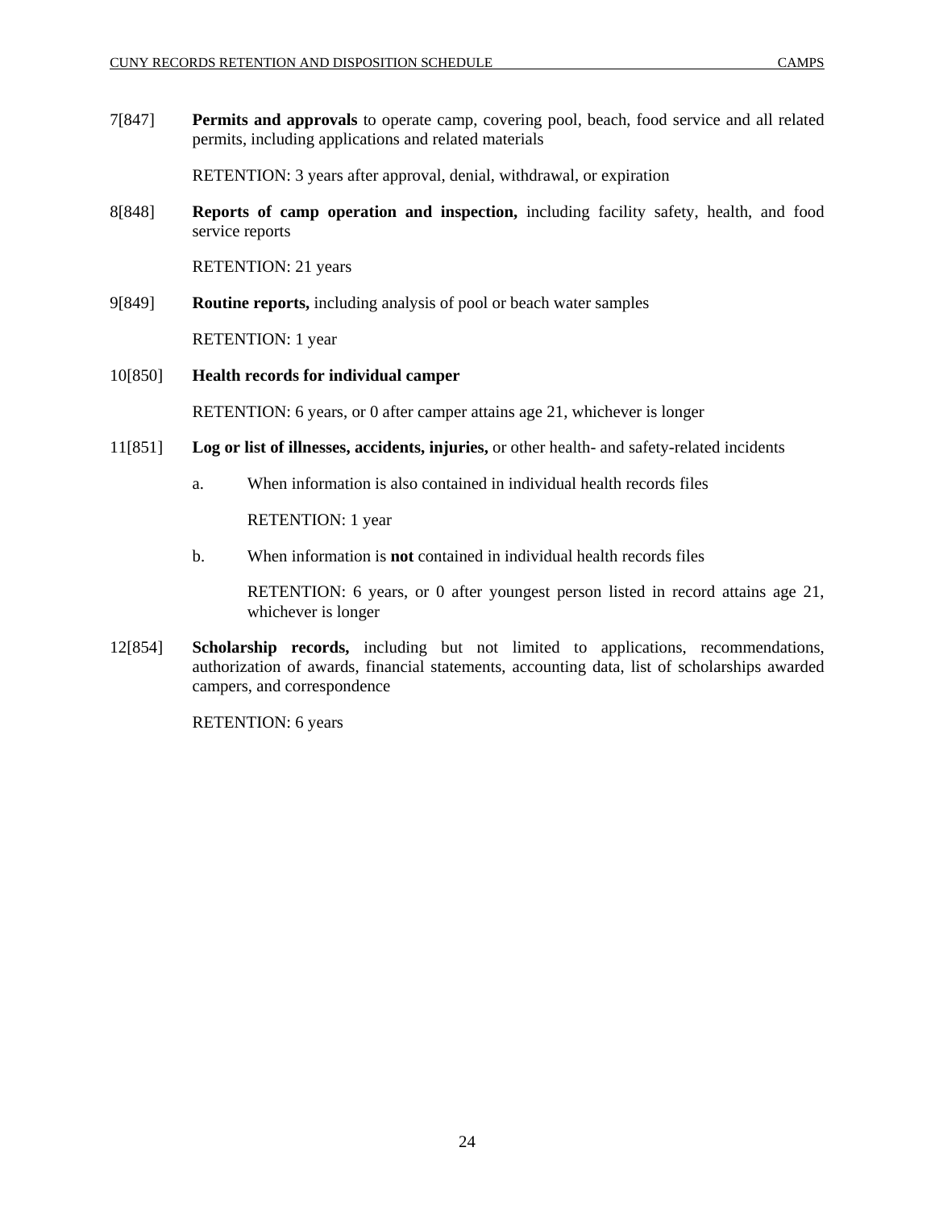7[847] **Permits and approvals** to operate camp, covering pool, beach, food service and all related permits, including applications and related materials

RETENTION: 3 years after approval, denial, withdrawal, or expiration

8[848] **Reports of camp operation and inspection,** including facility safety, health, and food service reports

RETENTION: 21 years

9[849] **Routine reports,** including analysis of pool or beach water samples

RETENTION: 1 year

10[850] **Health records for individual camper**

RETENTION: 6 years, or 0 after camper attains age 21, whichever is longer

11[851] **Log or list of illnesses, accidents, injuries,** or other health- and safety-related incidents

a. When information is also contained in individual health records files

RETENTION: 1 year

b. When information is **not** contained in individual health records files

RETENTION: 6 years, or 0 after youngest person listed in record attains age 21, whichever is longer

12[854] **Scholarship records,** including but not limited to applications, recommendations, authorization of awards, financial statements, accounting data, list of scholarships awarded campers, and correspondence

RETENTION: 6 years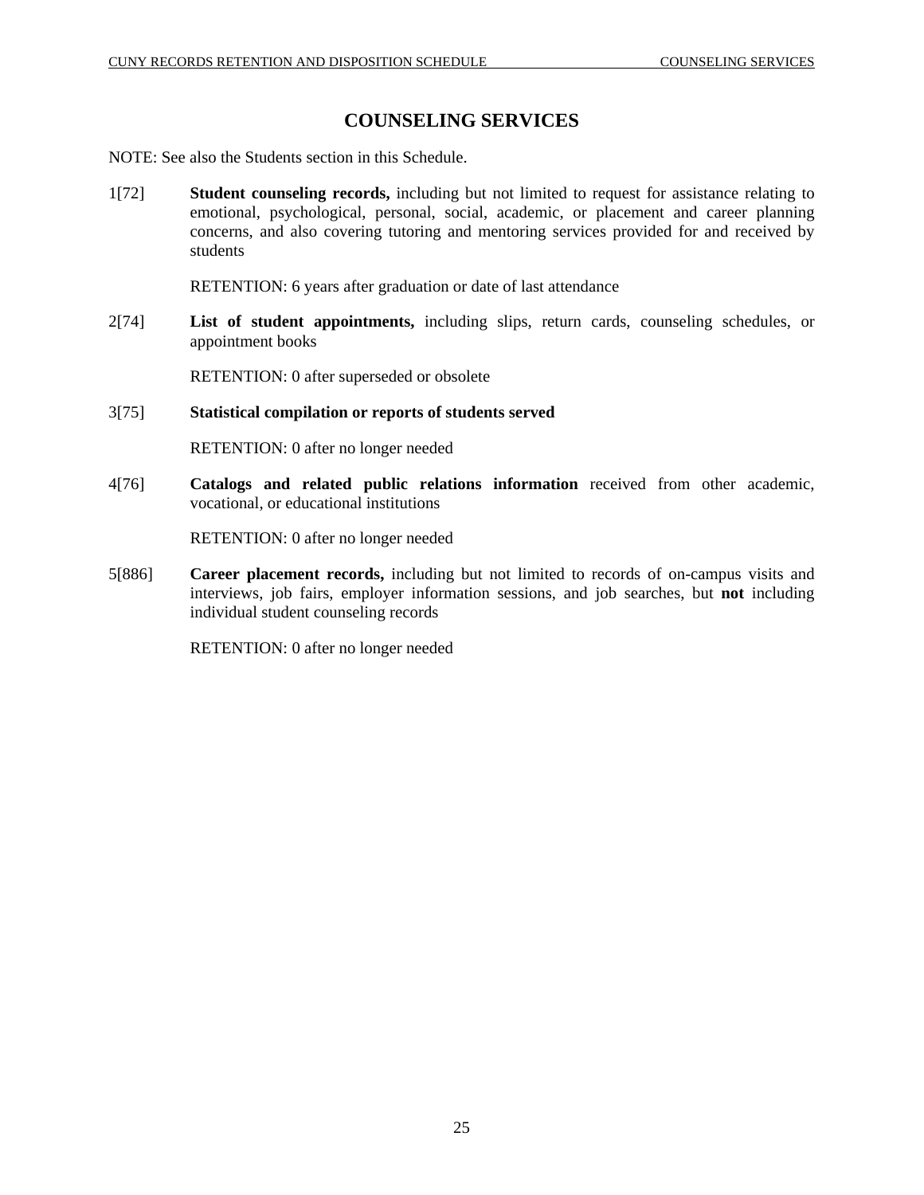# COUNSELING SERVICES

NOTE: See also the Students section in this Schedule.

1[72] **Student counseling records,** including but not limited to request for assistance relating to emotional, psychological, personal, social, academic, or placement and career planning concerns, and also covering tutoring and mentoring services provided for and received by students

RETENTION: 6 years after graduation or date of last attendance

2[74] **List of student appointments,** including slips, return cards, counseling schedules, or appointment books

RETENTION: 0 after superseded or obsolete

3[75] **Statistical compilation or reports of students served**

RETENTION: 0 after no longer needed

4[76] **Catalogs and related public relations information** received from other academic, vocational, or educational institutions

RETENTION: 0 after no longer needed

5[886] **Career placement records,** including but not limited to records of on-campus visits and interviews, job fairs, employer information sessions, and job searches, but **not** including individual student counseling records

RETENTION: 0 after no longer needed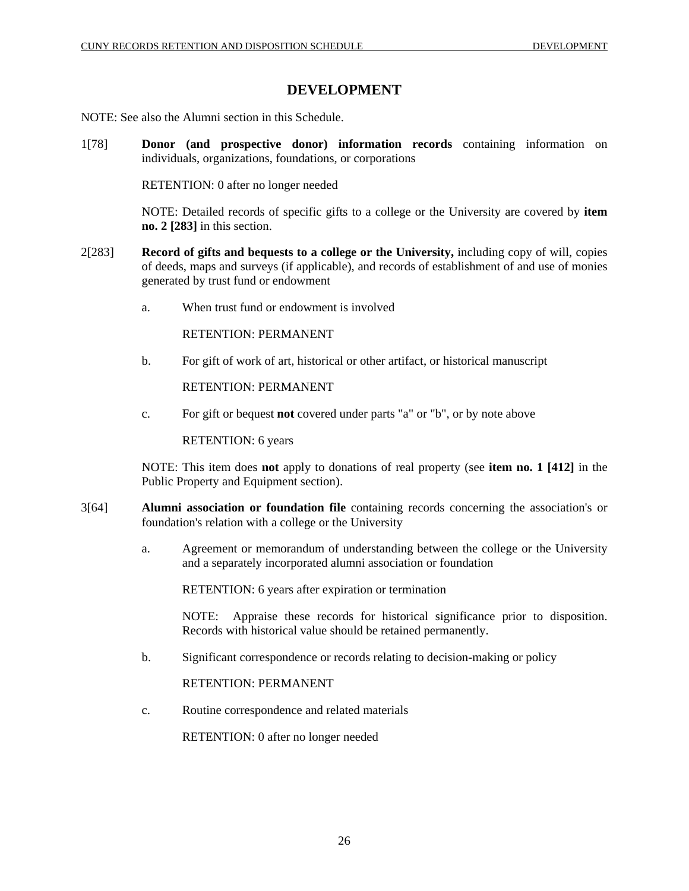# DEVELOPMENT

NOTE: See also the Alumni section in this Schedule.

1[78] **Donor (and prospective donor) information records** containing information on individuals, organizations, foundations, or corporations

RETENTION: 0 after no longer needed

NOTE: Detailed records of specific gifts to a college or the University are covered by **item no. 2 [283]** in this section.

2[283] **Record of gifts and bequests to a college or the University,** including copy of will, copies of deeds, maps and surveys (if applicable), and records of establishment of and use of monies generated by trust fund or endowment

a. When trust fund or endowment is involved

RETENTION: PERMANENT

b. For gift of work of art, historical or other artifact, or historical manuscript

RETENTION: PERMANENT

c. For gift or bequest **not** covered under parts "a" or "b", or by note above

RETENTION: 6 years

NOTE: This item does **not** apply to donations of real property (see **item no. 1 [412]** in the Public Property and Equipment section).

3[64] **Alumni association or foundation file** containing records concerning the association's or foundation's relation with a college or the University

a. Agreement or memorandum of understanding between the college or the University and a separately incorporated alumni association or foundation

RETENTION: 6 years after expiration or termination

NOTE: Appraise these records for historical significance prior to disposition. Records with historical value should be retained permanently.

b. Significant correspondence or records relating to decision-making or policy

RETENTION: PERMANENT

c. Routine correspondence and related materials

RETENTION: 0 after no longer needed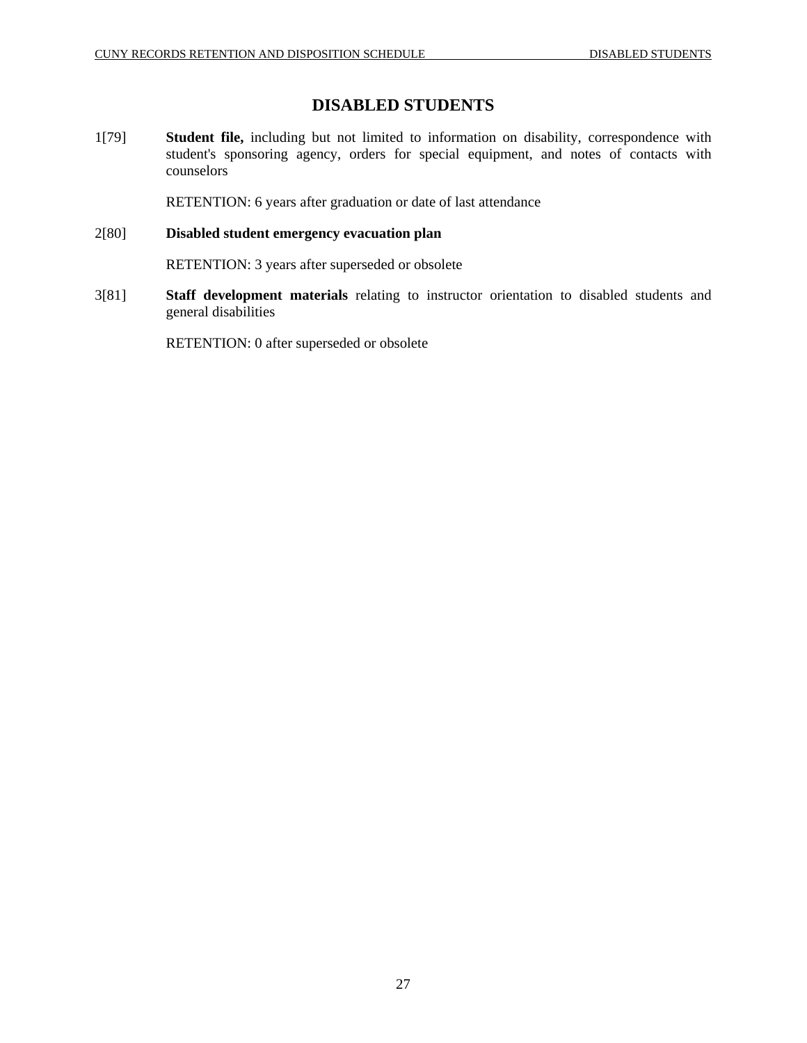# DISABLED STUDENTS

1[79] **Student file,** including but not limited to information on disability, correspondence with student's sponsoring agency, orders for special equipment, and notes of contacts with counselors

RETENTION: 6 years after graduation or date of last attendance

2[80] **Disabled student emergency evacuation plan**

RETENTION: 3 years after superseded or obsolete

3[81] **Staff development materials** relating to instructor orientation to disabled students and general disabilities

RETENTION: 0 after superseded or obsolete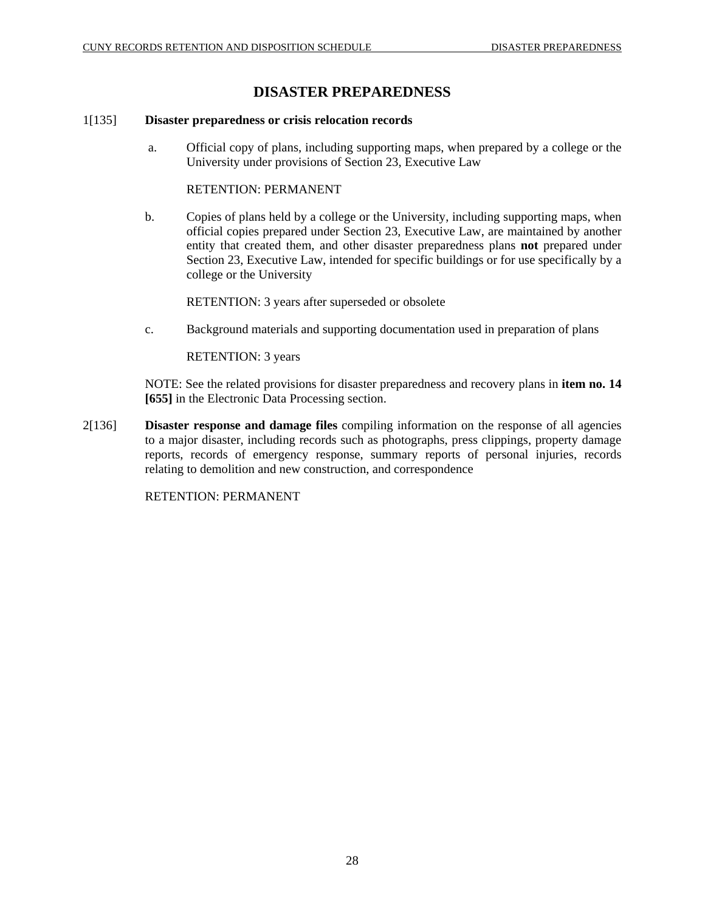# DISASTER PREPAREDNESS

1[135] **Disaster preparedness or crisis relocation records**

a. Official copy of plans, including supporting maps, when prepared by a college or the University under provisions of Section 23, Executive Law

RETENTION: PERMANENT

b. Copies of plans held by a college or the University, including supporting maps, when official copies prepared under Section 23, Executive Law, are maintained by another entity that created them, and other disaster preparedness plans **not** prepared under Section 23, Executive Law, intended for specific buildings or for use specifically by a college or the University

RETENTION: 3 years after superseded or obsolete

c. Background materials and supporting documentation used in preparation of plans

RETENTION: 3 years

NOTE: See the related provisions for disaster preparedness and recovery plans in **item no. 14 [655]** in the Electronic Data Processing section.

2[136] **Disaster response and damage files** compiling information on the response of all agencies to a major disaster, including records such as photographs, press clippings, property damage reports, records of emergency response, summary reports of personal injuries, records relating to demolition and new construction, and correspondence

RETENTION: PERMANENT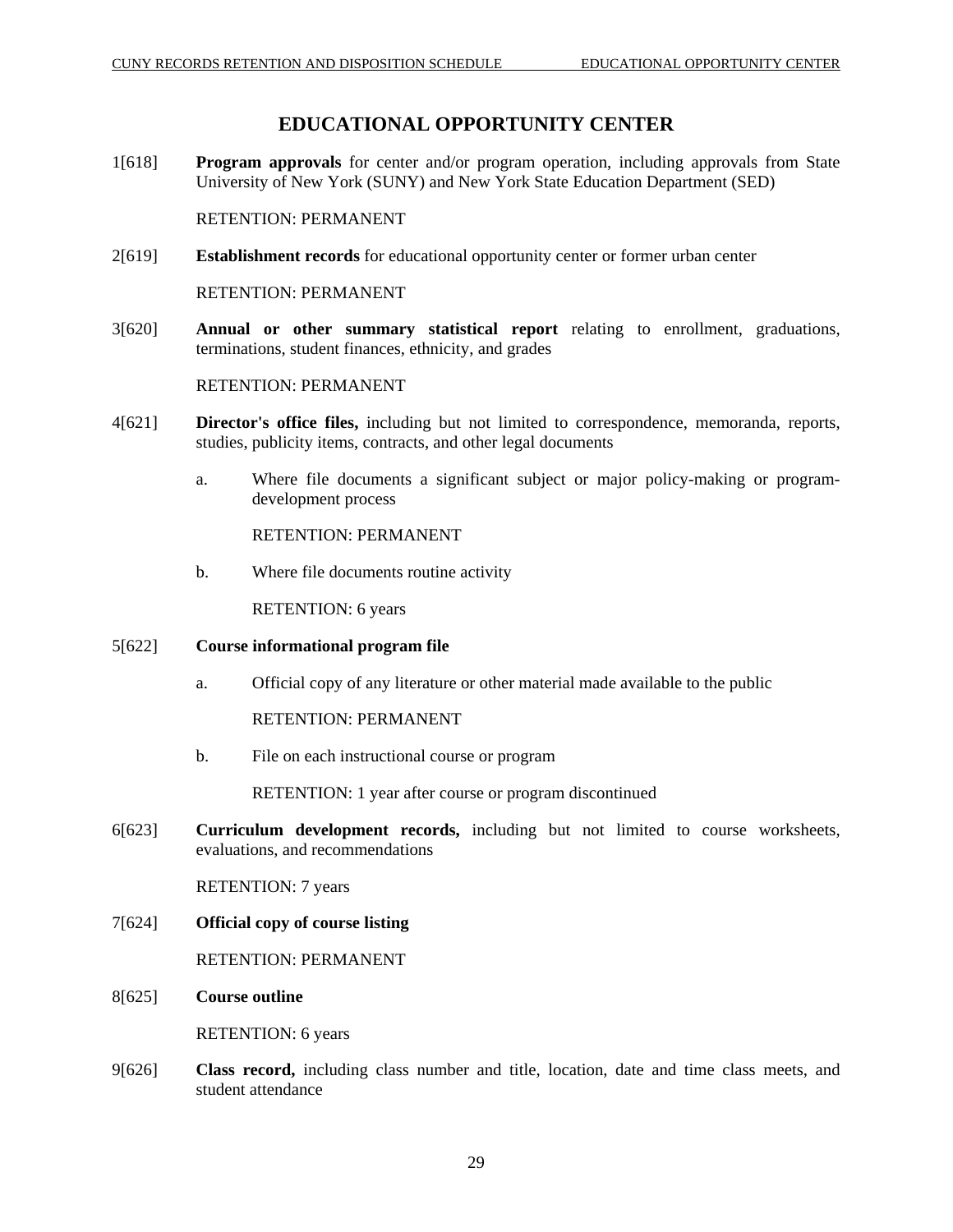# EDUCATIONAL OPPORTUNITY CENTER

1[618] **Program approvals** for center and/or program operation, including approvals from State University of New York (SUNY) and New York State Education Department (SED)

RETENTION: PERMANENT

2[619] **Establishment records** for educational opportunity center or former urban center

RETENTION: PERMANENT

3[620] **Annual or other summary statistical report** relating to enrollment, graduations, terminations, student finances, ethnicity, and grades

RETENTION: PERMANENT

4[621] **Director's office files,** including but not limited to correspondence, memoranda, reports, studies, publicity items, contracts, and other legal documents

a. Where file documents a significant subject or major policy-making or program-development process

RETENTION: PERMANENT

b. Where file documents routine activity

RETENTION: 6 years

5[622] **Course informational program file**

a. Official copy of any literature or other material made available to the public

RETENTION: PERMANENT

b. File on each instructional course or program

RETENTION: 1 year after course or program discontinued

6[623] **Curriculum development records,** including but not limited to course worksheets, evaluations, and recommendations

RETENTION: 7 years

7[624] **Official copy of course listing**

RETENTION: PERMANENT

8[625] **Course outline**

RETENTION: 6 years

9[626] **Class record,** including class number and title, location, date and time class meets, and student attendance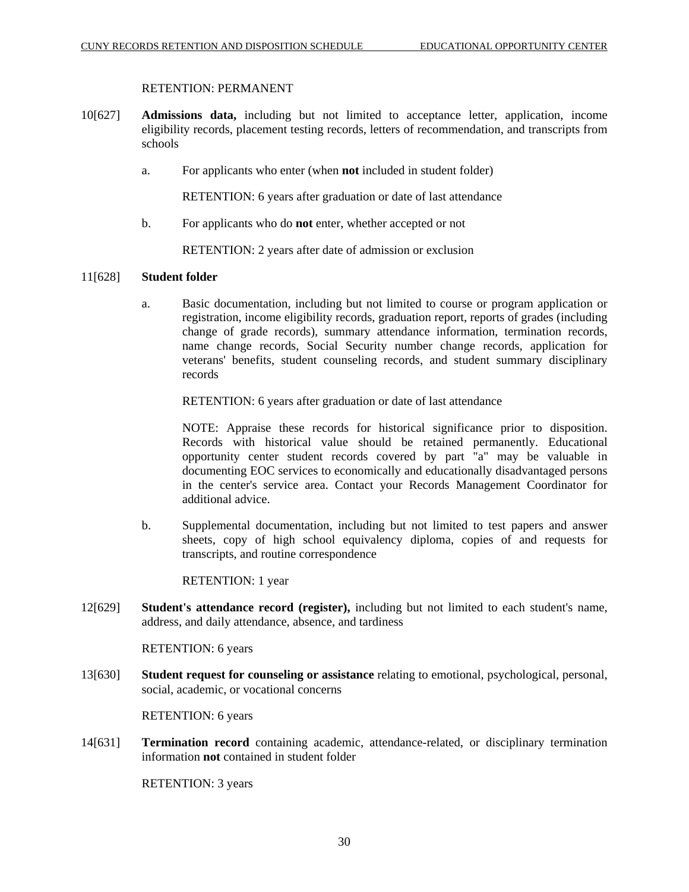RETENTION: PERMANENT

10[627] **Admissions data,** including but not limited to acceptance letter, application, income eligibility records, placement testing records, letters of recommendation, and transcripts from schools

a. For applicants who enter (when **not** included in student folder)

RETENTION: 6 years after graduation or date of last attendance

b. For applicants who do **not** enter, whether accepted or not

RETENTION: 2 years after date of admission or exclusion

11[628] **Student folder**

a. Basic documentation, including but not limited to course or program application or registration, income eligibility records, graduation report, reports of grades (including change of grade records), summary attendance information, termination records, name change records, Social Security number change records, application for veterans' benefits, student counseling records, and student summary disciplinary records

RETENTION: 6 years after graduation or date of last attendance

NOTE: Appraise these records for historical significance prior to disposition. Records with historical value should be retained permanently. Educational opportunity center student records covered by part "a" may be valuable in documenting EOC services to economically and educationally disadvantaged persons in the center's service area. Contact your Records Management Coordinator for additional advice.

b. Supplemental documentation, including but not limited to test papers and answer sheets, copy of high school equivalency diploma, copies of and requests for transcripts, and routine correspondence

RETENTION: 1 year

12[629] **Student's attendance record (register),** including but not limited to each student's name, address, and daily attendance, absence, and tardiness

RETENTION: 6 years

13[630] **Student request for counseling or assistance** relating to emotional, psychological, personal, social, academic, or vocational concerns

RETENTION: 6 years

14[631] **Termination record** containing academic, attendance-related, or disciplinary termination information **not** contained in student folder

RETENTION: 3 years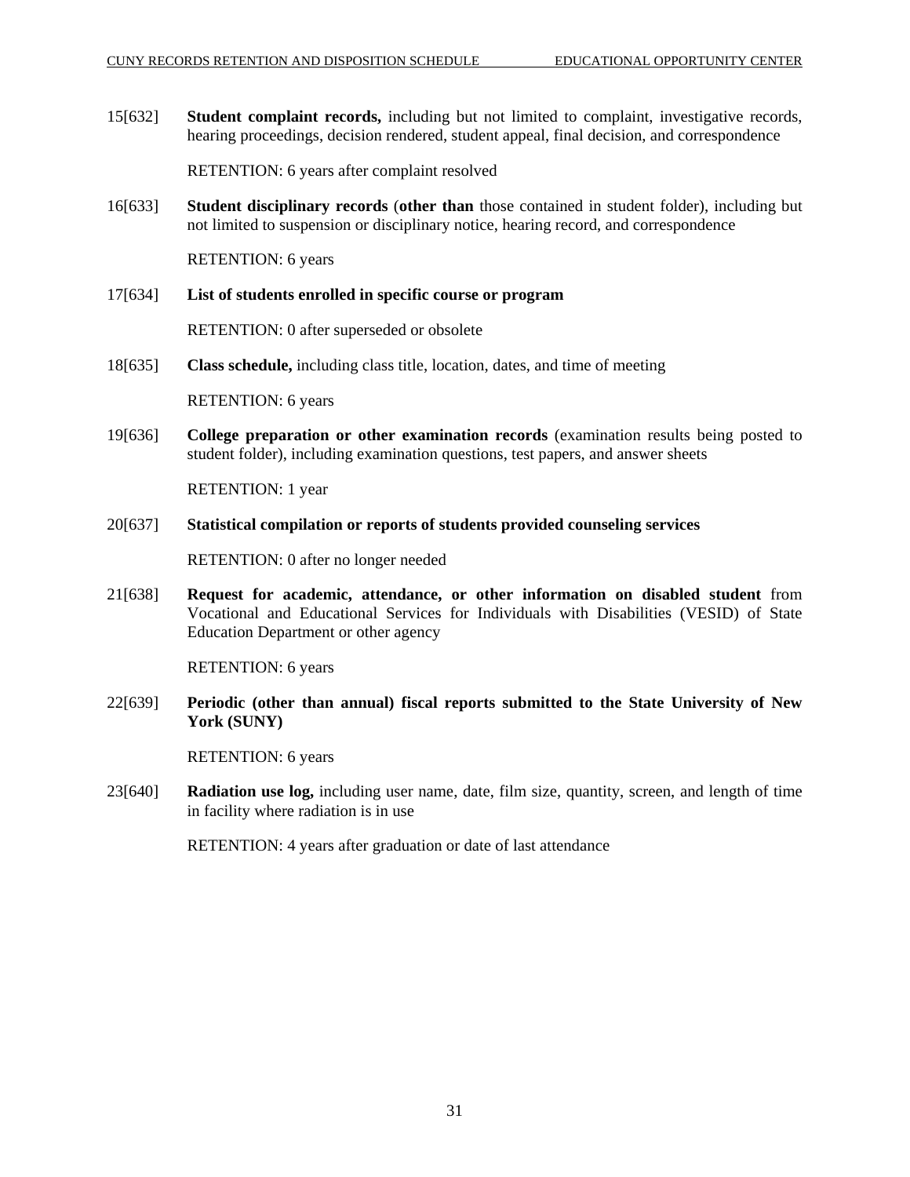15[632] **Student complaint records,** including but not limited to complaint, investigative records, hearing proceedings, decision rendered, student appeal, final decision, and correspondence

RETENTION: 6 years after complaint resolved

16[633] **Student disciplinary records** (**other than** those contained in student folder), including but not limited to suspension or disciplinary notice, hearing record, and correspondence

RETENTION: 6 years

17[634] **List of students enrolled in specific course or program**

RETENTION: 0 after superseded or obsolete

18[635] **Class schedule,** including class title, location, dates, and time of meeting

RETENTION: 6 years

19[636] **College preparation or other examination records** (examination results being posted to student folder), including examination questions, test papers, and answer sheets

RETENTION: 1 year

20[637] **Statistical compilation or reports of students provided counseling services**

RETENTION: 0 after no longer needed

21[638] **Request for academic, attendance, or other information on disabled student** from Vocational and Educational Services for Individuals with Disabilities (VESID) of State Education Department or other agency

RETENTION: 6 years

22[639] **Periodic (other than annual) fiscal reports submitted to the State University of New York (SUNY)**

RETENTION: 6 years

23[640] **Radiation use log,** including user name, date, film size, quantity, screen, and length of time in facility where radiation is in use

RETENTION: 4 years after graduation or date of last attendance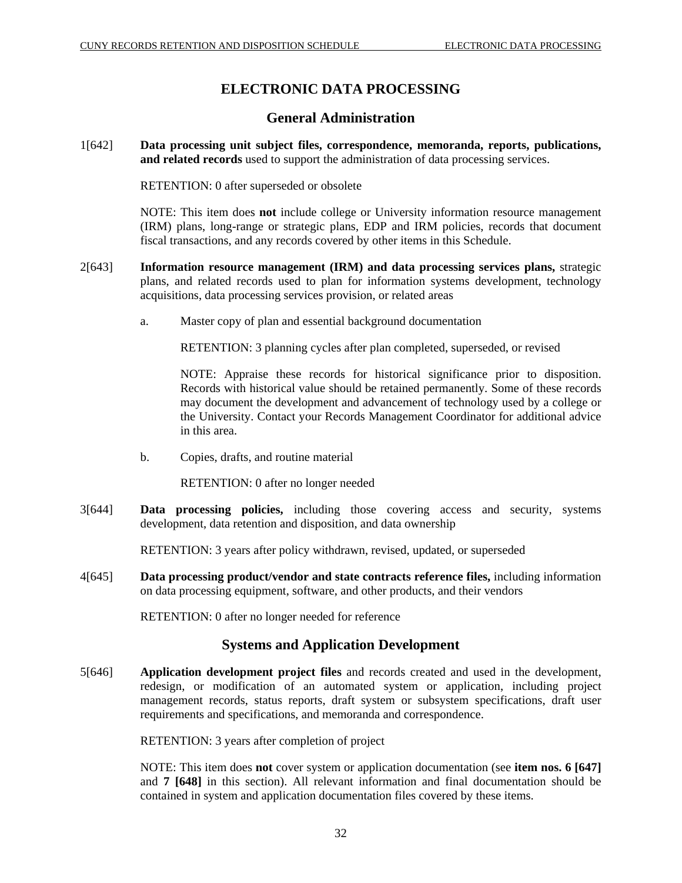# ELECTRONIC DATA PROCESSING

## General Administration

1[642] **Data processing unit subject files, correspondence, memoranda, reports, publications, and related records** used to support the administration of data processing services.

RETENTION: 0 after superseded or obsolete

NOTE: This item does **not** include college or University information resource management (IRM) plans, long-range or strategic plans, EDP and IRM policies, records that document fiscal transactions, and any records covered by other items in this Schedule.

2[643] **Information resource management (IRM) and data processing services plans,** strategic plans, and related records used to plan for information systems development, technology acquisitions, data processing services provision, or related areas

a. Master copy of plan and essential background documentation

RETENTION: 3 planning cycles after plan completed, superseded, or revised

NOTE: Appraise these records for historical significance prior to disposition. Records with historical value should be retained permanently. Some of these records may document the development and advancement of technology used by a college or the University. Contact your Records Management Coordinator for additional advice in this area.

b. Copies, drafts, and routine material

RETENTION: 0 after no longer needed

3[644] **Data processing policies,** including those covering access and security, systems development, data retention and disposition, and data ownership

RETENTION: 3 years after policy withdrawn, revised, updated, or superseded

4[645] **Data processing product/vendor and state contracts reference files,** including information on data processing equipment, software, and other products, and their vendors

RETENTION: 0 after no longer needed for reference

## Systems and Application Development

5[646] **Application development project files** and records created and used in the development, redesign, or modification of an automated system or application, including project management records, status reports, draft system or subsystem specifications, draft user requirements and specifications, and memoranda and correspondence.

RETENTION: 3 years after completion of project

NOTE: This item does **not** cover system or application documentation (see **item nos. 6 [647]** and **7 [648]** in this section). All relevant information and final documentation should be contained in system and application documentation files covered by these items.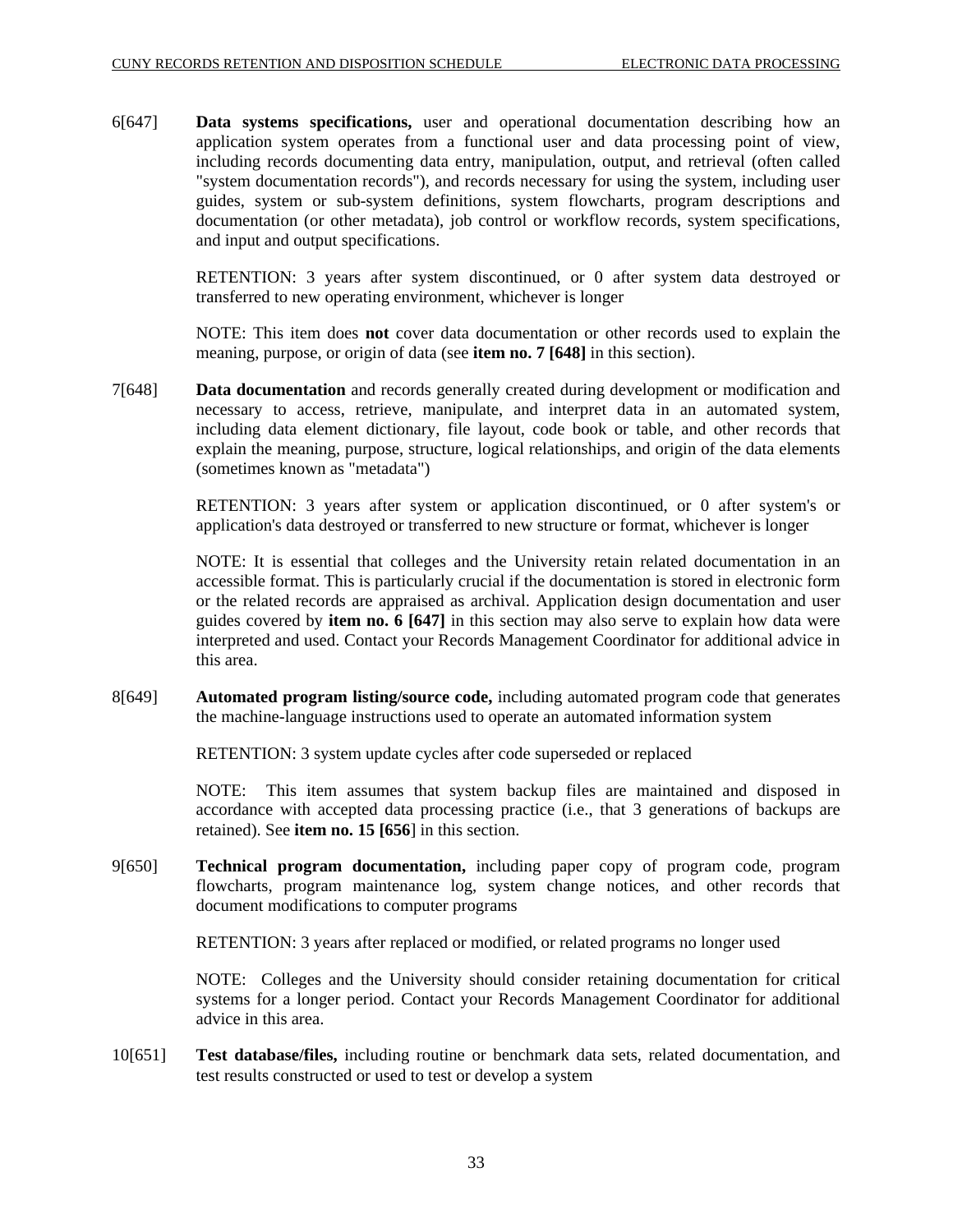6[647] **Data systems specifications,** user and operational documentation describing how an application system operates from a functional user and data processing point of view, including records documenting data entry, manipulation, output, and retrieval (often called "system documentation records"), and records necessary for using the system, including user guides, system or sub-system definitions, system flowcharts, program descriptions and documentation (or other metadata), job control or workflow records, system specifications, and input and output specifications.

RETENTION: 3 years after system discontinued, or 0 after system data destroyed or transferred to new operating environment, whichever is longer

NOTE: This item does **not** cover data documentation or other records used to explain the meaning, purpose, or origin of data (see **item no. 7 [648]** in this section).

7[648] **Data documentation** and records generally created during development or modification and necessary to access, retrieve, manipulate, and interpret data in an automated system, including data element dictionary, file layout, code book or table, and other records that explain the meaning, purpose, structure, logical relationships, and origin of the data elements (sometimes known as "metadata")

RETENTION: 3 years after system or application discontinued, or 0 after system's or application's data destroyed or transferred to new structure or format, whichever is longer

NOTE: It is essential that colleges and the University retain related documentation in an accessible format. This is particularly crucial if the documentation is stored in electronic form or the related records are appraised as archival. Application design documentation and user guides covered by **item no. 6 [647]** in this section may also serve to explain how data were interpreted and used. Contact your Records Management Coordinator for additional advice in this area.

8[649] **Automated program listing/source code,** including automated program code that generates the machine-language instructions used to operate an automated information system

RETENTION: 3 system update cycles after code superseded or replaced

NOTE: This item assumes that system backup files are maintained and disposed in accordance with accepted data processing practice (i.e., that 3 generations of backups are retained). See **item no. 15 [656]** in this section.

9[650] **Technical program documentation,** including paper copy of program code, program flowcharts, program maintenance log, system change notices, and other records that document modifications to computer programs

RETENTION: 3 years after replaced or modified, or related programs no longer used

NOTE: Colleges and the University should consider retaining documentation for critical systems for a longer period. Contact your Records Management Coordinator for additional advice in this area.

10[651] **Test database/files,** including routine or benchmark data sets, related documentation, and test results constructed or used to test or develop a system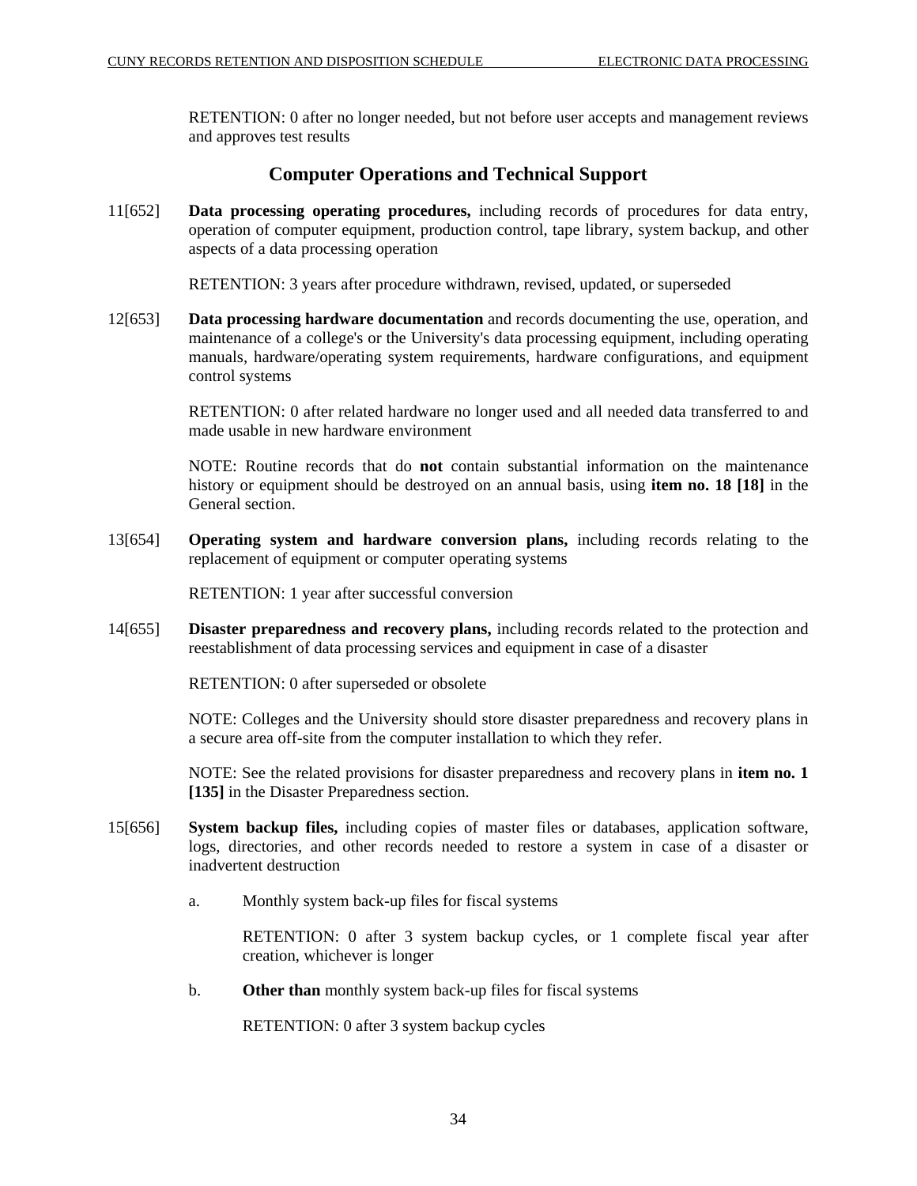RETENTION: 0 after no longer needed, but not before user accepts and management reviews and approves test results

## Computer Operations and Technical Support

11[652] **Data processing operating procedures,** including records of procedures for data entry, operation of computer equipment, production control, tape library, system backup, and other aspects of a data processing operation

RETENTION: 3 years after procedure withdrawn, revised, updated, or superseded

12[653] **Data processing hardware documentation** and records documenting the use, operation, and maintenance of a college's or the University's data processing equipment, including operating manuals, hardware/operating system requirements, hardware configurations, and equipment control systems

RETENTION: 0 after related hardware no longer used and all needed data transferred to and made usable in new hardware environment

NOTE: Routine records that do **not** contain substantial information on the maintenance history or equipment should be destroyed on an annual basis, using **item no. 18 [18]** in the General section.

13[654] **Operating system and hardware conversion plans,** including records relating to the replacement of equipment or computer operating systems

RETENTION: 1 year after successful conversion

14[655] **Disaster preparedness and recovery plans,** including records related to the protection and reestablishment of data processing services and equipment in case of a disaster

RETENTION: 0 after superseded or obsolete

NOTE: Colleges and the University should store disaster preparedness and recovery plans in a secure area off-site from the computer installation to which they refer.

NOTE: See the related provisions for disaster preparedness and recovery plans in **item no. 1 [135]** in the Disaster Preparedness section.

15[656] **System backup files,** including copies of master files or databases, application software, logs, directories, and other records needed to restore a system in case of a disaster or inadvertent destruction

a. Monthly system back-up files for fiscal systems

RETENTION: 0 after 3 system backup cycles, or 1 complete fiscal year after creation, whichever is longer

b. **Other than** monthly system back-up files for fiscal systems

RETENTION: 0 after 3 system backup cycles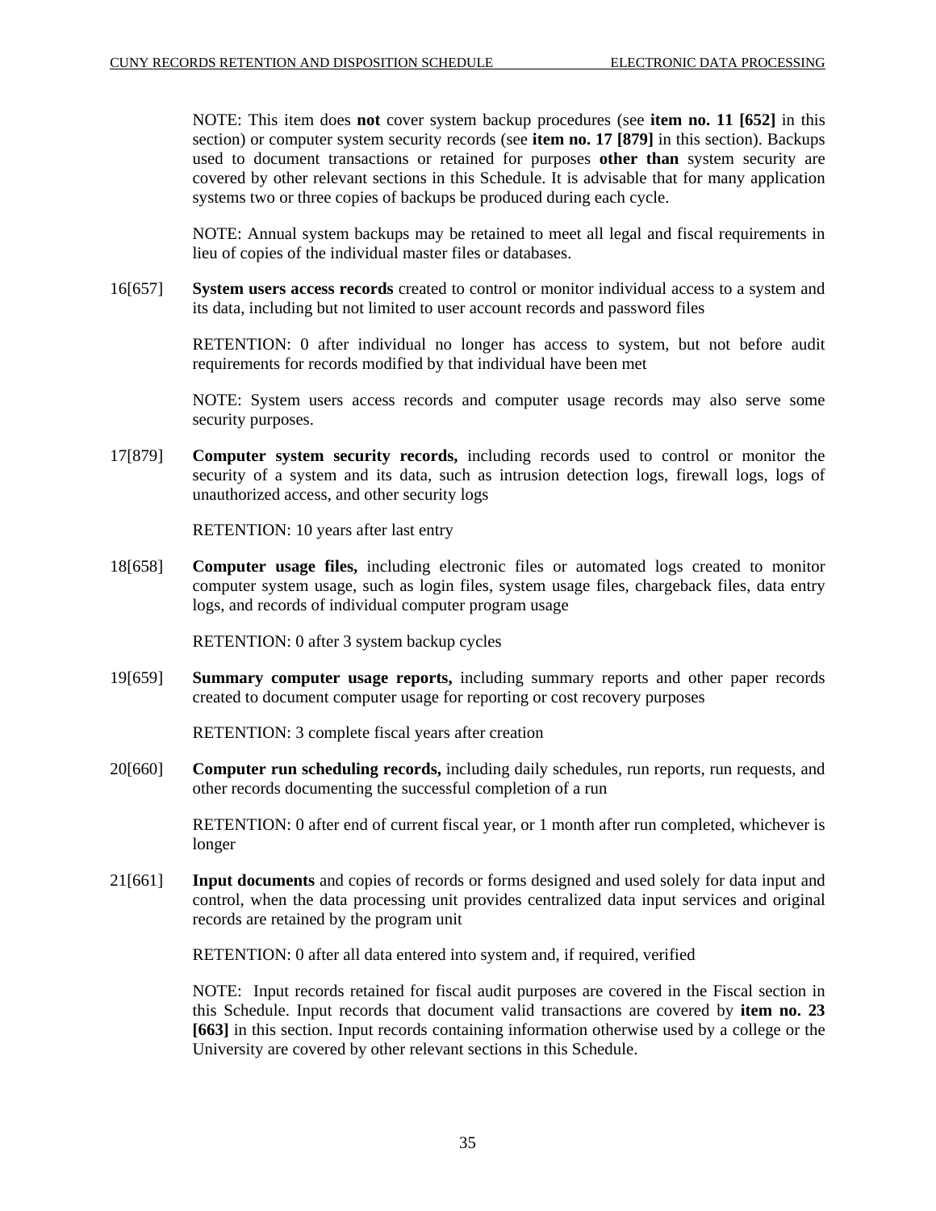NOTE: This item does **not** cover system backup procedures (see **item no. 11 [652]** in this section) or computer system security records (see **item no. 17 [879]** in this section). Backups used to document transactions or retained for purposes **other than** system security are covered by other relevant sections in this Schedule. It is advisable that for many application systems two or three copies of backups be produced during each cycle.

NOTE: Annual system backups may be retained to meet all legal and fiscal requirements in lieu of copies of the individual master files or databases.

16[657] **System users access records** created to control or monitor individual access to a system and its data, including but not limited to user account records and password files

RETENTION: 0 after individual no longer has access to system, but not before audit requirements for records modified by that individual have been met

NOTE: System users access records and computer usage records may also serve some security purposes.

17[879] **Computer system security records,** including records used to control or monitor the security of a system and its data, such as intrusion detection logs, firewall logs, logs of unauthorized access, and other security logs

RETENTION: 10 years after last entry

18[658] **Computer usage files,** including electronic files or automated logs created to monitor computer system usage, such as login files, system usage files, chargeback files, data entry logs, and records of individual computer program usage

RETENTION: 0 after 3 system backup cycles

19[659] **Summary computer usage reports,** including summary reports and other paper records created to document computer usage for reporting or cost recovery purposes

RETENTION: 3 complete fiscal years after creation

20[660] **Computer run scheduling records,** including daily schedules, run reports, run requests, and other records documenting the successful completion of a run

RETENTION: 0 after end of current fiscal year, or 1 month after run completed, whichever is longer

21[661] **Input documents** and copies of records or forms designed and used solely for data input and control, when the data processing unit provides centralized data input services and original records are retained by the program unit

RETENTION: 0 after all data entered into system and, if required, verified

NOTE: Input records retained for fiscal audit purposes are covered in the Fiscal section in this Schedule. Input records that document valid transactions are covered by **item no. 23 [663]** in this section. Input records containing information otherwise used by a college or the University are covered by other relevant sections in this Schedule.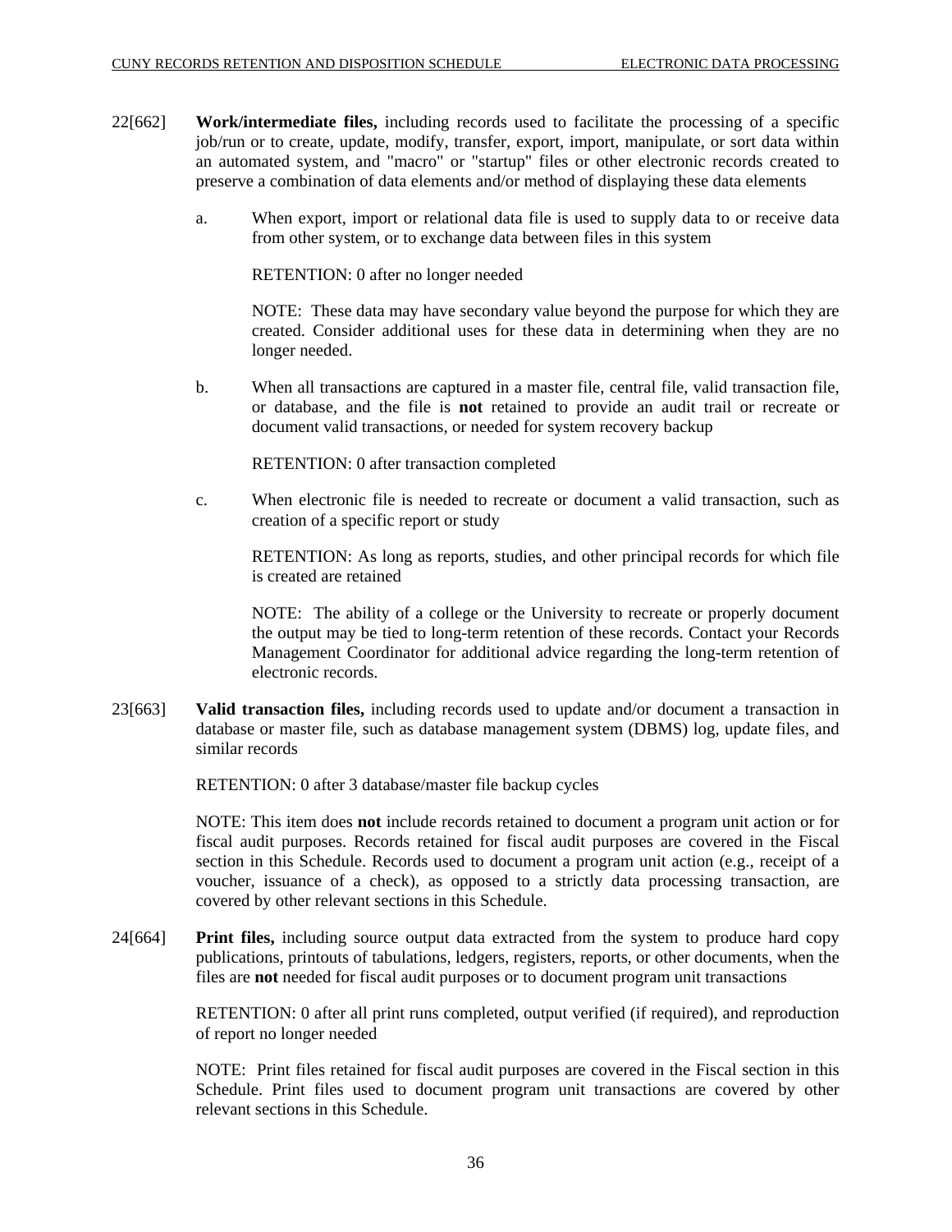22[662] **Work/intermediate files,** including records used to facilitate the processing of a specific job/run or to create, update, modify, transfer, export, import, manipulate, or sort data within an automated system, and "macro" or "startup" files or other electronic records created to preserve a combination of data elements and/or method of displaying these data elements

a. When export, import or relational data file is used to supply data to or receive data from other system, or to exchange data between files in this system

RETENTION: 0 after no longer needed

NOTE: These data may have secondary value beyond the purpose for which they are created. Consider additional uses for these data in determining when they are no longer needed.

b. When all transactions are captured in a master file, central file, valid transaction file, or database, and the file is **not** retained to provide an audit trail or recreate or document valid transactions, or needed for system recovery backup

RETENTION: 0 after transaction completed

c. When electronic file is needed to recreate or document a valid transaction, such as creation of a specific report or study

RETENTION: As long as reports, studies, and other principal records for which file is created are retained

NOTE: The ability of a college or the University to recreate or properly document the output may be tied to long-term retention of these records. Contact your Records Management Coordinator for additional advice regarding the long-term retention of electronic records.

23[663] **Valid transaction files,** including records used to update and/or document a transaction in database or master file, such as database management system (DBMS) log, update files, and similar records

RETENTION: 0 after 3 database/master file backup cycles

NOTE: This item does **not** include records retained to document a program unit action or for fiscal audit purposes. Records retained for fiscal audit purposes are covered in the Fiscal section in this Schedule. Records used to document a program unit action (e.g., receipt of a voucher, issuance of a check), as opposed to a strictly data processing transaction, are covered by other relevant sections in this Schedule.

24[664] **Print files,** including source output data extracted from the system to produce hard copy publications, printouts of tabulations, ledgers, registers, reports, or other documents, when the files are **not** needed for fiscal audit purposes or to document program unit transactions

RETENTION: 0 after all print runs completed, output verified (if required), and reproduction of report no longer needed

NOTE: Print files retained for fiscal audit purposes are covered in the Fiscal section in this Schedule. Print files used to document program unit transactions are covered by other relevant sections in this Schedule.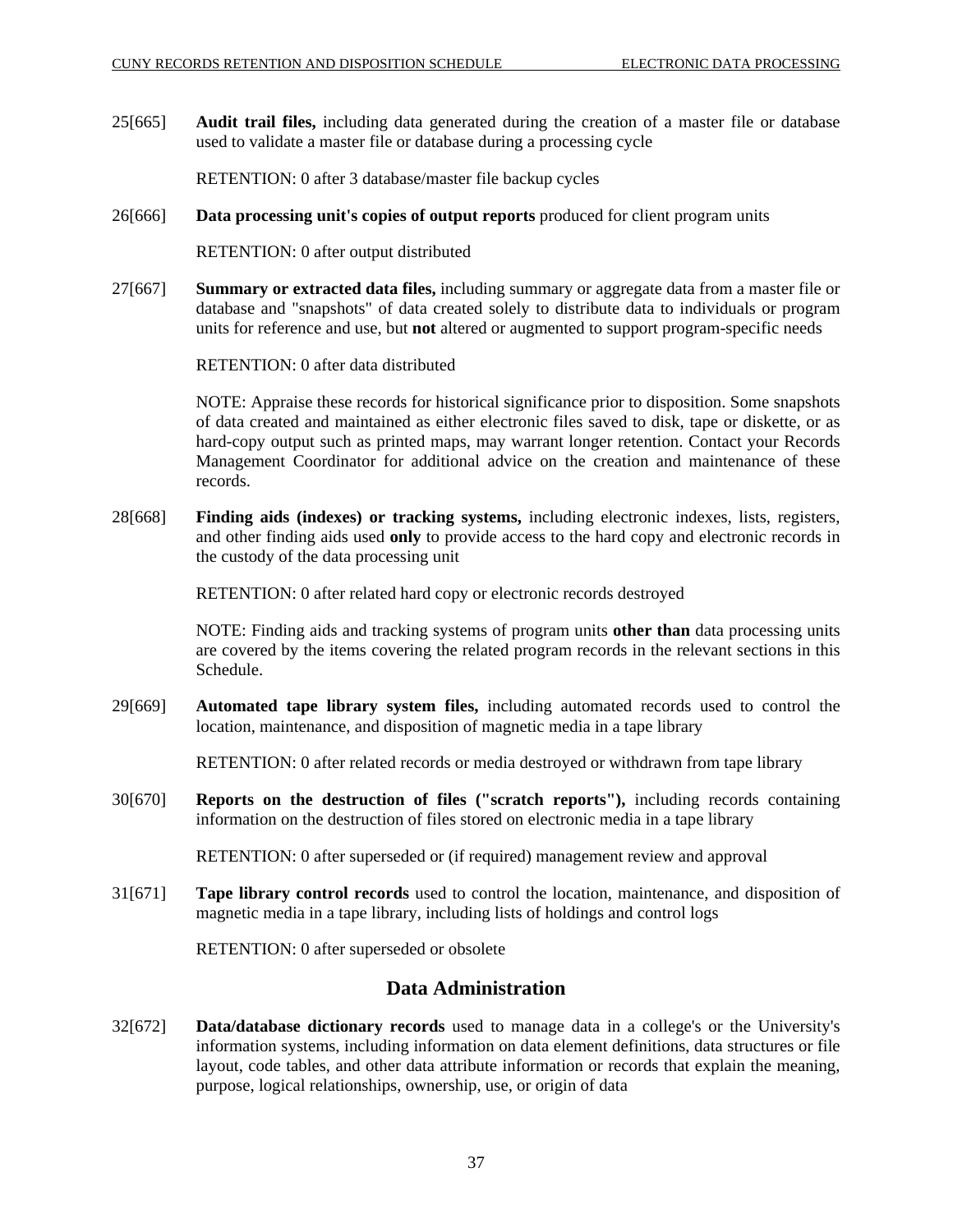25[665] **Audit trail files,** including data generated during the creation of a master file or database used to validate a master file or database during a processing cycle

RETENTION: 0 after 3 database/master file backup cycles

26[666] **Data processing unit's copies of output reports** produced for client program units

RETENTION: 0 after output distributed

27[667] **Summary or extracted data files,** including summary or aggregate data from a master file or database and "snapshots" of data created solely to distribute data to individuals or program units for reference and use, but **not** altered or augmented to support program-specific needs

RETENTION: 0 after data distributed

NOTE: Appraise these records for historical significance prior to disposition. Some snapshots of data created and maintained as either electronic files saved to disk, tape or diskette, or as hard-copy output such as printed maps, may warrant longer retention. Contact your Records Management Coordinator for additional advice on the creation and maintenance of these records.

28[668] **Finding aids (indexes) or tracking systems,** including electronic indexes, lists, registers, and other finding aids used **only** to provide access to the hard copy and electronic records in the custody of the data processing unit

RETENTION: 0 after related hard copy or electronic records destroyed

NOTE: Finding aids and tracking systems of program units **other than** data processing units are covered by the items covering the related program records in the relevant sections in this Schedule.

29[669] **Automated tape library system files,** including automated records used to control the location, maintenance, and disposition of magnetic media in a tape library

RETENTION: 0 after related records or media destroyed or withdrawn from tape library

30[670] **Reports on the destruction of files ("scratch reports"),** including records containing information on the destruction of files stored on electronic media in a tape library

RETENTION: 0 after superseded or (if required) management review and approval

31[671] **Tape library control records** used to control the location, maintenance, and disposition of magnetic media in a tape library, including lists of holdings and control logs

RETENTION: 0 after superseded or obsolete

## Data Administration

32[672] **Data/database dictionary records** used to manage data in a college's or the University's information systems, including information on data element definitions, data structures or file layout, code tables, and other data attribute information or records that explain the meaning, purpose, logical relationships, ownership, use, or origin of data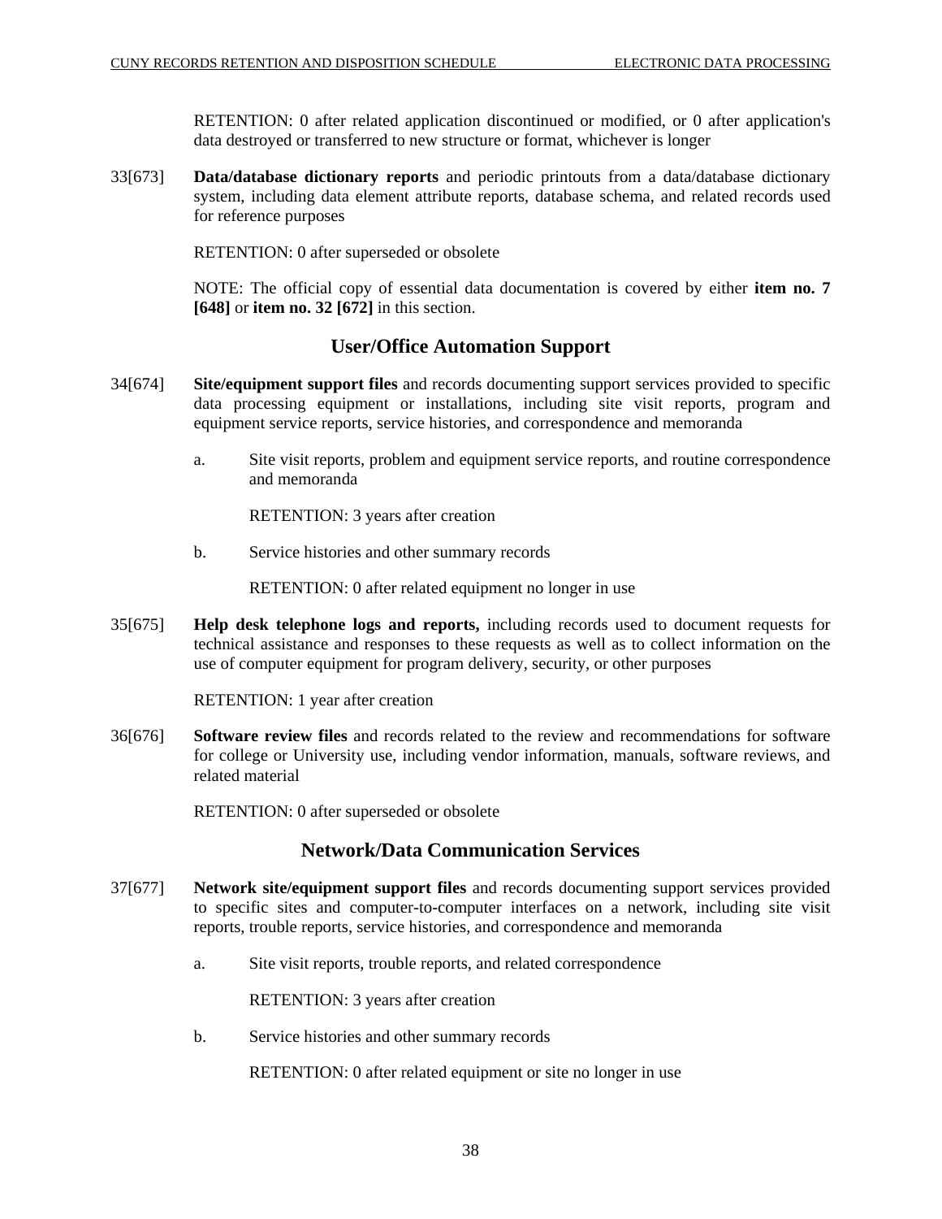RETENTION: 0 after related application discontinued or modified, or 0 after application's data destroyed or transferred to new structure or format, whichever is longer

33[673] **Data/database dictionary reports** and periodic printouts from a data/database dictionary system, including data element attribute reports, database schema, and related records used for reference purposes

RETENTION: 0 after superseded or obsolete

NOTE: The official copy of essential data documentation is covered by either **item no. 7 [648]** or **item no. 32 [672]** in this section.

## User/Office Automation Support

34[674] **Site/equipment support files** and records documenting support services provided to specific data processing equipment or installations, including site visit reports, program and equipment service reports, service histories, and correspondence and memoranda

a. Site visit reports, problem and equipment service reports, and routine correspondence and memoranda

RETENTION: 3 years after creation

b. Service histories and other summary records

RETENTION: 0 after related equipment no longer in use

35[675] **Help desk telephone logs and reports,** including records used to document requests for technical assistance and responses to these requests as well as to collect information on the use of computer equipment for program delivery, security, or other purposes

RETENTION: 1 year after creation

36[676] **Software review files** and records related to the review and recommendations for software for college or University use, including vendor information, manuals, software reviews, and related material

RETENTION: 0 after superseded or obsolete

## Network/Data Communication Services

37[677] **Network site/equipment support files** and records documenting support services provided to specific sites and computer-to-computer interfaces on a network, including site visit reports, trouble reports, service histories, and correspondence and memoranda

a. Site visit reports, trouble reports, and related correspondence

RETENTION: 3 years after creation

b. Service histories and other summary records

RETENTION: 0 after related equipment or site no longer in use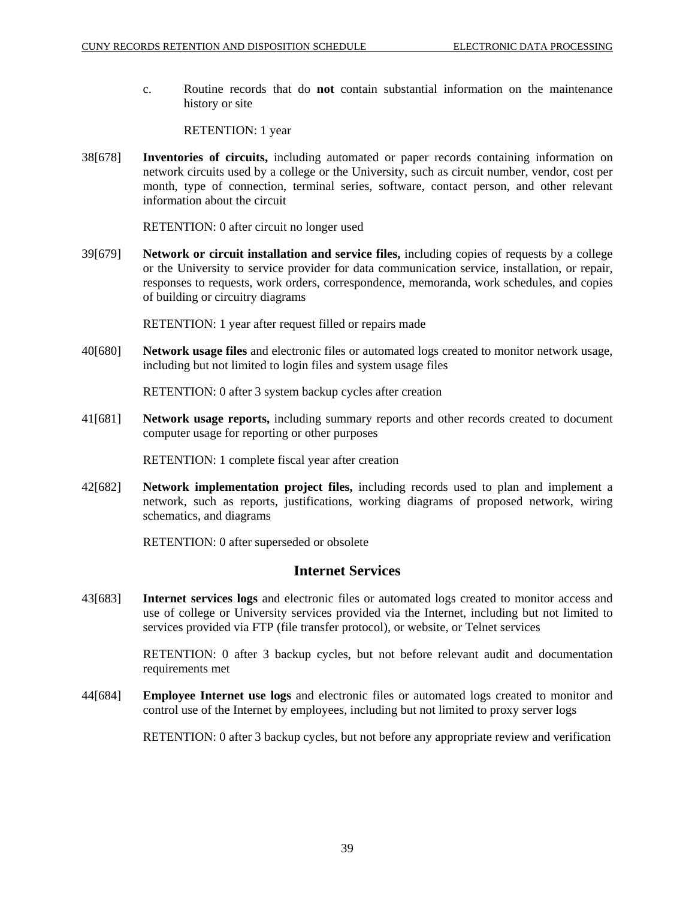c. Routine records that do **not** contain substantial information on the maintenance history or site

RETENTION: 1 year

38[678] **Inventories of circuits,** including automated or paper records containing information on network circuits used by a college or the University, such as circuit number, vendor, cost per month, type of connection, terminal series, software, contact person, and other relevant information about the circuit

RETENTION: 0 after circuit no longer used

39[679] **Network or circuit installation and service files,** including copies of requests by a college or the University to service provider for data communication service, installation, or repair, responses to requests, work orders, correspondence, memoranda, work schedules, and copies of building or circuitry diagrams

RETENTION: 1 year after request filled or repairs made

40[680] **Network usage files** and electronic files or automated logs created to monitor network usage, including but not limited to login files and system usage files

RETENTION: 0 after 3 system backup cycles after creation

41[681] **Network usage reports,** including summary reports and other records created to document computer usage for reporting or other purposes

RETENTION: 1 complete fiscal year after creation

42[682] **Network implementation project files,** including records used to plan and implement a network, such as reports, justifications, working diagrams of proposed network, wiring schematics, and diagrams

RETENTION: 0 after superseded or obsolete

## Internet Services

43[683] **Internet services logs** and electronic files or automated logs created to monitor access and use of college or University services provided via the Internet, including but not limited to services provided via FTP (file transfer protocol), or website, or Telnet services

RETENTION: 0 after 3 backup cycles, but not before relevant audit and documentation requirements met

44[684] **Employee Internet use logs** and electronic files or automated logs created to monitor and control use of the Internet by employees, including but not limited to proxy server logs

RETENTION: 0 after 3 backup cycles, but not before any appropriate review and verification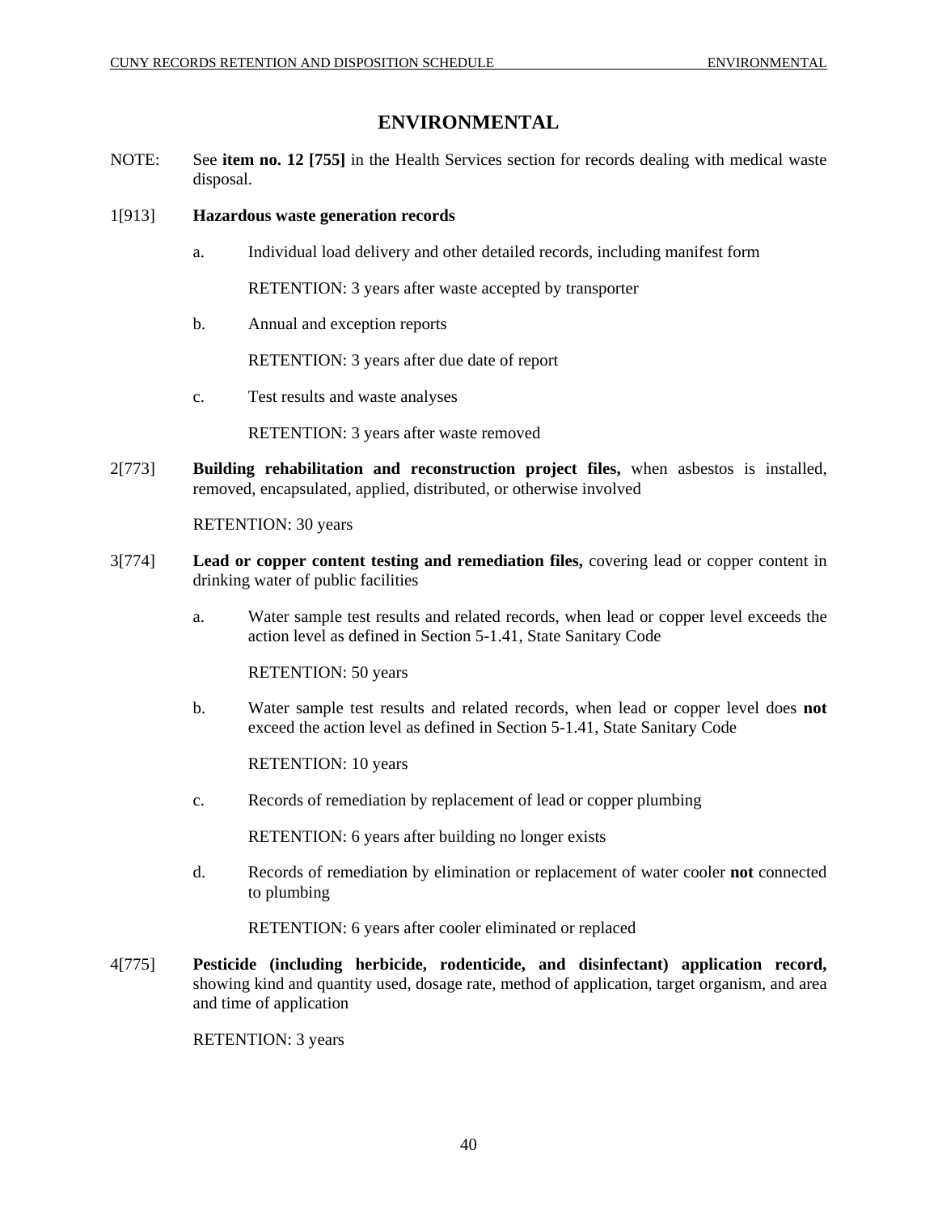# ENVIRONMENTAL

NOTE: See **item no. 12 [755]** in the Health Services section for records dealing with medical waste disposal.

1[913] **Hazardous waste generation records**

a. Individual load delivery and other detailed records, including manifest form

RETENTION: 3 years after waste accepted by transporter

b. Annual and exception reports

RETENTION: 3 years after due date of report

c. Test results and waste analyses

RETENTION: 3 years after waste removed

2[773] **Building rehabilitation and reconstruction project files,** when asbestos is installed, removed, encapsulated, applied, distributed, or otherwise involved

RETENTION: 30 years

3[774] **Lead or copper content testing and remediation files,** covering lead or copper content in drinking water of public facilities

a. Water sample test results and related records, when lead or copper level exceeds the action level as defined in Section 5-1.41, State Sanitary Code

RETENTION: 50 years

b. Water sample test results and related records, when lead or copper level does **not** exceed the action level as defined in Section 5-1.41, State Sanitary Code

RETENTION: 10 years

c. Records of remediation by replacement of lead or copper plumbing

RETENTION: 6 years after building no longer exists

d. Records of remediation by elimination or replacement of water cooler **not** connected to plumbing

RETENTION: 6 years after cooler eliminated or replaced

4[775] **Pesticide (including herbicide, rodenticide, and disinfectant) application record,** showing kind and quantity used, dosage rate, method of application, target organism, and area and time of application

RETENTION: 3 years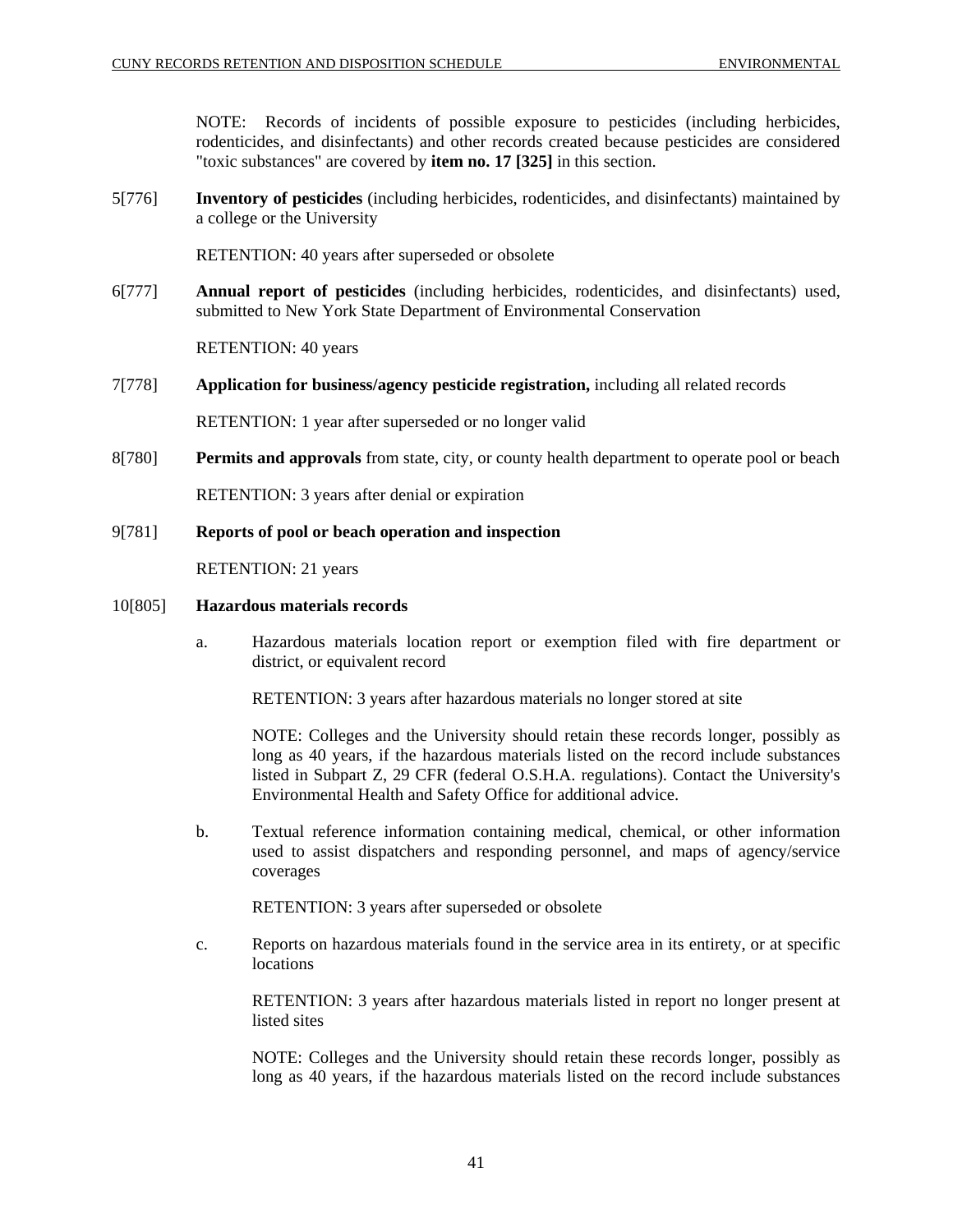NOTE: Records of incidents of possible exposure to pesticides (including herbicides, rodenticides, and disinfectants) and other records created because pesticides are considered "toxic substances" are covered by **item no. 17 [325]** in this section.

5[776] **Inventory of pesticides** (including herbicides, rodenticides, and disinfectants) maintained by a college or the University

RETENTION: 40 years after superseded or obsolete

6[777] **Annual report of pesticides** (including herbicides, rodenticides, and disinfectants) used, submitted to New York State Department of Environmental Conservation

RETENTION: 40 years

7[778] **Application for business/agency pesticide registration,** including all related records

RETENTION: 1 year after superseded or no longer valid

8[780] **Permits and approvals** from state, city, or county health department to operate pool or beach

RETENTION: 3 years after denial or expiration

9[781] **Reports of pool or beach operation and inspection**

RETENTION: 21 years

10[805] **Hazardous materials records**

a. Hazardous materials location report or exemption filed with fire department or district, or equivalent record

RETENTION: 3 years after hazardous materials no longer stored at site

NOTE: Colleges and the University should retain these records longer, possibly as long as 40 years, if the hazardous materials listed on the record include substances listed in Subpart Z, 29 CFR (federal O.S.H.A. regulations). Contact the University's Environmental Health and Safety Office for additional advice.

b. Textual reference information containing medical, chemical, or other information used to assist dispatchers and responding personnel, and maps of agency/service coverages

RETENTION: 3 years after superseded or obsolete

c. Reports on hazardous materials found in the service area in its entirety, or at specific locations

RETENTION: 3 years after hazardous materials listed in report no longer present at listed sites

NOTE: Colleges and the University should retain these records longer, possibly as long as 40 years, if the hazardous materials listed on the record include substances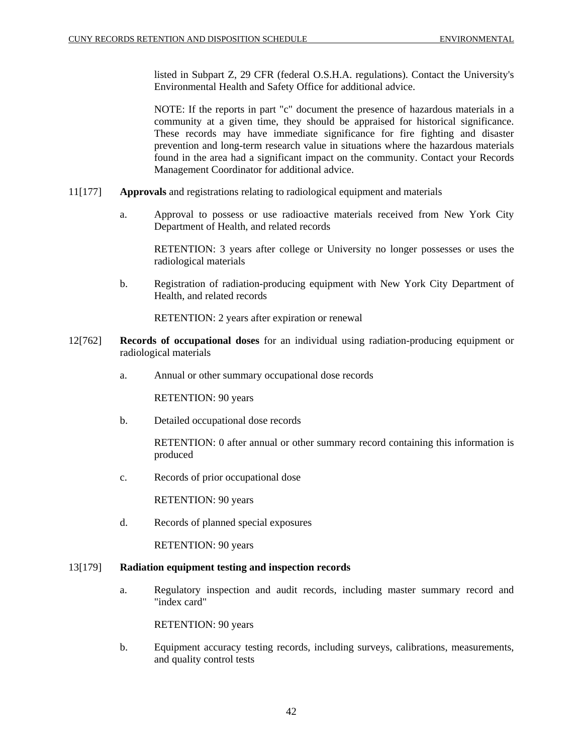listed in Subpart Z, 29 CFR (federal O.S.H.A. regulations). Contact the University's Environmental Health and Safety Office for additional advice.

NOTE: If the reports in part "c" document the presence of hazardous materials in a community at a given time, they should be appraised for historical significance. These records may have immediate significance for fire fighting and disaster prevention and long-term research value in situations where the hazardous materials found in the area had a significant impact on the community. Contact your Records Management Coordinator for additional advice.

11[177] **Approvals** and registrations relating to radiological equipment and materials

a. Approval to possess or use radioactive materials received from New York City Department of Health, and related records

RETENTION: 3 years after college or University no longer possesses or uses the radiological materials

b. Registration of radiation-producing equipment with New York City Department of Health, and related records

RETENTION: 2 years after expiration or renewal

12[762] **Records of occupational doses** for an individual using radiation-producing equipment or radiological materials

a. Annual or other summary occupational dose records

RETENTION: 90 years

b. Detailed occupational dose records

RETENTION: 0 after annual or other summary record containing this information is produced

c. Records of prior occupational dose

RETENTION: 90 years

d. Records of planned special exposures

RETENTION: 90 years

13[179] **Radiation equipment testing and inspection records**

a. Regulatory inspection and audit records, including master summary record and "index card"

RETENTION: 90 years

b. Equipment accuracy testing records, including surveys, calibrations, measurements, and quality control tests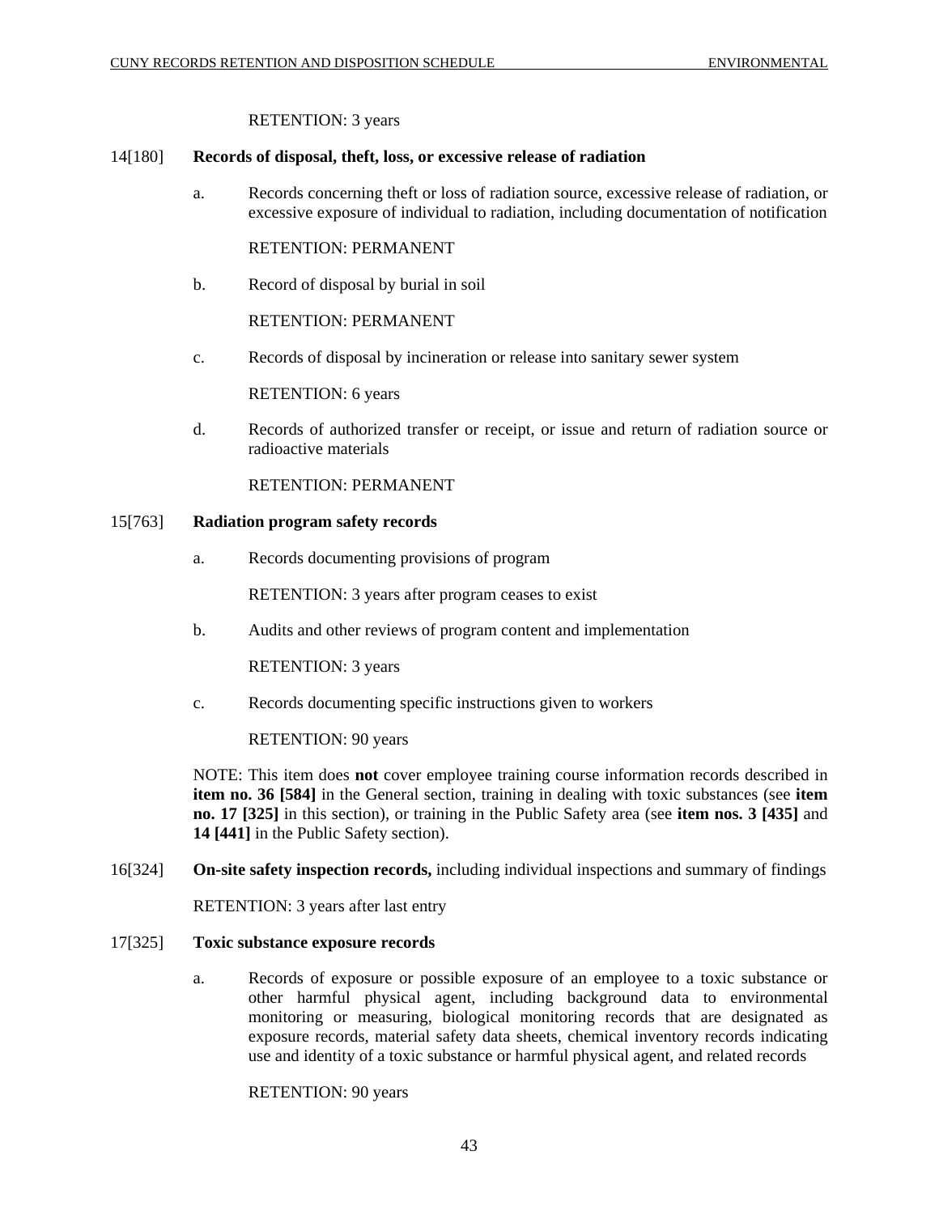RETENTION: 3 years

14[180] **Records of disposal, theft, loss, or excessive release of radiation**

a. Records concerning theft or loss of radiation source, excessive release of radiation, or excessive exposure of individual to radiation, including documentation of notification

RETENTION: PERMANENT

b. Record of disposal by burial in soil

RETENTION: PERMANENT

c. Records of disposal by incineration or release into sanitary sewer system

RETENTION: 6 years

d. Records of authorized transfer or receipt, or issue and return of radiation source or radioactive materials

RETENTION: PERMANENT

15[763] **Radiation program safety records**

a. Records documenting provisions of program

RETENTION: 3 years after program ceases to exist

b. Audits and other reviews of program content and implementation

RETENTION: 3 years

c. Records documenting specific instructions given to workers

RETENTION: 90 years

NOTE: This item does **not** cover employee training course information records described in **item no. 36 [584]** in the General section, training in dealing with toxic substances (see **item no. 17 [325]** in this section), or training in the Public Safety area (see **item nos. 3 [435]** and **14 [441]** in the Public Safety section).

16[324] **On-site safety inspection records,** including individual inspections and summary of findings

RETENTION: 3 years after last entry

17[325] **Toxic substance exposure records**

a. Records of exposure or possible exposure of an employee to a toxic substance or other harmful physical agent, including background data to environmental monitoring or measuring, biological monitoring records that are designated as exposure records, material safety data sheets, chemical inventory records indicating use and identity of a toxic substance or harmful physical agent, and related records

RETENTION: 90 years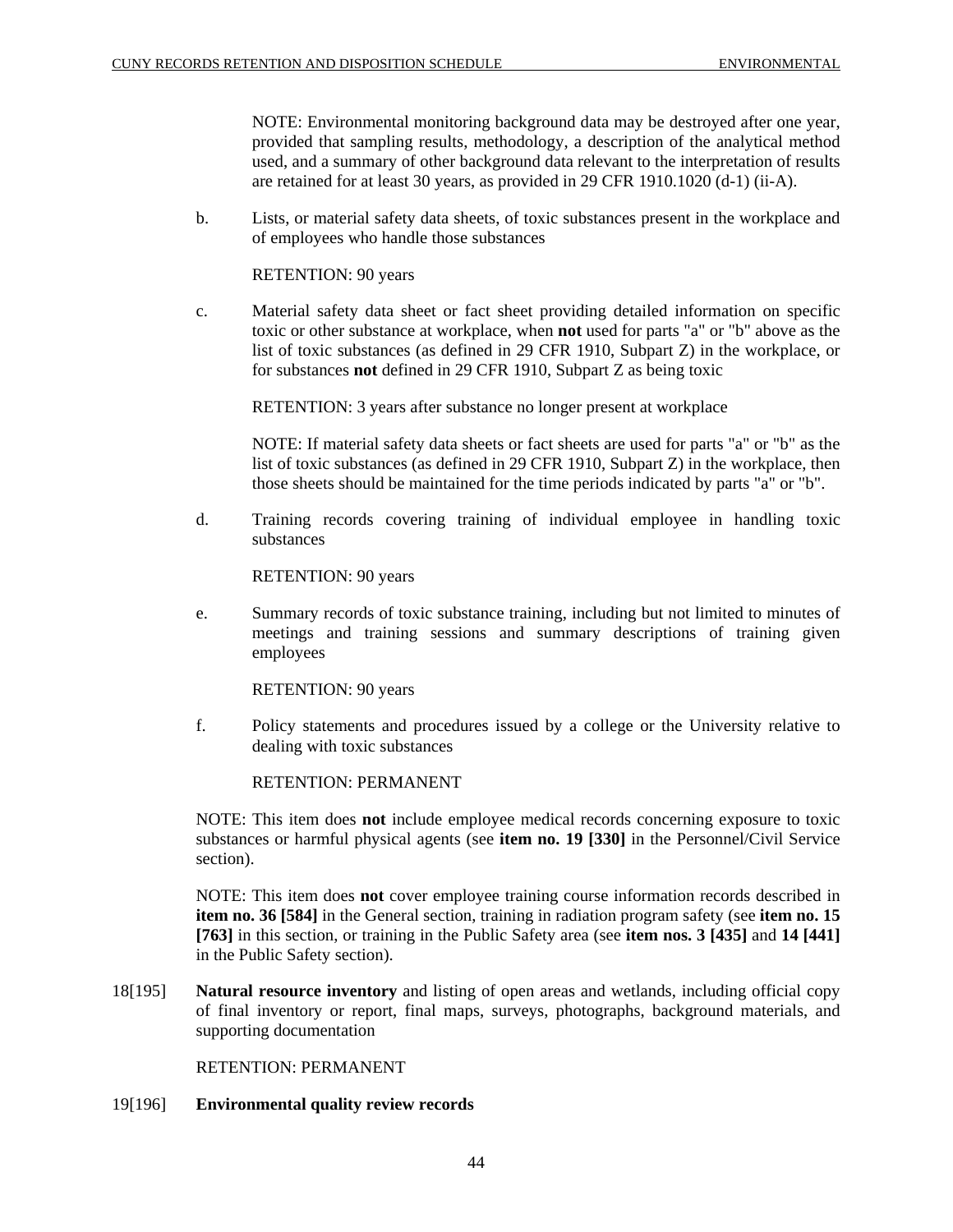NOTE: Environmental monitoring background data may be destroyed after one year, provided that sampling results, methodology, a description of the analytical method used, and a summary of other background data relevant to the interpretation of results are retained for at least 30 years, as provided in 29 CFR 1910.1020 (d-1) (ii-A).

b. Lists, or material safety data sheets, of toxic substances present in the workplace and of employees who handle those substances

RETENTION: 90 years

c. Material safety data sheet or fact sheet providing detailed information on specific toxic or other substance at workplace, when **not** used for parts "a" or "b" above as the list of toxic substances (as defined in 29 CFR 1910, Subpart Z) in the workplace, or for substances **not** defined in 29 CFR 1910, Subpart Z as being toxic

RETENTION: 3 years after substance no longer present at workplace

NOTE: If material safety data sheets or fact sheets are used for parts "a" or "b" as the list of toxic substances (as defined in 29 CFR 1910, Subpart Z) in the workplace, then those sheets should be maintained for the time periods indicated by parts "a" or "b".

d. Training records covering training of individual employee in handling toxic substances

RETENTION: 90 years

e. Summary records of toxic substance training, including but not limited to minutes of meetings and training sessions and summary descriptions of training given employees

RETENTION: 90 years

f. Policy statements and procedures issued by a college or the University relative to dealing with toxic substances

RETENTION: PERMANENT

NOTE: This item does **not** include employee medical records concerning exposure to toxic substances or harmful physical agents (see **item no. 19 [330]** in the Personnel/Civil Service section).

NOTE: This item does **not** cover employee training course information records described in **item no. 36 [584]** in the General section, training in radiation program safety (see **item no. 15 [763]** in this section, or training in the Public Safety area (see **item nos. 3 [435]** and **14 [441]** in the Public Safety section).

18[195] **Natural resource inventory** and listing of open areas and wetlands, including official copy of final inventory or report, final maps, surveys, photographs, background materials, and supporting documentation

RETENTION: PERMANENT

19[196] **Environmental quality review records**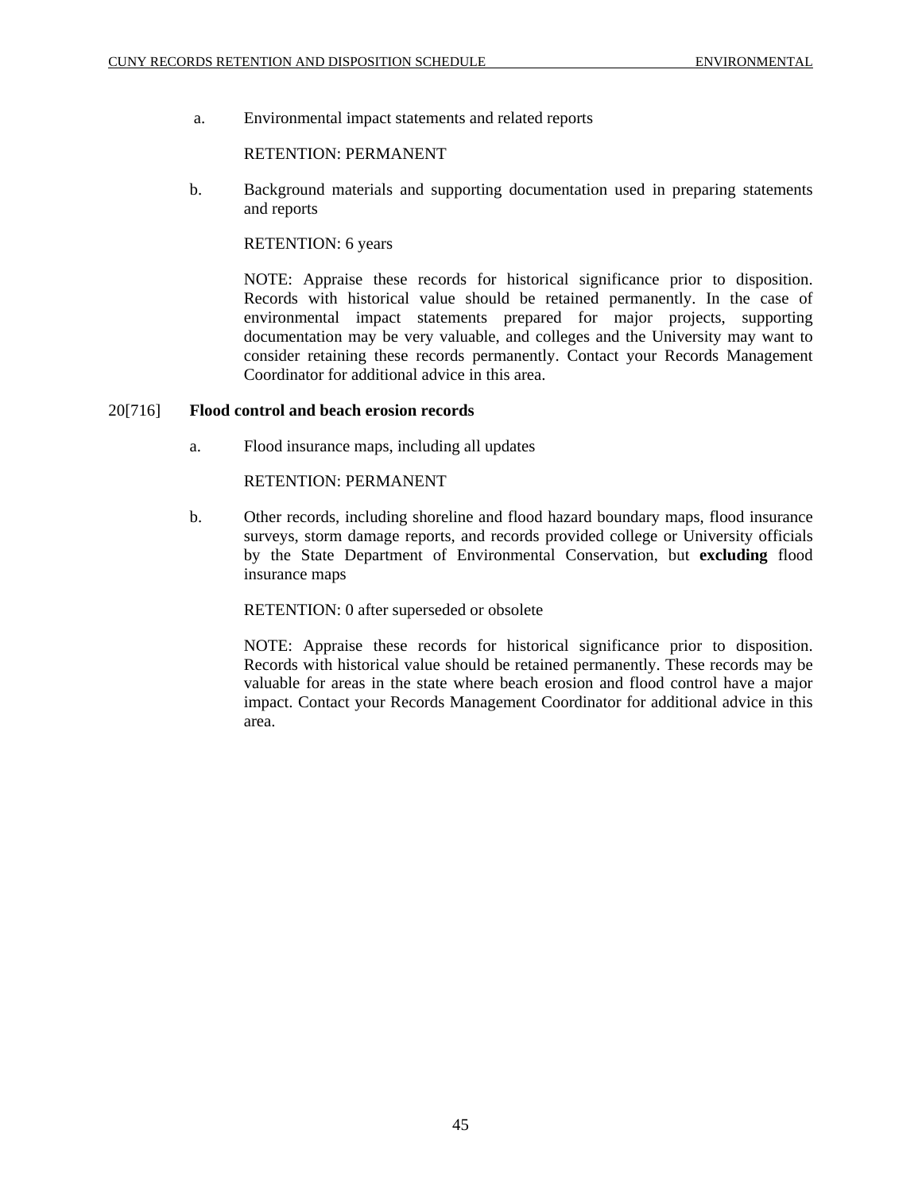a. Environmental impact statements and related reports

RETENTION: PERMANENT

b. Background materials and supporting documentation used in preparing statements and reports

RETENTION: 6 years

NOTE: Appraise these records for historical significance prior to disposition. Records with historical value should be retained permanently. In the case of environmental impact statements prepared for major projects, supporting documentation may be very valuable, and colleges and the University may want to consider retaining these records permanently. Contact your Records Management Coordinator for additional advice in this area.

20[716] **Flood control and beach erosion records**

a. Flood insurance maps, including all updates

RETENTION: PERMANENT

b. Other records, including shoreline and flood hazard boundary maps, flood insurance surveys, storm damage reports, and records provided college or University officials by the State Department of Environmental Conservation, but **excluding** flood insurance maps

RETENTION: 0 after superseded or obsolete

NOTE: Appraise these records for historical significance prior to disposition. Records with historical value should be retained permanently. These records may be valuable for areas in the state where beach erosion and flood control have a major impact. Contact your Records Management Coordinator for additional advice in this area.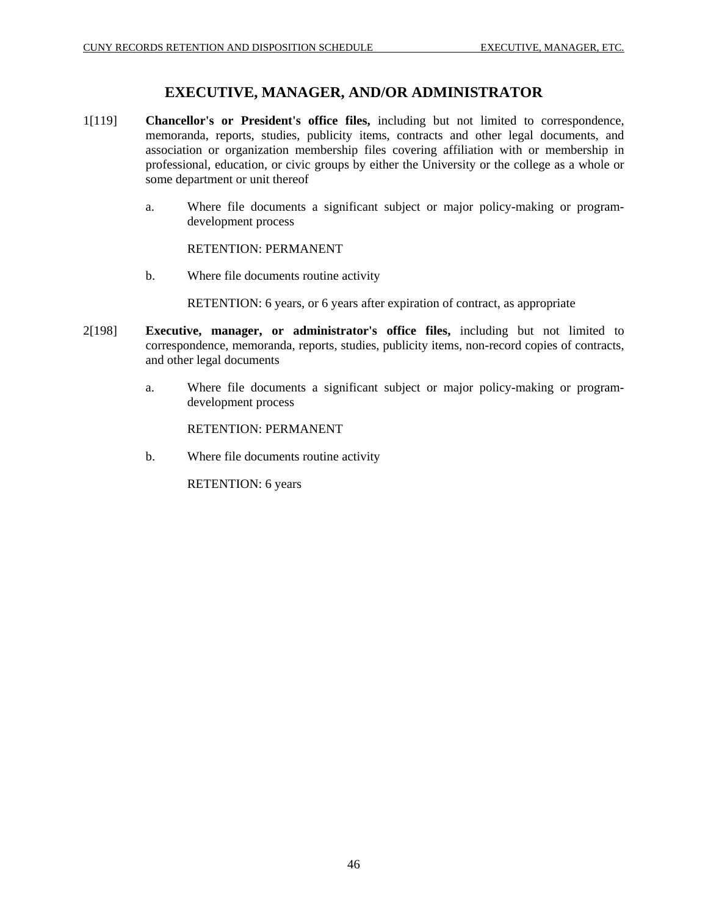# EXECUTIVE, MANAGER, AND/OR ADMINISTRATOR

1[119] **Chancellor's or President's office files,** including but not limited to correspondence, memoranda, reports, studies, publicity items, contracts and other legal documents, and association or organization membership files covering affiliation with or membership in professional, education, or civic groups by either the University or the college as a whole or some department or unit thereof

a. Where file documents a significant subject or major policy-making or program-development process

RETENTION: PERMANENT

b. Where file documents routine activity

RETENTION: 6 years, or 6 years after expiration of contract, as appropriate

2[198] **Executive, manager, or administrator's office files,** including but not limited to correspondence, memoranda, reports, studies, publicity items, non-record copies of contracts, and other legal documents

a. Where file documents a significant subject or major policy-making or program-development process

RETENTION: PERMANENT

b. Where file documents routine activity

RETENTION: 6 years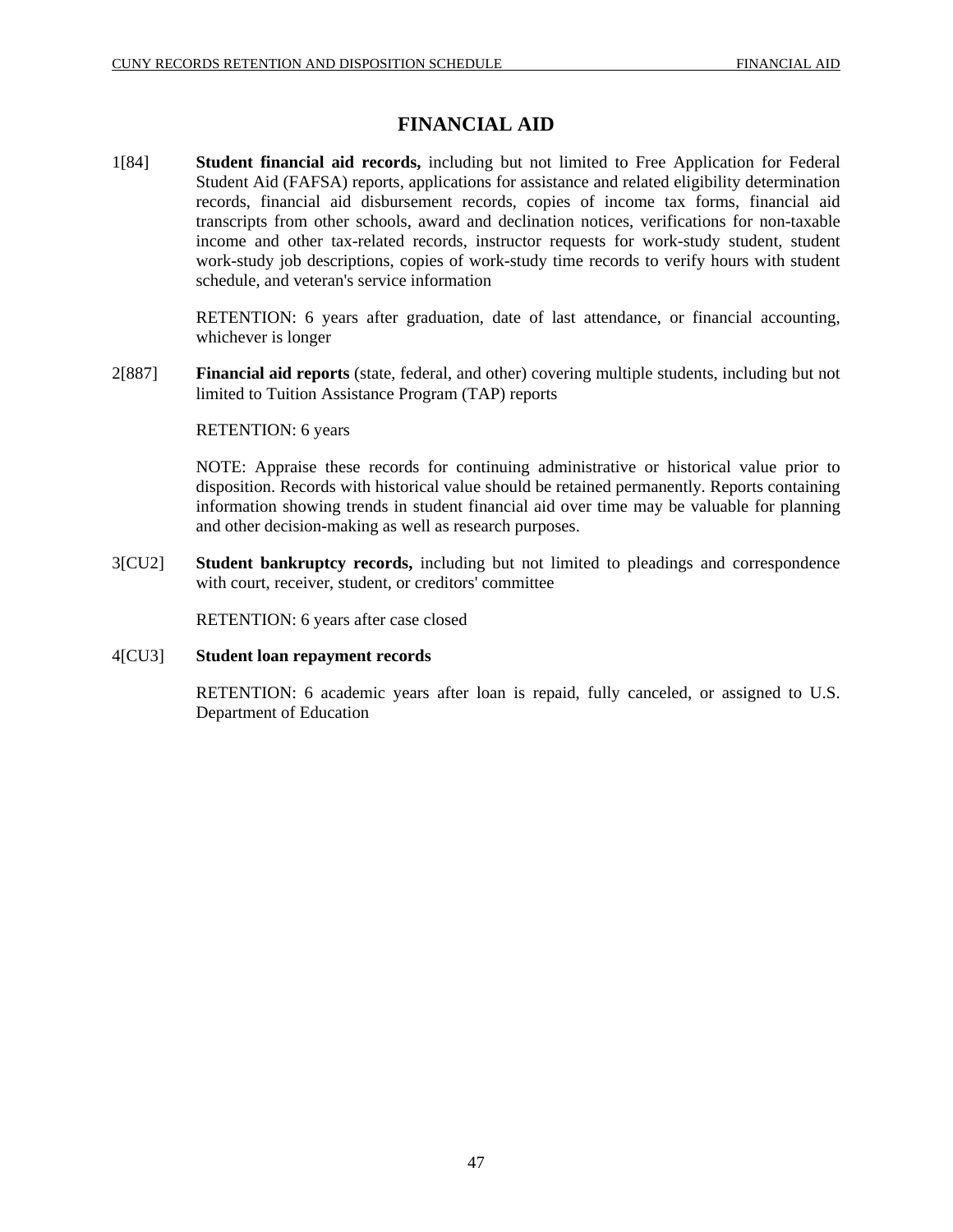# FINANCIAL AID

1[84] **Student financial aid records,** including but not limited to Free Application for Federal Student Aid (FAFSA) reports, applications for assistance and related eligibility determination records, financial aid disbursement records, copies of income tax forms, financial aid transcripts from other schools, award and declination notices, verifications for non-taxable income and other tax-related records, instructor requests for work-study student, student work-study job descriptions, copies of work-study time records to verify hours with student schedule, and veteran's service information

RETENTION: 6 years after graduation, date of last attendance, or financial accounting, whichever is longer

2[887] **Financial aid reports** (state, federal, and other) covering multiple students, including but not limited to Tuition Assistance Program (TAP) reports

RETENTION: 6 years

NOTE: Appraise these records for continuing administrative or historical value prior to disposition. Records with historical value should be retained permanently. Reports containing information showing trends in student financial aid over time may be valuable for planning and other decision-making as well as research purposes.

3[CU2] **Student bankruptcy records,** including but not limited to pleadings and correspondence with court, receiver, student, or creditors' committee

RETENTION: 6 years after case closed

4[CU3] **Student loan repayment records**

RETENTION: 6 academic years after loan is repaid, fully canceled, or assigned to U.S. Department of Education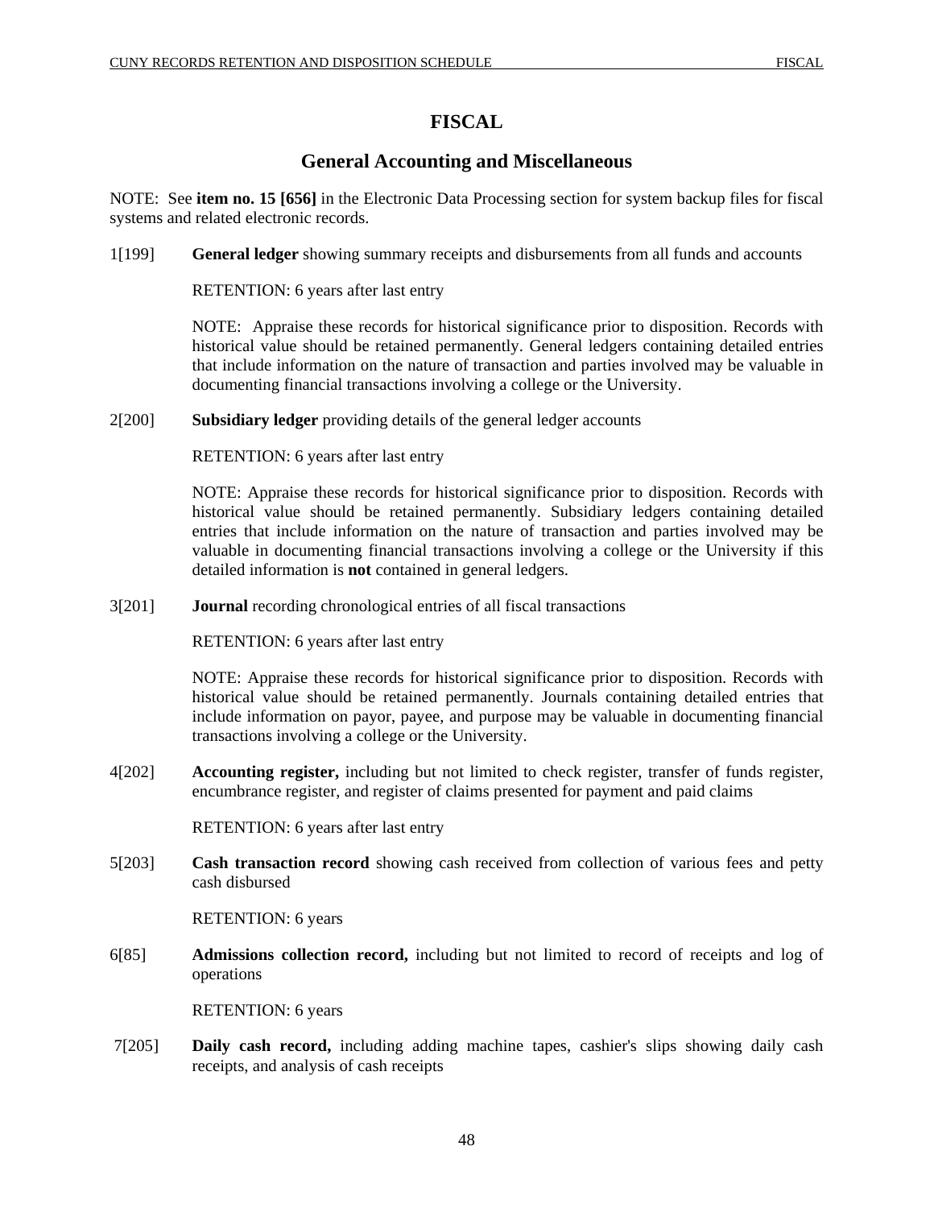# FISCAL

## General Accounting and Miscellaneous

NOTE: See **item no. 15 [656]** in the Electronic Data Processing section for system backup files for fiscal systems and related electronic records.

1[199] **General ledger** showing summary receipts and disbursements from all funds and accounts

RETENTION: 6 years after last entry

NOTE: Appraise these records for historical significance prior to disposition. Records with historical value should be retained permanently. General ledgers containing detailed entries that include information on the nature of transaction and parties involved may be valuable in documenting financial transactions involving a college or the University.

2[200] **Subsidiary ledger** providing details of the general ledger accounts

RETENTION: 6 years after last entry

NOTE: Appraise these records for historical significance prior to disposition. Records with historical value should be retained permanently. Subsidiary ledgers containing detailed entries that include information on the nature of transaction and parties involved may be valuable in documenting financial transactions involving a college or the University if this detailed information is **not** contained in general ledgers.

3[201] **Journal** recording chronological entries of all fiscal transactions

RETENTION: 6 years after last entry

NOTE: Appraise these records for historical significance prior to disposition. Records with historical value should be retained permanently. Journals containing detailed entries that include information on payor, payee, and purpose may be valuable in documenting financial transactions involving a college or the University.

4[202] **Accounting register,** including but not limited to check register, transfer of funds register, encumbrance register, and register of claims presented for payment and paid claims

RETENTION: 6 years after last entry

5[203] **Cash transaction record** showing cash received from collection of various fees and petty cash disbursed

RETENTION: 6 years

6[85] **Admissions collection record,** including but not limited to record of receipts and log of operations

RETENTION: 6 years

7[205] **Daily cash record,** including adding machine tapes, cashier's slips showing daily cash receipts, and analysis of cash receipts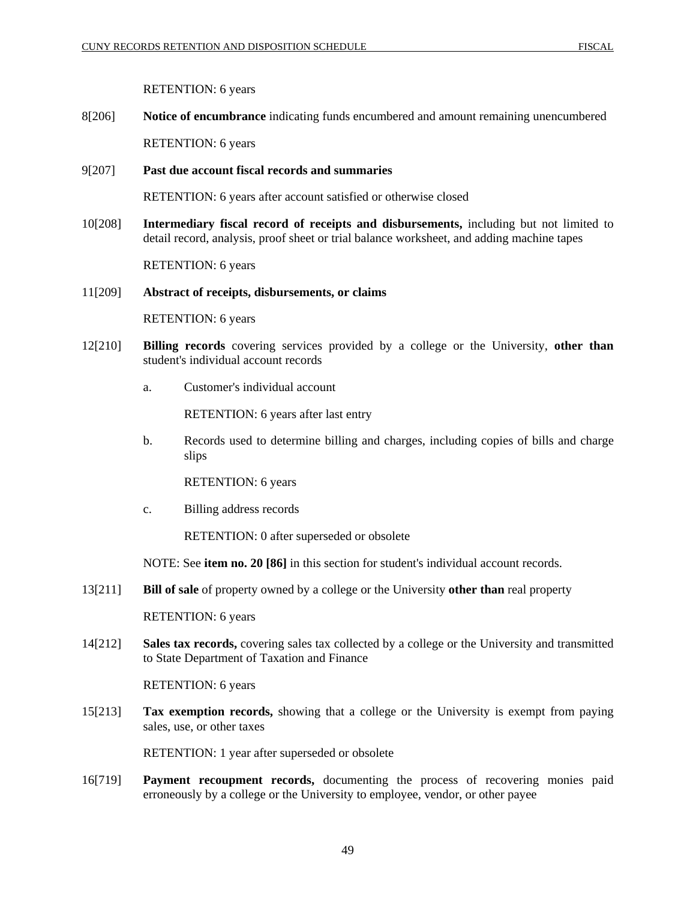RETENTION: 6 years

8[206] **Notice of encumbrance** indicating funds encumbered and amount remaining unencumbered

RETENTION: 6 years

9[207] **Past due account fiscal records and summaries**

RETENTION: 6 years after account satisfied or otherwise closed

10[208] **Intermediary fiscal record of receipts and disbursements,** including but not limited to detail record, analysis, proof sheet or trial balance worksheet, and adding machine tapes

RETENTION: 6 years

11[209] **Abstract of receipts, disbursements, or claims**

RETENTION: 6 years

12[210] **Billing records** covering services provided by a college or the University, **other than** student's individual account records

a. Customer's individual account

RETENTION: 6 years after last entry

b. Records used to determine billing and charges, including copies of bills and charge slips

RETENTION: 6 years

c. Billing address records

RETENTION: 0 after superseded or obsolete

NOTE: See **item no. 20 [86]** in this section for student's individual account records.

13[211] **Bill of sale** of property owned by a college or the University **other than** real property

RETENTION: 6 years

14[212] **Sales tax records,** covering sales tax collected by a college or the University and transmitted to State Department of Taxation and Finance

RETENTION: 6 years

15[213] **Tax exemption records,** showing that a college or the University is exempt from paying sales, use, or other taxes

RETENTION: 1 year after superseded or obsolete

16[719] **Payment recoupment records,** documenting the process of recovering monies paid erroneously by a college or the University to employee, vendor, or other payee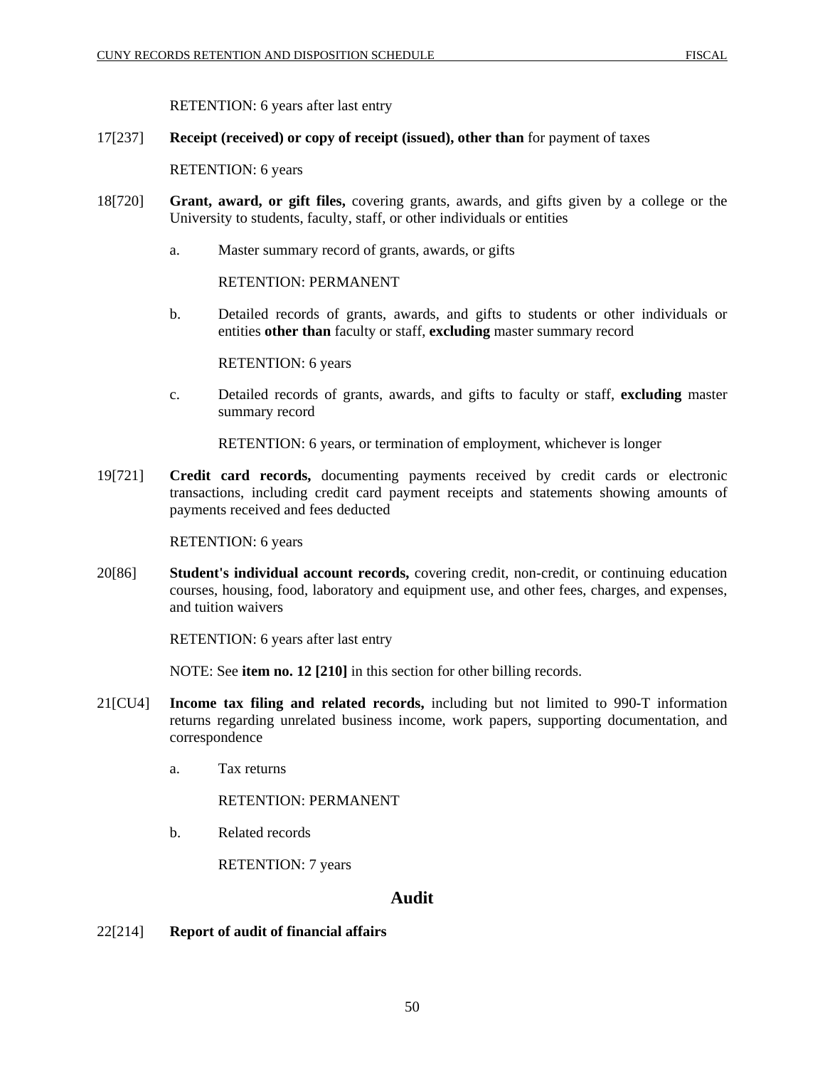RETENTION: 6 years after last entry

17[237] **Receipt (received) or copy of receipt (issued), other than** for payment of taxes

RETENTION: 6 years

18[720] **Grant, award, or gift files,** covering grants, awards, and gifts given by a college or the University to students, faculty, staff, or other individuals or entities

a. Master summary record of grants, awards, or gifts

RETENTION: PERMANENT

b. Detailed records of grants, awards, and gifts to students or other individuals or entities **other than** faculty or staff, **excluding** master summary record

RETENTION: 6 years

c. Detailed records of grants, awards, and gifts to faculty or staff, **excluding** master summary record

RETENTION: 6 years, or termination of employment, whichever is longer

19[721] **Credit card records,** documenting payments received by credit cards or electronic transactions, including credit card payment receipts and statements showing amounts of payments received and fees deducted

RETENTION: 6 years

20[86] **Student's individual account records,** covering credit, non-credit, or continuing education courses, housing, food, laboratory and equipment use, and other fees, charges, and expenses, and tuition waivers

RETENTION: 6 years after last entry

NOTE: See **item no. 12 [210]** in this section for other billing records.

21[CU4] **Income tax filing and related records,** including but not limited to 990-T information returns regarding unrelated business income, work papers, supporting documentation, and correspondence

a. Tax returns

RETENTION: PERMANENT

b. Related records

RETENTION: 7 years

## Audit

22[214] **Report of audit of financial affairs**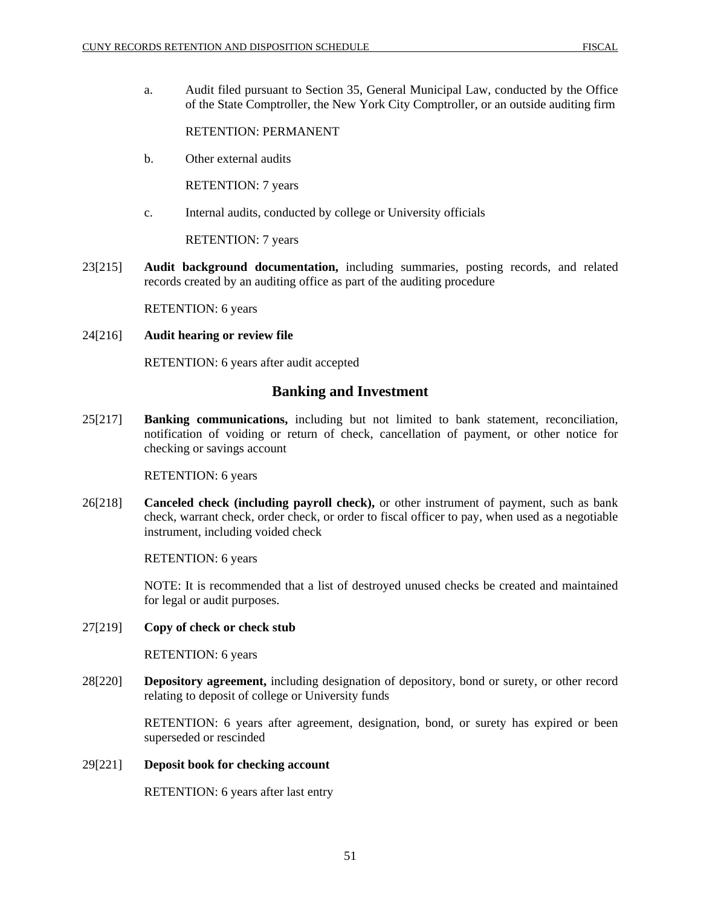a. Audit filed pursuant to Section 35, General Municipal Law, conducted by the Office of the State Comptroller, the New York City Comptroller, or an outside auditing firm

RETENTION: PERMANENT

b. Other external audits

RETENTION: 7 years

c. Internal audits, conducted by college or University officials

RETENTION: 7 years

23[215] **Audit background documentation,** including summaries, posting records, and related records created by an auditing office as part of the auditing procedure

RETENTION: 6 years

24[216] **Audit hearing or review file**

RETENTION: 6 years after audit accepted

## Banking and Investment

25[217] **Banking communications,** including but not limited to bank statement, reconciliation, notification of voiding or return of check, cancellation of payment, or other notice for checking or savings account

RETENTION: 6 years

26[218] **Canceled check (including payroll check),** or other instrument of payment, such as bank check, warrant check, order check, or order to fiscal officer to pay, when used as a negotiable instrument, including voided check

RETENTION: 6 years

NOTE: It is recommended that a list of destroyed unused checks be created and maintained for legal or audit purposes.

27[219] **Copy of check or check stub**

RETENTION: 6 years

28[220] **Depository agreement,** including designation of depository, bond or surety, or other record relating to deposit of college or University funds

RETENTION: 6 years after agreement, designation, bond, or surety has expired or been superseded or rescinded

29[221] **Deposit book for checking account**

RETENTION: 6 years after last entry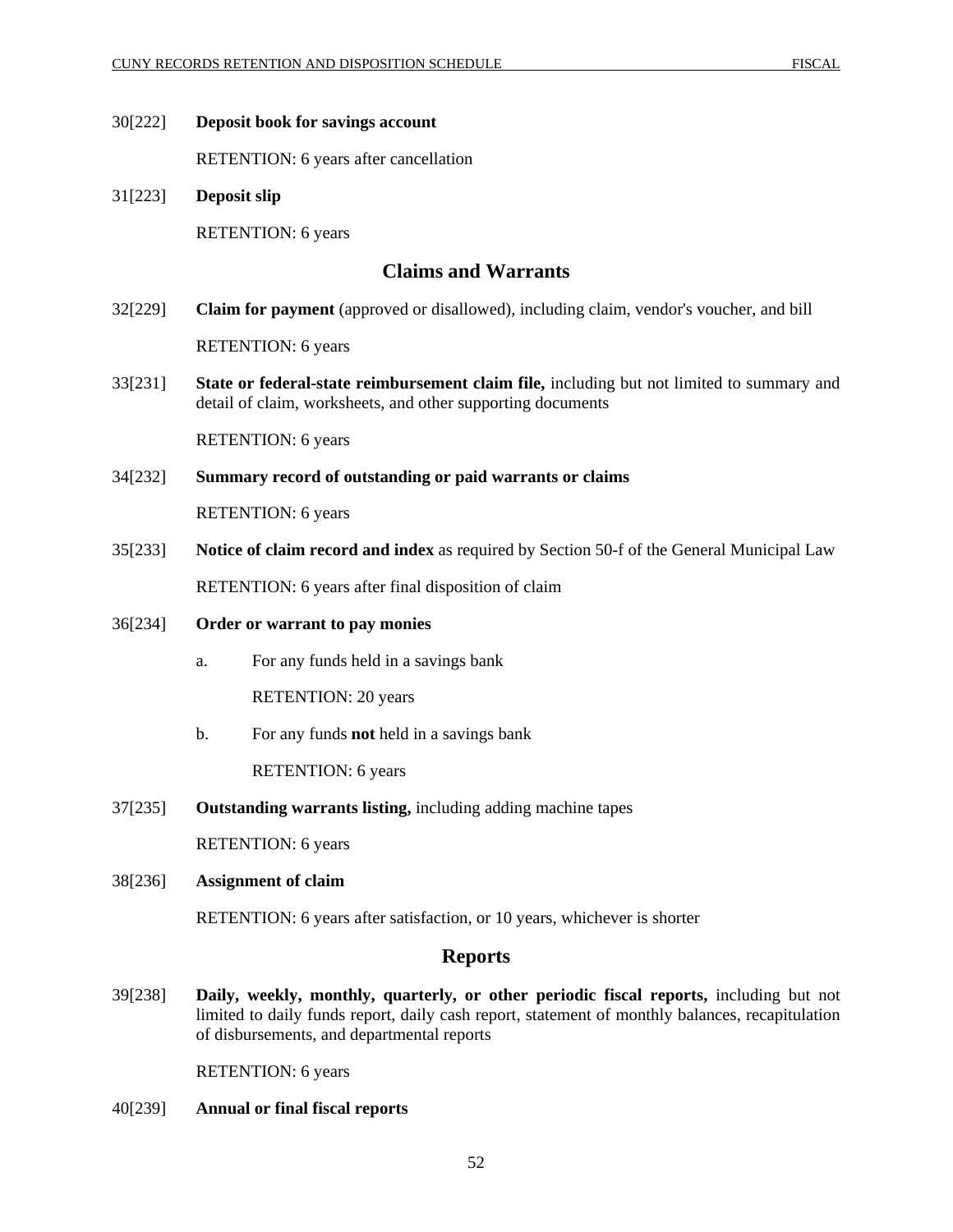30[222] **Deposit book for savings account**

RETENTION: 6 years after cancellation

31[223] **Deposit slip**

RETENTION: 6 years

## Claims and Warrants

32[229] **Claim for payment** (approved or disallowed), including claim, vendor's voucher, and bill

RETENTION: 6 years

33[231] **State or federal-state reimbursement claim file,** including but not limited to summary and detail of claim, worksheets, and other supporting documents

RETENTION: 6 years

34[232] **Summary record of outstanding or paid warrants or claims**

RETENTION: 6 years

35[233] **Notice of claim record and index** as required by Section 50-f of the General Municipal Law

RETENTION: 6 years after final disposition of claim

36[234] **Order or warrant to pay monies**

a. For any funds held in a savings bank

RETENTION: 20 years

b. For any funds **not** held in a savings bank

RETENTION: 6 years

37[235] **Outstanding warrants listing,** including adding machine tapes

RETENTION: 6 years

38[236] **Assignment of claim**

RETENTION: 6 years after satisfaction, or 10 years, whichever is shorter

## Reports

39[238] **Daily, weekly, monthly, quarterly, or other periodic fiscal reports,** including but not limited to daily funds report, daily cash report, statement of monthly balances, recapitulation of disbursements, and departmental reports

RETENTION: 6 years

40[239] **Annual or final fiscal reports**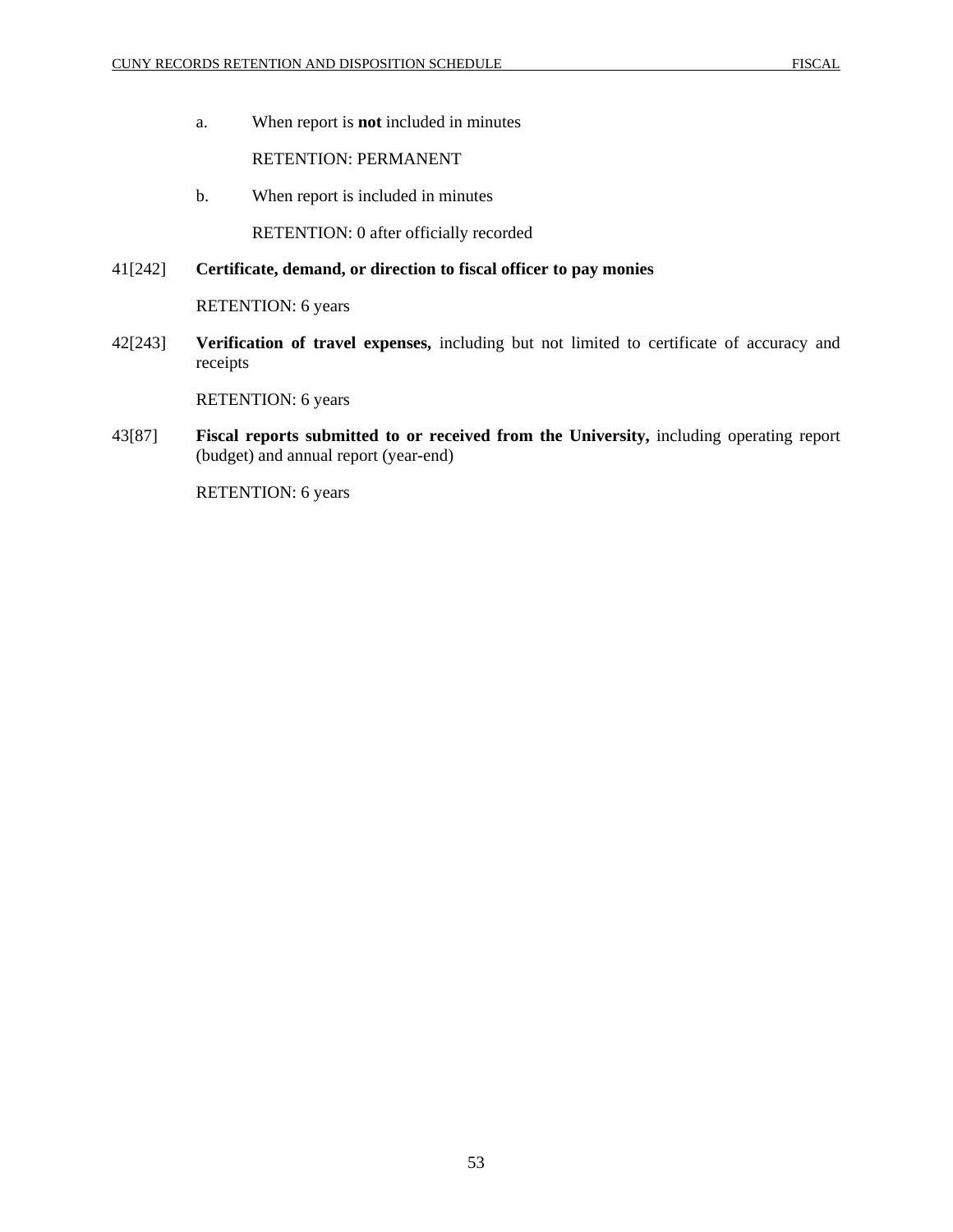a. When report is **not** included in minutes

RETENTION: PERMANENT

b. When report is included in minutes

RETENTION: 0 after officially recorded

41[242] **Certificate, demand, or direction to fiscal officer to pay monies**

RETENTION: 6 years

42[243] **Verification of travel expenses,** including but not limited to certificate of accuracy and receipts

RETENTION: 6 years

43[87] **Fiscal reports submitted to or received from the University,** including operating report (budget) and annual report (year-end)

RETENTION: 6 years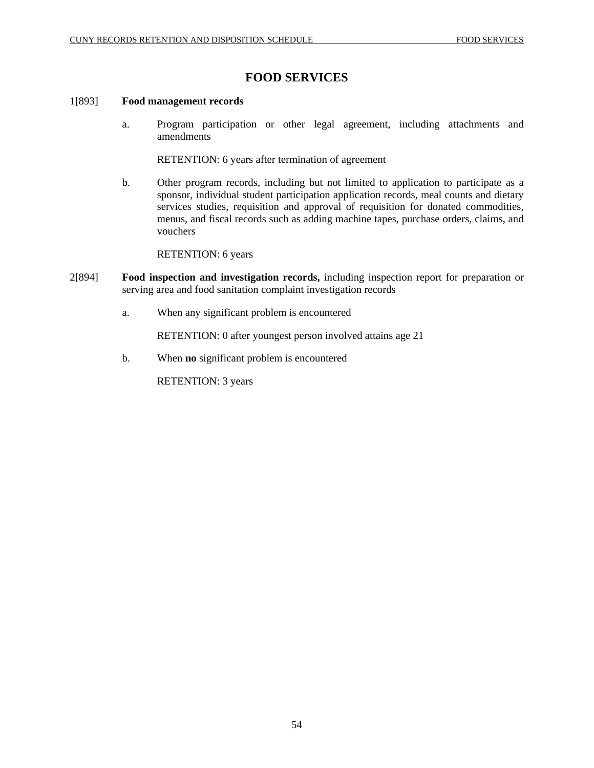# FOOD SERVICES

1[893] **Food management records**

a. Program participation or other legal agreement, including attachments and amendments

RETENTION: 6 years after termination of agreement

b. Other program records, including but not limited to application to participate as a sponsor, individual student participation application records, meal counts and dietary services studies, requisition and approval of requisition for donated commodities, menus, and fiscal records such as adding machine tapes, purchase orders, claims, and vouchers

RETENTION: 6 years

2[894] **Food inspection and investigation records,** including inspection report for preparation or serving area and food sanitation complaint investigation records

a. When any significant problem is encountered

RETENTION: 0 after youngest person involved attains age 21

b. When **no** significant problem is encountered

RETENTION: 3 years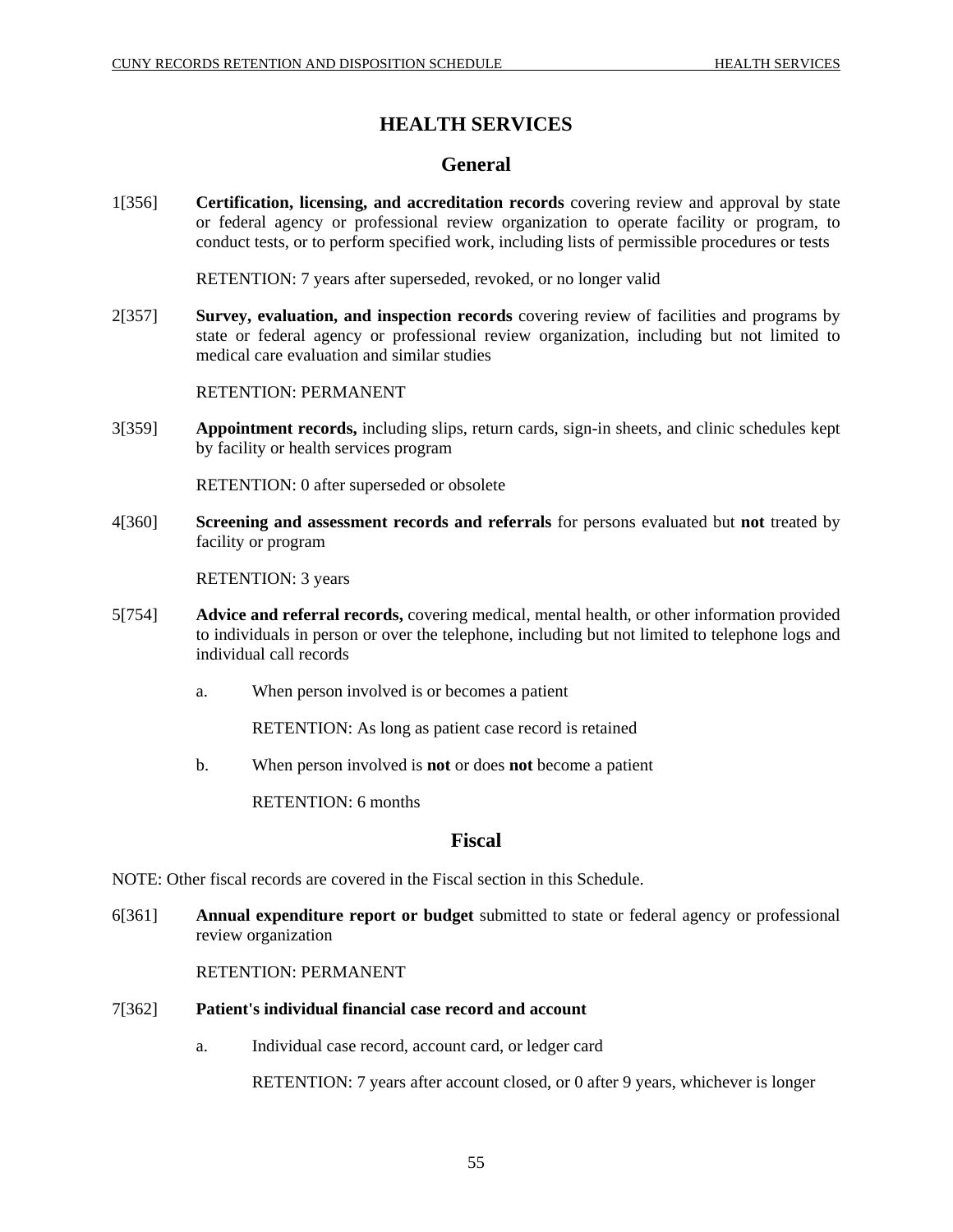# HEALTH SERVICES

## General

1[356] **Certification, licensing, and accreditation records** covering review and approval by state or federal agency or professional review organization to operate facility or program, to conduct tests, or to perform specified work, including lists of permissible procedures or tests

RETENTION: 7 years after superseded, revoked, or no longer valid

2[357] **Survey, evaluation, and inspection records** covering review of facilities and programs by state or federal agency or professional review organization, including but not limited to medical care evaluation and similar studies

RETENTION: PERMANENT

3[359] **Appointment records,** including slips, return cards, sign-in sheets, and clinic schedules kept by facility or health services program

RETENTION: 0 after superseded or obsolete

4[360] **Screening and assessment records and referrals** for persons evaluated but **not** treated by facility or program

RETENTION: 3 years

5[754] **Advice and referral records,** covering medical, mental health, or other information provided to individuals in person or over the telephone, including but not limited to telephone logs and individual call records

a. When person involved is or becomes a patient

RETENTION: As long as patient case record is retained

b. When person involved is **not** or does **not** become a patient

RETENTION: 6 months

## Fiscal

NOTE: Other fiscal records are covered in the Fiscal section in this Schedule.

6[361] **Annual expenditure report or budget** submitted to state or federal agency or professional review organization

RETENTION: PERMANENT

7[362] **Patient's individual financial case record and account**

a. Individual case record, account card, or ledger card

RETENTION: 7 years after account closed, or 0 after 9 years, whichever is longer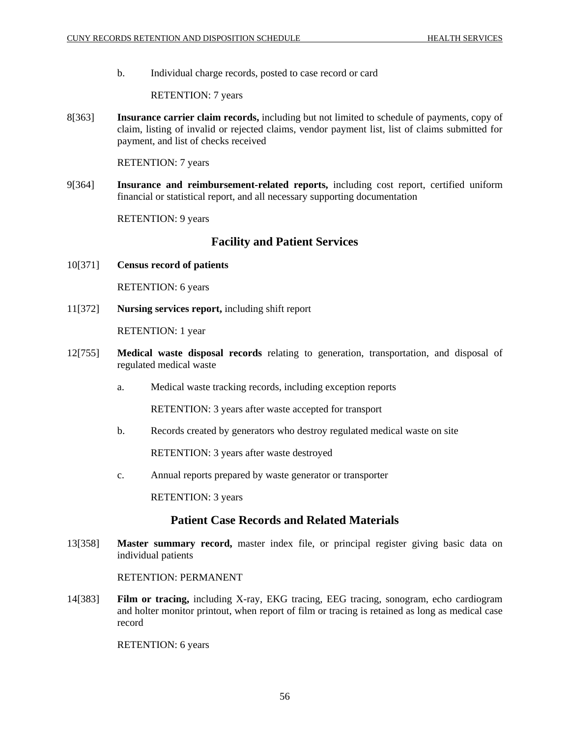b. Individual charge records, posted to case record or card

RETENTION: 7 years

8[363] **Insurance carrier claim records,** including but not limited to schedule of payments, copy of claim, listing of invalid or rejected claims, vendor payment list, list of claims submitted for payment, and list of checks received

RETENTION: 7 years

9[364] **Insurance and reimbursement-related reports,** including cost report, certified uniform financial or statistical report, and all necessary supporting documentation

RETENTION: 9 years

## Facility and Patient Services

10[371] **Census record of patients**

RETENTION: 6 years

11[372] **Nursing services report,** including shift report

RETENTION: 1 year

12[755] **Medical waste disposal records** relating to generation, transportation, and disposal of regulated medical waste

a. Medical waste tracking records, including exception reports

RETENTION: 3 years after waste accepted for transport

b. Records created by generators who destroy regulated medical waste on site

RETENTION: 3 years after waste destroyed

c. Annual reports prepared by waste generator or transporter

RETENTION: 3 years

## Patient Case Records and Related Materials

13[358] **Master summary record,** master index file, or principal register giving basic data on individual patients

RETENTION: PERMANENT

14[383] **Film or tracing,** including X-ray, EKG tracing, EEG tracing, sonogram, echo cardiogram and holter monitor printout, when report of film or tracing is retained as long as medical case record

RETENTION: 6 years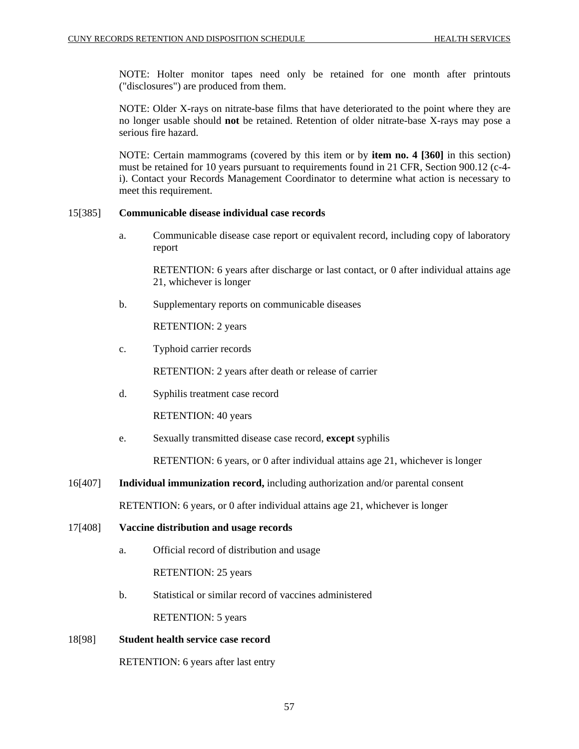NOTE: Holter monitor tapes need only be retained for one month after printouts ("disclosures") are produced from them.

NOTE: Older X-rays on nitrate-base films that have deteriorated to the point where they are no longer usable should **not** be retained. Retention of older nitrate-base X-rays may pose a serious fire hazard.

NOTE: Certain mammograms (covered by this item or by **item no. 4 [360]** in this section) must be retained for 10 years pursuant to requirements found in 21 CFR, Section 900.12 (c-4-i). Contact your Records Management Coordinator to determine what action is necessary to meet this requirement.

15[385] **Communicable disease individual case records**

a. Communicable disease case report or equivalent record, including copy of laboratory report

RETENTION: 6 years after discharge or last contact, or 0 after individual attains age 21, whichever is longer

b. Supplementary reports on communicable diseases

RETENTION: 2 years

c. Typhoid carrier records

RETENTION: 2 years after death or release of carrier

d. Syphilis treatment case record

RETENTION: 40 years

e. Sexually transmitted disease case record, **except** syphilis

RETENTION: 6 years, or 0 after individual attains age 21, whichever is longer

16[407] **Individual immunization record,** including authorization and/or parental consent

RETENTION: 6 years, or 0 after individual attains age 21, whichever is longer

17[408] **Vaccine distribution and usage records**

a. Official record of distribution and usage

RETENTION: 25 years

b. Statistical or similar record of vaccines administered

RETENTION: 5 years

18[98] **Student health service case record**

RETENTION: 6 years after last entry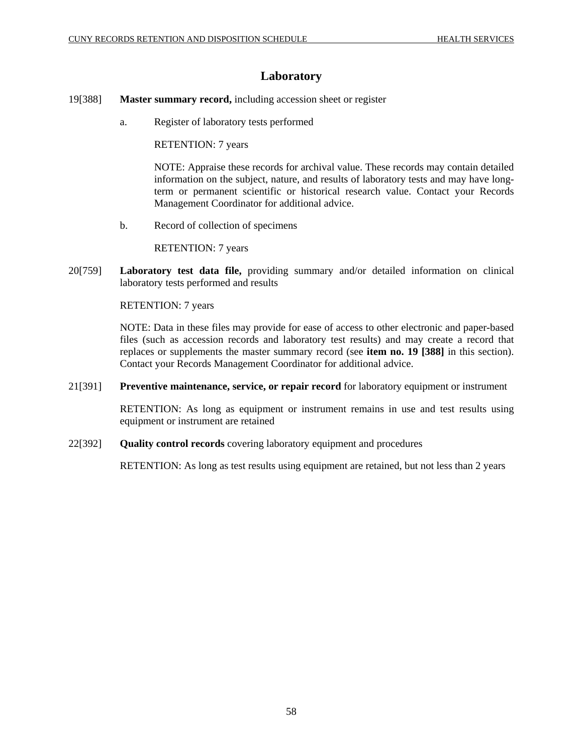## Laboratory

19[388] **Master summary record,** including accession sheet or register

a. Register of laboratory tests performed

RETENTION: 7 years

NOTE: Appraise these records for archival value. These records may contain detailed information on the subject, nature, and results of laboratory tests and may have long-term or permanent scientific or historical research value. Contact your Records Management Coordinator for additional advice.

b. Record of collection of specimens

RETENTION: 7 years

20[759] **Laboratory test data file,** providing summary and/or detailed information on clinical laboratory tests performed and results

RETENTION: 7 years

NOTE: Data in these files may provide for ease of access to other electronic and paper-based files (such as accession records and laboratory test results) and may create a record that replaces or supplements the master summary record (see **item no. 19 [388]** in this section). Contact your Records Management Coordinator for additional advice.

21[391] **Preventive maintenance, service, or repair record** for laboratory equipment or instrument

RETENTION: As long as equipment or instrument remains in use and test results using equipment or instrument are retained

22[392] **Quality control records** covering laboratory equipment and procedures

RETENTION: As long as test results using equipment are retained, but not less than 2 years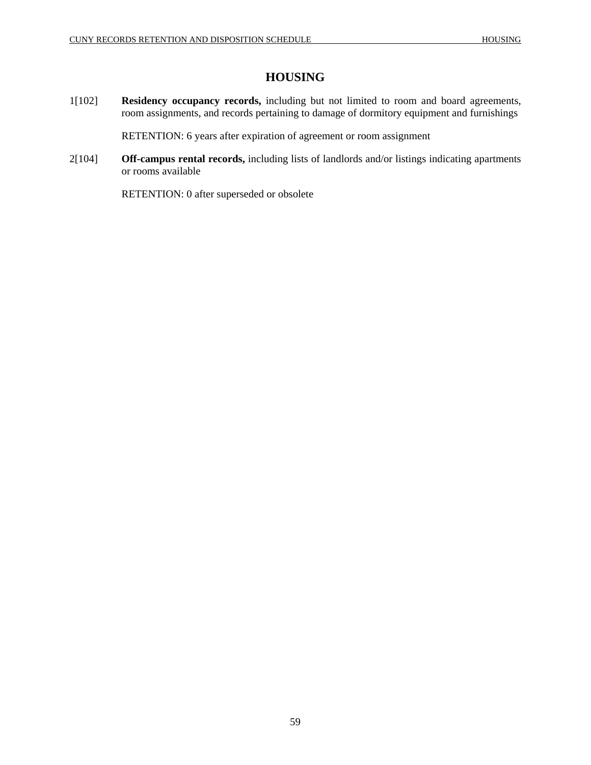# HOUSING

1[102] **Residency occupancy records,** including but not limited to room and board agreements, room assignments, and records pertaining to damage of dormitory equipment and furnishings

RETENTION: 6 years after expiration of agreement or room assignment

2[104] **Off-campus rental records,** including lists of landlords and/or listings indicating apartments or rooms available

RETENTION: 0 after superseded or obsolete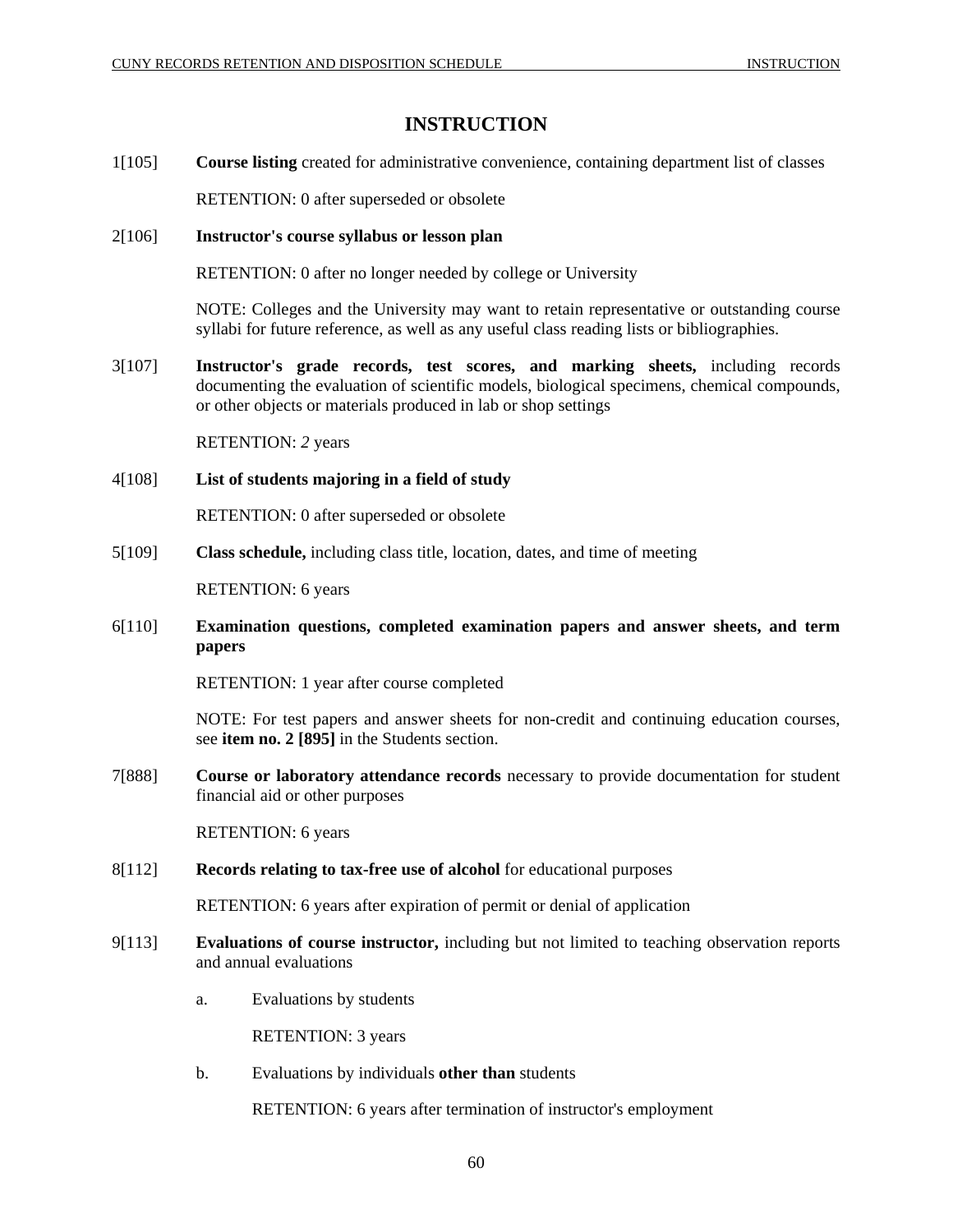# INSTRUCTION

1[105] **Course listing** created for administrative convenience, containing department list of classes

RETENTION: 0 after superseded or obsolete

2[106] **Instructor's course syllabus or lesson plan**

RETENTION: 0 after no longer needed by college or University

NOTE: Colleges and the University may want to retain representative or outstanding course syllabi for future reference, as well as any useful class reading lists or bibliographies.

3[107] **Instructor's grade records, test scores, and marking sheets,** including records documenting the evaluation of scientific models, biological specimens, chemical compounds, or other objects or materials produced in lab or shop settings

RETENTION: *2* years

4[108] **List of students majoring in a field of study**

RETENTION: 0 after superseded or obsolete

5[109] **Class schedule,** including class title, location, dates, and time of meeting

RETENTION: 6 years

6[110] **Examination questions, completed examination papers and answer sheets, and term papers**

RETENTION: 1 year after course completed

NOTE: For test papers and answer sheets for non-credit and continuing education courses, see **item no. 2 [895]** in the Students section.

7[888] **Course or laboratory attendance records** necessary to provide documentation for student financial aid or other purposes

RETENTION: 6 years

8[112] **Records relating to tax-free use of alcohol** for educational purposes

RETENTION: 6 years after expiration of permit or denial of application

9[113] **Evaluations of course instructor,** including but not limited to teaching observation reports and annual evaluations

a. Evaluations by students

   RETENTION: 3 years

b. Evaluations by individuals **other than** students

   RETENTION: 6 years after termination of instructor's employment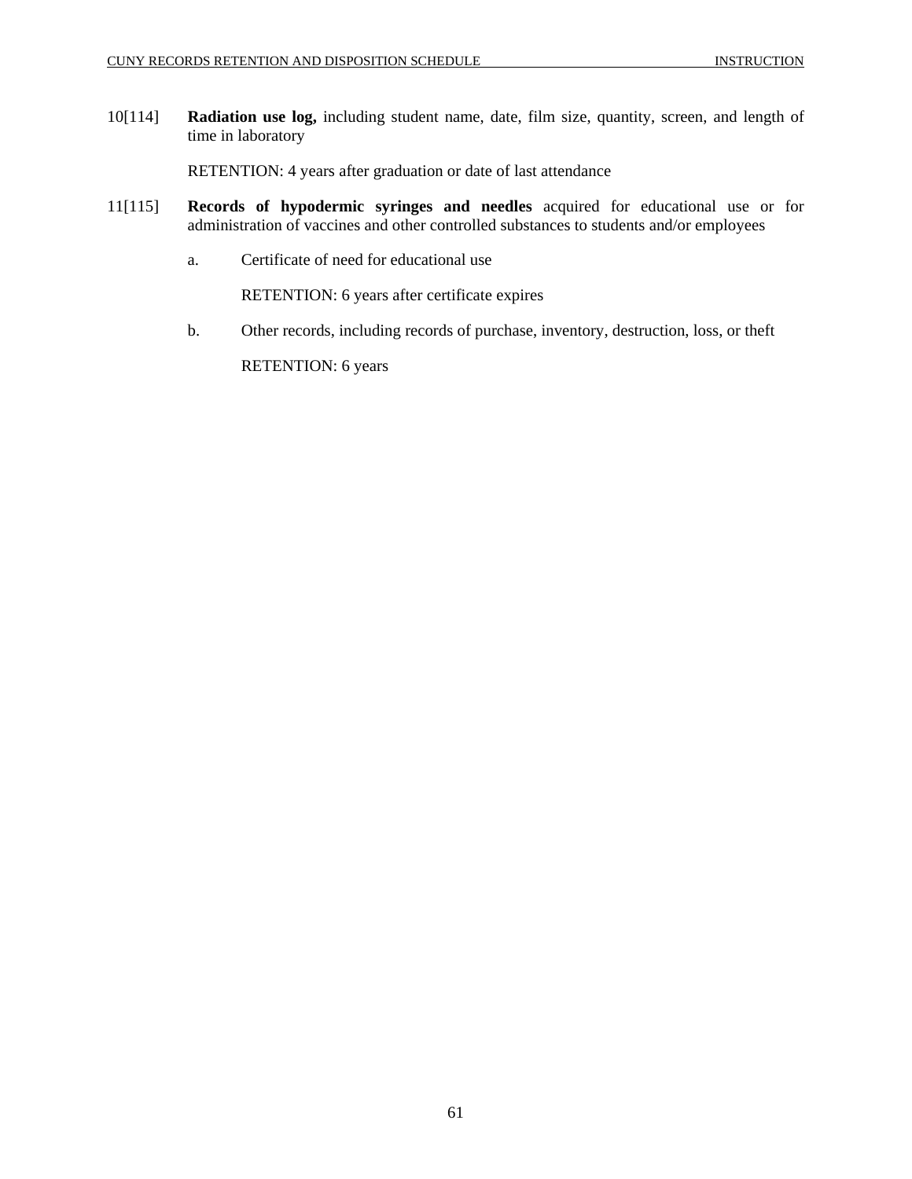10[114] **Radiation use log,** including student name, date, film size, quantity, screen, and length of time in laboratory

RETENTION: 4 years after graduation or date of last attendance

11[115] **Records of hypodermic syringes and needles** acquired for educational use or for administration of vaccines and other controlled substances to students and/or employees

a. Certificate of need for educational use

RETENTION: 6 years after certificate expires

b. Other records, including records of purchase, inventory, destruction, loss, or theft

RETENTION: 6 years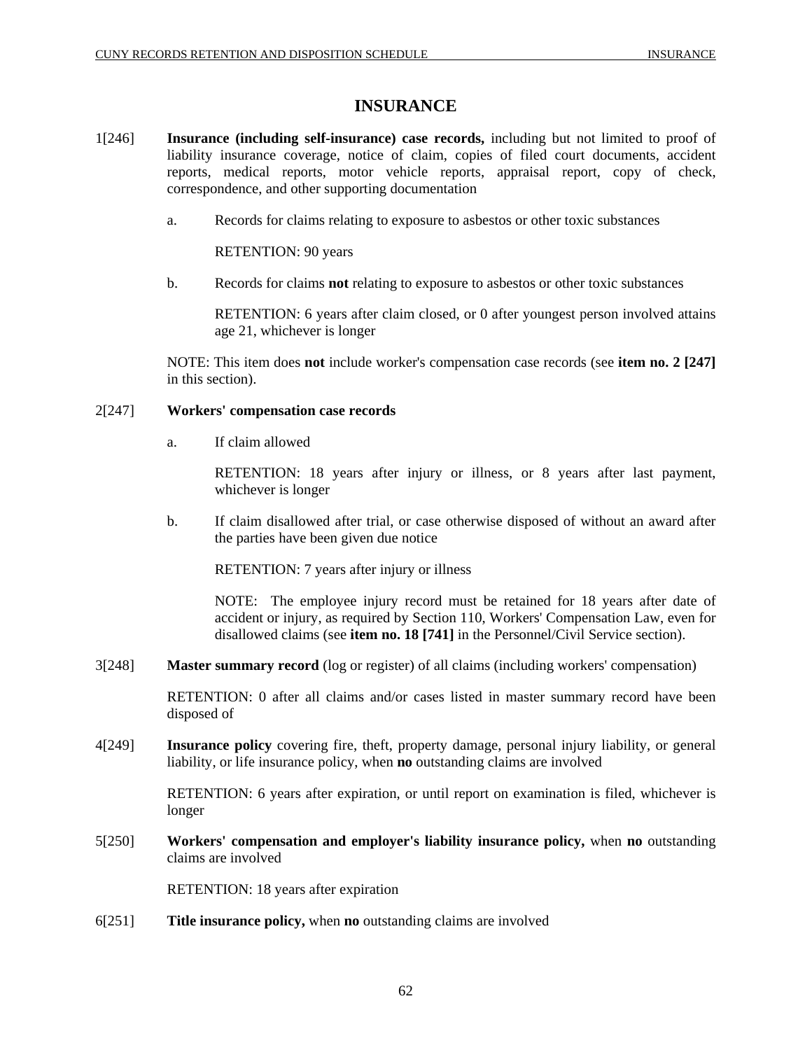# INSURANCE

1[246] **Insurance (including self-insurance) case records,** including but not limited to proof of liability insurance coverage, notice of claim, copies of filed court documents, accident reports, medical reports, motor vehicle reports, appraisal report, copy of check, correspondence, and other supporting documentation

a. Records for claims relating to exposure to asbestos or other toxic substances

RETENTION: 90 years

b. Records for claims **not** relating to exposure to asbestos or other toxic substances

RETENTION: 6 years after claim closed, or 0 after youngest person involved attains age 21, whichever is longer

NOTE: This item does **not** include worker's compensation case records (see **item no. 2 [247]** in this section).

2[247] **Workers' compensation case records**

a. If claim allowed

RETENTION: 18 years after injury or illness, or 8 years after last payment, whichever is longer

b. If claim disallowed after trial, or case otherwise disposed of without an award after the parties have been given due notice

RETENTION: 7 years after injury or illness

NOTE: The employee injury record must be retained for 18 years after date of accident or injury, as required by Section 110, Workers' Compensation Law, even for disallowed claims (see **item no. 18 [741]** in the Personnel/Civil Service section).

3[248] **Master summary record** (log or register) of all claims (including workers' compensation)

RETENTION: 0 after all claims and/or cases listed in master summary record have been disposed of

4[249] **Insurance policy** covering fire, theft, property damage, personal injury liability, or general liability, or life insurance policy, when **no** outstanding claims are involved

RETENTION: 6 years after expiration, or until report on examination is filed, whichever is longer

5[250] **Workers' compensation and employer's liability insurance policy,** when **no** outstanding claims are involved

RETENTION: 18 years after expiration

6[251] **Title insurance policy,** when **no** outstanding claims are involved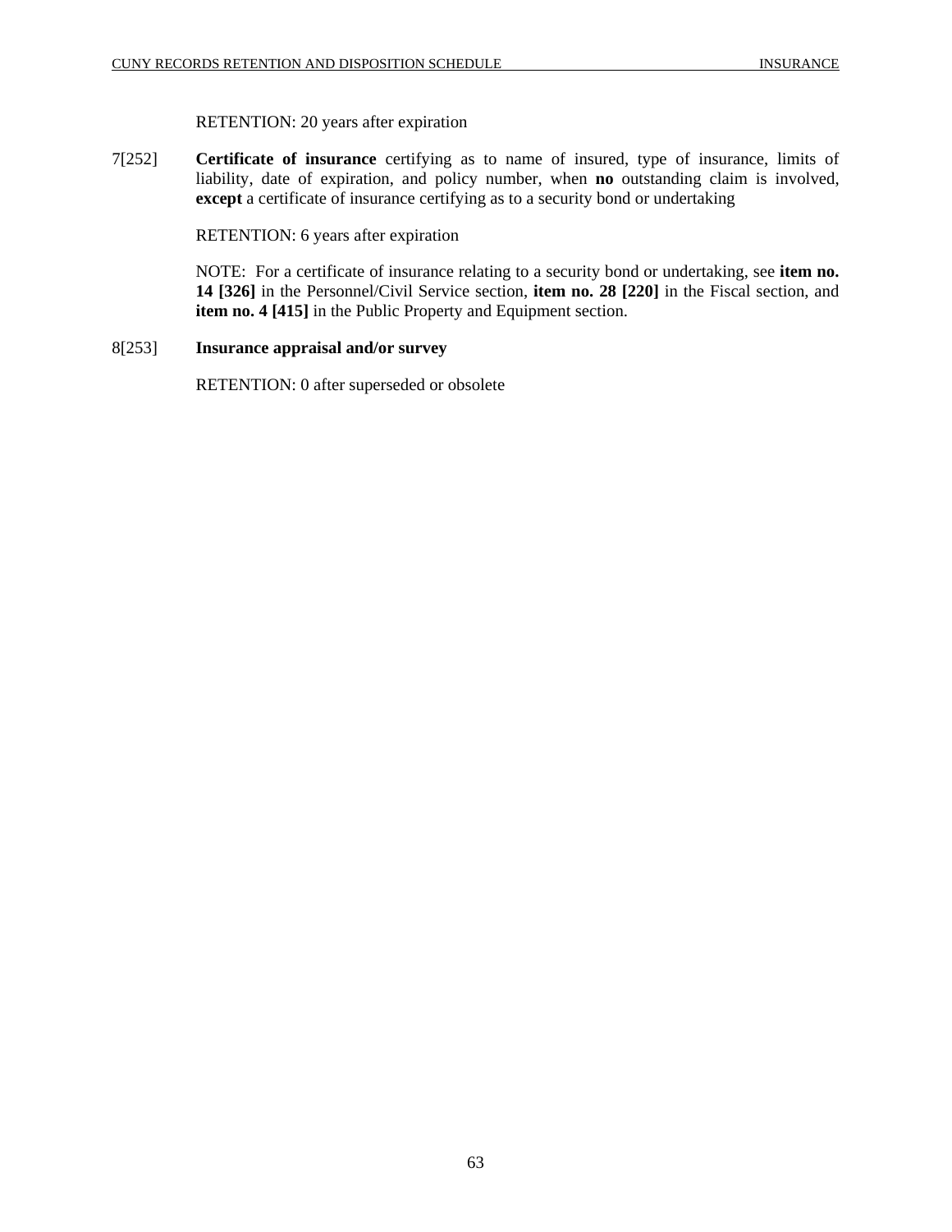RETENTION: 20 years after expiration

7[252] **Certificate of insurance** certifying as to name of insured, type of insurance, limits of liability, date of expiration, and policy number, when **no** outstanding claim is involved, **except** a certificate of insurance certifying as to a security bond or undertaking

RETENTION: 6 years after expiration

NOTE: For a certificate of insurance relating to a security bond or undertaking, see **item no. 14 [326]** in the Personnel/Civil Service section, **item no. 28 [220]** in the Fiscal section, and **item no. 4 [415]** in the Public Property and Equipment section.

8[253] **Insurance appraisal and/or survey**

RETENTION: 0 after superseded or obsolete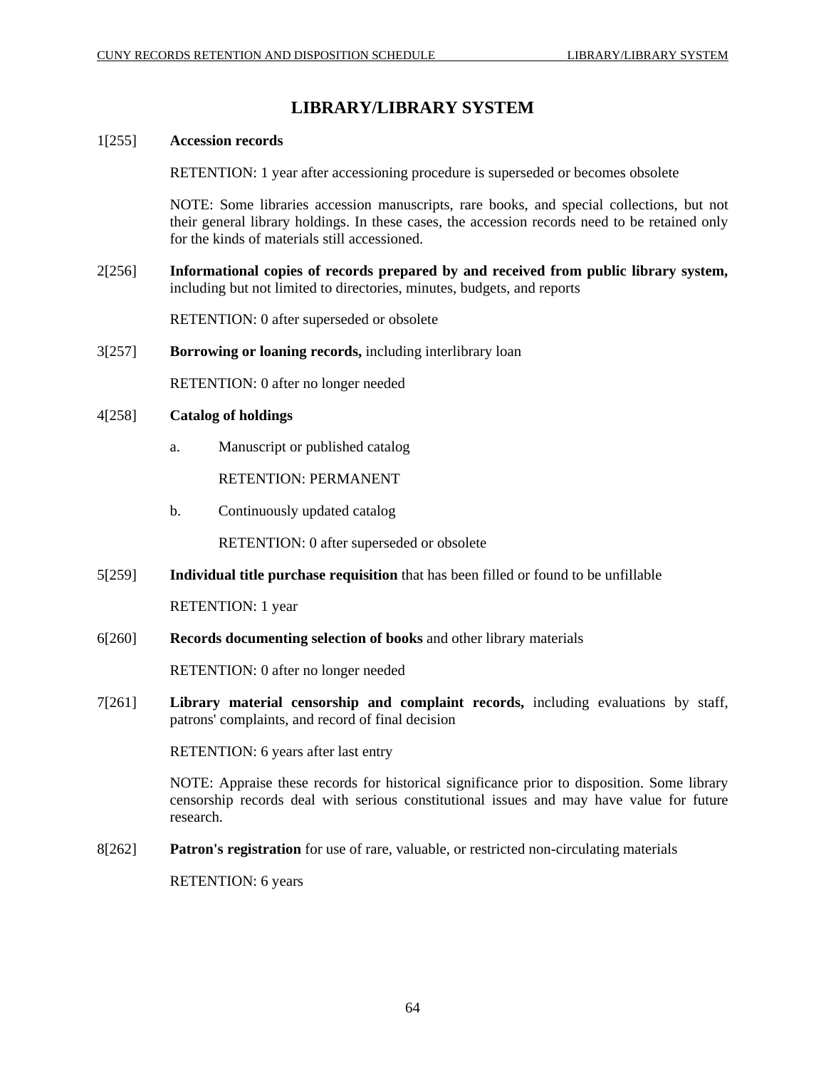# LIBRARY/LIBRARY SYSTEM

1[255] **Accession records**

RETENTION: 1 year after accessioning procedure is superseded or becomes obsolete

NOTE: Some libraries accession manuscripts, rare books, and special collections, but not their general library holdings. In these cases, the accession records need to be retained only for the kinds of materials still accessioned.

2[256] **Informational copies of records prepared by and received from public library system,** including but not limited to directories, minutes, budgets, and reports

RETENTION: 0 after superseded or obsolete

3[257] **Borrowing or loaning records,** including interlibrary loan

RETENTION: 0 after no longer needed

4[258] **Catalog of holdings**

a. Manuscript or published catalog

RETENTION: PERMANENT

b. Continuously updated catalog

RETENTION: 0 after superseded or obsolete

5[259] **Individual title purchase requisition** that has been filled or found to be unfillable

RETENTION: 1 year

6[260] **Records documenting selection of books** and other library materials

RETENTION: 0 after no longer needed

7[261] **Library material censorship and complaint records,** including evaluations by staff, patrons' complaints, and record of final decision

RETENTION: 6 years after last entry

NOTE: Appraise these records for historical significance prior to disposition. Some library censorship records deal with serious constitutional issues and may have value for future research.

8[262] **Patron's registration** for use of rare, valuable, or restricted non-circulating materials

RETENTION: 6 years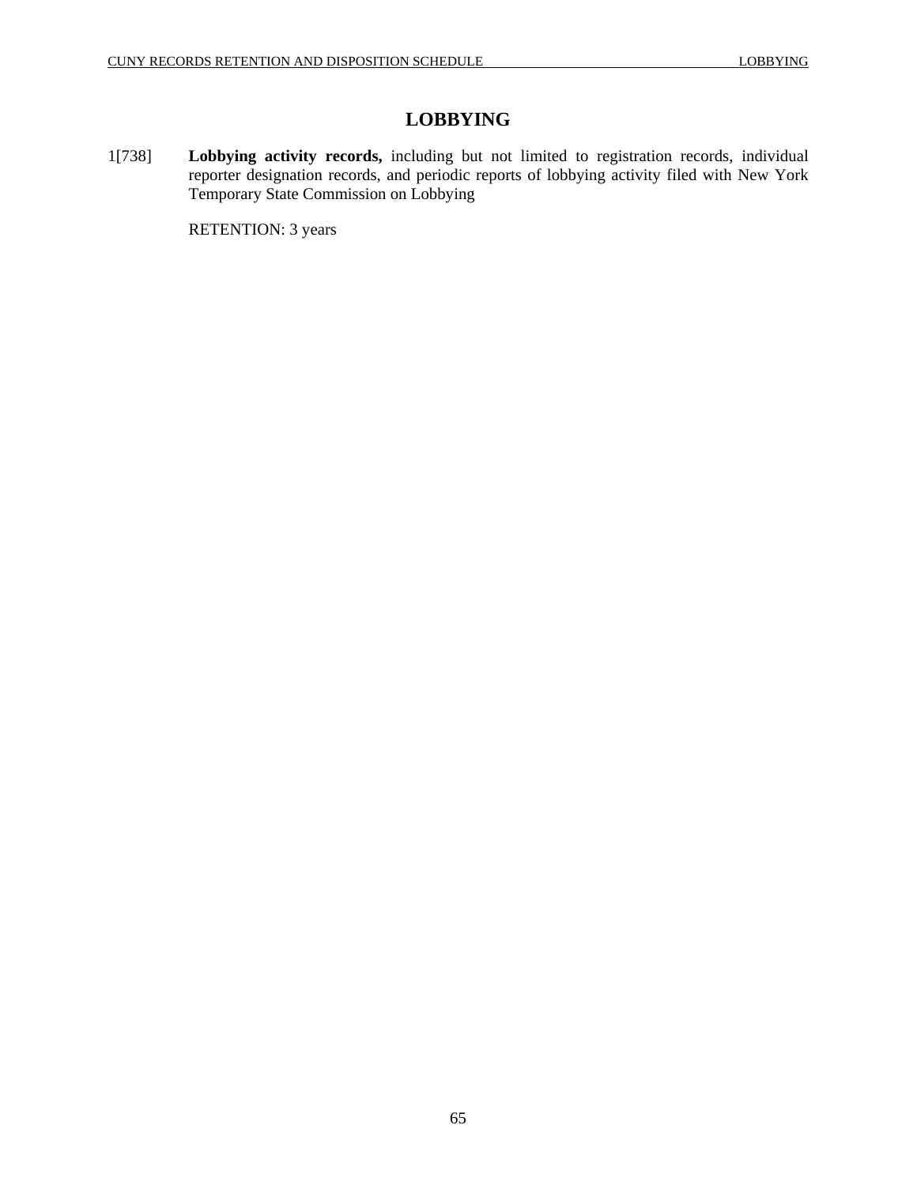# LOBBYING

1[738] **Lobbying activity records,** including but not limited to registration records, individual reporter designation records, and periodic reports of lobbying activity filed with New York Temporary State Commission on Lobbying

RETENTION: 3 years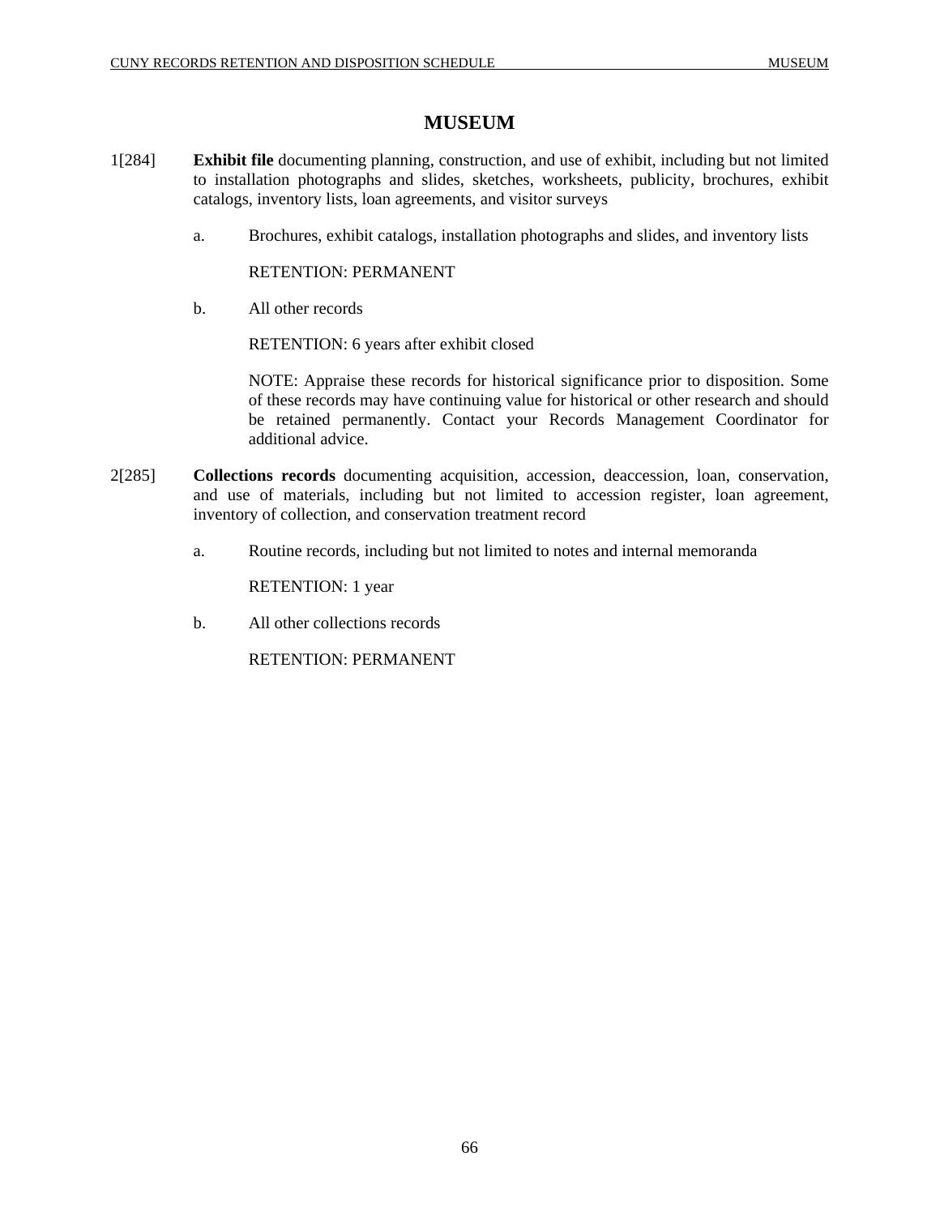# MUSEUM

1[284] **Exhibit file** documenting planning, construction, and use of exhibit, including but not limited to installation photographs and slides, sketches, worksheets, publicity, brochures, exhibit catalogs, inventory lists, loan agreements, and visitor surveys

a. Brochures, exhibit catalogs, installation photographs and slides, and inventory lists

RETENTION: PERMANENT

b. All other records

RETENTION: 6 years after exhibit closed

NOTE: Appraise these records for historical significance prior to disposition. Some of these records may have continuing value for historical or other research and should be retained permanently. Contact your Records Management Coordinator for additional advice.

2[285] **Collections records** documenting acquisition, accession, deaccession, loan, conservation, and use of materials, including but not limited to accession register, loan agreement, inventory of collection, and conservation treatment record

a. Routine records, including but not limited to notes and internal memoranda

RETENTION: 1 year

b. All other collections records

RETENTION: PERMANENT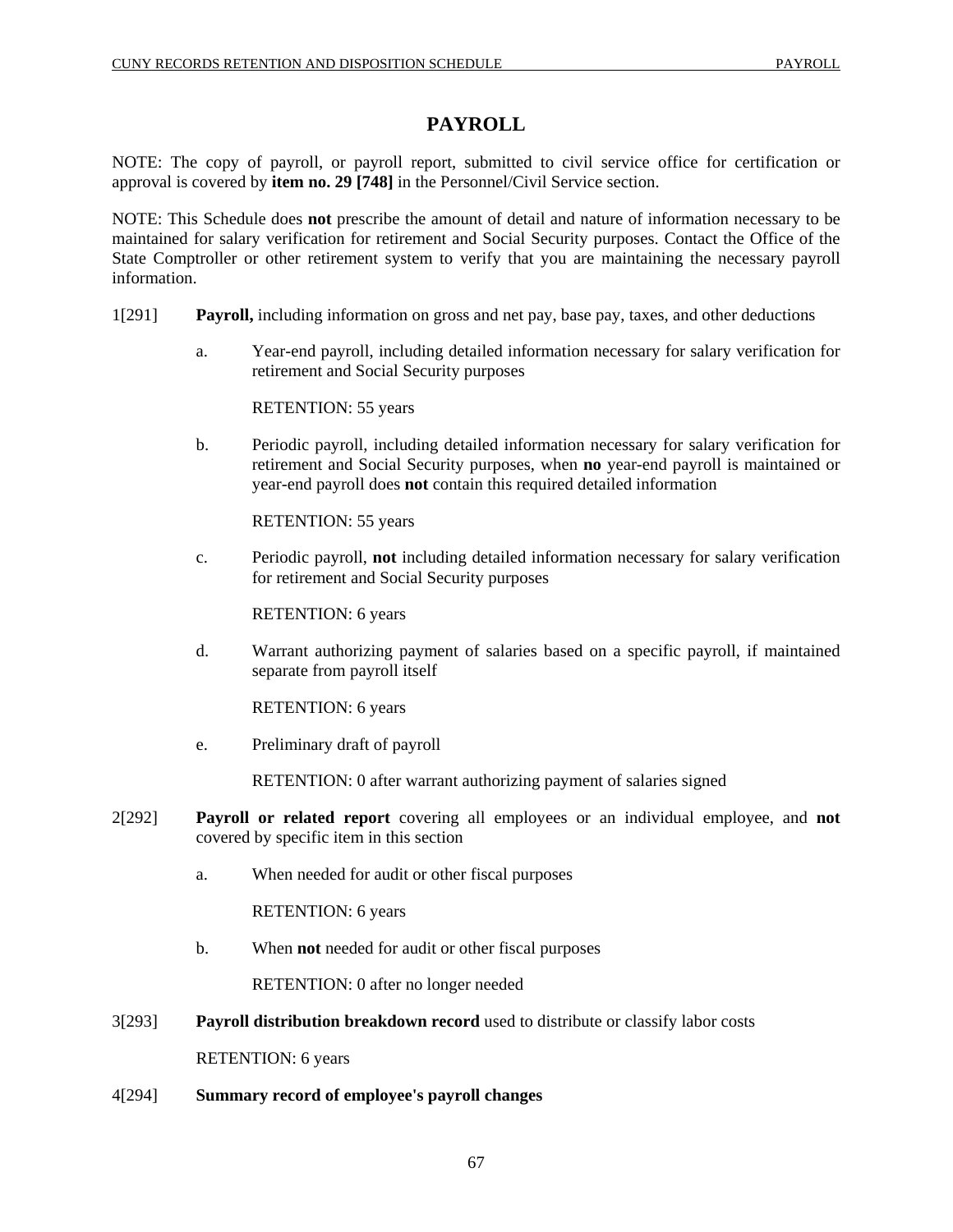# PAYROLL

NOTE: The copy of payroll, or payroll report, submitted to civil service office for certification or approval is covered by **item no. 29 [748]** in the Personnel/Civil Service section.

NOTE: This Schedule does **not** prescribe the amount of detail and nature of information necessary to be maintained for salary verification for retirement and Social Security purposes. Contact the Office of the State Comptroller or other retirement system to verify that you are maintaining the necessary payroll information.

1[291] **Payroll,** including information on gross and net pay, base pay, taxes, and other deductions

a. Year-end payroll, including detailed information necessary for salary verification for retirement and Social Security purposes

RETENTION: 55 years

b. Periodic payroll, including detailed information necessary for salary verification for retirement and Social Security purposes, when **no** year-end payroll is maintained or year-end payroll does **not** contain this required detailed information

RETENTION: 55 years

c. Periodic payroll, **not** including detailed information necessary for salary verification for retirement and Social Security purposes

RETENTION: 6 years

d. Warrant authorizing payment of salaries based on a specific payroll, if maintained separate from payroll itself

RETENTION: 6 years

e. Preliminary draft of payroll

RETENTION: 0 after warrant authorizing payment of salaries signed

2[292] **Payroll or related report** covering all employees or an individual employee, and **not** covered by specific item in this section

a. When needed for audit or other fiscal purposes

RETENTION: 6 years

b. When **not** needed for audit or other fiscal purposes

RETENTION: 0 after no longer needed

3[293] **Payroll distribution breakdown record** used to distribute or classify labor costs

RETENTION: 6 years

4[294] **Summary record of employee's payroll changes**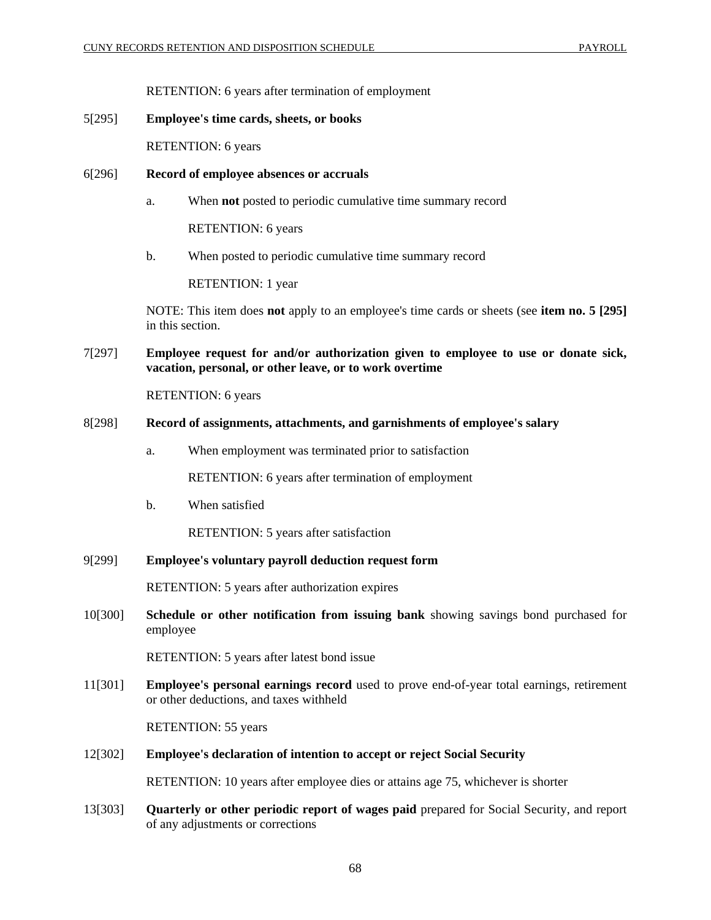RETENTION: 6 years after termination of employment

5[295] **Employee's time cards, sheets, or books**

RETENTION: 6 years

6[296] **Record of employee absences or accruals**

a. When **not** posted to periodic cumulative time summary record

RETENTION: 6 years

b. When posted to periodic cumulative time summary record

RETENTION: 1 year

NOTE: This item does **not** apply to an employee's time cards or sheets (see **item no. 5 [295]** in this section.

7[297] **Employee request for and/or authorization given to employee to use or donate sick, vacation, personal, or other leave, or to work overtime**

RETENTION: 6 years

8[298] **Record of assignments, attachments, and garnishments of employee's salary**

a. When employment was terminated prior to satisfaction

RETENTION: 6 years after termination of employment

b. When satisfied

RETENTION: 5 years after satisfaction

9[299] **Employee's voluntary payroll deduction request form**

RETENTION: 5 years after authorization expires

10[300] **Schedule or other notification from issuing bank** showing savings bond purchased for employee

RETENTION: 5 years after latest bond issue

11[301] **Employee's personal earnings record** used to prove end-of-year total earnings, retirement or other deductions, and taxes withheld

RETENTION: 55 years

12[302] **Employee's declaration of intention to accept or reject Social Security**

RETENTION: 10 years after employee dies or attains age 75, whichever is shorter

13[303] **Quarterly or other periodic report of wages paid** prepared for Social Security, and report of any adjustments or corrections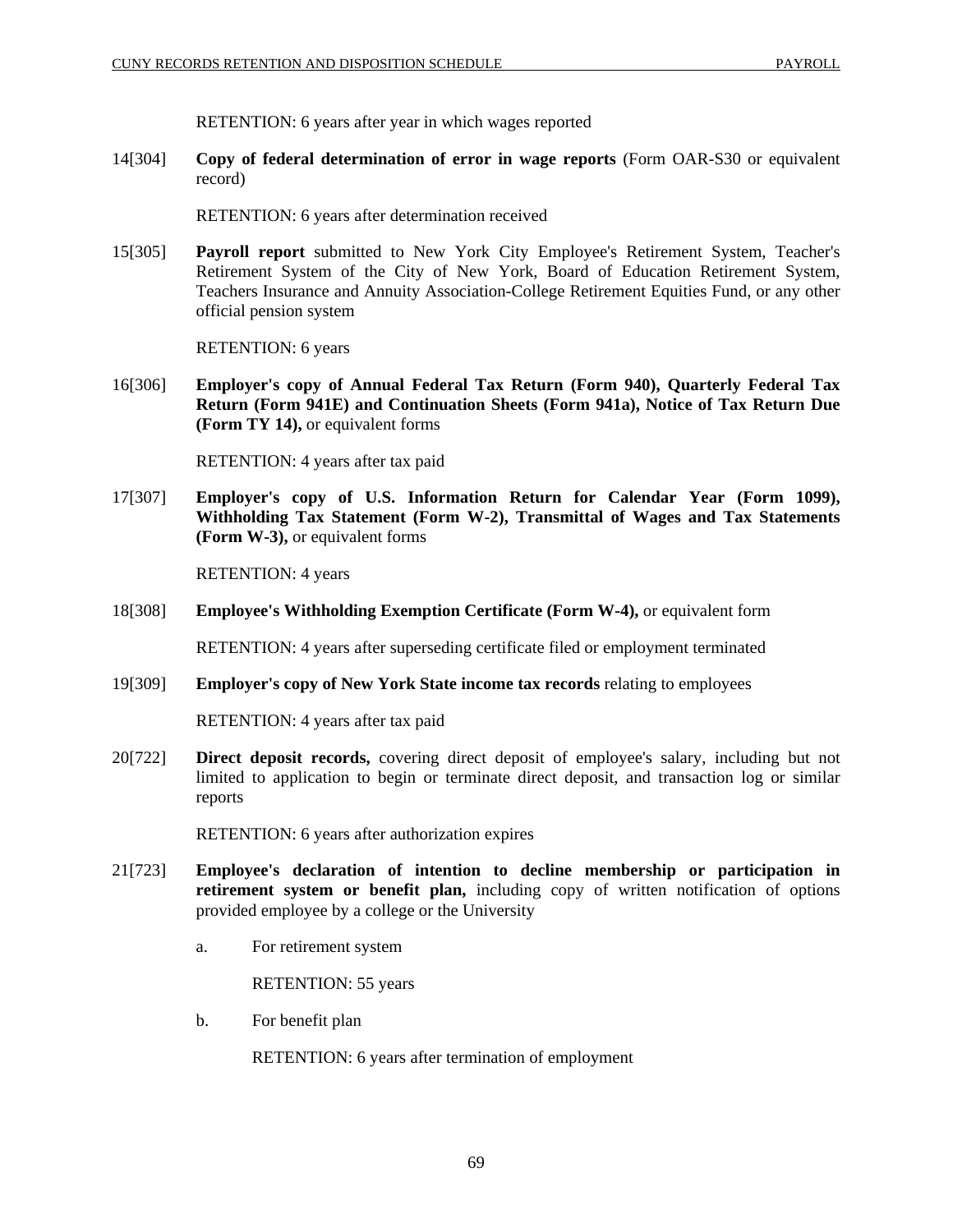RETENTION: 6 years after year in which wages reported

14[304] **Copy of federal determination of error in wage reports** (Form OAR-S30 or equivalent record)

RETENTION: 6 years after determination received

15[305] **Payroll report** submitted to New York City Employee's Retirement System, Teacher's Retirement System of the City of New York, Board of Education Retirement System, Teachers Insurance and Annuity Association-College Retirement Equities Fund, or any other official pension system

RETENTION: 6 years

16[306] **Employer's copy of Annual Federal Tax Return (Form 940), Quarterly Federal Tax Return (Form 941E) and Continuation Sheets (Form 941a), Notice of Tax Return Due (Form TY 14),** or equivalent forms

RETENTION: 4 years after tax paid

17[307] **Employer's copy of U.S. Information Return for Calendar Year (Form 1099), Withholding Tax Statement (Form W-2), Transmittal of Wages and Tax Statements (Form W-3),** or equivalent forms

RETENTION: 4 years

18[308] **Employee's Withholding Exemption Certificate (Form W-4),** or equivalent form

RETENTION: 4 years after superseding certificate filed or employment terminated

19[309] **Employer's copy of New York State income tax records** relating to employees

RETENTION: 4 years after tax paid

20[722] **Direct deposit records,** covering direct deposit of employee's salary, including but not limited to application to begin or terminate direct deposit, and transaction log or similar reports

RETENTION: 6 years after authorization expires

21[723] **Employee's declaration of intention to decline membership or participation in retirement system or benefit plan,** including copy of written notification of options provided employee by a college or the University

a. For retirement system

RETENTION: 55 years

b. For benefit plan

RETENTION: 6 years after termination of employment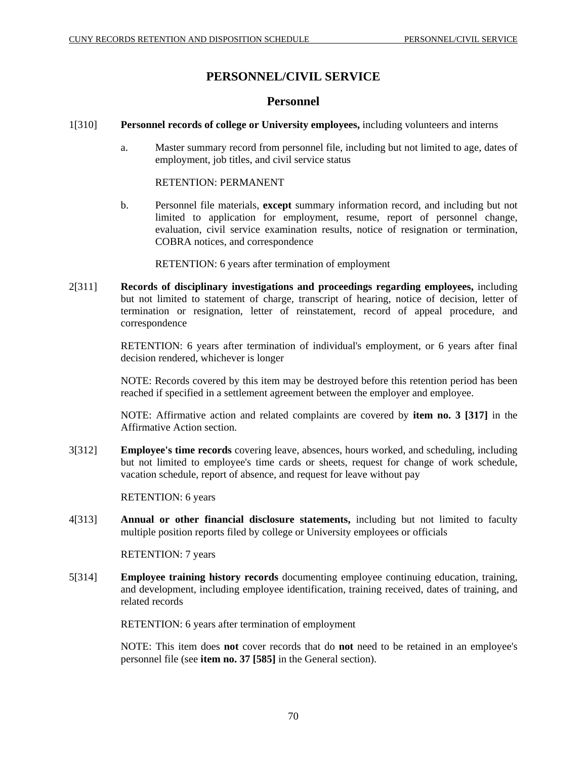# PERSONNEL/CIVIL SERVICE

## Personnel

1[310] **Personnel records of college or University employees,** including volunteers and interns

a. Master summary record from personnel file, including but not limited to age, dates of employment, job titles, and civil service status

RETENTION: PERMANENT

b. Personnel file materials, **except** summary information record, and including but not limited to application for employment, resume, report of personnel change, evaluation, civil service examination results, notice of resignation or termination, COBRA notices, and correspondence

RETENTION: 6 years after termination of employment

2[311] **Records of disciplinary investigations and proceedings regarding employees,** including but not limited to statement of charge, transcript of hearing, notice of decision, letter of termination or resignation, letter of reinstatement, record of appeal procedure, and correspondence

RETENTION: 6 years after termination of individual's employment, or 6 years after final decision rendered, whichever is longer

NOTE: Records covered by this item may be destroyed before this retention period has been reached if specified in a settlement agreement between the employer and employee.

NOTE: Affirmative action and related complaints are covered by **item no. 3 [317]** in the Affirmative Action section.

3[312] **Employee's time records** covering leave, absences, hours worked, and scheduling, including but not limited to employee's time cards or sheets, request for change of work schedule, vacation schedule, report of absence, and request for leave without pay

RETENTION: 6 years

4[313] **Annual or other financial disclosure statements,** including but not limited to faculty multiple position reports filed by college or University employees or officials

RETENTION: 7 years

5[314] **Employee training history records** documenting employee continuing education, training, and development, including employee identification, training received, dates of training, and related records

RETENTION: 6 years after termination of employment

NOTE: This item does **not** cover records that do **not** need to be retained in an employee's personnel file (see **item no. 37 [585]** in the General section).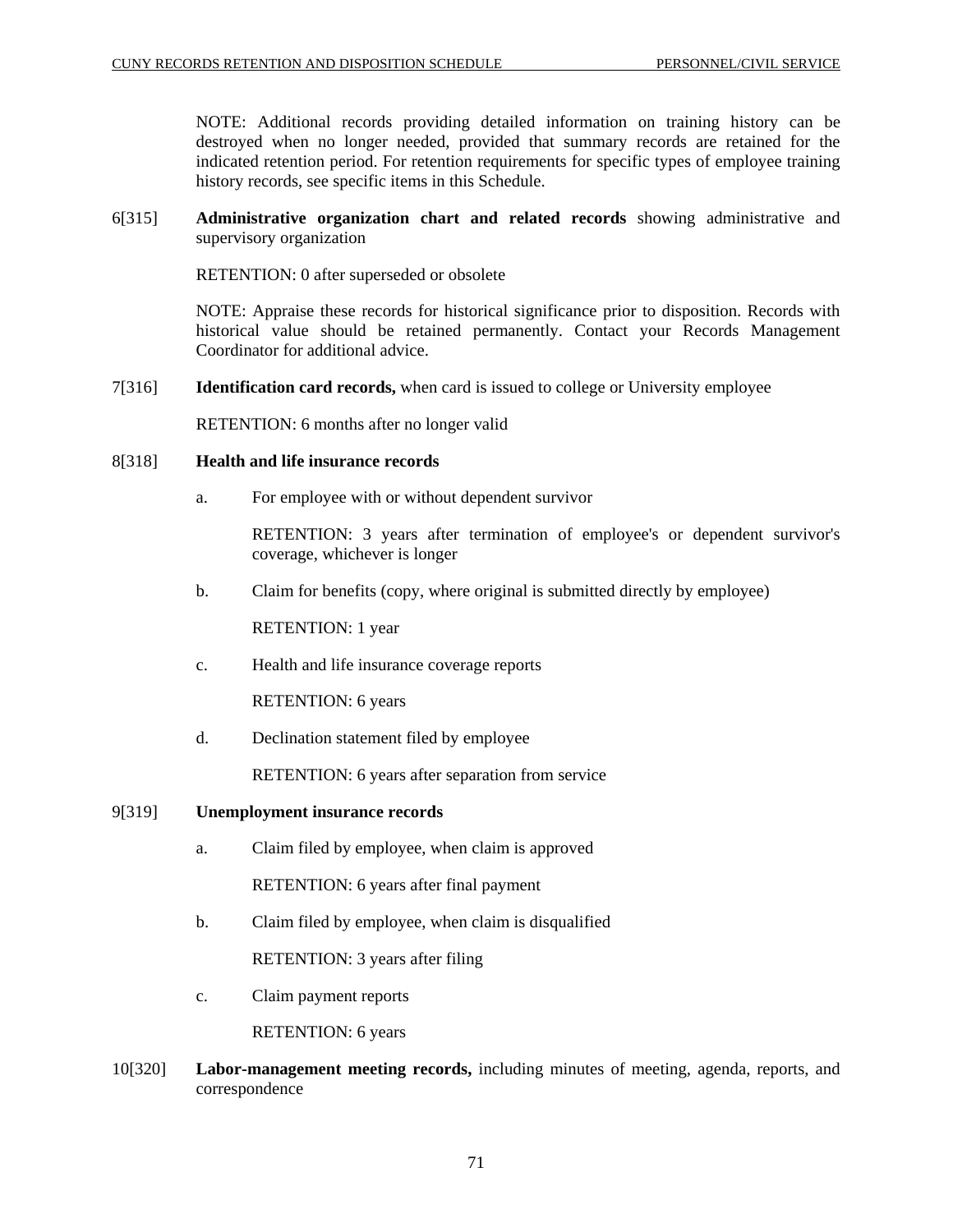NOTE: Additional records providing detailed information on training history can be destroyed when no longer needed, provided that summary records are retained for the indicated retention period. For retention requirements for specific types of employee training history records, see specific items in this Schedule.

6[315] **Administrative organization chart and related records** showing administrative and supervisory organization

RETENTION: 0 after superseded or obsolete

NOTE: Appraise these records for historical significance prior to disposition. Records with historical value should be retained permanently. Contact your Records Management Coordinator for additional advice.

7[316] **Identification card records,** when card is issued to college or University employee

RETENTION: 6 months after no longer valid

8[318] **Health and life insurance records**

a. For employee with or without dependent survivor

RETENTION: 3 years after termination of employee's or dependent survivor's coverage, whichever is longer

b. Claim for benefits (copy, where original is submitted directly by employee)

RETENTION: 1 year

c. Health and life insurance coverage reports

RETENTION: 6 years

d. Declination statement filed by employee

RETENTION: 6 years after separation from service

9[319] **Unemployment insurance records**

a. Claim filed by employee, when claim is approved

RETENTION: 6 years after final payment

b. Claim filed by employee, when claim is disqualified

RETENTION: 3 years after filing

c. Claim payment reports

RETENTION: 6 years

10[320] **Labor-management meeting records,** including minutes of meeting, agenda, reports, and correspondence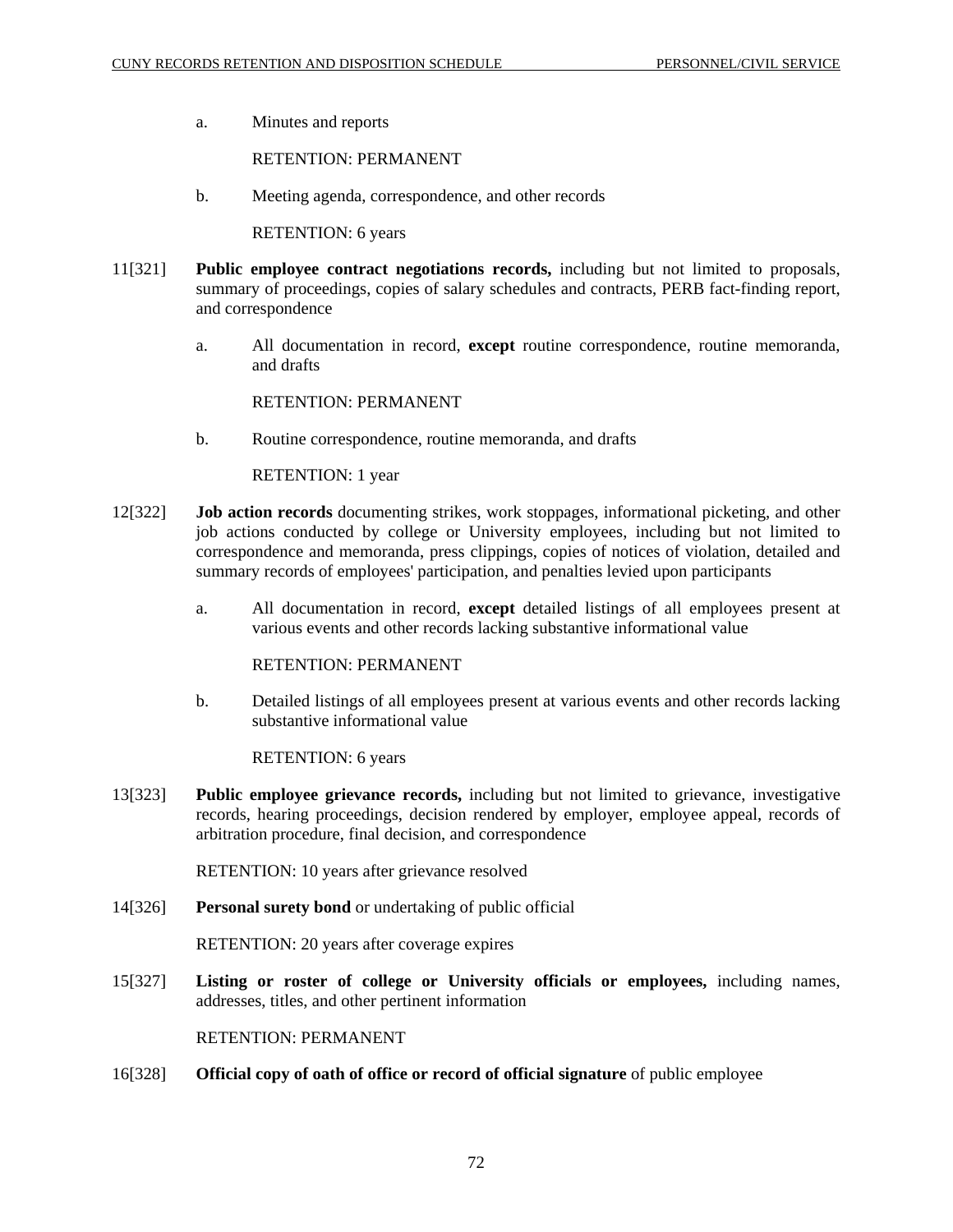a. Minutes and reports

RETENTION: PERMANENT

b. Meeting agenda, correspondence, and other records

RETENTION: 6 years

11[321] **Public employee contract negotiations records,** including but not limited to proposals, summary of proceedings, copies of salary schedules and contracts, PERB fact-finding report, and correspondence

a. All documentation in record, **except** routine correspondence, routine memoranda, and drafts

RETENTION: PERMANENT

b. Routine correspondence, routine memoranda, and drafts

RETENTION: 1 year

12[322] **Job action records** documenting strikes, work stoppages, informational picketing, and other job actions conducted by college or University employees, including but not limited to correspondence and memoranda, press clippings, copies of notices of violation, detailed and summary records of employees' participation, and penalties levied upon participants

a. All documentation in record, **except** detailed listings of all employees present at various events and other records lacking substantive informational value

RETENTION: PERMANENT

b. Detailed listings of all employees present at various events and other records lacking substantive informational value

RETENTION: 6 years

13[323] **Public employee grievance records,** including but not limited to grievance, investigative records, hearing proceedings, decision rendered by employer, employee appeal, records of arbitration procedure, final decision, and correspondence

RETENTION: 10 years after grievance resolved

14[326] **Personal surety bond** or undertaking of public official

RETENTION: 20 years after coverage expires

15[327] **Listing or roster of college or University officials or employees,** including names, addresses, titles, and other pertinent information

RETENTION: PERMANENT

16[328] **Official copy of oath of office or record of official signature** of public employee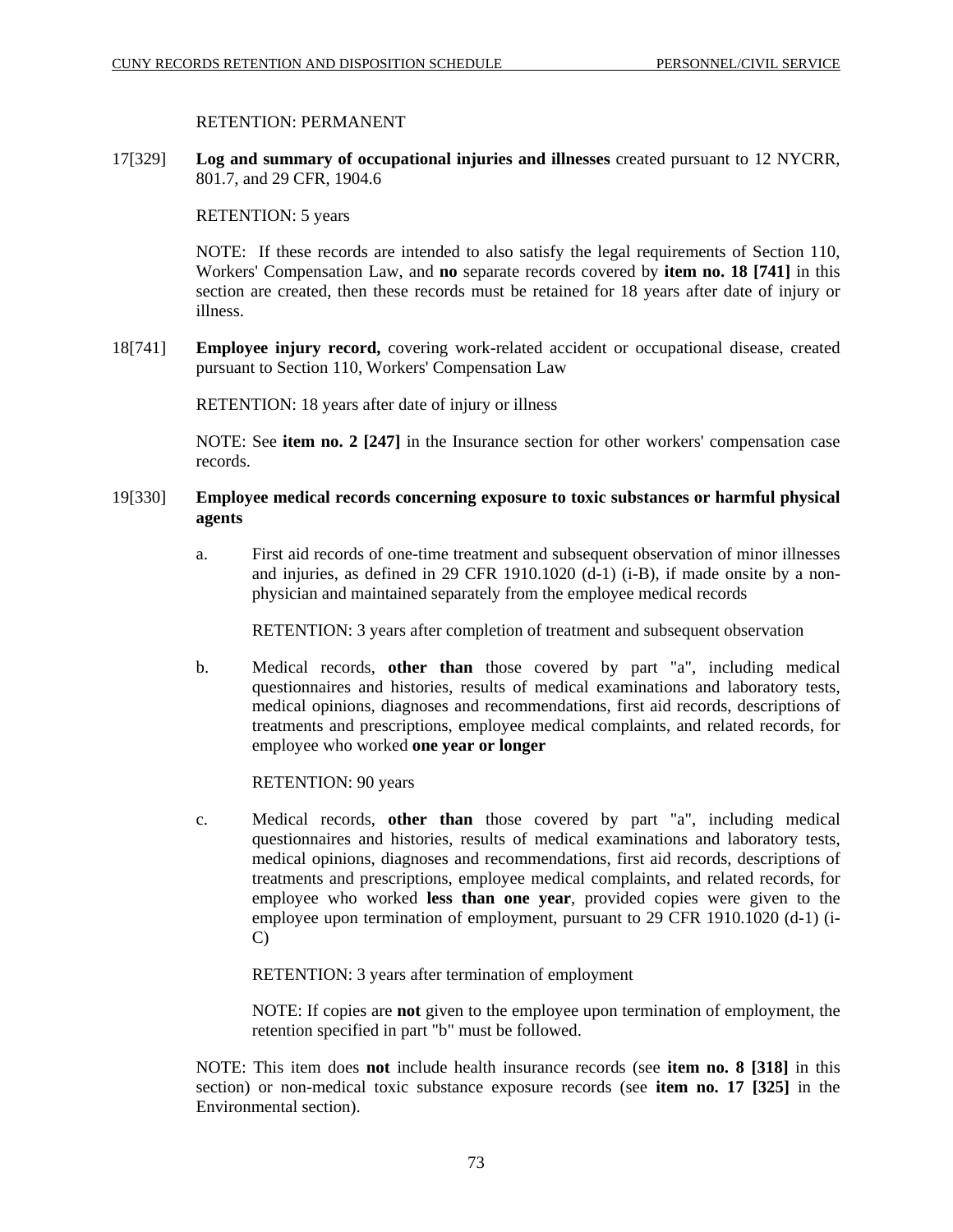RETENTION: PERMANENT

17[329] **Log and summary of occupational injuries and illnesses** created pursuant to 12 NYCRR, 801.7, and 29 CFR, 1904.6

RETENTION: 5 years

NOTE: If these records are intended to also satisfy the legal requirements of Section 110, Workers' Compensation Law, and **no** separate records covered by **item no. 18 [741]** in this section are created, then these records must be retained for 18 years after date of injury or illness.

18[741] **Employee injury record,** covering work-related accident or occupational disease, created pursuant to Section 110, Workers' Compensation Law

RETENTION: 18 years after date of injury or illness

NOTE: See **item no. 2 [247]** in the Insurance section for other workers' compensation case records.

19[330] **Employee medical records concerning exposure to toxic substances or harmful physical agents**

a. First aid records of one-time treatment and subsequent observation of minor illnesses and injuries, as defined in 29 CFR 1910.1020 (d-1) (i-B), if made onsite by a non-physician and maintained separately from the employee medical records

RETENTION: 3 years after completion of treatment and subsequent observation

b. Medical records, **other than** those covered by part "a", including medical questionnaires and histories, results of medical examinations and laboratory tests, medical opinions, diagnoses and recommendations, first aid records, descriptions of treatments and prescriptions, employee medical complaints, and related records, for employee who worked **one year or longer**

RETENTION: 90 years

c. Medical records, **other than** those covered by part "a", including medical questionnaires and histories, results of medical examinations and laboratory tests, medical opinions, diagnoses and recommendations, first aid records, descriptions of treatments and prescriptions, employee medical complaints, and related records, for employee who worked **less than one year**, provided copies were given to the employee upon termination of employment, pursuant to 29 CFR 1910.1020 (d-1) (i-C)

RETENTION: 3 years after termination of employment

NOTE: If copies are **not** given to the employee upon termination of employment, the retention specified in part "b" must be followed.

NOTE: This item does **not** include health insurance records (see **item no. 8 [318]** in this section) or non-medical toxic substance exposure records (see **item no. 17 [325]** in the Environmental section).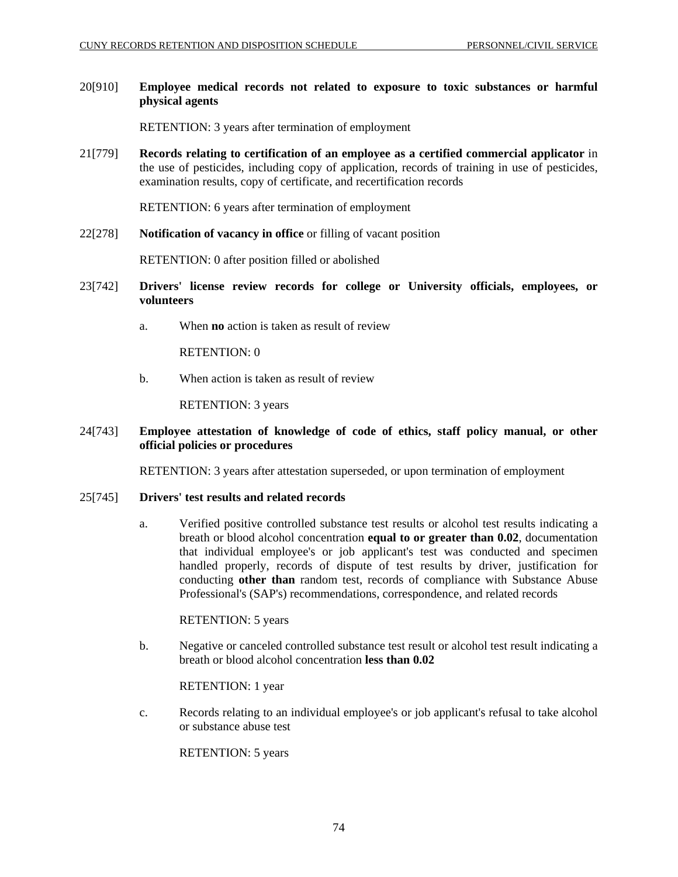20[910] **Employee medical records not related to exposure to toxic substances or harmful physical agents**

RETENTION: 3 years after termination of employment

21[779] **Records relating to certification of an employee as a certified commercial applicator** in the use of pesticides, including copy of application, records of training in use of pesticides, examination results, copy of certificate, and recertification records

RETENTION: 6 years after termination of employment

22[278] **Notification of vacancy in office** or filling of vacant position

RETENTION: 0 after position filled or abolished

23[742] **Drivers' license review records for college or University officials, employees, or volunteers**

a. When **no** action is taken as result of review

RETENTION: 0

b. When action is taken as result of review

RETENTION: 3 years

24[743] **Employee attestation of knowledge of code of ethics, staff policy manual, or other official policies or procedures**

RETENTION: 3 years after attestation superseded, or upon termination of employment

25[745] **Drivers' test results and related records**

a. Verified positive controlled substance test results or alcohol test results indicating a breath or blood alcohol concentration **equal to or greater than 0.02**, documentation that individual employee's or job applicant's test was conducted and specimen handled properly, records of dispute of test results by driver, justification for conducting **other than** random test, records of compliance with Substance Abuse Professional's (SAP's) recommendations, correspondence, and related records

RETENTION: 5 years

b. Negative or canceled controlled substance test result or alcohol test result indicating a breath or blood alcohol concentration **less than 0.02**

RETENTION: 1 year

c. Records relating to an individual employee's or job applicant's refusal to take alcohol or substance abuse test

RETENTION: 5 years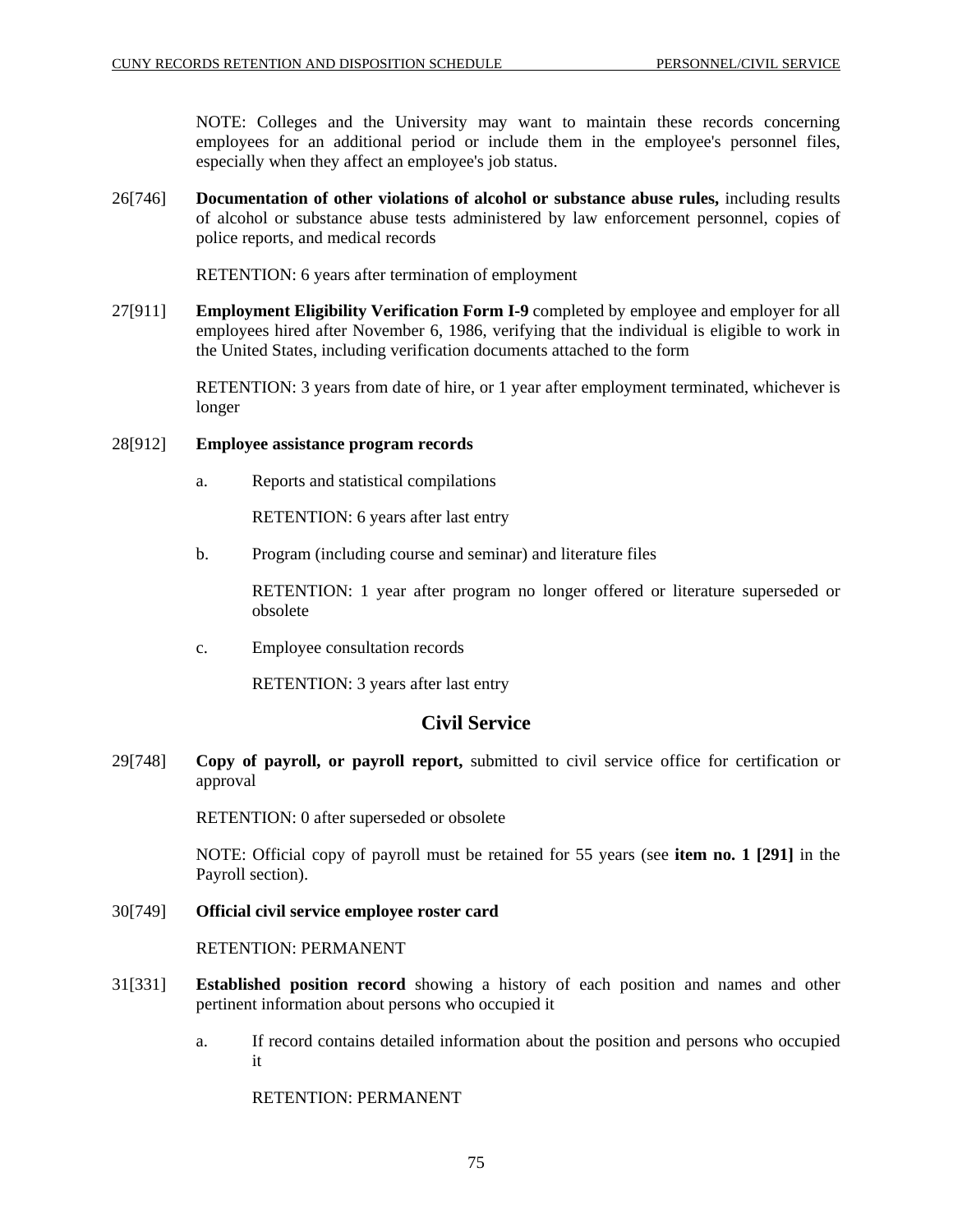NOTE: Colleges and the University may want to maintain these records concerning employees for an additional period or include them in the employee's personnel files, especially when they affect an employee's job status.

26[746] **Documentation of other violations of alcohol or substance abuse rules,** including results of alcohol or substance abuse tests administered by law enforcement personnel, copies of police reports, and medical records

RETENTION: 6 years after termination of employment

27[911] **Employment Eligibility Verification Form I-9** completed by employee and employer for all employees hired after November 6, 1986, verifying that the individual is eligible to work in the United States, including verification documents attached to the form

RETENTION: 3 years from date of hire, or 1 year after employment terminated, whichever is longer

28[912] **Employee assistance program records**

a. Reports and statistical compilations

RETENTION: 6 years after last entry

b. Program (including course and seminar) and literature files

RETENTION: 1 year after program no longer offered or literature superseded or obsolete

c. Employee consultation records

RETENTION: 3 years after last entry

## Civil Service

29[748] **Copy of payroll, or payroll report,** submitted to civil service office for certification or approval

RETENTION: 0 after superseded or obsolete

NOTE: Official copy of payroll must be retained for 55 years (see **item no. 1 [291]** in the Payroll section).

30[749] **Official civil service employee roster card**

RETENTION: PERMANENT

31[331] **Established position record** showing a history of each position and names and other pertinent information about persons who occupied it

a. If record contains detailed information about the position and persons who occupied it

RETENTION: PERMANENT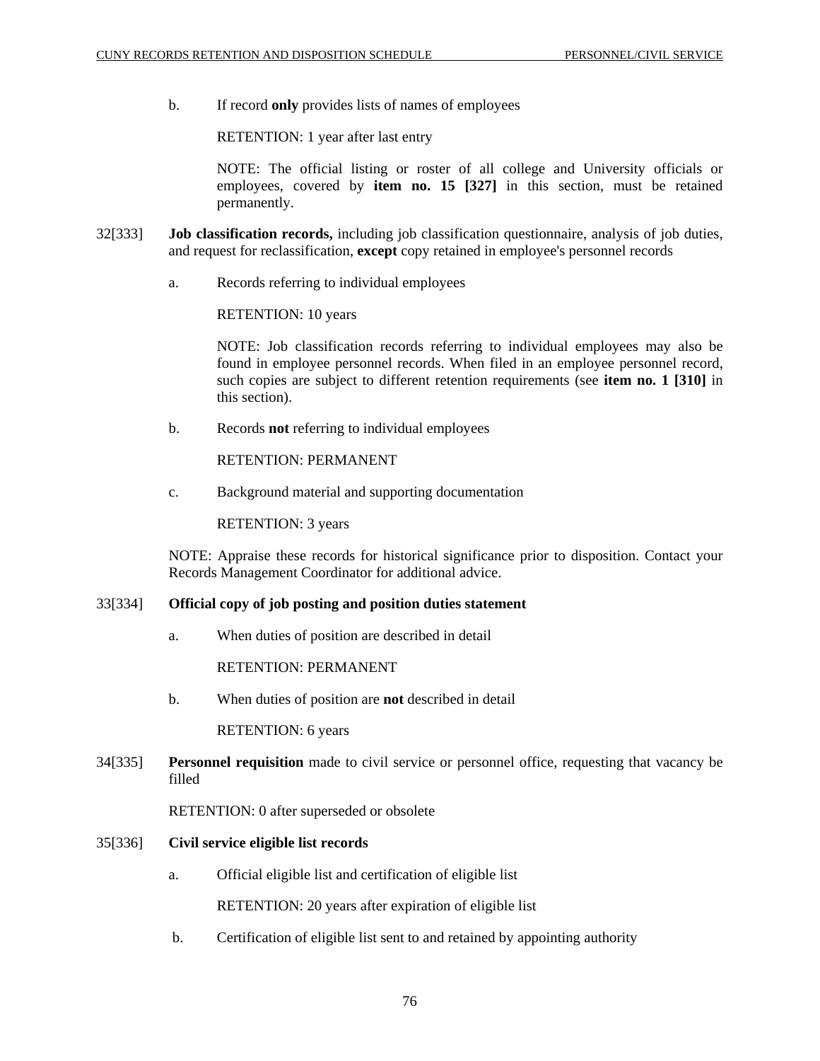b. If record **only** provides lists of names of employees

RETENTION: 1 year after last entry

NOTE: The official listing or roster of all college and University officials or employees, covered by **item no. 15 [327]** in this section, must be retained permanently.

32[333] **Job classification records,** including job classification questionnaire, analysis of job duties, and request for reclassification, **except** copy retained in employee's personnel records

a. Records referring to individual employees

RETENTION: 10 years

NOTE: Job classification records referring to individual employees may also be found in employee personnel records. When filed in an employee personnel record, such copies are subject to different retention requirements (see **item no. 1 [310]** in this section).

b. Records **not** referring to individual employees

RETENTION: PERMANENT

c. Background material and supporting documentation

RETENTION: 3 years

NOTE: Appraise these records for historical significance prior to disposition. Contact your Records Management Coordinator for additional advice.

33[334] **Official copy of job posting and position duties statement**

a. When duties of position are described in detail

RETENTION: PERMANENT

b. When duties of position are **not** described in detail

RETENTION: 6 years

34[335] **Personnel requisition** made to civil service or personnel office, requesting that vacancy be filled

RETENTION: 0 after superseded or obsolete

35[336] **Civil service eligible list records**

a. Official eligible list and certification of eligible list

RETENTION: 20 years after expiration of eligible list

b. Certification of eligible list sent to and retained by appointing authority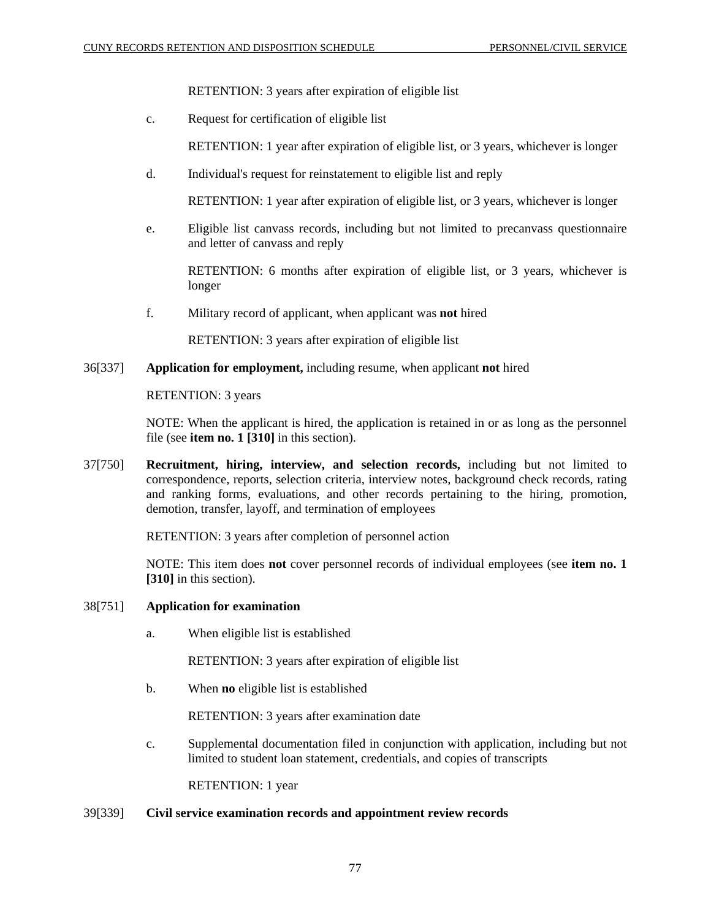RETENTION: 3 years after expiration of eligible list

c. Request for certification of eligible list

RETENTION: 1 year after expiration of eligible list, or 3 years, whichever is longer

d. Individual's request for reinstatement to eligible list and reply

RETENTION: 1 year after expiration of eligible list, or 3 years, whichever is longer

e. Eligible list canvass records, including but not limited to precanvass questionnaire and letter of canvass and reply

RETENTION: 6 months after expiration of eligible list, or 3 years, whichever is longer

f. Military record of applicant, when applicant was **not** hired

RETENTION: 3 years after expiration of eligible list

36[337] **Application for employment,** including resume, when applicant **not** hired

RETENTION: 3 years

NOTE: When the applicant is hired, the application is retained in or as long as the personnel file (see **item no. 1 [310]** in this section).

37[750] **Recruitment, hiring, interview, and selection records,** including but not limited to correspondence, reports, selection criteria, interview notes, background check records, rating and ranking forms, evaluations, and other records pertaining to the hiring, promotion, demotion, transfer, layoff, and termination of employees

RETENTION: 3 years after completion of personnel action

NOTE: This item does **not** cover personnel records of individual employees (see **item no. 1 [310]** in this section).

38[751] **Application for examination**

a. When eligible list is established

RETENTION: 3 years after expiration of eligible list

b. When **no** eligible list is established

RETENTION: 3 years after examination date

c. Supplemental documentation filed in conjunction with application, including but not limited to student loan statement, credentials, and copies of transcripts

RETENTION: 1 year

39[339] **Civil service examination records and appointment review records**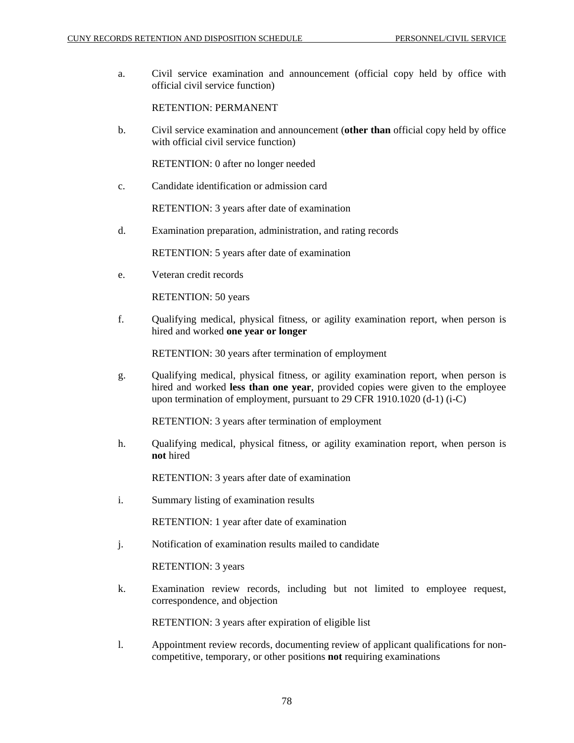a. Civil service examination and announcement (official copy held by office with official civil service function)

RETENTION: PERMANENT

b. Civil service examination and announcement (**other than** official copy held by office with official civil service function)

RETENTION: 0 after no longer needed

c. Candidate identification or admission card

RETENTION: 3 years after date of examination

d. Examination preparation, administration, and rating records

RETENTION: 5 years after date of examination

e. Veteran credit records

RETENTION: 50 years

f. Qualifying medical, physical fitness, or agility examination report, when person is hired and worked **one year or longer**

RETENTION: 30 years after termination of employment

g. Qualifying medical, physical fitness, or agility examination report, when person is hired and worked **less than one year**, provided copies were given to the employee upon termination of employment, pursuant to 29 CFR 1910.1020 (d-1) (i-C)

RETENTION: 3 years after termination of employment

h. Qualifying medical, physical fitness, or agility examination report, when person is **not** hired

RETENTION: 3 years after date of examination

i. Summary listing of examination results

RETENTION: 1 year after date of examination

j. Notification of examination results mailed to candidate

RETENTION: 3 years

k. Examination review records, including but not limited to employee request, correspondence, and objection

RETENTION: 3 years after expiration of eligible list

l. Appointment review records, documenting review of applicant qualifications for non-competitive, temporary, or other positions **not** requiring examinations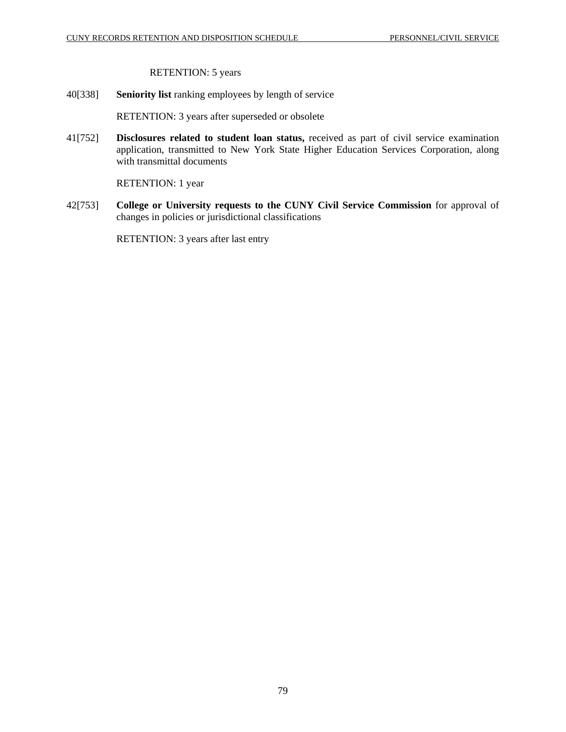RETENTION: 5 years

40[338] **Seniority list** ranking employees by length of service

RETENTION: 3 years after superseded or obsolete

41[752] **Disclosures related to student loan status,** received as part of civil service examination application, transmitted to New York State Higher Education Services Corporation, along with transmittal documents

RETENTION: 1 year

42[753] **College or University requests to the CUNY Civil Service Commission** for approval of changes in policies or jurisdictional classifications

RETENTION: 3 years after last entry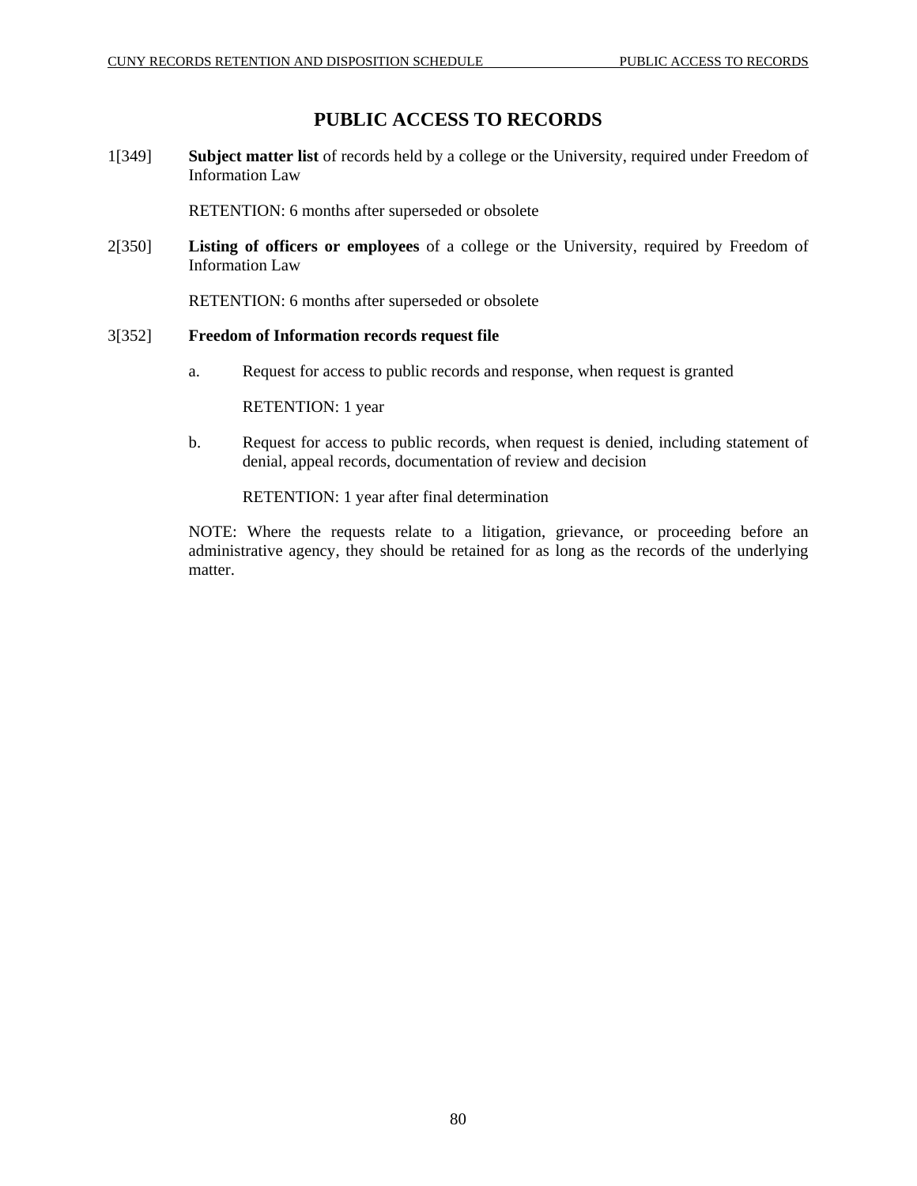# PUBLIC ACCESS TO RECORDS

1[349] **Subject matter list** of records held by a college or the University, required under Freedom of Information Law

RETENTION: 6 months after superseded or obsolete

2[350] **Listing of officers or employees** of a college or the University, required by Freedom of Information Law

RETENTION: 6 months after superseded or obsolete

3[352] **Freedom of Information records request file**

a. Request for access to public records and response, when request is granted

RETENTION: 1 year

b. Request for access to public records, when request is denied, including statement of denial, appeal records, documentation of review and decision

RETENTION: 1 year after final determination

NOTE: Where the requests relate to a litigation, grievance, or proceeding before an administrative agency, they should be retained for as long as the records of the underlying matter.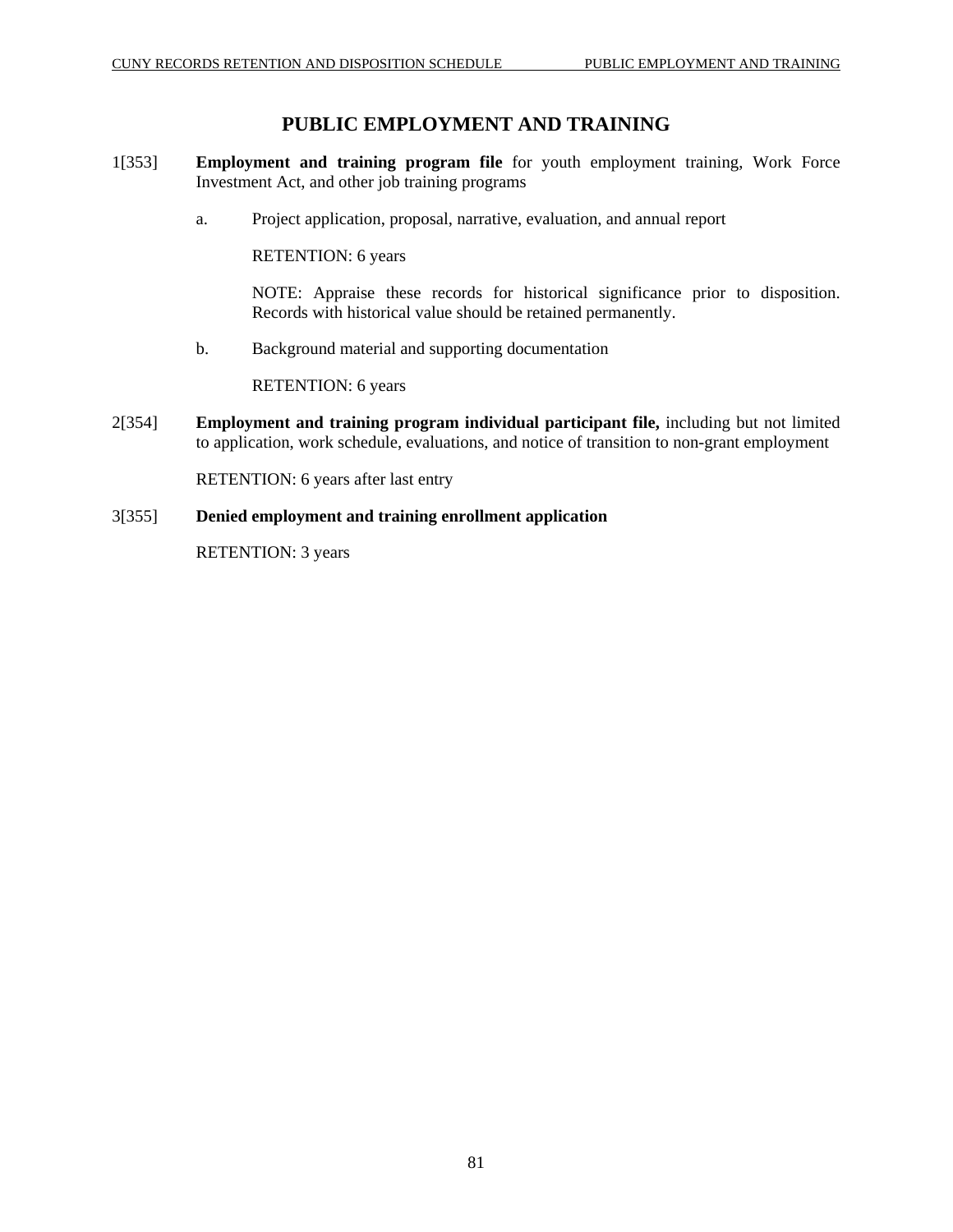# PUBLIC EMPLOYMENT AND TRAINING

1[353] **Employment and training program file** for youth employment training, Work Force Investment Act, and other job training programs

a. Project application, proposal, narrative, evaluation, and annual report

RETENTION: 6 years

NOTE: Appraise these records for historical significance prior to disposition. Records with historical value should be retained permanently.

b. Background material and supporting documentation

RETENTION: 6 years

2[354] **Employment and training program individual participant file,** including but not limited to application, work schedule, evaluations, and notice of transition to non-grant employment

RETENTION: 6 years after last entry

3[355] **Denied employment and training enrollment application**

RETENTION: 3 years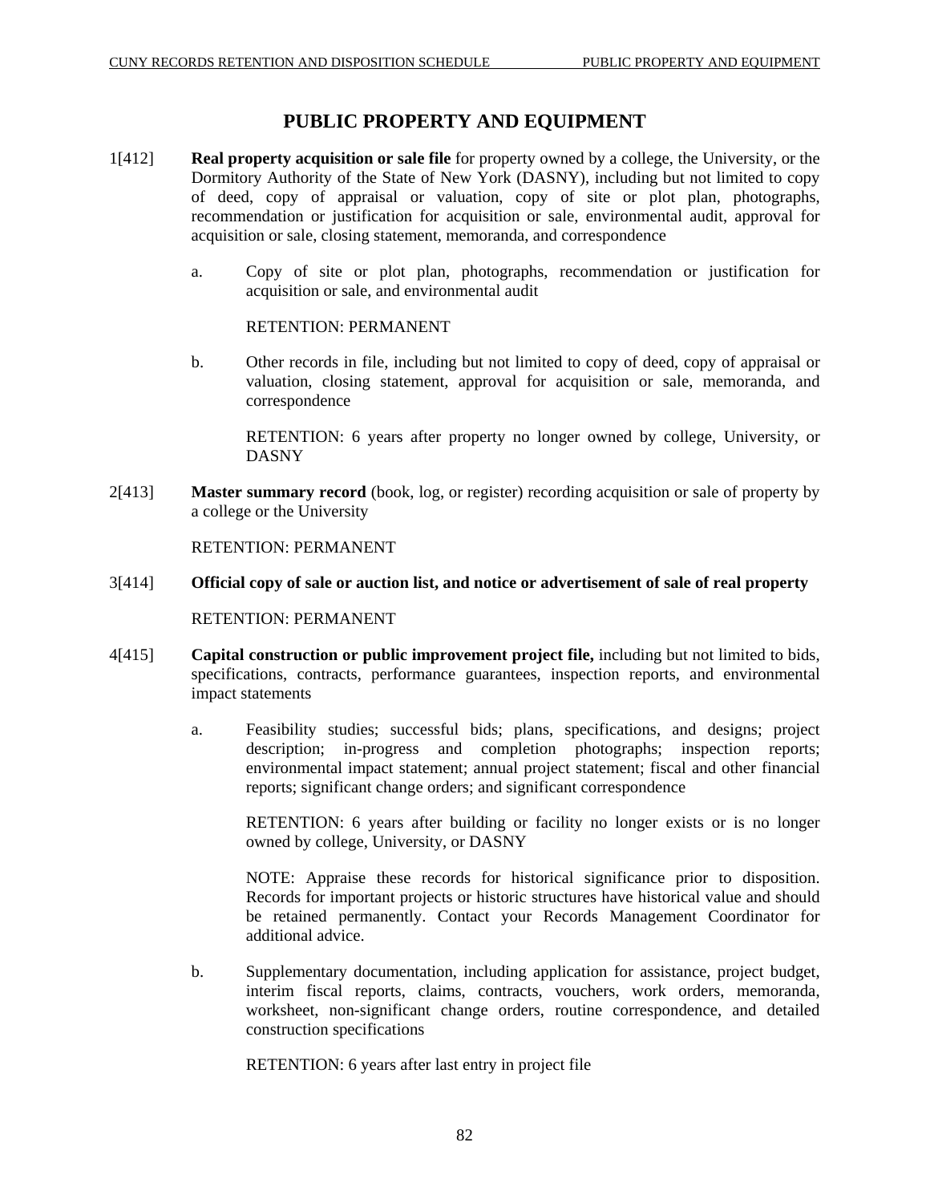# PUBLIC PROPERTY AND EQUIPMENT

1[412] **Real property acquisition or sale file** for property owned by a college, the University, or the Dormitory Authority of the State of New York (DASNY), including but not limited to copy of deed, copy of appraisal or valuation, copy of site or plot plan, photographs, recommendation or justification for acquisition or sale, environmental audit, approval for acquisition or sale, closing statement, memoranda, and correspondence

a. Copy of site or plot plan, photographs, recommendation or justification for acquisition or sale, and environmental audit

RETENTION: PERMANENT

b. Other records in file, including but not limited to copy of deed, copy of appraisal or valuation, closing statement, approval for acquisition or sale, memoranda, and correspondence

RETENTION: 6 years after property no longer owned by college, University, or DASNY

2[413] **Master summary record** (book, log, or register) recording acquisition or sale of property by a college or the University

RETENTION: PERMANENT

3[414] **Official copy of sale or auction list, and notice or advertisement of sale of real property**

RETENTION: PERMANENT

4[415] **Capital construction or public improvement project file,** including but not limited to bids, specifications, contracts, performance guarantees, inspection reports, and environmental impact statements

a. Feasibility studies; successful bids; plans, specifications, and designs; project description; in-progress and completion photographs; inspection reports; environmental impact statement; annual project statement; fiscal and other financial reports; significant change orders; and significant correspondence

RETENTION: 6 years after building or facility no longer exists or is no longer owned by college, University, or DASNY

NOTE: Appraise these records for historical significance prior to disposition. Records for important projects or historic structures have historical value and should be retained permanently. Contact your Records Management Coordinator for additional advice.

b. Supplementary documentation, including application for assistance, project budget, interim fiscal reports, claims, contracts, vouchers, work orders, memoranda, worksheet, non-significant change orders, routine correspondence, and detailed construction specifications

RETENTION: 6 years after last entry in project file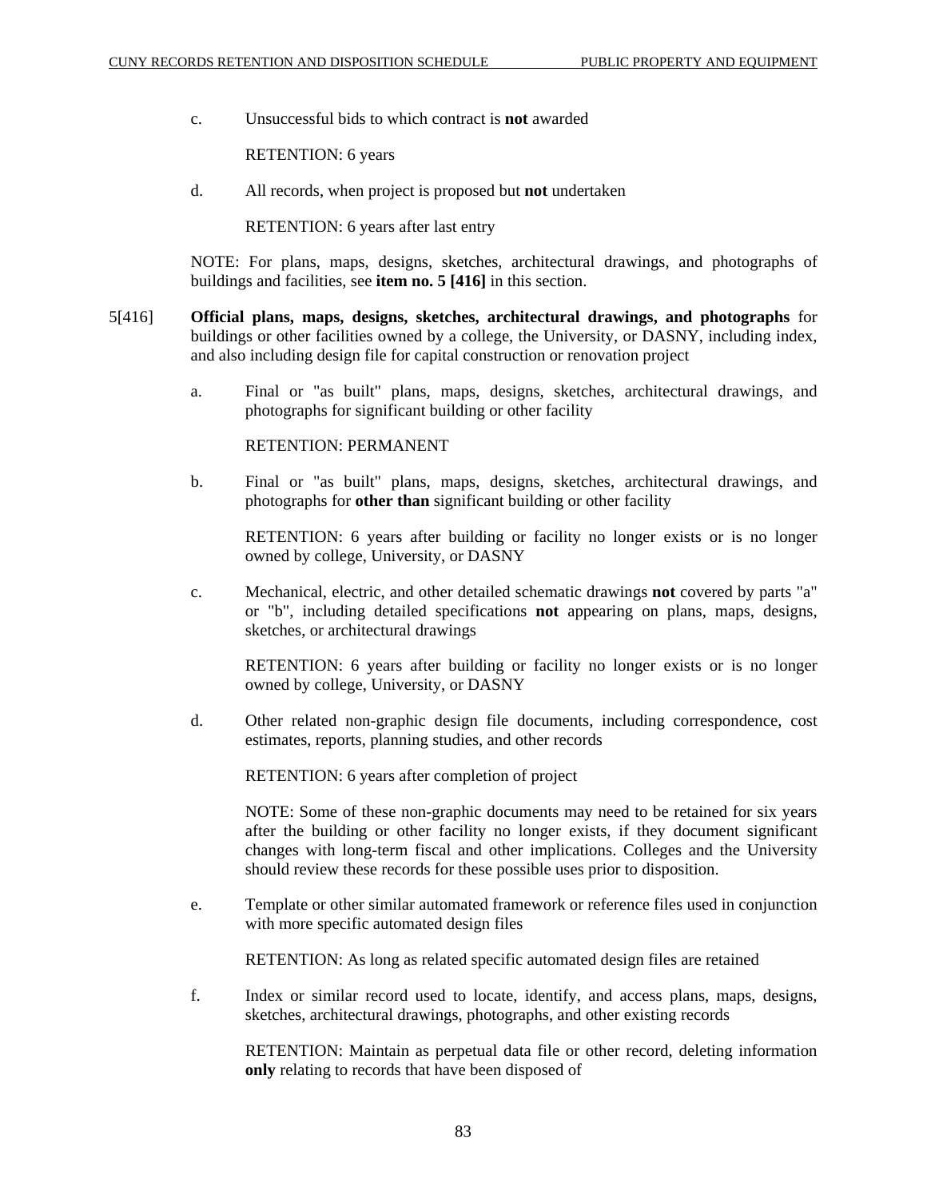c. Unsuccessful bids to which contract is **not** awarded

RETENTION: 6 years

d. All records, when project is proposed but **not** undertaken

RETENTION: 6 years after last entry

NOTE: For plans, maps, designs, sketches, architectural drawings, and photographs of buildings and facilities, see **item no. 5 [416]** in this section.

5[416] **Official plans, maps, designs, sketches, architectural drawings, and photographs** for buildings or other facilities owned by a college, the University, or DASNY, including index, and also including design file for capital construction or renovation project

a. Final or "as built" plans, maps, designs, sketches, architectural drawings, and photographs for significant building or other facility

RETENTION: PERMANENT

b. Final or "as built" plans, maps, designs, sketches, architectural drawings, and photographs for **other than** significant building or other facility

RETENTION: 6 years after building or facility no longer exists or is no longer owned by college, University, or DASNY

c. Mechanical, electric, and other detailed schematic drawings **not** covered by parts "a" or "b", including detailed specifications **not** appearing on plans, maps, designs, sketches, or architectural drawings

RETENTION: 6 years after building or facility no longer exists or is no longer owned by college, University, or DASNY

d. Other related non-graphic design file documents, including correspondence, cost estimates, reports, planning studies, and other records

RETENTION: 6 years after completion of project

NOTE: Some of these non-graphic documents may need to be retained for six years after the building or other facility no longer exists, if they document significant changes with long-term fiscal and other implications. Colleges and the University should review these records for these possible uses prior to disposition.

e. Template or other similar automated framework or reference files used in conjunction with more specific automated design files

RETENTION: As long as related specific automated design files are retained

f. Index or similar record used to locate, identify, and access plans, maps, designs, sketches, architectural drawings, photographs, and other existing records

RETENTION: Maintain as perpetual data file or other record, deleting information **only** relating to records that have been disposed of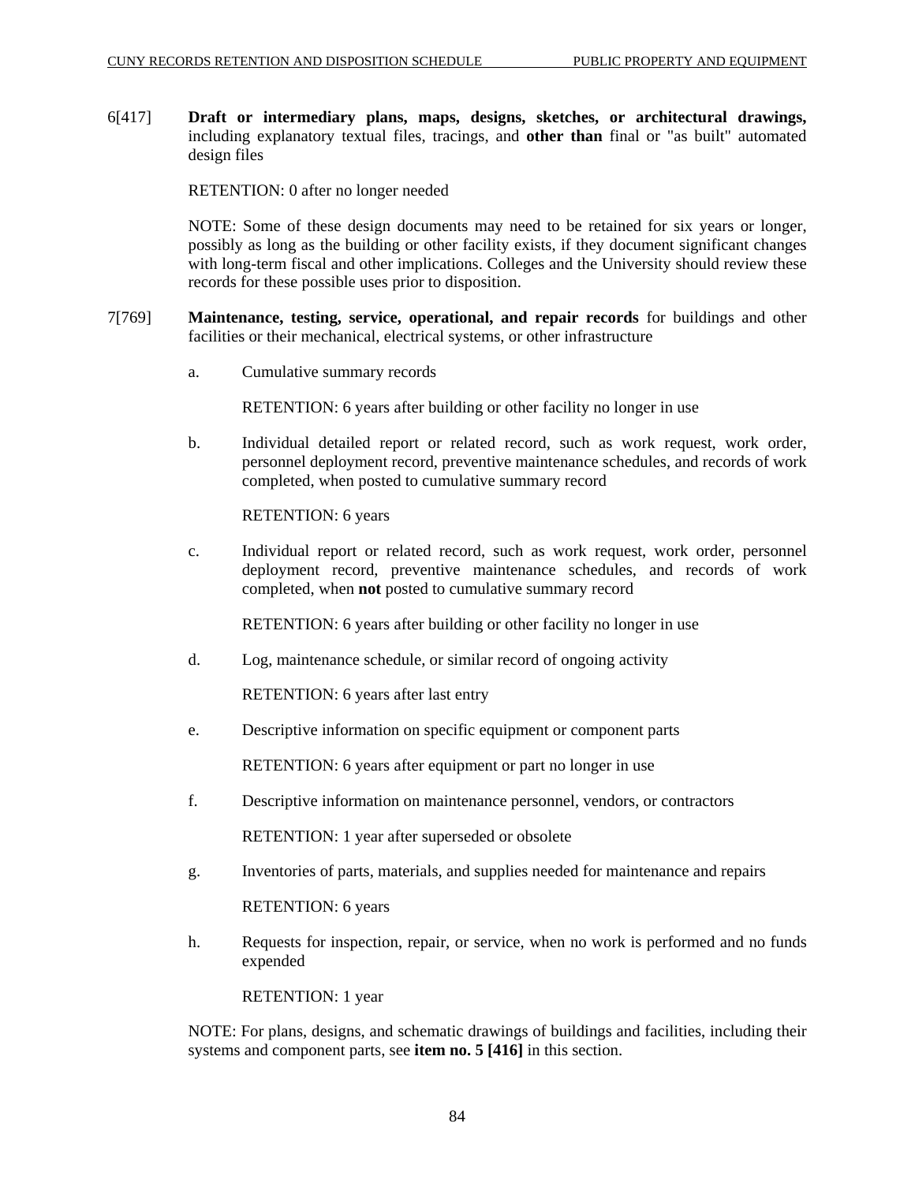6[417] **Draft or intermediary plans, maps, designs, sketches, or architectural drawings,** including explanatory textual files, tracings, and **other than** final or "as built" automated design files

RETENTION: 0 after no longer needed

NOTE: Some of these design documents may need to be retained for six years or longer, possibly as long as the building or other facility exists, if they document significant changes with long-term fiscal and other implications. Colleges and the University should review these records for these possible uses prior to disposition.

7[769] **Maintenance, testing, service, operational, and repair records** for buildings and other facilities or their mechanical, electrical systems, or other infrastructure

a. Cumulative summary records

RETENTION: 6 years after building or other facility no longer in use

b. Individual detailed report or related record, such as work request, work order, personnel deployment record, preventive maintenance schedules, and records of work completed, when posted to cumulative summary record

RETENTION: 6 years

c. Individual report or related record, such as work request, work order, personnel deployment record, preventive maintenance schedules, and records of work completed, when **not** posted to cumulative summary record

RETENTION: 6 years after building or other facility no longer in use

d. Log, maintenance schedule, or similar record of ongoing activity

RETENTION: 6 years after last entry

e. Descriptive information on specific equipment or component parts

RETENTION: 6 years after equipment or part no longer in use

f. Descriptive information on maintenance personnel, vendors, or contractors

RETENTION: 1 year after superseded or obsolete

g. Inventories of parts, materials, and supplies needed for maintenance and repairs

RETENTION: 6 years

h. Requests for inspection, repair, or service, when no work is performed and no funds expended

RETENTION: 1 year

NOTE: For plans, designs, and schematic drawings of buildings and facilities, including their systems and component parts, see **item no. 5 [416]** in this section.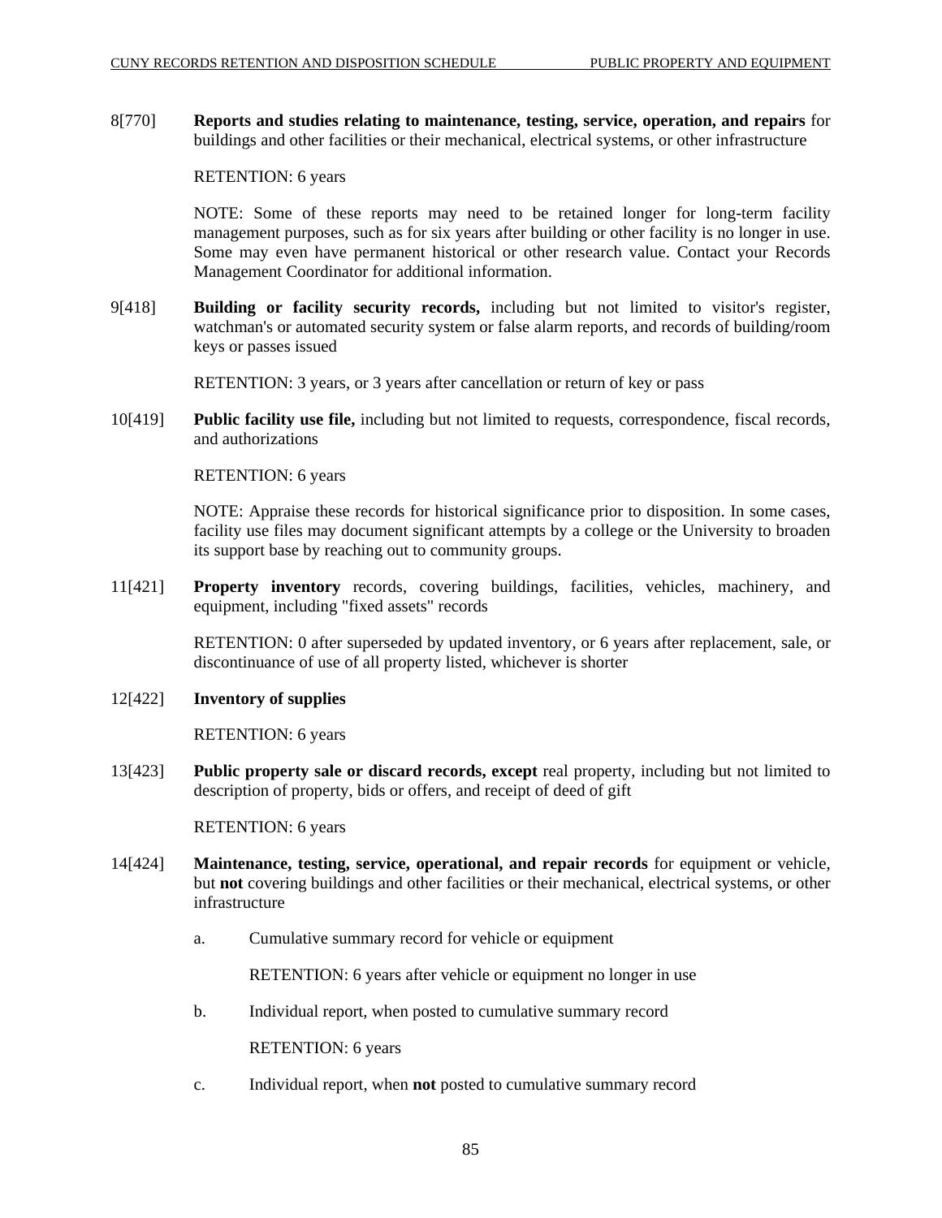8[770] **Reports and studies relating to maintenance, testing, service, operation, and repairs** for buildings and other facilities or their mechanical, electrical systems, or other infrastructure

RETENTION: 6 years

NOTE: Some of these reports may need to be retained longer for long-term facility management purposes, such as for six years after building or other facility is no longer in use. Some may even have permanent historical or other research value. Contact your Records Management Coordinator for additional information.

9[418] **Building or facility security records,** including but not limited to visitor's register, watchman's or automated security system or false alarm reports, and records of building/room keys or passes issued

RETENTION: 3 years, or 3 years after cancellation or return of key or pass

10[419] **Public facility use file,** including but not limited to requests, correspondence, fiscal records, and authorizations

RETENTION: 6 years

NOTE: Appraise these records for historical significance prior to disposition. In some cases, facility use files may document significant attempts by a college or the University to broaden its support base by reaching out to community groups.

11[421] **Property inventory** records, covering buildings, facilities, vehicles, machinery, and equipment, including "fixed assets" records

RETENTION: 0 after superseded by updated inventory, or 6 years after replacement, sale, or discontinuance of use of all property listed, whichever is shorter

12[422] **Inventory of supplies**

RETENTION: 6 years

13[423] **Public property sale or discard records, except** real property, including but not limited to description of property, bids or offers, and receipt of deed of gift

RETENTION: 6 years

14[424] **Maintenance, testing, service, operational, and repair records** for equipment or vehicle, but **not** covering buildings and other facilities or their mechanical, electrical systems, or other infrastructure

a. Cumulative summary record for vehicle or equipment

   RETENTION: 6 years after vehicle or equipment no longer in use

b. Individual report, when posted to cumulative summary record

   RETENTION: 6 years

c. Individual report, when **not** posted to cumulative summary record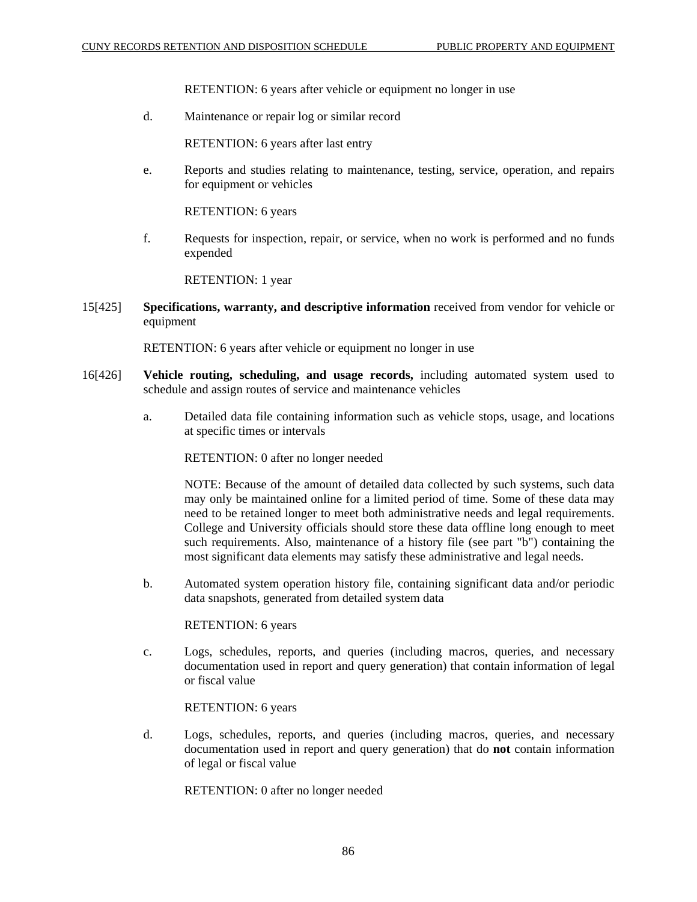RETENTION: 6 years after vehicle or equipment no longer in use

d. Maintenance or repair log or similar record

RETENTION: 6 years after last entry

e. Reports and studies relating to maintenance, testing, service, operation, and repairs for equipment or vehicles

RETENTION: 6 years

f. Requests for inspection, repair, or service, when no work is performed and no funds expended

RETENTION: 1 year

15[425] **Specifications, warranty, and descriptive information** received from vendor for vehicle or equipment

RETENTION: 6 years after vehicle or equipment no longer in use

16[426] **Vehicle routing, scheduling, and usage records,** including automated system used to schedule and assign routes of service and maintenance vehicles

a. Detailed data file containing information such as vehicle stops, usage, and locations at specific times or intervals

RETENTION: 0 after no longer needed

NOTE: Because of the amount of detailed data collected by such systems, such data may only be maintained online for a limited period of time. Some of these data may need to be retained longer to meet both administrative needs and legal requirements. College and University officials should store these data offline long enough to meet such requirements. Also, maintenance of a history file (see part "b") containing the most significant data elements may satisfy these administrative and legal needs.

b. Automated system operation history file, containing significant data and/or periodic data snapshots, generated from detailed system data

RETENTION: 6 years

c. Logs, schedules, reports, and queries (including macros, queries, and necessary documentation used in report and query generation) that contain information of legal or fiscal value

RETENTION: 6 years

d. Logs, schedules, reports, and queries (including macros, queries, and necessary documentation used in report and query generation) that do **not** contain information of legal or fiscal value

RETENTION: 0 after no longer needed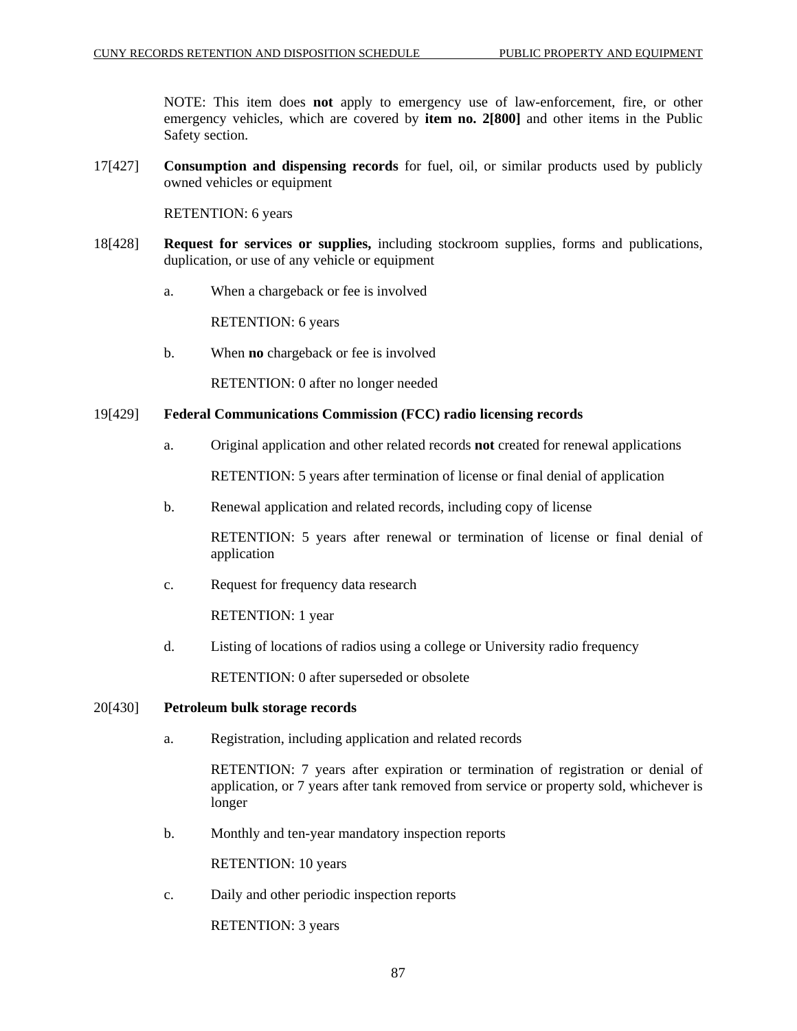NOTE: This item does **not** apply to emergency use of law-enforcement, fire, or other emergency vehicles, which are covered by **item no. 2[800]** and other items in the Public Safety section.

17[427] **Consumption and dispensing records** for fuel, oil, or similar products used by publicly owned vehicles or equipment

RETENTION: 6 years

18[428] **Request for services or supplies,** including stockroom supplies, forms and publications, duplication, or use of any vehicle or equipment

a. When a chargeback or fee is involved

RETENTION: 6 years

b. When **no** chargeback or fee is involved

RETENTION: 0 after no longer needed

19[429] **Federal Communications Commission (FCC) radio licensing records**

a. Original application and other related records **not** created for renewal applications

RETENTION: 5 years after termination of license or final denial of application

b. Renewal application and related records, including copy of license

RETENTION: 5 years after renewal or termination of license or final denial of application

c. Request for frequency data research

RETENTION: 1 year

d. Listing of locations of radios using a college or University radio frequency

RETENTION: 0 after superseded or obsolete

20[430] **Petroleum bulk storage records**

a. Registration, including application and related records

RETENTION: 7 years after expiration or termination of registration or denial of application, or 7 years after tank removed from service or property sold, whichever is longer

b. Monthly and ten-year mandatory inspection reports

RETENTION: 10 years

c. Daily and other periodic inspection reports

RETENTION: 3 years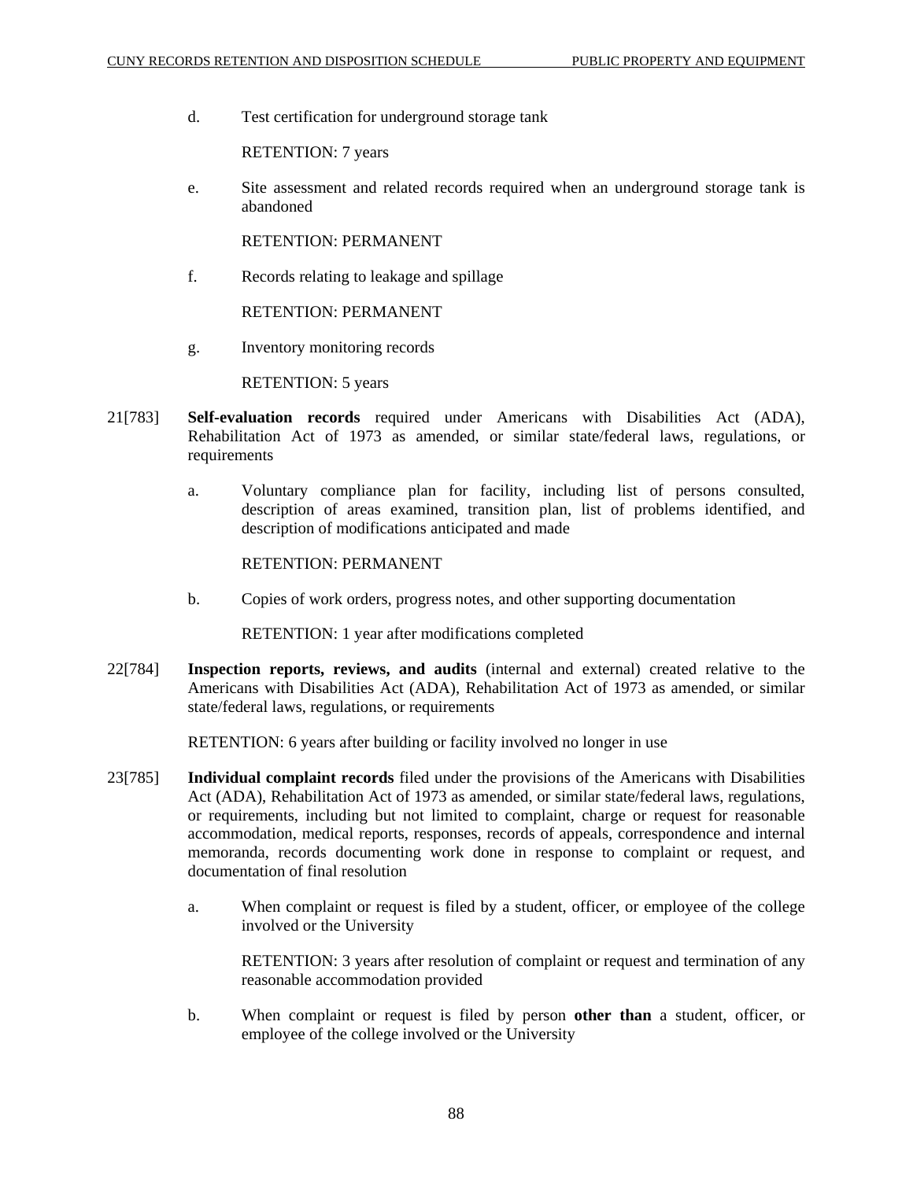d. Test certification for underground storage tank

RETENTION: 7 years

e. Site assessment and related records required when an underground storage tank is abandoned

RETENTION: PERMANENT

f. Records relating to leakage and spillage

RETENTION: PERMANENT

g. Inventory monitoring records

RETENTION: 5 years

21[783] **Self-evaluation records** required under Americans with Disabilities Act (ADA), Rehabilitation Act of 1973 as amended, or similar state/federal laws, regulations, or requirements

a. Voluntary compliance plan for facility, including list of persons consulted, description of areas examined, transition plan, list of problems identified, and description of modifications anticipated and made

RETENTION: PERMANENT

b. Copies of work orders, progress notes, and other supporting documentation

RETENTION: 1 year after modifications completed

22[784] **Inspection reports, reviews, and audits** (internal and external) created relative to the Americans with Disabilities Act (ADA), Rehabilitation Act of 1973 as amended, or similar state/federal laws, regulations, or requirements

RETENTION: 6 years after building or facility involved no longer in use

23[785] **Individual complaint records** filed under the provisions of the Americans with Disabilities Act (ADA), Rehabilitation Act of 1973 as amended, or similar state/federal laws, regulations, or requirements, including but not limited to complaint, charge or request for reasonable accommodation, medical reports, responses, records of appeals, correspondence and internal memoranda, records documenting work done in response to complaint or request, and documentation of final resolution

a. When complaint or request is filed by a student, officer, or employee of the college involved or the University

RETENTION: 3 years after resolution of complaint or request and termination of any reasonable accommodation provided

b. When complaint or request is filed by person **other than** a student, officer, or employee of the college involved or the University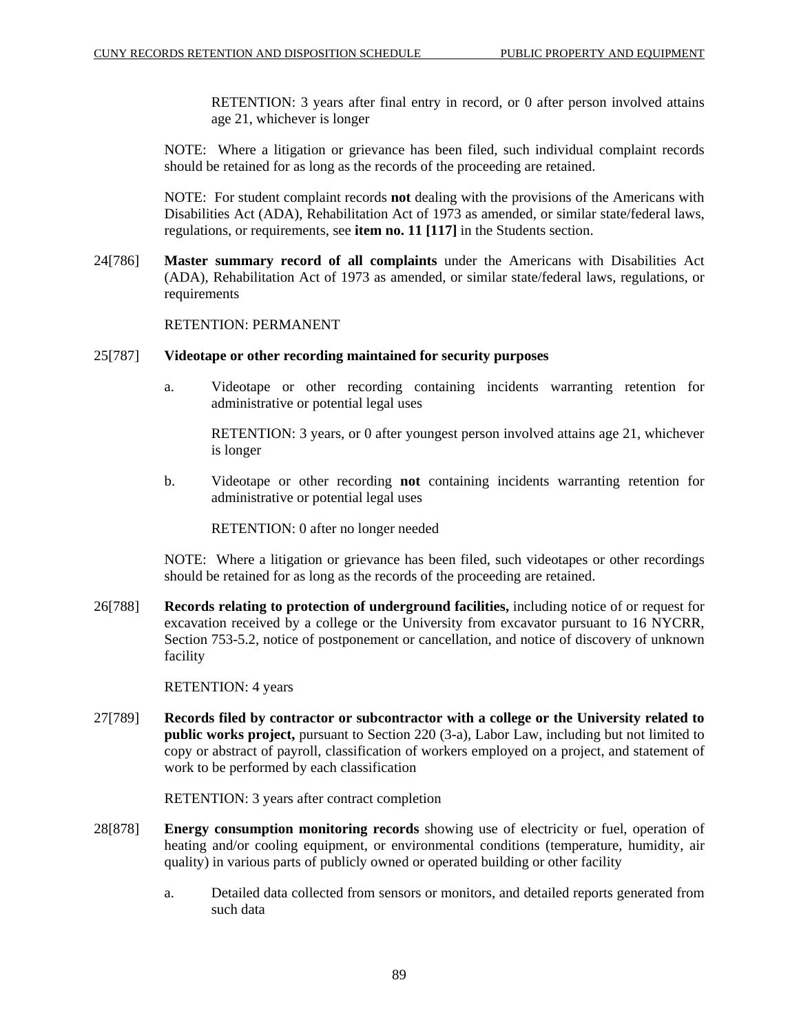RETENTION: 3 years after final entry in record, or 0 after person involved attains age 21, whichever is longer

NOTE: Where a litigation or grievance has been filed, such individual complaint records should be retained for as long as the records of the proceeding are retained.

NOTE: For student complaint records **not** dealing with the provisions of the Americans with Disabilities Act (ADA), Rehabilitation Act of 1973 as amended, or similar state/federal laws, regulations, or requirements, see **item no. 11 [117]** in the Students section.

24[786] **Master summary record of all complaints** under the Americans with Disabilities Act (ADA), Rehabilitation Act of 1973 as amended, or similar state/federal laws, regulations, or requirements

RETENTION: PERMANENT

25[787] **Videotape or other recording maintained for security purposes**

a. Videotape or other recording containing incidents warranting retention for administrative or potential legal uses

RETENTION: 3 years, or 0 after youngest person involved attains age 21, whichever is longer

b. Videotape or other recording **not** containing incidents warranting retention for administrative or potential legal uses

RETENTION: 0 after no longer needed

NOTE: Where a litigation or grievance has been filed, such videotapes or other recordings should be retained for as long as the records of the proceeding are retained.

26[788] **Records relating to protection of underground facilities,** including notice of or request for excavation received by a college or the University from excavator pursuant to 16 NYCRR, Section 753-5.2, notice of postponement or cancellation, and notice of discovery of unknown facility

RETENTION: 4 years

27[789] **Records filed by contractor or subcontractor with a college or the University related to public works project,** pursuant to Section 220 (3-a), Labor Law, including but not limited to copy or abstract of payroll, classification of workers employed on a project, and statement of work to be performed by each classification

RETENTION: 3 years after contract completion

28[878] **Energy consumption monitoring records** showing use of electricity or fuel, operation of heating and/or cooling equipment, or environmental conditions (temperature, humidity, air quality) in various parts of publicly owned or operated building or other facility

a. Detailed data collected from sensors or monitors, and detailed reports generated from such data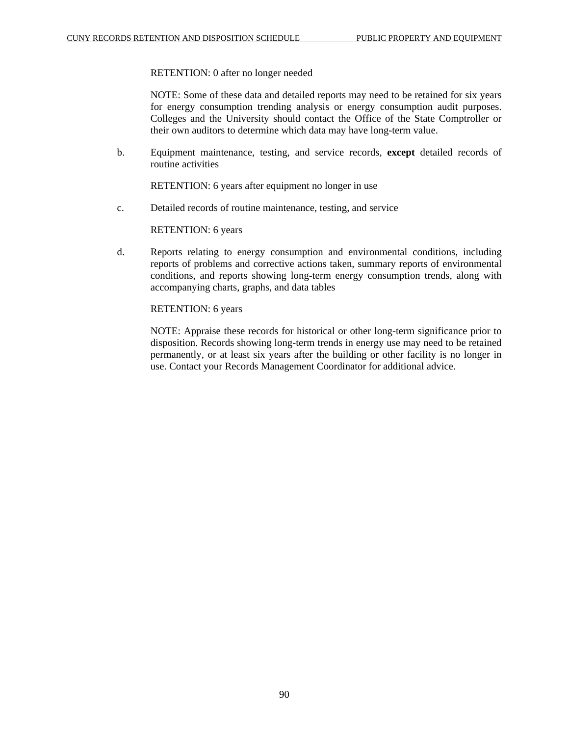RETENTION: 0 after no longer needed

NOTE: Some of these data and detailed reports may need to be retained for six years for energy consumption trending analysis or energy consumption audit purposes. Colleges and the University should contact the Office of the State Comptroller or their own auditors to determine which data may have long-term value.

b. Equipment maintenance, testing, and service records, **except** detailed records of routine activities

RETENTION: 6 years after equipment no longer in use

c. Detailed records of routine maintenance, testing, and service

RETENTION: 6 years

d. Reports relating to energy consumption and environmental conditions, including reports of problems and corrective actions taken, summary reports of environmental conditions, and reports showing long-term energy consumption trends, along with accompanying charts, graphs, and data tables

RETENTION: 6 years

NOTE: Appraise these records for historical or other long-term significance prior to disposition. Records showing long-term trends in energy use may need to be retained permanently, or at least six years after the building or other facility is no longer in use. Contact your Records Management Coordinator for additional advice.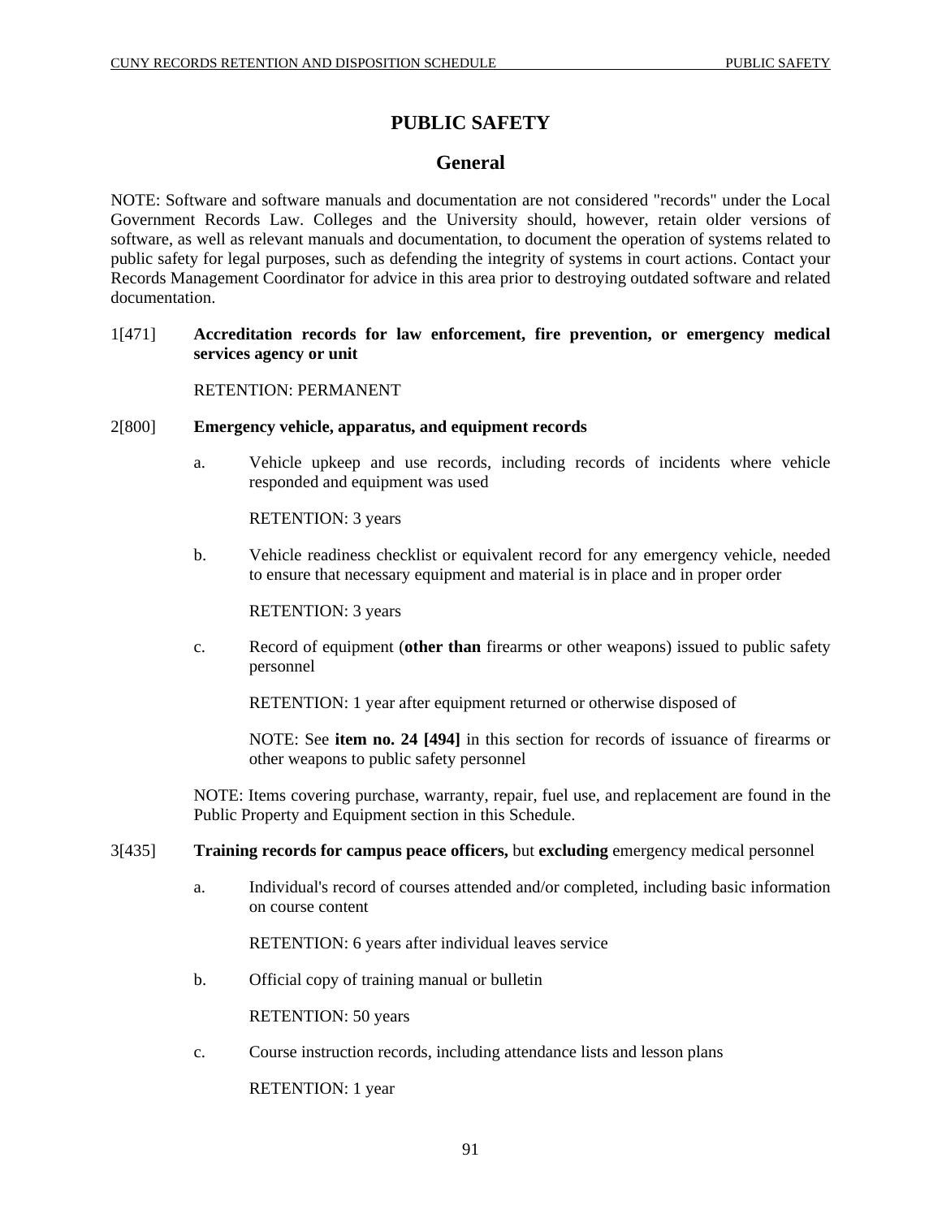# PUBLIC SAFETY

## General

NOTE: Software and software manuals and documentation are not considered "records" under the Local Government Records Law. Colleges and the University should, however, retain older versions of software, as well as relevant manuals and documentation, to document the operation of systems related to public safety for legal purposes, such as defending the integrity of systems in court actions. Contact your Records Management Coordinator for advice in this area prior to destroying outdated software and related documentation.

1[471] **Accreditation records for law enforcement, fire prevention, or emergency medical services agency or unit**

RETENTION: PERMANENT

2[800] **Emergency vehicle, apparatus, and equipment records**

a. Vehicle upkeep and use records, including records of incidents where vehicle responded and equipment was used

RETENTION: 3 years

b. Vehicle readiness checklist or equivalent record for any emergency vehicle, needed to ensure that necessary equipment and material is in place and in proper order

RETENTION: 3 years

c. Record of equipment (**other than** firearms or other weapons) issued to public safety personnel

RETENTION: 1 year after equipment returned or otherwise disposed of

NOTE: See **item no. 24 [494]** in this section for records of issuance of firearms or other weapons to public safety personnel

NOTE: Items covering purchase, warranty, repair, fuel use, and replacement are found in the Public Property and Equipment section in this Schedule.

3[435] **Training records for campus peace officers,** but **excluding** emergency medical personnel

a. Individual's record of courses attended and/or completed, including basic information on course content

RETENTION: 6 years after individual leaves service

b. Official copy of training manual or bulletin

RETENTION: 50 years

c. Course instruction records, including attendance lists and lesson plans

RETENTION: 1 year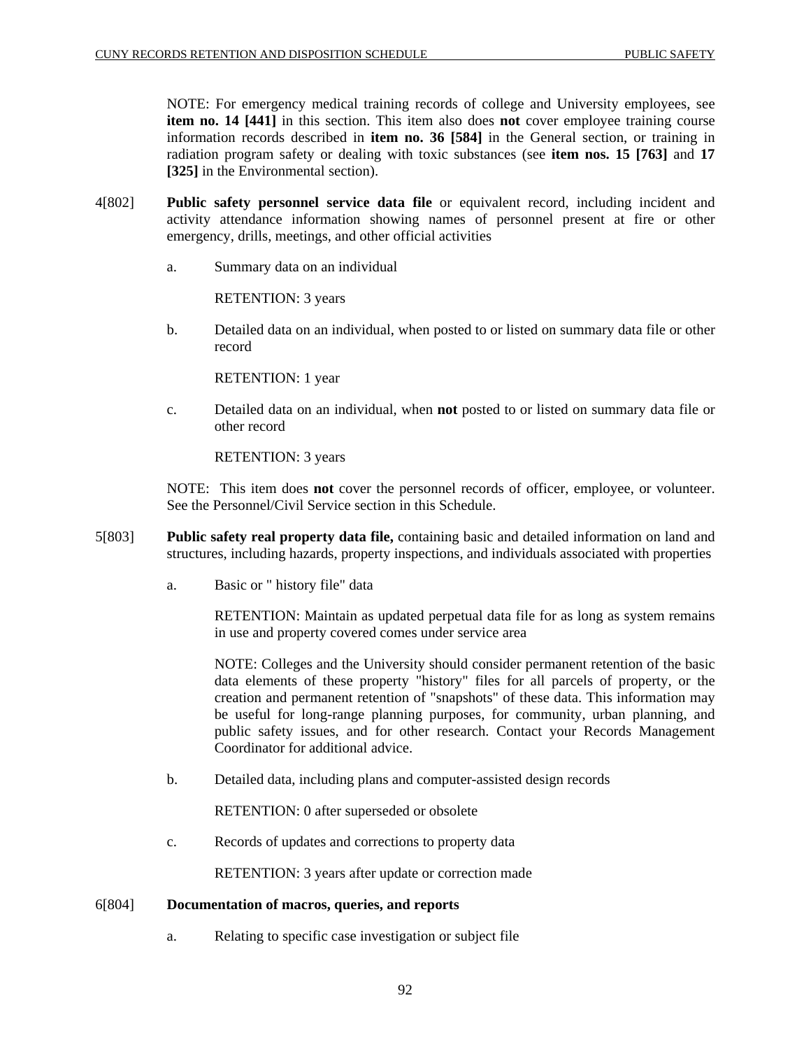NOTE: For emergency medical training records of college and University employees, see **item no. 14 [441]** in this section. This item also does **not** cover employee training course information records described in **item no. 36 [584]** in the General section, or training in radiation program safety or dealing with toxic substances (see **item nos. 15 [763]** and **17 [325]** in the Environmental section).

4[802] **Public safety personnel service data file** or equivalent record, including incident and activity attendance information showing names of personnel present at fire or other emergency, drills, meetings, and other official activities

a. Summary data on an individual

RETENTION: 3 years

b. Detailed data on an individual, when posted to or listed on summary data file or other record

RETENTION: 1 year

c. Detailed data on an individual, when **not** posted to or listed on summary data file or other record

RETENTION: 3 years

NOTE: This item does **not** cover the personnel records of officer, employee, or volunteer. See the Personnel/Civil Service section in this Schedule.

5[803] **Public safety real property data file,** containing basic and detailed information on land and structures, including hazards, property inspections, and individuals associated with properties

a. Basic or " history file" data

RETENTION: Maintain as updated perpetual data file for as long as system remains in use and property covered comes under service area

NOTE: Colleges and the University should consider permanent retention of the basic data elements of these property "history" files for all parcels of property, or the creation and permanent retention of "snapshots" of these data. This information may be useful for long-range planning purposes, for community, urban planning, and public safety issues, and for other research. Contact your Records Management Coordinator for additional advice.

b. Detailed data, including plans and computer-assisted design records

RETENTION: 0 after superseded or obsolete

c. Records of updates and corrections to property data

RETENTION: 3 years after update or correction made

6[804] **Documentation of macros, queries, and reports**

a. Relating to specific case investigation or subject file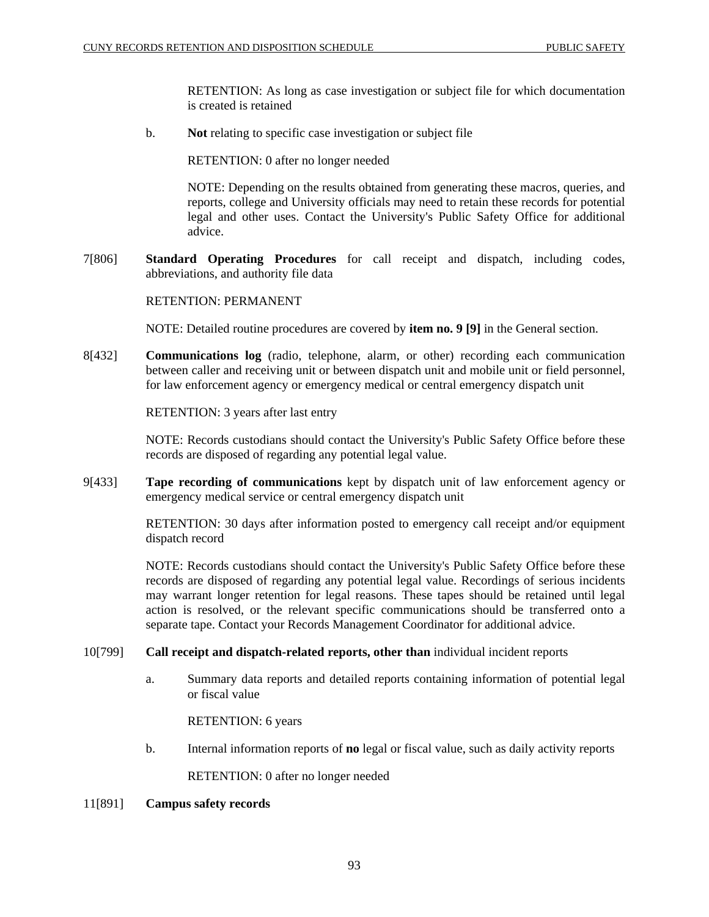RETENTION: As long as case investigation or subject file for which documentation is created is retained

b. **Not** relating to specific case investigation or subject file

RETENTION: 0 after no longer needed

NOTE: Depending on the results obtained from generating these macros, queries, and reports, college and University officials may need to retain these records for potential legal and other uses. Contact the University's Public Safety Office for additional advice.

7[806] **Standard Operating Procedures** for call receipt and dispatch, including codes, abbreviations, and authority file data

RETENTION: PERMANENT

NOTE: Detailed routine procedures are covered by **item no. 9 [9]** in the General section.

8[432] **Communications log** (radio, telephone, alarm, or other) recording each communication between caller and receiving unit or between dispatch unit and mobile unit or field personnel, for law enforcement agency or emergency medical or central emergency dispatch unit

RETENTION: 3 years after last entry

NOTE: Records custodians should contact the University's Public Safety Office before these records are disposed of regarding any potential legal value.

9[433] **Tape recording of communications** kept by dispatch unit of law enforcement agency or emergency medical service or central emergency dispatch unit

RETENTION: 30 days after information posted to emergency call receipt and/or equipment dispatch record

NOTE: Records custodians should contact the University's Public Safety Office before these records are disposed of regarding any potential legal value. Recordings of serious incidents may warrant longer retention for legal reasons. These tapes should be retained until legal action is resolved, or the relevant specific communications should be transferred onto a separate tape. Contact your Records Management Coordinator for additional advice.

10[799] **Call receipt and dispatch-related reports, other than** individual incident reports

a. Summary data reports and detailed reports containing information of potential legal or fiscal value

RETENTION: 6 years

b. Internal information reports of **no** legal or fiscal value, such as daily activity reports

RETENTION: 0 after no longer needed

11[891] **Campus safety records**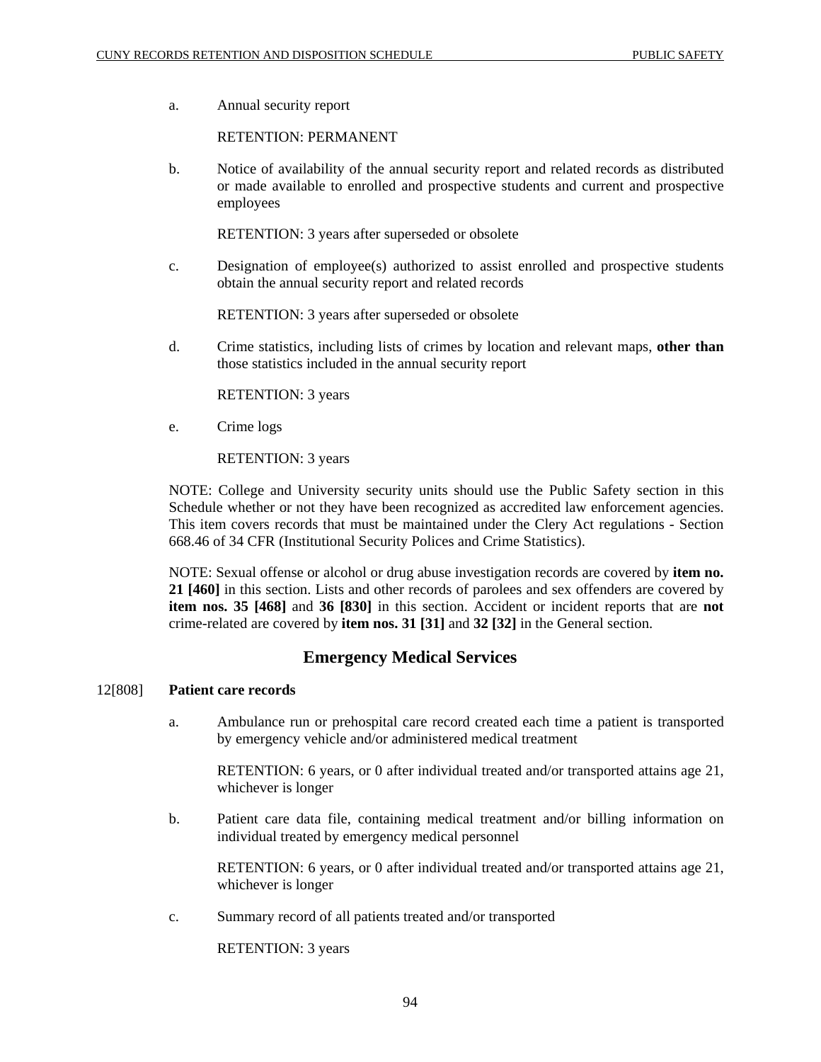a. Annual security report

RETENTION: PERMANENT

b. Notice of availability of the annual security report and related records as distributed or made available to enrolled and prospective students and current and prospective employees

RETENTION: 3 years after superseded or obsolete

c. Designation of employee(s) authorized to assist enrolled and prospective students obtain the annual security report and related records

RETENTION: 3 years after superseded or obsolete

d. Crime statistics, including lists of crimes by location and relevant maps, **other than** those statistics included in the annual security report

RETENTION: 3 years

e. Crime logs

RETENTION: 3 years

NOTE: College and University security units should use the Public Safety section in this Schedule whether or not they have been recognized as accredited law enforcement agencies. This item covers records that must be maintained under the Clery Act regulations - Section 668.46 of 34 CFR (Institutional Security Polices and Crime Statistics).

NOTE: Sexual offense or alcohol or drug abuse investigation records are covered by **item no. 21 [460]** in this section. Lists and other records of parolees and sex offenders are covered by **item nos. 35 [468]** and **36 [830]** in this section. Accident or incident reports that are **not** crime-related are covered by **item nos. 31 [31]** and **32 [32]** in the General section.

## Emergency Medical Services

12[808] **Patient care records**

a. Ambulance run or prehospital care record created each time a patient is transported by emergency vehicle and/or administered medical treatment

RETENTION: 6 years, or 0 after individual treated and/or transported attains age 21, whichever is longer

b. Patient care data file, containing medical treatment and/or billing information on individual treated by emergency medical personnel

RETENTION: 6 years, or 0 after individual treated and/or transported attains age 21, whichever is longer

c. Summary record of all patients treated and/or transported

RETENTION: 3 years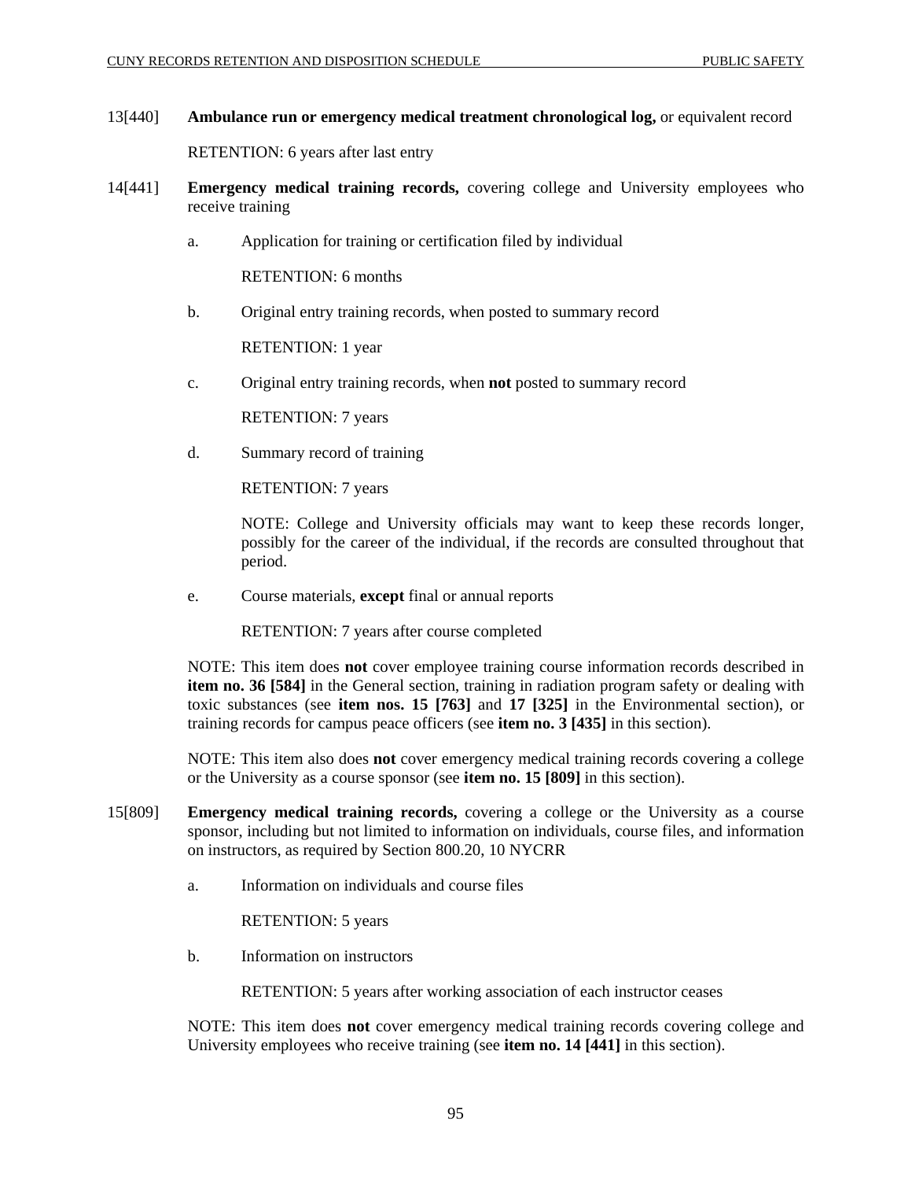13[440] **Ambulance run or emergency medical treatment chronological log,** or equivalent record

RETENTION: 6 years after last entry

14[441] **Emergency medical training records,** covering college and University employees who receive training

a. Application for training or certification filed by individual

RETENTION: 6 months

b. Original entry training records, when posted to summary record

RETENTION: 1 year

c. Original entry training records, when **not** posted to summary record

RETENTION: 7 years

d. Summary record of training

RETENTION: 7 years

NOTE: College and University officials may want to keep these records longer, possibly for the career of the individual, if the records are consulted throughout that period.

e. Course materials, **except** final or annual reports

RETENTION: 7 years after course completed

NOTE: This item does **not** cover employee training course information records described in **item no. 36 [584]** in the General section, training in radiation program safety or dealing with toxic substances (see **item nos. 15 [763]** and **17 [325]** in the Environmental section), or training records for campus peace officers (see **item no. 3 [435]** in this section).

NOTE: This item also does **not** cover emergency medical training records covering a college or the University as a course sponsor (see **item no. 15 [809]** in this section).

15[809] **Emergency medical training records,** covering a college or the University as a course sponsor, including but not limited to information on individuals, course files, and information on instructors, as required by Section 800.20, 10 NYCRR

a. Information on individuals and course files

RETENTION: 5 years

b. Information on instructors

RETENTION: 5 years after working association of each instructor ceases

NOTE: This item does **not** cover emergency medical training records covering college and University employees who receive training (see **item no. 14 [441]** in this section).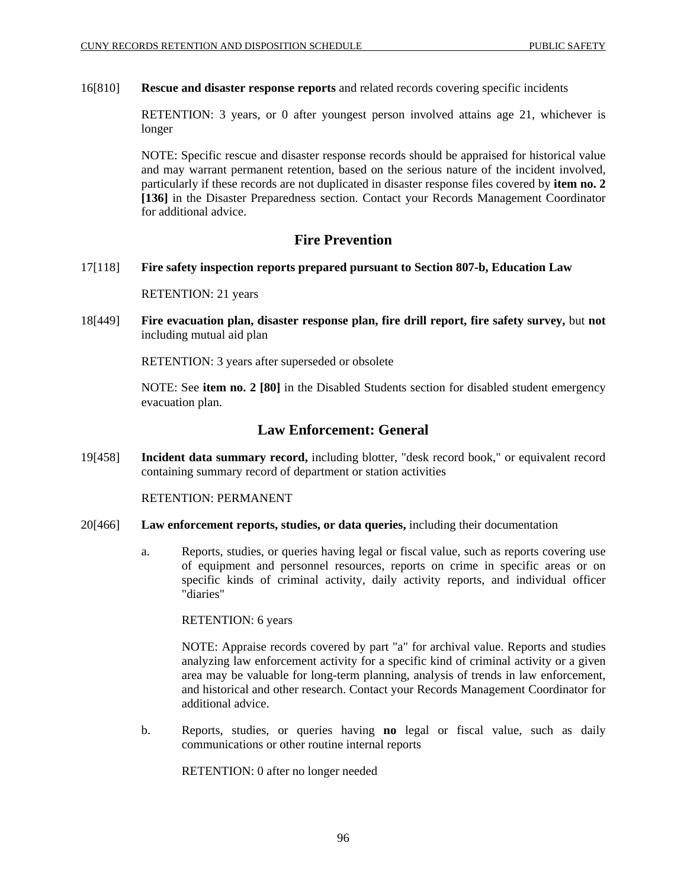16[810] **Rescue and disaster response reports** and related records covering specific incidents

RETENTION: 3 years, or 0 after youngest person involved attains age 21, whichever is longer

NOTE: Specific rescue and disaster response records should be appraised for historical value and may warrant permanent retention, based on the serious nature of the incident involved, particularly if these records are not duplicated in disaster response files covered by **item no. 2 [136]** in the Disaster Preparedness section. Contact your Records Management Coordinator for additional advice.

## Fire Prevention

17[118] **Fire safety inspection reports prepared pursuant to Section 807-b, Education Law**

RETENTION: 21 years

18[449] **Fire evacuation plan, disaster response plan, fire drill report, fire safety survey,** but **not** including mutual aid plan

RETENTION: 3 years after superseded or obsolete

NOTE: See **item no. 2 [80]** in the Disabled Students section for disabled student emergency evacuation plan.

## Law Enforcement: General

19[458] **Incident data summary record,** including blotter, "desk record book," or equivalent record containing summary record of department or station activities

RETENTION: PERMANENT

20[466] **Law enforcement reports, studies, or data queries,** including their documentation

a. Reports, studies, or queries having legal or fiscal value, such as reports covering use of equipment and personnel resources, reports on crime in specific areas or on specific kinds of criminal activity, daily activity reports, and individual officer "diaries"

RETENTION: 6 years

NOTE: Appraise records covered by part "a" for archival value. Reports and studies analyzing law enforcement activity for a specific kind of criminal activity or a given area may be valuable for long-term planning, analysis of trends in law enforcement, and historical and other research. Contact your Records Management Coordinator for additional advice.

b. Reports, studies, or queries having **no** legal or fiscal value, such as daily communications or other routine internal reports

RETENTION: 0 after no longer needed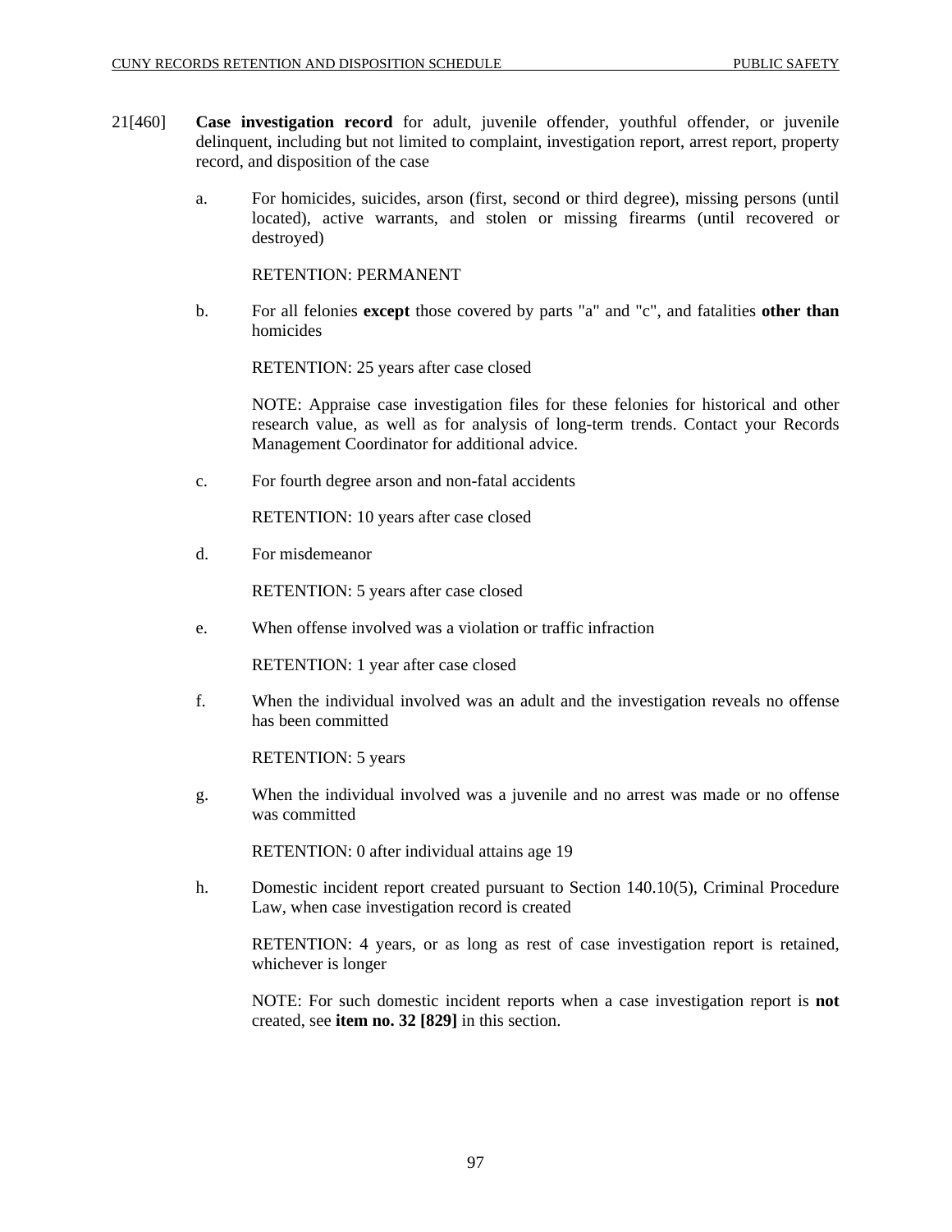21[460] **Case investigation record** for adult, juvenile offender, youthful offender, or juvenile delinquent, including but not limited to complaint, investigation report, arrest report, property record, and disposition of the case

a. For homicides, suicides, arson (first, second or third degree), missing persons (until located), active warrants, and stolen or missing firearms (until recovered or destroyed)

RETENTION: PERMANENT

b. For all felonies **except** those covered by parts "a" and "c", and fatalities **other than** homicides

RETENTION: 25 years after case closed

NOTE: Appraise case investigation files for these felonies for historical and other research value, as well as for analysis of long-term trends. Contact your Records Management Coordinator for additional advice.

c. For fourth degree arson and non-fatal accidents

RETENTION: 10 years after case closed

d. For misdemeanor

RETENTION: 5 years after case closed

e. When offense involved was a violation or traffic infraction

RETENTION: 1 year after case closed

f. When the individual involved was an adult and the investigation reveals no offense has been committed

RETENTION: 5 years

g. When the individual involved was a juvenile and no arrest was made or no offense was committed

RETENTION: 0 after individual attains age 19

h. Domestic incident report created pursuant to Section 140.10(5), Criminal Procedure Law, when case investigation record is created

RETENTION: 4 years, or as long as rest of case investigation report is retained, whichever is longer

NOTE: For such domestic incident reports when a case investigation report is **not** created, see **item no. 32 [829]** in this section.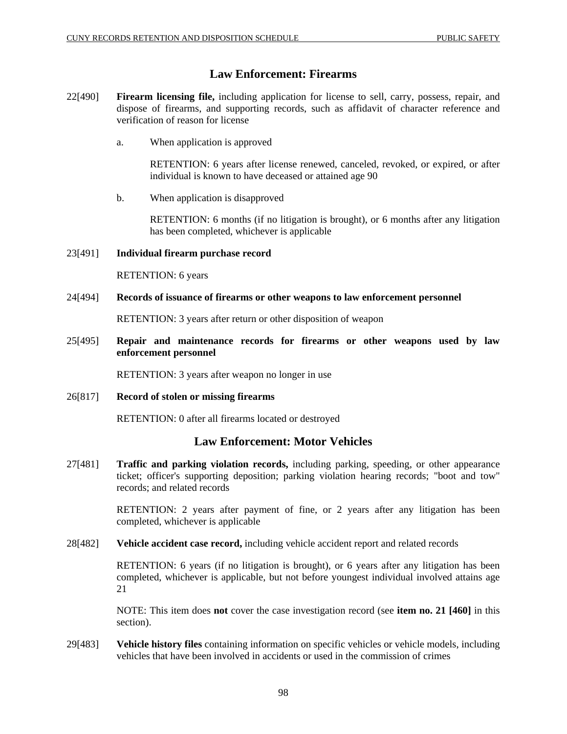## Law Enforcement: Firearms

22[490] **Firearm licensing file,** including application for license to sell, carry, possess, repair, and dispose of firearms, and supporting records, such as affidavit of character reference and verification of reason for license

a. When application is approved

RETENTION: 6 years after license renewed, canceled, revoked, or expired, or after individual is known to have deceased or attained age 90

b. When application is disapproved

RETENTION: 6 months (if no litigation is brought), or 6 months after any litigation has been completed, whichever is applicable

23[491] **Individual firearm purchase record**

RETENTION: 6 years

24[494] **Records of issuance of firearms or other weapons to law enforcement personnel**

RETENTION: 3 years after return or other disposition of weapon

25[495] **Repair and maintenance records for firearms or other weapons used by law enforcement personnel**

RETENTION: 3 years after weapon no longer in use

26[817] **Record of stolen or missing firearms**

RETENTION: 0 after all firearms located or destroyed

## Law Enforcement: Motor Vehicles

27[481] **Traffic and parking violation records,** including parking, speeding, or other appearance ticket; officer's supporting deposition; parking violation hearing records; "boot and tow" records; and related records

RETENTION: 2 years after payment of fine, or 2 years after any litigation has been completed, whichever is applicable

28[482] **Vehicle accident case record,** including vehicle accident report and related records

RETENTION: 6 years (if no litigation is brought), or 6 years after any litigation has been completed, whichever is applicable, but not before youngest individual involved attains age 21

NOTE: This item does **not** cover the case investigation record (see **item no. 21 [460]** in this section).

29[483] **Vehicle history files** containing information on specific vehicles or vehicle models, including vehicles that have been involved in accidents or used in the commission of crimes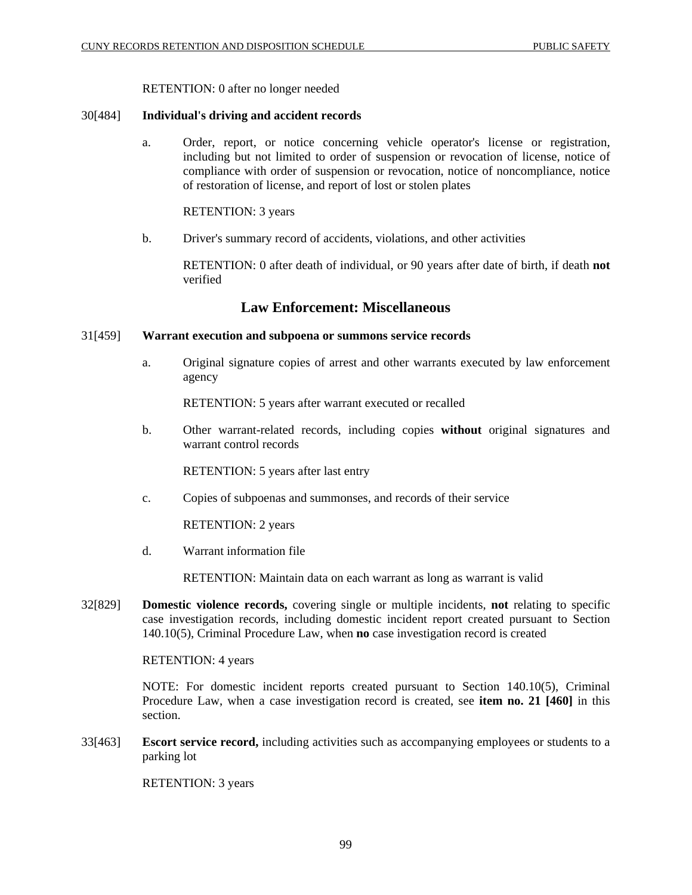RETENTION: 0 after no longer needed

30[484] **Individual's driving and accident records**

a. Order, report, or notice concerning vehicle operator's license or registration, including but not limited to order of suspension or revocation of license, notice of compliance with order of suspension or revocation, notice of noncompliance, notice of restoration of license, and report of lost or stolen plates

RETENTION: 3 years

b. Driver's summary record of accidents, violations, and other activities

RETENTION: 0 after death of individual, or 90 years after date of birth, if death **not** verified

## Law Enforcement: Miscellaneous

31[459] **Warrant execution and subpoena or summons service records**

a. Original signature copies of arrest and other warrants executed by law enforcement agency

RETENTION: 5 years after warrant executed or recalled

b. Other warrant-related records, including copies **without** original signatures and warrant control records

RETENTION: 5 years after last entry

c. Copies of subpoenas and summonses, and records of their service

RETENTION: 2 years

d. Warrant information file

RETENTION: Maintain data on each warrant as long as warrant is valid

32[829] **Domestic violence records,** covering single or multiple incidents, **not** relating to specific case investigation records, including domestic incident report created pursuant to Section 140.10(5), Criminal Procedure Law, when **no** case investigation record is created

RETENTION: 4 years

NOTE: For domestic incident reports created pursuant to Section 140.10(5), Criminal Procedure Law, when a case investigation record is created, see **item no. 21 [460]** in this section.

33[463] **Escort service record,** including activities such as accompanying employees or students to a parking lot

RETENTION: 3 years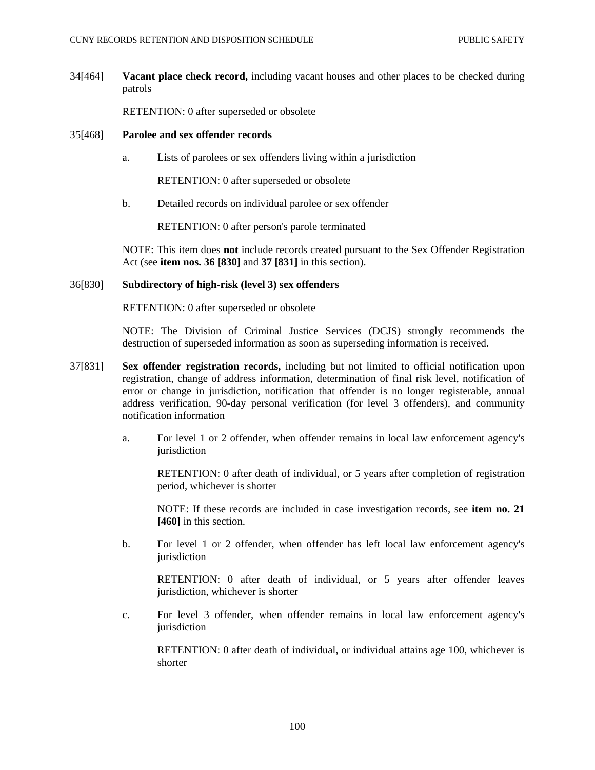34[464] **Vacant place check record,** including vacant houses and other places to be checked during patrols

RETENTION: 0 after superseded or obsolete

35[468] **Parolee and sex offender records**

a. Lists of parolees or sex offenders living within a jurisdiction

RETENTION: 0 after superseded or obsolete

b. Detailed records on individual parolee or sex offender

RETENTION: 0 after person's parole terminated

NOTE: This item does **not** include records created pursuant to the Sex Offender Registration Act (see **item nos. 36 [830]** and **37 [831]** in this section).

36[830] **Subdirectory of high-risk (level 3) sex offenders**

RETENTION: 0 after superseded or obsolete

NOTE: The Division of Criminal Justice Services (DCJS) strongly recommends the destruction of superseded information as soon as superseding information is received.

37[831] **Sex offender registration records,** including but not limited to official notification upon registration, change of address information, determination of final risk level, notification of error or change in jurisdiction, notification that offender is no longer registerable, annual address verification, 90-day personal verification (for level 3 offenders), and community notification information

a. For level 1 or 2 offender, when offender remains in local law enforcement agency's jurisdiction

RETENTION: 0 after death of individual, or 5 years after completion of registration period, whichever is shorter

NOTE: If these records are included in case investigation records, see **item no. 21 [460]** in this section.

b. For level 1 or 2 offender, when offender has left local law enforcement agency's jurisdiction

RETENTION: 0 after death of individual, or 5 years after offender leaves jurisdiction, whichever is shorter

c. For level 3 offender, when offender remains in local law enforcement agency's jurisdiction

RETENTION: 0 after death of individual, or individual attains age 100, whichever is shorter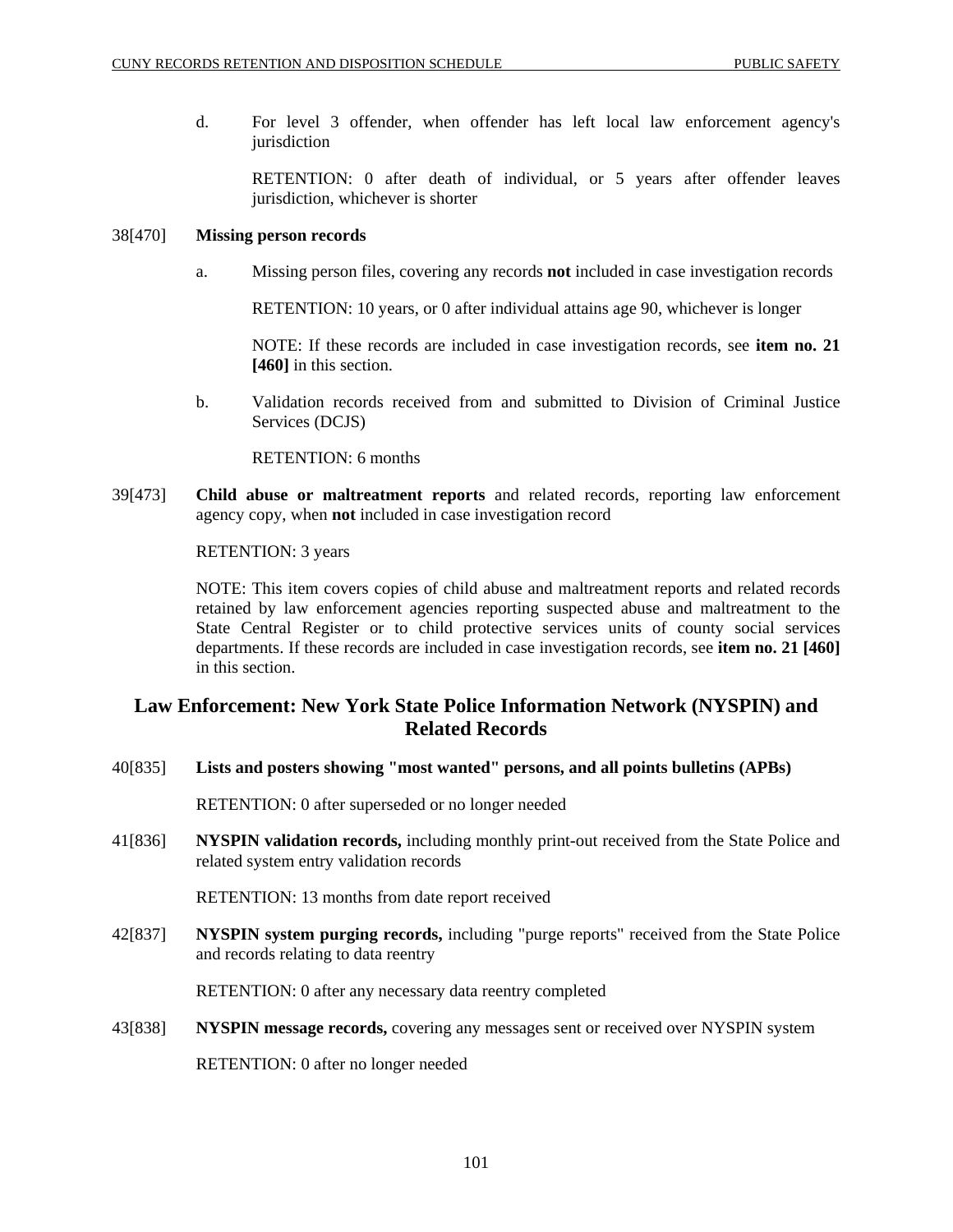d. For level 3 offender, when offender has left local law enforcement agency's jurisdiction

RETENTION: 0 after death of individual, or 5 years after offender leaves jurisdiction, whichever is shorter

38[470] **Missing person records**

a. Missing person files, covering any records **not** included in case investigation records

RETENTION: 10 years, or 0 after individual attains age 90, whichever is longer

NOTE: If these records are included in case investigation records, see **item no. 21 [460]** in this section.

b. Validation records received from and submitted to Division of Criminal Justice Services (DCJS)

RETENTION: 6 months

39[473] **Child abuse or maltreatment reports** and related records, reporting law enforcement agency copy, when **not** included in case investigation record

RETENTION: 3 years

NOTE: This item covers copies of child abuse and maltreatment reports and related records retained by law enforcement agencies reporting suspected abuse and maltreatment to the State Central Register or to child protective services units of county social services departments. If these records are included in case investigation records, see **item no. 21 [460]** in this section.

## Law Enforcement: New York State Police Information Network (NYSPIN) and Related Records

40[835] **Lists and posters showing "most wanted" persons, and all points bulletins (APBs)**

RETENTION: 0 after superseded or no longer needed

41[836] **NYSPIN validation records,** including monthly print-out received from the State Police and related system entry validation records

RETENTION: 13 months from date report received

42[837] **NYSPIN system purging records,** including "purge reports" received from the State Police and records relating to data reentry

RETENTION: 0 after any necessary data reentry completed

43[838] **NYSPIN message records,** covering any messages sent or received over NYSPIN system

RETENTION: 0 after no longer needed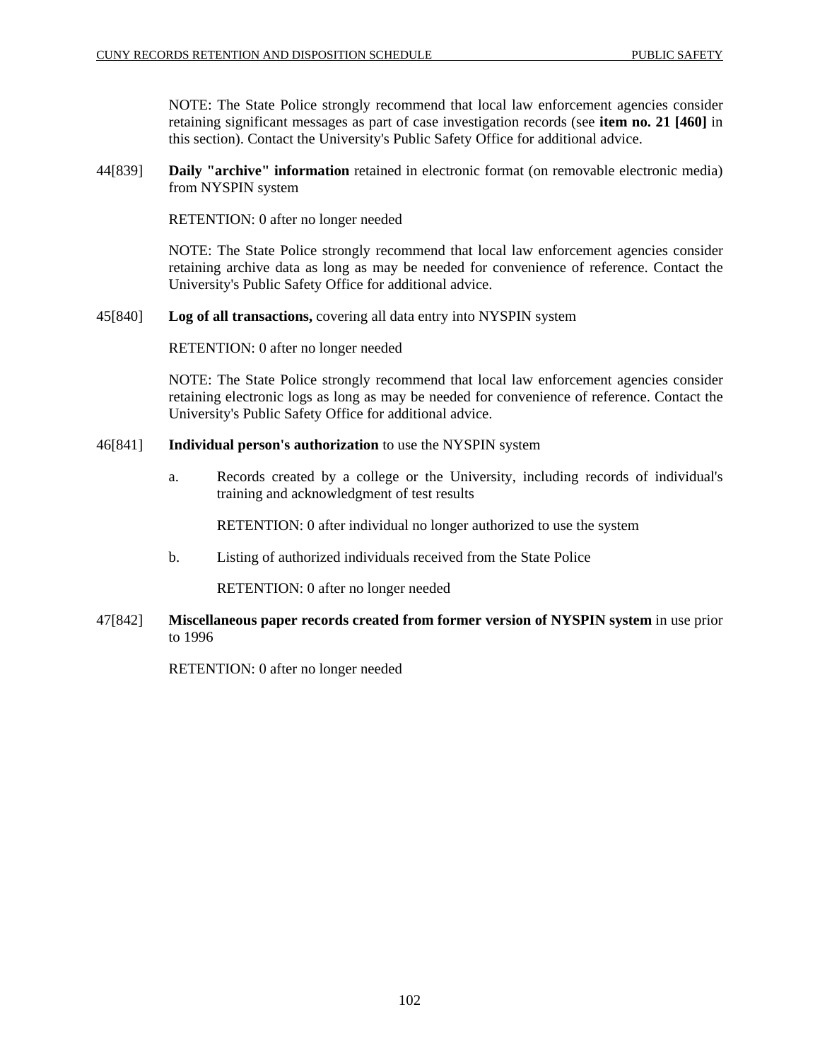NOTE: The State Police strongly recommend that local law enforcement agencies consider retaining significant messages as part of case investigation records (see **item no. 21 [460]** in this section). Contact the University's Public Safety Office for additional advice.

44[839] **Daily "archive" information** retained in electronic format (on removable electronic media) from NYSPIN system

RETENTION: 0 after no longer needed

NOTE: The State Police strongly recommend that local law enforcement agencies consider retaining archive data as long as may be needed for convenience of reference. Contact the University's Public Safety Office for additional advice.

45[840] **Log of all transactions,** covering all data entry into NYSPIN system

RETENTION: 0 after no longer needed

NOTE: The State Police strongly recommend that local law enforcement agencies consider retaining electronic logs as long as may be needed for convenience of reference. Contact the University's Public Safety Office for additional advice.

46[841] **Individual person's authorization** to use the NYSPIN system

a. Records created by a college or the University, including records of individual's training and acknowledgment of test results

   RETENTION: 0 after individual no longer authorized to use the system

b. Listing of authorized individuals received from the State Police

   RETENTION: 0 after no longer needed

47[842] **Miscellaneous paper records created from former version of NYSPIN system** in use prior to 1996

RETENTION: 0 after no longer needed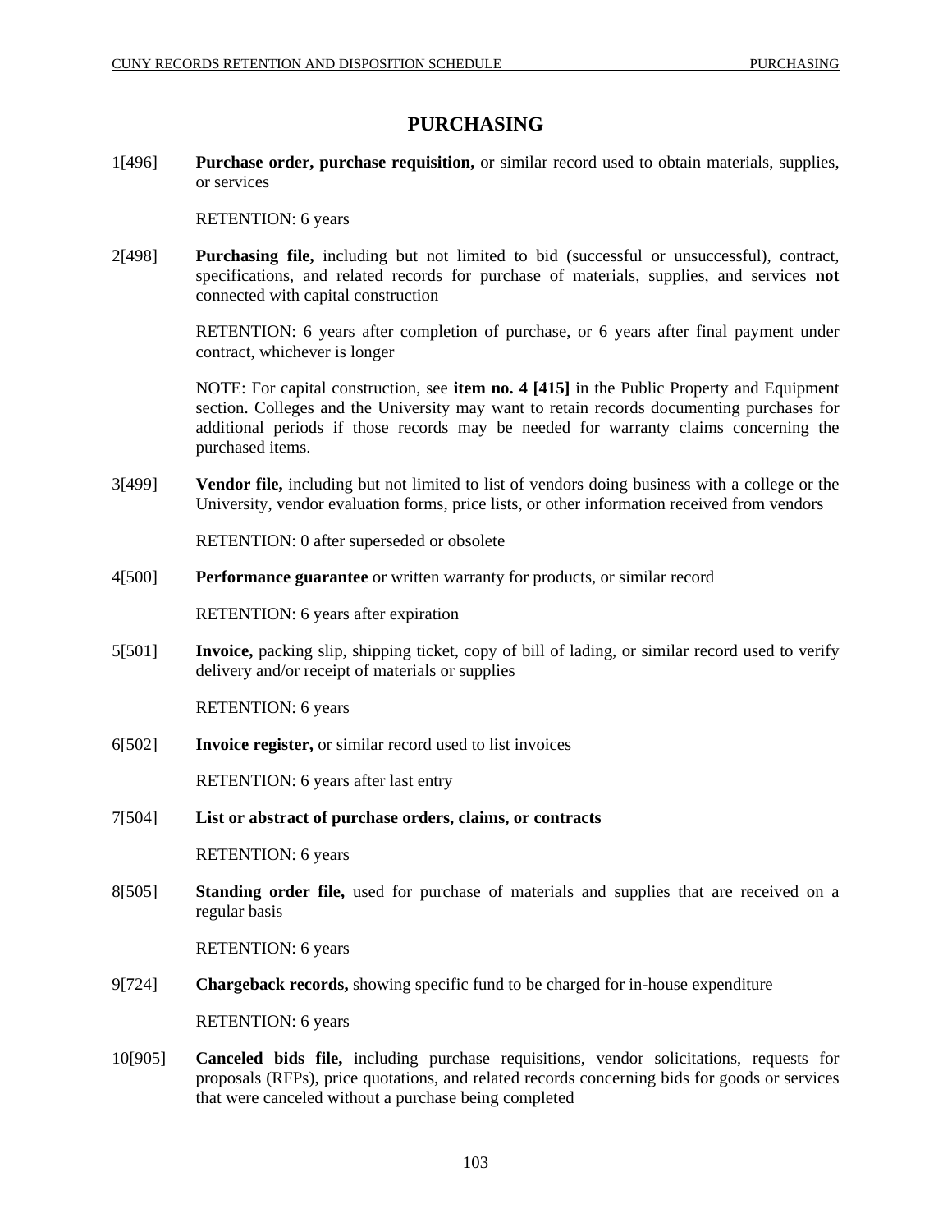# PURCHASING

1[496] **Purchase order, purchase requisition,** or similar record used to obtain materials, supplies, or services

RETENTION: 6 years

2[498] **Purchasing file,** including but not limited to bid (successful or unsuccessful), contract, specifications, and related records for purchase of materials, supplies, and services **not** connected with capital construction

RETENTION: 6 years after completion of purchase, or 6 years after final payment under contract, whichever is longer

NOTE: For capital construction, see **item no. 4 [415]** in the Public Property and Equipment section. Colleges and the University may want to retain records documenting purchases for additional periods if those records may be needed for warranty claims concerning the purchased items.

3[499] **Vendor file,** including but not limited to list of vendors doing business with a college or the University, vendor evaluation forms, price lists, or other information received from vendors

RETENTION: 0 after superseded or obsolete

4[500] **Performance guarantee** or written warranty for products, or similar record

RETENTION: 6 years after expiration

5[501] **Invoice,** packing slip, shipping ticket, copy of bill of lading, or similar record used to verify delivery and/or receipt of materials or supplies

RETENTION: 6 years

6[502] **Invoice register,** or similar record used to list invoices

RETENTION: 6 years after last entry

7[504] **List or abstract of purchase orders, claims, or contracts**

RETENTION: 6 years

8[505] **Standing order file,** used for purchase of materials and supplies that are received on a regular basis

RETENTION: 6 years

9[724] **Chargeback records,** showing specific fund to be charged for in-house expenditure

RETENTION: 6 years

10[905] **Canceled bids file,** including purchase requisitions, vendor solicitations, requests for proposals (RFPs), price quotations, and related records concerning bids for goods or services that were canceled without a purchase being completed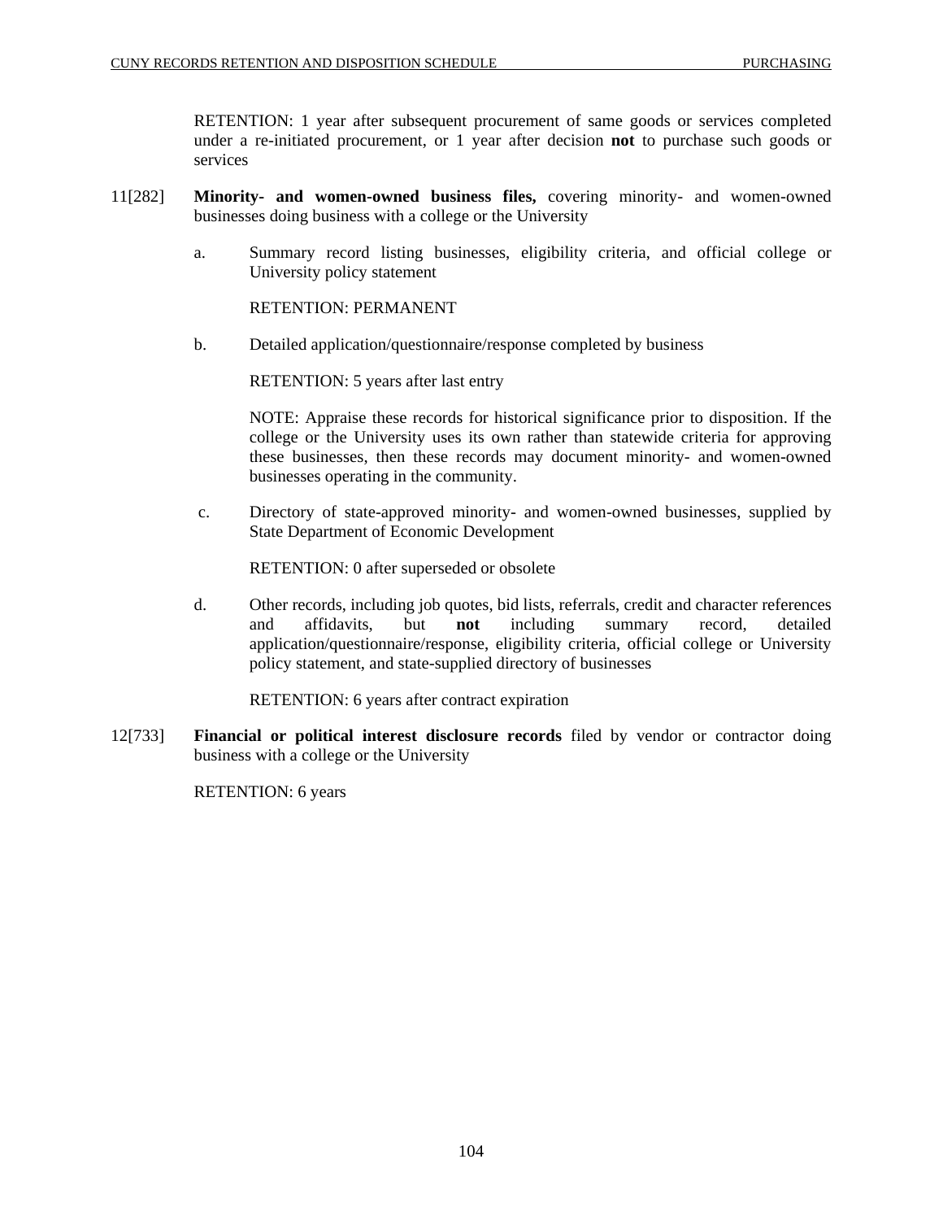RETENTION: 1 year after subsequent procurement of same goods or services completed under a re-initiated procurement, or 1 year after decision **not** to purchase such goods or services

11[282] **Minority- and women-owned business files,** covering minority- and women-owned businesses doing business with a college or the University

a. Summary record listing businesses, eligibility criteria, and official college or University policy statement

RETENTION: PERMANENT

b. Detailed application/questionnaire/response completed by business

RETENTION: 5 years after last entry

NOTE: Appraise these records for historical significance prior to disposition. If the college or the University uses its own rather than statewide criteria for approving these businesses, then these records may document minority- and women-owned businesses operating in the community.

c. Directory of state-approved minority- and women-owned businesses, supplied by State Department of Economic Development

RETENTION: 0 after superseded or obsolete

d. Other records, including job quotes, bid lists, referrals, credit and character references and affidavits, but **not** including summary record, detailed application/questionnaire/response, eligibility criteria, official college or University policy statement, and state-supplied directory of businesses

RETENTION: 6 years after contract expiration

12[733] **Financial or political interest disclosure records** filed by vendor or contractor doing business with a college or the University

RETENTION: 6 years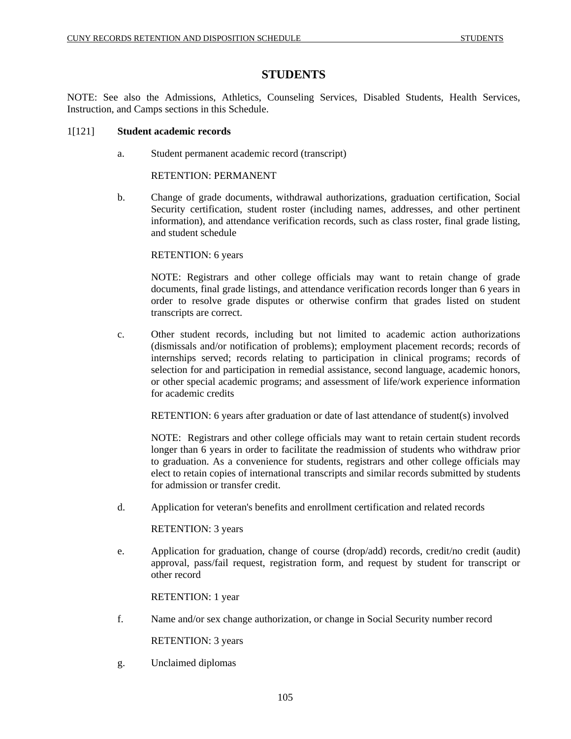# STUDENTS

NOTE: See also the Admissions, Athletics, Counseling Services, Disabled Students, Health Services, Instruction, and Camps sections in this Schedule.

1[121] **Student academic records**

a. Student permanent academic record (transcript)

RETENTION: PERMANENT

b. Change of grade documents, withdrawal authorizations, graduation certification, Social Security certification, student roster (including names, addresses, and other pertinent information), and attendance verification records, such as class roster, final grade listing, and student schedule

RETENTION: 6 years

NOTE: Registrars and other college officials may want to retain change of grade documents, final grade listings, and attendance verification records longer than 6 years in order to resolve grade disputes or otherwise confirm that grades listed on student transcripts are correct.

c. Other student records, including but not limited to academic action authorizations (dismissals and/or notification of problems); employment placement records; records of internships served; records relating to participation in clinical programs; records of selection for and participation in remedial assistance, second language, academic honors, or other special academic programs; and assessment of life/work experience information for academic credits

RETENTION: 6 years after graduation or date of last attendance of student(s) involved

NOTE: Registrars and other college officials may want to retain certain student records longer than 6 years in order to facilitate the readmission of students who withdraw prior to graduation. As a convenience for students, registrars and other college officials may elect to retain copies of international transcripts and similar records submitted by students for admission or transfer credit.

d. Application for veteran's benefits and enrollment certification and related records

RETENTION: 3 years

e. Application for graduation, change of course (drop/add) records, credit/no credit (audit) approval, pass/fail request, registration form, and request by student for transcript or other record

RETENTION: 1 year

f. Name and/or sex change authorization, or change in Social Security number record

RETENTION: 3 years

g. Unclaimed diplomas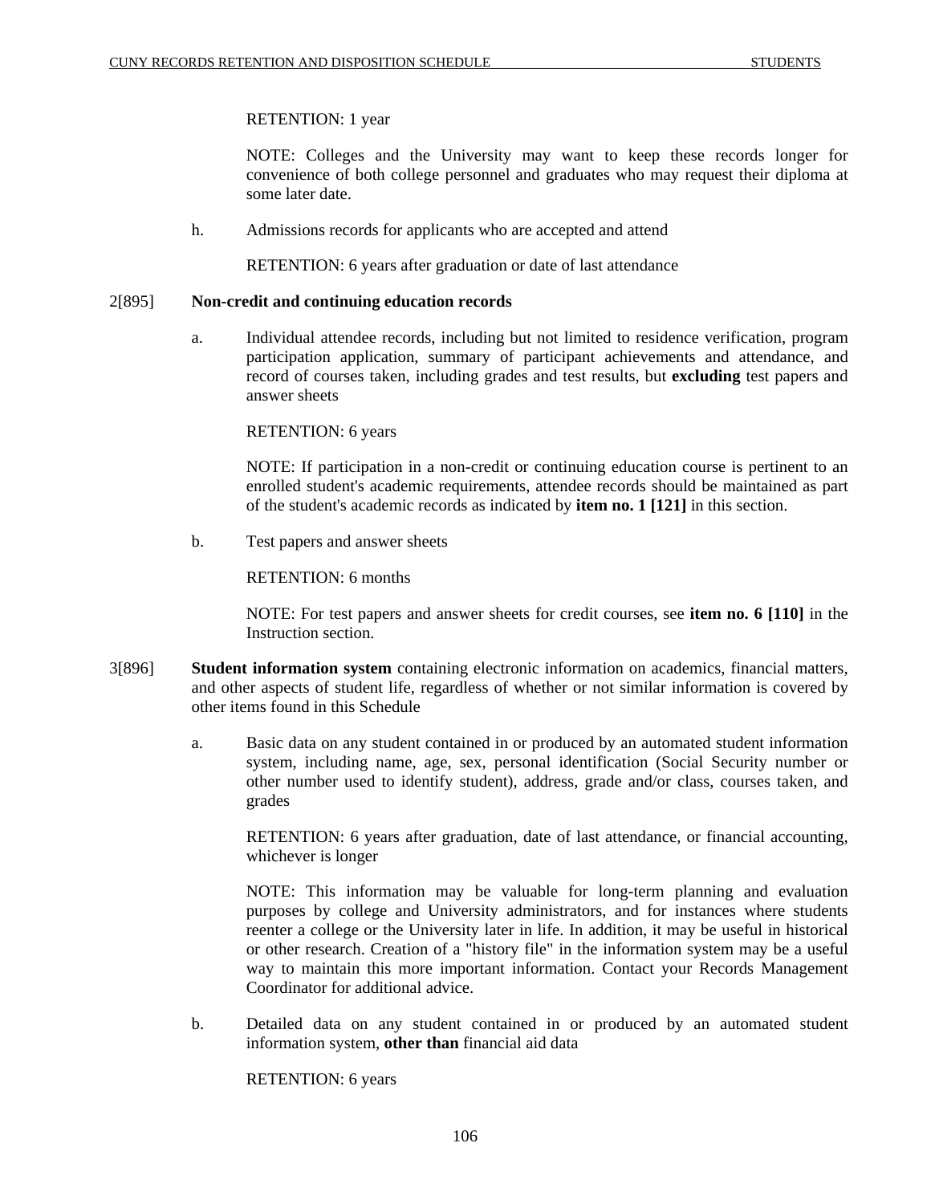RETENTION: 1 year

NOTE: Colleges and the University may want to keep these records longer for convenience of both college personnel and graduates who may request their diploma at some later date.

h. Admissions records for applicants who are accepted and attend

RETENTION: 6 years after graduation or date of last attendance

2[895] **Non-credit and continuing education records**

a. Individual attendee records, including but not limited to residence verification, program participation application, summary of participant achievements and attendance, and record of courses taken, including grades and test results, but **excluding** test papers and answer sheets

RETENTION: 6 years

NOTE: If participation in a non-credit or continuing education course is pertinent to an enrolled student's academic requirements, attendee records should be maintained as part of the student's academic records as indicated by **item no. 1 [121]** in this section.

b. Test papers and answer sheets

RETENTION: 6 months

NOTE: For test papers and answer sheets for credit courses, see **item no. 6 [110]** in the Instruction section.

3[896] **Student information system** containing electronic information on academics, financial matters, and other aspects of student life, regardless of whether or not similar information is covered by other items found in this Schedule

a. Basic data on any student contained in or produced by an automated student information system, including name, age, sex, personal identification (Social Security number or other number used to identify student), address, grade and/or class, courses taken, and grades

RETENTION: 6 years after graduation, date of last attendance, or financial accounting, whichever is longer

NOTE: This information may be valuable for long-term planning and evaluation purposes by college and University administrators, and for instances where students reenter a college or the University later in life. In addition, it may be useful in historical or other research. Creation of a "history file" in the information system may be a useful way to maintain this more important information. Contact your Records Management Coordinator for additional advice.

b. Detailed data on any student contained in or produced by an automated student information system, **other than** financial aid data

RETENTION: 6 years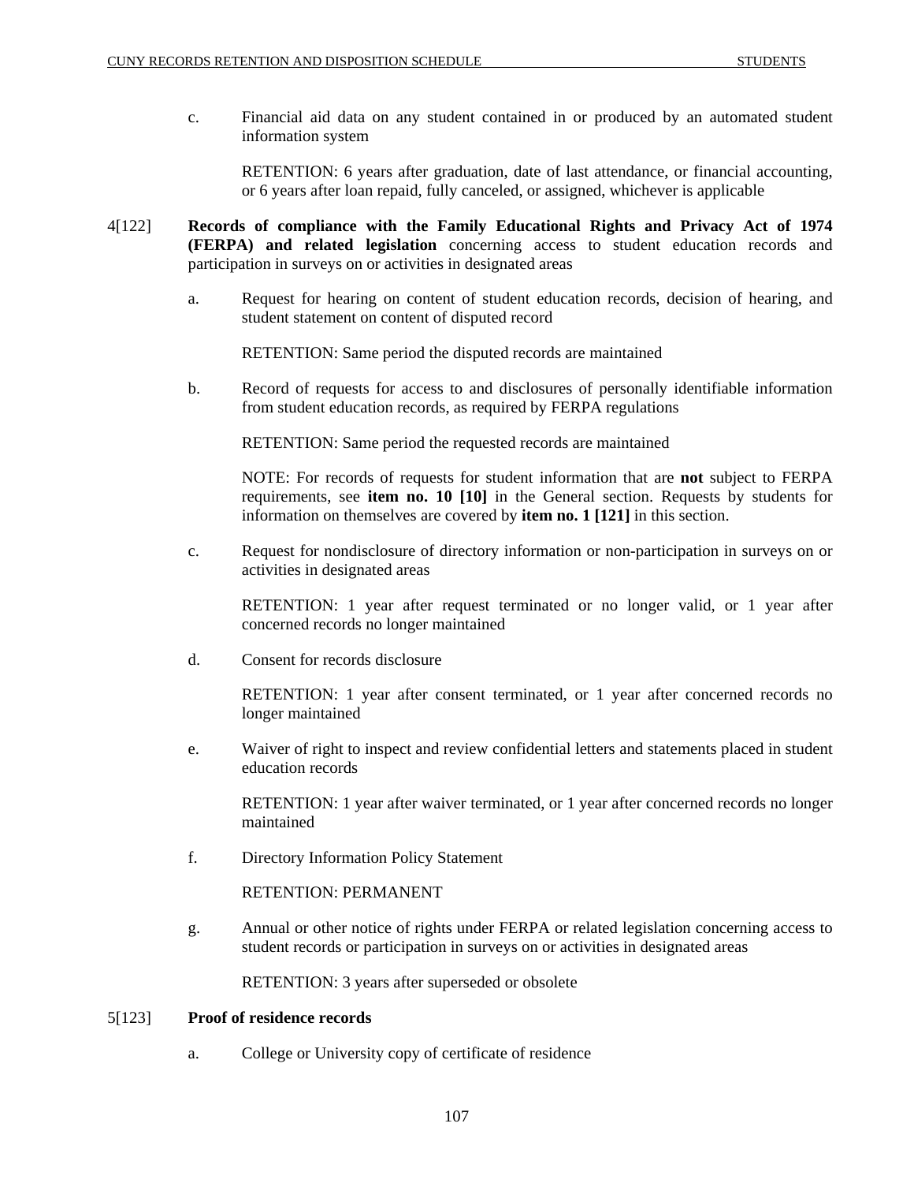c. Financial aid data on any student contained in or produced by an automated student information system

RETENTION: 6 years after graduation, date of last attendance, or financial accounting, or 6 years after loan repaid, fully canceled, or assigned, whichever is applicable

4[122] **Records of compliance with the Family Educational Rights and Privacy Act of 1974 (FERPA) and related legislation** concerning access to student education records and participation in surveys on or activities in designated areas

a. Request for hearing on content of student education records, decision of hearing, and student statement on content of disputed record

RETENTION: Same period the disputed records are maintained

b. Record of requests for access to and disclosures of personally identifiable information from student education records, as required by FERPA regulations

RETENTION: Same period the requested records are maintained

NOTE: For records of requests for student information that are **not** subject to FERPA requirements, see **item no. 10 [10]** in the General section. Requests by students for information on themselves are covered by **item no. 1 [121]** in this section.

c. Request for nondisclosure of directory information or non-participation in surveys on or activities in designated areas

RETENTION: 1 year after request terminated or no longer valid, or 1 year after concerned records no longer maintained

d. Consent for records disclosure

RETENTION: 1 year after consent terminated, or 1 year after concerned records no longer maintained

e. Waiver of right to inspect and review confidential letters and statements placed in student education records

RETENTION: 1 year after waiver terminated, or 1 year after concerned records no longer maintained

f. Directory Information Policy Statement

RETENTION: PERMANENT

g. Annual or other notice of rights under FERPA or related legislation concerning access to student records or participation in surveys on or activities in designated areas

RETENTION: 3 years after superseded or obsolete

5[123] **Proof of residence records**

a. College or University copy of certificate of residence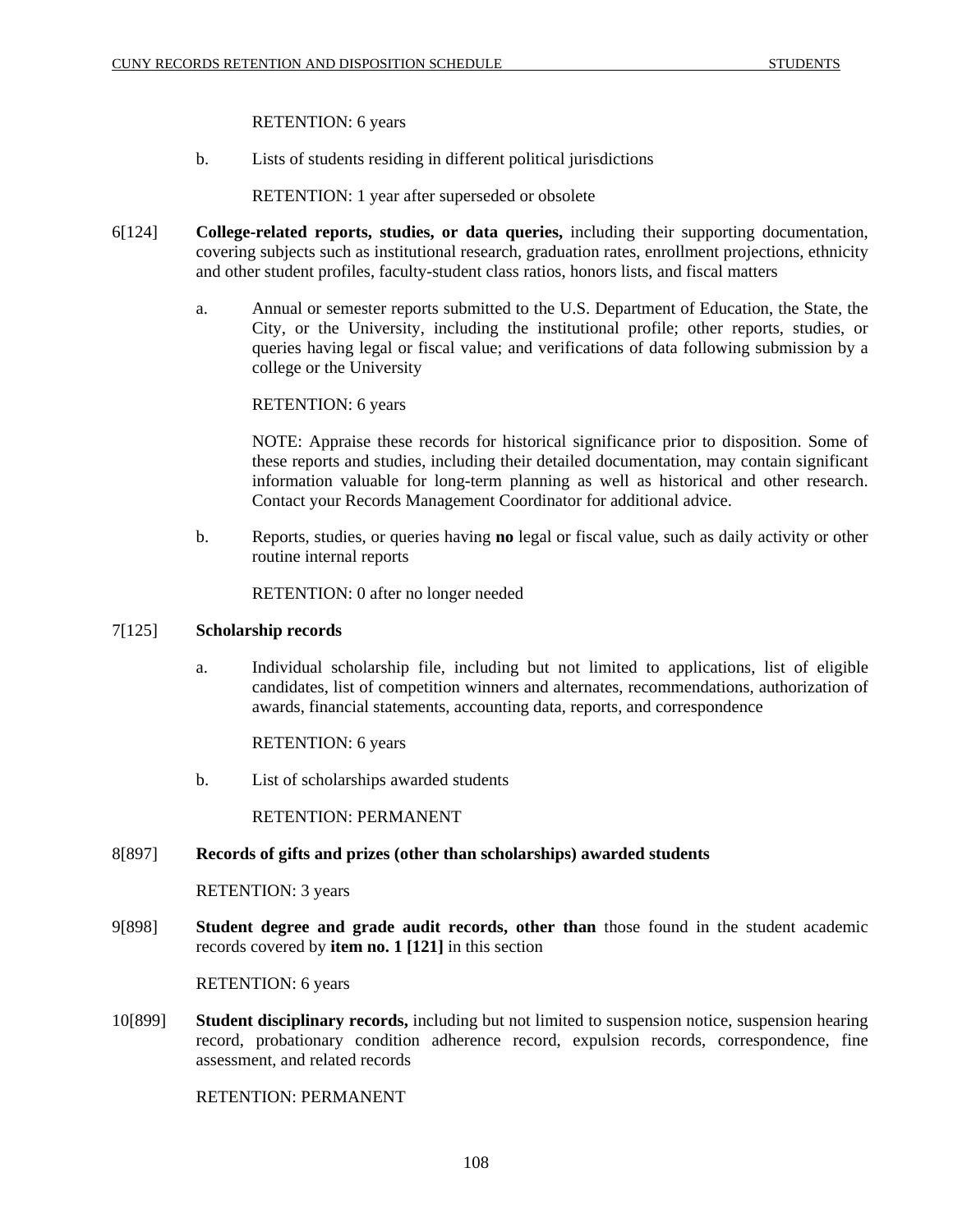RETENTION: 6 years

b. Lists of students residing in different political jurisdictions

RETENTION: 1 year after superseded or obsolete

6[124] **College-related reports, studies, or data queries,** including their supporting documentation, covering subjects such as institutional research, graduation rates, enrollment projections, ethnicity and other student profiles, faculty-student class ratios, honors lists, and fiscal matters

a. Annual or semester reports submitted to the U.S. Department of Education, the State, the City, or the University, including the institutional profile; other reports, studies, or queries having legal or fiscal value; and verifications of data following submission by a college or the University

RETENTION: 6 years

NOTE: Appraise these records for historical significance prior to disposition. Some of these reports and studies, including their detailed documentation, may contain significant information valuable for long-term planning as well as historical and other research. Contact your Records Management Coordinator for additional advice.

b. Reports, studies, or queries having **no** legal or fiscal value, such as daily activity or other routine internal reports

RETENTION: 0 after no longer needed

7[125] **Scholarship records**

a. Individual scholarship file, including but not limited to applications, list of eligible candidates, list of competition winners and alternates, recommendations, authorization of awards, financial statements, accounting data, reports, and correspondence

RETENTION: 6 years

b. List of scholarships awarded students

RETENTION: PERMANENT

8[897] **Records of gifts and prizes (other than scholarships) awarded students**

RETENTION: 3 years

9[898] **Student degree and grade audit records, other than** those found in the student academic records covered by **item no. 1 [121]** in this section

RETENTION: 6 years

10[899] **Student disciplinary records,** including but not limited to suspension notice, suspension hearing record, probationary condition adherence record, expulsion records, correspondence, fine assessment, and related records

RETENTION: PERMANENT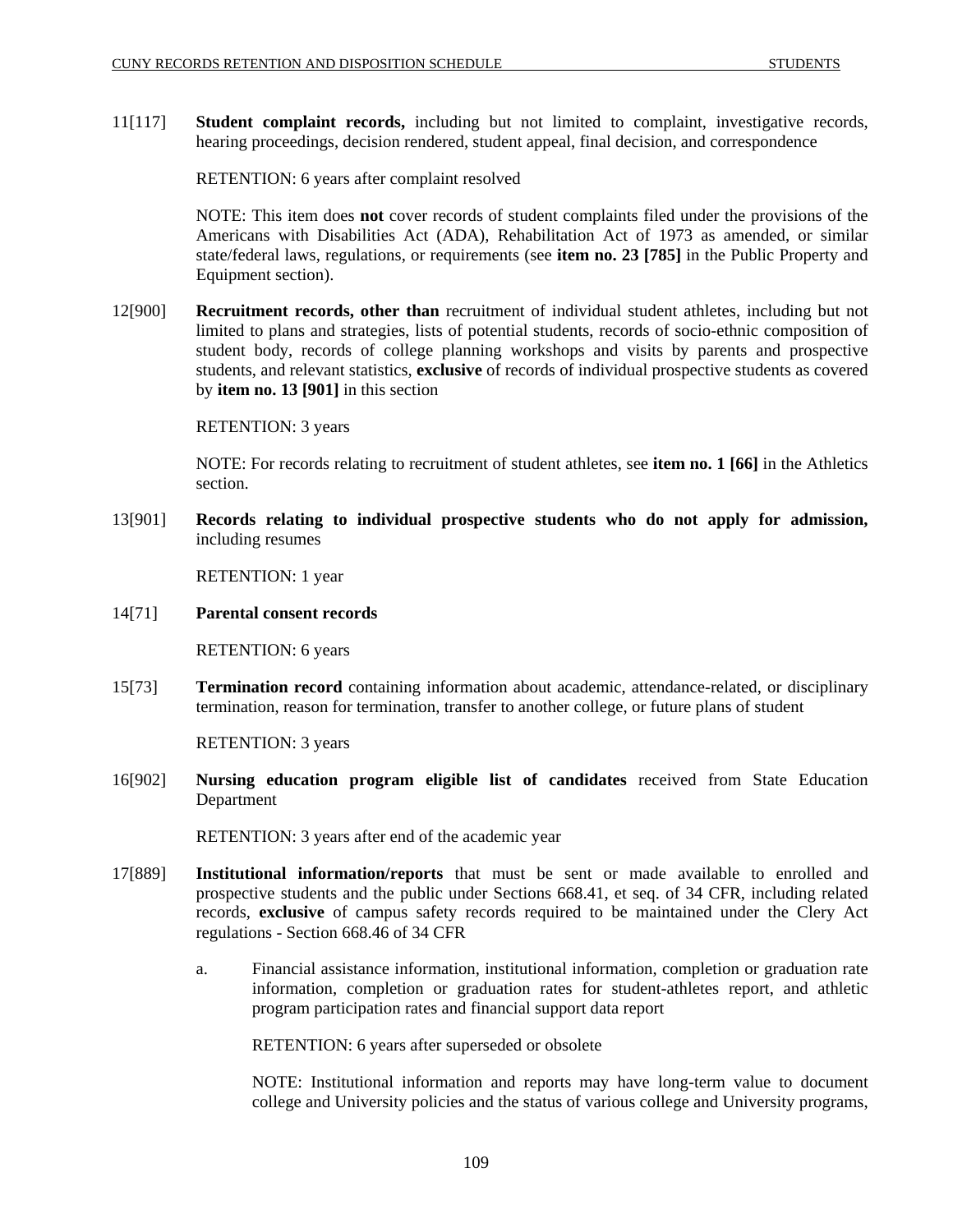11[117] **Student complaint records,** including but not limited to complaint, investigative records, hearing proceedings, decision rendered, student appeal, final decision, and correspondence

RETENTION: 6 years after complaint resolved

NOTE: This item does **not** cover records of student complaints filed under the provisions of the Americans with Disabilities Act (ADA), Rehabilitation Act of 1973 as amended, or similar state/federal laws, regulations, or requirements (see **item no. 23 [785]** in the Public Property and Equipment section).

12[900] **Recruitment records, other than** recruitment of individual student athletes, including but not limited to plans and strategies, lists of potential students, records of socio-ethnic composition of student body, records of college planning workshops and visits by parents and prospective students, and relevant statistics, **exclusive** of records of individual prospective students as covered by **item no. 13 [901]** in this section

RETENTION: 3 years

NOTE: For records relating to recruitment of student athletes, see **item no. 1 [66]** in the Athletics section.

13[901] **Records relating to individual prospective students who do not apply for admission,** including resumes

RETENTION: 1 year

14[71] **Parental consent records**

RETENTION: 6 years

15[73] **Termination record** containing information about academic, attendance-related, or disciplinary termination, reason for termination, transfer to another college, or future plans of student

RETENTION: 3 years

16[902] **Nursing education program eligible list of candidates** received from State Education Department

RETENTION: 3 years after end of the academic year

17[889] **Institutional information/reports** that must be sent or made available to enrolled and prospective students and the public under Sections 668.41, et seq. of 34 CFR, including related records, **exclusive** of campus safety records required to be maintained under the Clery Act regulations - Section 668.46 of 34 CFR

a. Financial assistance information, institutional information, completion or graduation rate information, completion or graduation rates for student-athletes report, and athletic program participation rates and financial support data report

RETENTION: 6 years after superseded or obsolete

NOTE: Institutional information and reports may have long-term value to document college and University policies and the status of various college and University programs,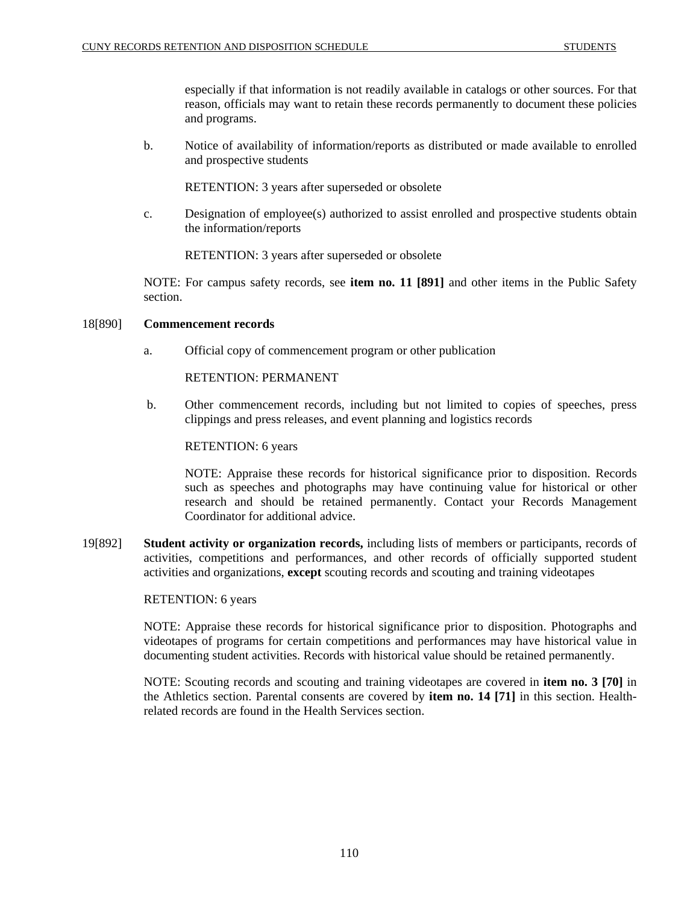especially if that information is not readily available in catalogs or other sources. For that reason, officials may want to retain these records permanently to document these policies and programs.

b. Notice of availability of information/reports as distributed or made available to enrolled and prospective students

RETENTION: 3 years after superseded or obsolete

c. Designation of employee(s) authorized to assist enrolled and prospective students obtain the information/reports

RETENTION: 3 years after superseded or obsolete

NOTE: For campus safety records, see **item no. 11 [891]** and other items in the Public Safety section.

18[890] **Commencement records**

a. Official copy of commencement program or other publication

RETENTION: PERMANENT

b. Other commencement records, including but not limited to copies of speeches, press clippings and press releases, and event planning and logistics records

RETENTION: 6 years

NOTE: Appraise these records for historical significance prior to disposition. Records such as speeches and photographs may have continuing value for historical or other research and should be retained permanently. Contact your Records Management Coordinator for additional advice.

19[892] **Student activity or organization records,** including lists of members or participants, records of activities, competitions and performances, and other records of officially supported student activities and organizations, **except** scouting records and scouting and training videotapes

RETENTION: 6 years

NOTE: Appraise these records for historical significance prior to disposition. Photographs and videotapes of programs for certain competitions and performances may have historical value in documenting student activities. Records with historical value should be retained permanently.

NOTE: Scouting records and scouting and training videotapes are covered in **item no. 3 [70]** in the Athletics section. Parental consents are covered by **item no. 14 [71]** in this section. Health-related records are found in the Health Services section.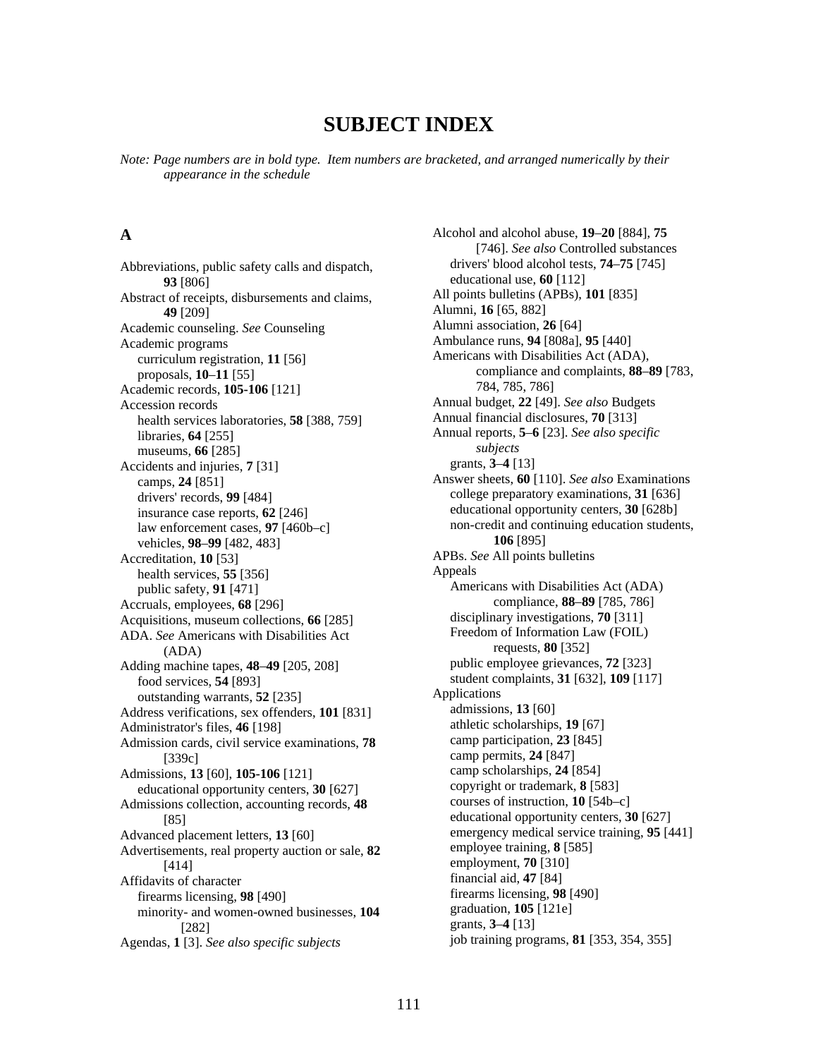# SUBJECT INDEX

*Note: Page numbers are in bold type. Item numbers are bracketed, and arranged numerically by their appearance in the schedule*

## A

Abbreviations, public safety calls and dispatch, **93** [806]
Abstract of receipts, disbursements and claims, **49** [209]
Academic counseling. *See* Counseling
Academic programs
  curriculum registration, **11** [56]
  proposals, **10**–**11** [55]
Academic records, **105-106** [121]
Accession records
  health services laboratories, **58** [388, 759]
  libraries, **64** [255]
  museums, **66** [285]
Accidents and injuries, **7** [31]
  camps, **24** [851]
  drivers' records, **99** [484]
  insurance case reports, **62** [246]
  law enforcement cases, **97** [460b–c]
  vehicles, **98**–**99** [482, 483]
Accreditation, **10** [53]
  health services, **55** [356]
  public safety, **91** [471]
Accruals, employees, **68** [296]
Acquisitions, museum collections, **66** [285]
ADA. *See* Americans with Disabilities Act (ADA)
Adding machine tapes, **48**–**49** [205, 208]
  food services, **54** [893]
  outstanding warrants, **52** [235]
Address verifications, sex offenders, **101** [831]
Administrator's files, **46** [198]
Admission cards, civil service examinations, **78** [339c]
Admissions, **13** [60], **105-106** [121]
  educational opportunity centers, **30** [627]
Admissions collection, accounting records, **48** [85]
Advanced placement letters, **13** [60]
Advertisements, real property auction or sale, **82** [414]
Affidavits of character
  firearms licensing, **98** [490]
  minority- and women-owned businesses, **104** [282]
Agendas, **1** [3]. *See also specific subjects*
Alcohol and alcohol abuse, **19**–**20** [884], **75** [746]. *See also* Controlled substances
  drivers' blood alcohol tests, **74**–**75** [745]
  educational use, **60** [112]
All points bulletins (APBs), **101** [835]
Alumni, **16** [65, 882]
Alumni association, **26** [64]
Ambulance runs, **94** [808a], **95** [440]
Americans with Disabilities Act (ADA), compliance and complaints, **88**–**89** [783, 784, 785, 786]
Annual budget, **22** [49]. *See also* Budgets
Annual financial disclosures, **70** [313]
Annual reports, **5**–**6** [23]. *See also specific subjects*
  grants, **3**–**4** [13]
Answer sheets, **60** [110]. *See also* Examinations
  college preparatory examinations, **31** [636]
  educational opportunity centers, **30** [628b]
  non-credit and continuing education students, **106** [895]
APBs. *See* All points bulletins
Appeals
  Americans with Disabilities Act (ADA) compliance, **88**–**89** [785, 786]
  disciplinary investigations, **70** [311]
  Freedom of Information Law (FOIL) requests, **80** [352]
  public employee grievances, **72** [323]
  student complaints, **31** [632], **109** [117]
Applications
  admissions, **13** [60]
  athletic scholarships, **19** [67]
  camp participation, **23** [845]
  camp permits, **24** [847]
  camp scholarships, **24** [854]
  copyright or trademark, **8** [583]
  courses of instruction, **10** [54b–c]
  educational opportunity centers, **30** [627]
  emergency medical service training, **95** [441]
  employee training, **8** [585]
  employment, **70** [310]
  financial aid, **47** [84]
  firearms licensing, **98** [490]
  graduation, **105** [121e]
  grants, **3**–**4** [13]
  job training programs, **81** [353, 354, 355]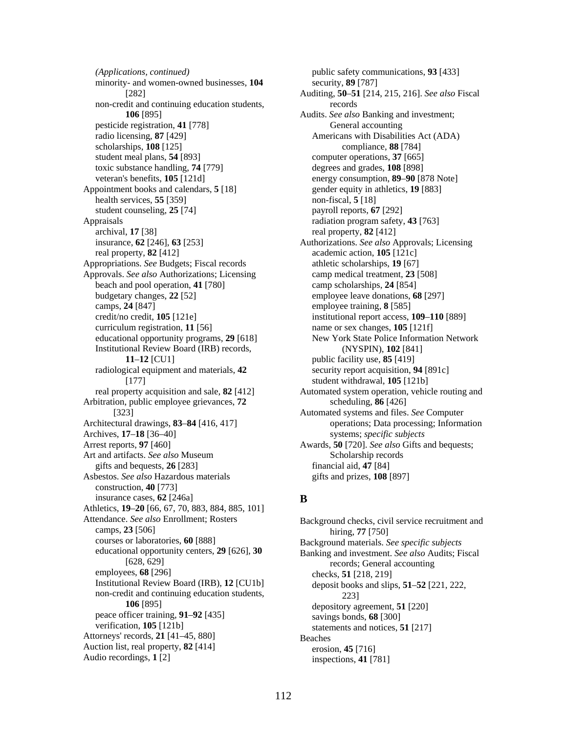*(Applications, continued)*

- minority- and women-owned businesses, **104** [282]
- non-credit and continuing education students, **106** [895]
- pesticide registration, **41** [778]
- radio licensing, **87** [429]
- scholarships, **108** [125]
- student meal plans, **54** [893]
- toxic substance handling, **74** [779]
- veteran's benefits, **105** [121d]

Appointment books and calendars, **5** [18]
- health services, **55** [359]
- student counseling, **25** [74]

Appraisals
- archival, **17** [38]
- insurance, **62** [246], **63** [253]
- real property, **82** [412]

Appropriations. *See* Budgets; Fiscal records

Approvals. *See also* Authorizations; Licensing
- beach and pool operation, **41** [780]
- budgetary changes, **22** [52]
- camps, **24** [847]
- credit/no credit, **105** [121e]
- curriculum registration, **11** [56]
- educational opportunity programs, **29** [618]
- Institutional Review Board (IRB) records, **11**–**12** [CU1]
- radiological equipment and materials, **42** [177]
- real property acquisition and sale, **82** [412]

Arbitration, public employee grievances, **72** [323]

Architectural drawings, **83**–**84** [416, 417]

Archives, **17**–**18** [36–40]

Arrest reports, **97** [460]

Art and artifacts. *See also* Museum
- gifts and bequests, **26** [283]

Asbestos. *See also* Hazardous materials
- construction, **40** [773]
- insurance cases, **62** [246a]

Athletics, **19**–**20** [66, 67, 70, 883, 884, 885, 101]

Attendance. *See also* Enrollment; Rosters
- camps, **23** [506]
- courses or laboratories, **60** [888]
- educational opportunity centers, **29** [626], **30** [628, 629]
- employees, **68** [296]
- Institutional Review Board (IRB), **12** [CU1b]
- non-credit and continuing education students, **106** [895]
- peace officer training, **91**–**92** [435]
- verification, **105** [121b]

Attorneys' records, **21** [41–45, 880]

Auction list, real property, **82** [414]

Audio recordings, **1** [2]
- public safety communications, **93** [433]
- security, **89** [787]

Auditing, **50**–**51** [214, 215, 216]. *See also* Fiscal records

Audits. *See also* Banking and investment; General accounting
- Americans with Disabilities Act (ADA) compliance, **88** [784]
- computer operations, **37** [665]
- degrees and grades, **108** [898]
- energy consumption, **89**–**90** [878 Note]
- gender equity in athletics, **19** [883]
- non-fiscal, **5** [18]
- payroll reports, **67** [292]
- radiation program safety, **43** [763]
- real property, **82** [412]

Authorizations. *See also* Approvals; Licensing
- academic action, **105** [121c]
- athletic scholarships, **19** [67]
- camp medical treatment, **23** [508]
- camp scholarships, **24** [854]
- employee leave donations, **68** [297]
- employee training, **8** [585]
- institutional report access, **109**–**110** [889]
- name or sex changes, **105** [121f]
- New York State Police Information Network (NYSPIN), **102** [841]
- public facility use, **85** [419]
- security report acquisition, **94** [891c]
- student withdrawal, **105** [121b]

Automated system operation, vehicle routing and scheduling, **86** [426]

Automated systems and files. *See* Computer operations; Data processing; Information systems; *specific subjects*

Awards, **50** [720]. *See also* Gifts and bequests; Scholarship records
- financial aid, **47** [84]
- gifts and prizes, **108** [897]

## B

Background checks, civil service recruitment and hiring, **77** [750]

Background materials. *See specific subjects*

Banking and investment. *See also* Audits; Fiscal records; General accounting
- checks, **51** [218, 219]
- deposit books and slips, **51**–**52** [221, 222, 223]
- depository agreement, **51** [220]
- savings bonds, **68** [300]
- statements and notices, **51** [217]

Beaches
- erosion, **45** [716]
- inspections, **41** [781]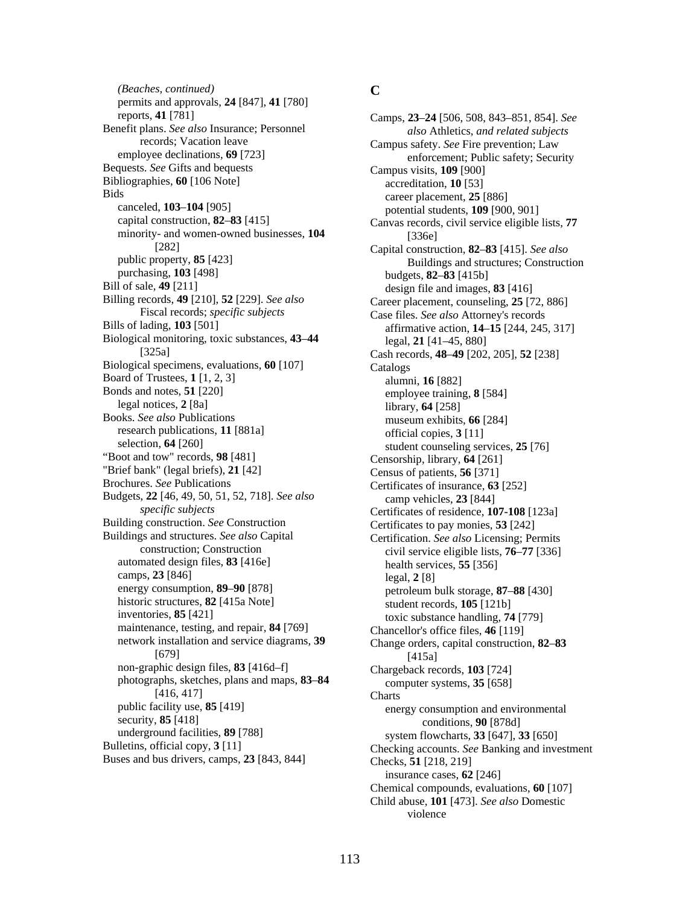*(Beaches, continued)*

- permits and approvals, **24** [847], **41** [780]
- reports, **41** [781]

Benefit plans. *See also* Insurance; Personnel records; Vacation leave

- employee declinations, **69** [723]

Bequests. *See* Gifts and bequests

Bibliographies, **60** [106 Note]

Bids

- canceled, **103**–**104** [905]
- capital construction, **82**–**83** [415]
- minority- and women-owned businesses, **104** [282]
- public property, **85** [423]
- purchasing, **103** [498]

Bill of sale, **49** [211]

Billing records, **49** [210], **52** [229]. *See also* Fiscal records; *specific subjects*

Bills of lading, **103** [501]

Biological monitoring, toxic substances, **43**–**44** [325a]

Biological specimens, evaluations, **60** [107]

Board of Trustees, **1** [1, 2, 3]

Bonds and notes, **51** [220]

- legal notices, **2** [8a]

Books. *See also* Publications

- research publications, **11** [881a]
- selection, **64** [260]

"Boot and tow" records, **98** [481]

"Brief bank" (legal briefs), **21** [42]

Brochures. *See* Publications

Budgets, **22** [46, 49, 50, 51, 52, 718]. *See also specific subjects*

Building construction. *See* Construction

Buildings and structures. *See also* Capital construction; Construction

- automated design files, **83** [416e]
- camps, **23** [846]
- energy consumption, **89**–**90** [878]
- historic structures, **82** [415a Note]
- inventories, **85** [421]
- maintenance, testing, and repair, **84** [769]
- network installation and service diagrams, **39** [679]
- non-graphic design files, **83** [416d–f]
- photographs, sketches, plans and maps, **83**–**84** [416, 417]
- public facility use, **85** [419]
- security, **85** [418]
- underground facilities, **89** [788]

Bulletins, official copy, **3** [11]

Buses and bus drivers, camps, **23** [843, 844]

## C

Camps, **23**–**24** [506, 508, 843–851, 854]. *See also* Athletics, *and related subjects*

Campus safety. *See* Fire prevention; Law enforcement; Public safety; Security

Campus visits, **109** [900]

- accreditation, **10** [53]
- career placement, **25** [886]
- potential students, **109** [900, 901]

Canvas records, civil service eligible lists, **77** [336e]

Capital construction, **82**–**83** [415]. *See also* Buildings and structures; Construction

- budgets, **82**–**83** [415b]
- design file and images, **83** [416]

Career placement, counseling, **25** [72, 886]

Case files. *See also* Attorney's records

- affirmative action, **14**–**15** [244, 245, 317]
- legal, **21** [41–45, 880]

Cash records, **48**–**49** [202, 205], **52** [238]

Catalogs

- alumni, **16** [882]
- employee training, **8** [584]
- library, **64** [258]
- museum exhibits, **66** [284]
- official copies, **3** [11]
- student counseling services, **25** [76]

Censorship, library, **64** [261]

Census of patients, **56** [371]

Certificates of insurance, **63** [252]

- camp vehicles, **23** [844]

Certificates of residence, **107-108** [123a]

Certificates to pay monies, **53** [242]

Certification. *See also* Licensing; Permits

- civil service eligible lists, **76**–**77** [336]
- health services, **55** [356]
- legal, **2** [8]
- petroleum bulk storage, **87**–**88** [430]
- student records, **105** [121b]
- toxic substance handling, **74** [779]

Chancellor's office files, **46** [119]

Change orders, capital construction, **82**–**83** [415a]

Chargeback records, **103** [724]

- computer systems, **35** [658]

Charts

- energy consumption and environmental conditions, **90** [878d]
- system flowcharts, **33** [647], **33** [650]

Checking accounts. *See* Banking and investment

Checks, **51** [218, 219]

- insurance cases, **62** [246]

Chemical compounds, evaluations, **60** [107]

Child abuse, **101** [473]. *See also* Domestic violence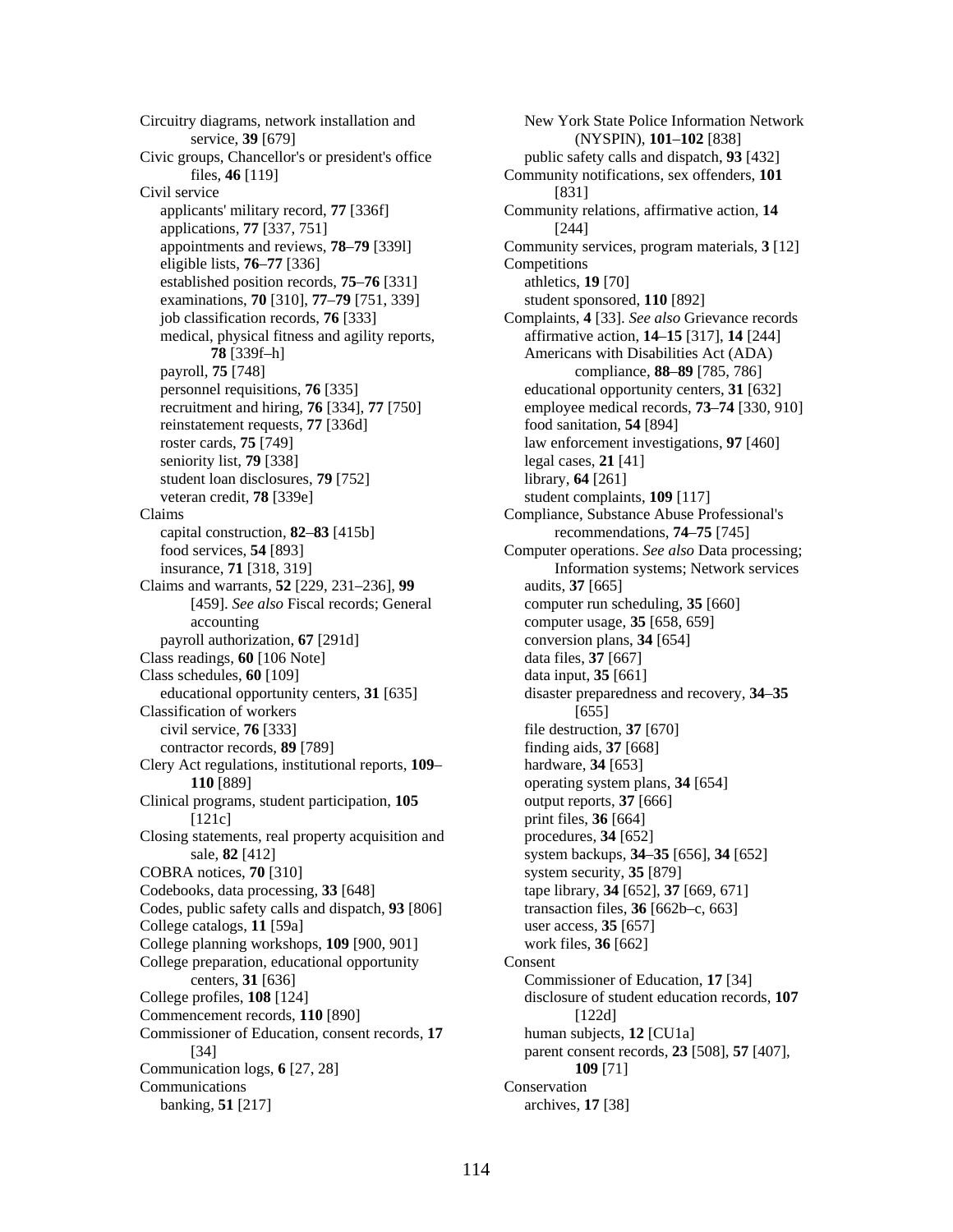Circuitry diagrams, network installation and service, **39** [679]
Civic groups, Chancellor's or president's office files, **46** [119]
Civil service
- applicants' military record, **77** [336f]
- applications, **77** [337, 751]
- appointments and reviews, **78**–**79** [339l]
- eligible lists, **76**–**77** [336]
- established position records, **75**–**76** [331]
- examinations, **70** [310], **77**–**79** [751, 339]
- job classification records, **76** [333]
- medical, physical fitness and agility reports, **78** [339f–h]
- payroll, **75** [748]
- personnel requisitions, **76** [335]
- recruitment and hiring, **76** [334], **77** [750]
- reinstatement requests, **77** [336d]
- roster cards, **75** [749]
- seniority list, **79** [338]
- student loan disclosures, **79** [752]
- veteran credit, **78** [339e]

Claims
- capital construction, **82**–**83** [415b]
- food services, **54** [893]
- insurance, **71** [318, 319]

Claims and warrants, **52** [229, 231–236], **99** [459]. *See also* Fiscal records; General accounting
- payroll authorization, **67** [291d]

Class readings, **60** [106 Note]
Class schedules, **60** [109]
- educational opportunity centers, **31** [635]

Classification of workers
- civil service, **76** [333]
- contractor records, **89** [789]

Clery Act regulations, institutional reports, **109**–**110** [889]
Clinical programs, student participation, **105** [121c]
Closing statements, real property acquisition and sale, **82** [412]
COBRA notices, **70** [310]
Codebooks, data processing, **33** [648]
Codes, public safety calls and dispatch, **93** [806]
College catalogs, **11** [59a]
College planning workshops, **109** [900, 901]
College preparation, educational opportunity centers, **31** [636]
College profiles, **108** [124]
Commencement records, **110** [890]
Commissioner of Education, consent records, **17** [34]
Communication logs, **6** [27, 28]
Communications
- banking, **51** [217]
- New York State Police Information Network (NYSPIN), **101**–**102** [838]
- public safety calls and dispatch, **93** [432]

Community notifications, sex offenders, **101** [831]
Community relations, affirmative action, **14** [244]
Community services, program materials, **3** [12]
Competitions
- athletics, **19** [70]
- student sponsored, **110** [892]

Complaints, **4** [33]. *See also* Grievance records
- affirmative action, **14**–**15** [317], **14** [244]
- Americans with Disabilities Act (ADA) compliance, **88**–**89** [785, 786]
- educational opportunity centers, **31** [632]
- employee medical records, **73**–**74** [330, 910]
- food sanitation, **54** [894]
- law enforcement investigations, **97** [460]
- legal cases, **21** [41]
- library, **64** [261]
- student complaints, **109** [117]

Compliance, Substance Abuse Professional's recommendations, **74**–**75** [745]
Computer operations. *See also* Data processing; Information systems; Network services
- audits, **37** [665]
- computer run scheduling, **35** [660]
- computer usage, **35** [658, 659]
- conversion plans, **34** [654]
- data files, **37** [667]
- data input, **35** [661]
- disaster preparedness and recovery, **34**–**35** [655]
- file destruction, **37** [670]
- finding aids, **37** [668]
- hardware, **34** [653]
- operating system plans, **34** [654]
- output reports, **37** [666]
- print files, **36** [664]
- procedures, **34** [652]
- system backups, **34**–**35** [656], **34** [652]
- system security, **35** [879]
- tape library, **34** [652], **37** [669, 671]
- transaction files, **36** [662b–c, 663]
- user access, **35** [657]
- work files, **36** [662]

Consent
- Commissioner of Education, **17** [34]
- disclosure of student education records, **107** [122d]
- human subjects, **12** [CU1a]
- parent consent records, **23** [508], **57** [407], **109** [71]

Conservation
- archives, **17** [38]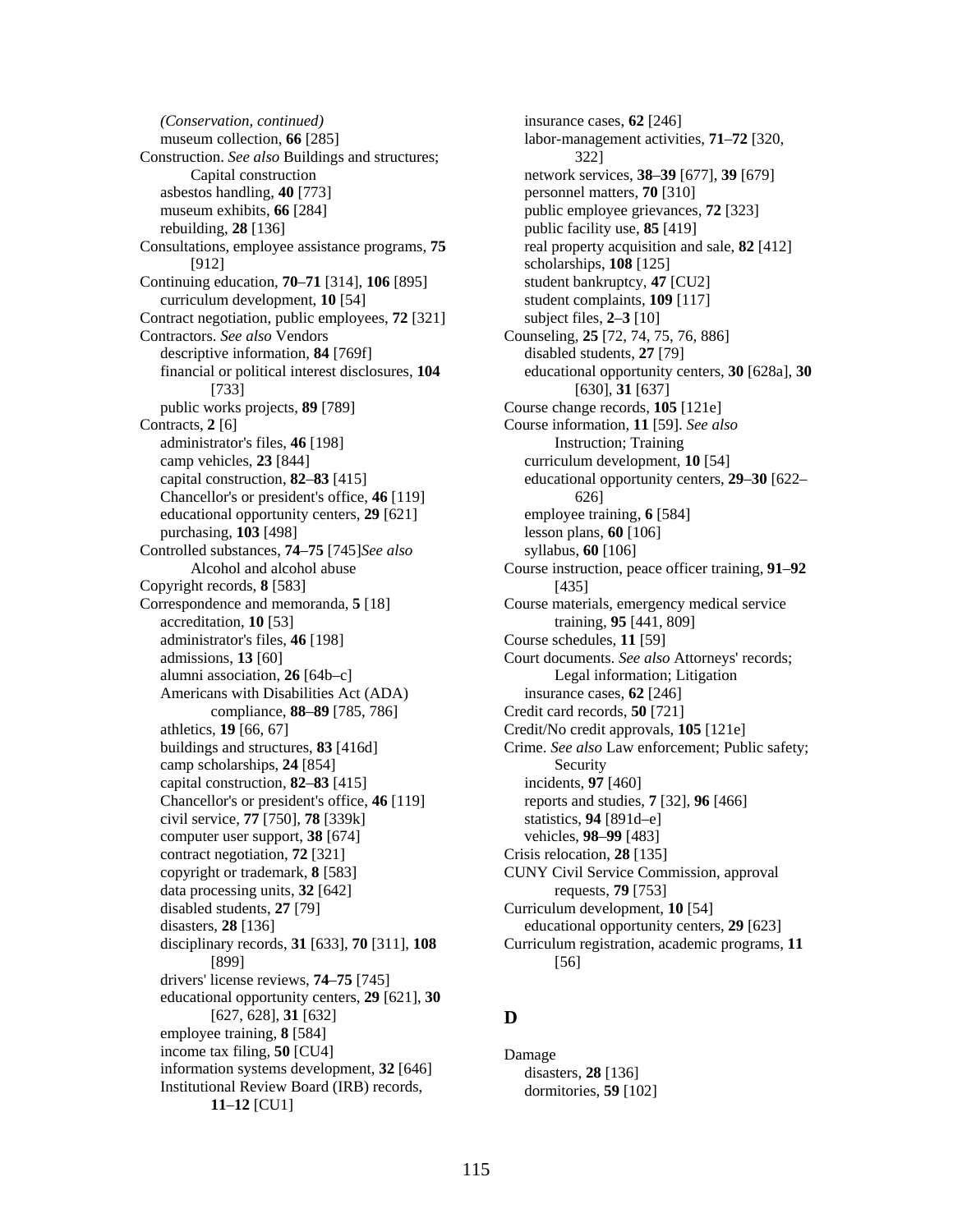*(Conservation, continued)*
- museum collection, **66** [285]

Construction. *See also* Buildings and structures; Capital construction
- asbestos handling, **40** [773]
- museum exhibits, **66** [284]
- rebuilding, **28** [136]

Consultations, employee assistance programs, **75** [912]

Continuing education, **70**–**71** [314], **106** [895]
- curriculum development, **10** [54]

Contract negotiation, public employees, **72** [321]

Contractors. *See also* Vendors
- descriptive information, **84** [769f]
- financial or political interest disclosures, **104** [733]
- public works projects, **89** [789]

Contracts, **2** [6]
- administrator's files, **46** [198]
- camp vehicles, **23** [844]
- capital construction, **82**–**83** [415]
- Chancellor's or president's office, **46** [119]
- educational opportunity centers, **29** [621]
- purchasing, **103** [498]

Controlled substances, **74**–**75** [745]*See also* Alcohol and alcohol abuse

Copyright records, **8** [583]

Correspondence and memoranda, **5** [18]
- accreditation, **10** [53]
- administrator's files, **46** [198]
- admissions, **13** [60]
- alumni association, **26** [64b–c]
- Americans with Disabilities Act (ADA) compliance, **88**–**89** [785, 786]
- athletics, **19** [66, 67]
- buildings and structures, **83** [416d]
- camp scholarships, **24** [854]
- capital construction, **82**–**83** [415]
- Chancellor's or president's office, **46** [119]
- civil service, **77** [750], **78** [339k]
- computer user support, **38** [674]
- contract negotiation, **72** [321]
- copyright or trademark, **8** [583]
- data processing units, **32** [642]
- disabled students, **27** [79]
- disasters, **28** [136]
- disciplinary records, **31** [633], **70** [311], **108** [899]
- drivers' license reviews, **74**–**75** [745]
- educational opportunity centers, **29** [621], **30** [627, 628], **31** [632]
- employee training, **8** [584]
- income tax filing, **50** [CU4]
- information systems development, **32** [646]
- Institutional Review Board (IRB) records, **11**–**12** [CU1]
- insurance cases, **62** [246]
- labor-management activities, **71**–**72** [320, 322]
- network services, **38**–**39** [677], **39** [679]
- personnel matters, **70** [310]
- public employee grievances, **72** [323]
- public facility use, **85** [419]
- real property acquisition and sale, **82** [412]
- scholarships, **108** [125]
- student bankruptcy, **47** [CU2]
- student complaints, **109** [117]
- subject files, **2**–**3** [10]

Counseling, **25** [72, 74, 75, 76, 886]
- disabled students, **27** [79]
- educational opportunity centers, **30** [628a], **30** [630], **31** [637]

Course change records, **105** [121e]

Course information, **11** [59]. *See also* Instruction; Training
- curriculum development, **10** [54]
- educational opportunity centers, **29**–**30** [622–626]
- employee training, **6** [584]
- lesson plans, **60** [106]
- syllabus, **60** [106]

Course instruction, peace officer training, **91**–**92** [435]

Course materials, emergency medical service training, **95** [441, 809]

Course schedules, **11** [59]

Court documents. *See also* Attorneys' records; Legal information; Litigation
- insurance cases, **62** [246]

Credit card records, **50** [721]

Credit/No credit approvals, **105** [121e]

Crime. *See also* Law enforcement; Public safety; Security
- incidents, **97** [460]
- reports and studies, **7** [32], **96** [466]
- statistics, **94** [891d–e]
- vehicles, **98**–**99** [483]

Crisis relocation, **28** [135]

CUNY Civil Service Commission, approval requests, **79** [753]

Curriculum development, **10** [54]
- educational opportunity centers, **29** [623]

Curriculum registration, academic programs, **11** [56]

## D

Damage
- disasters, **28** [136]
- dormitories, **59** [102]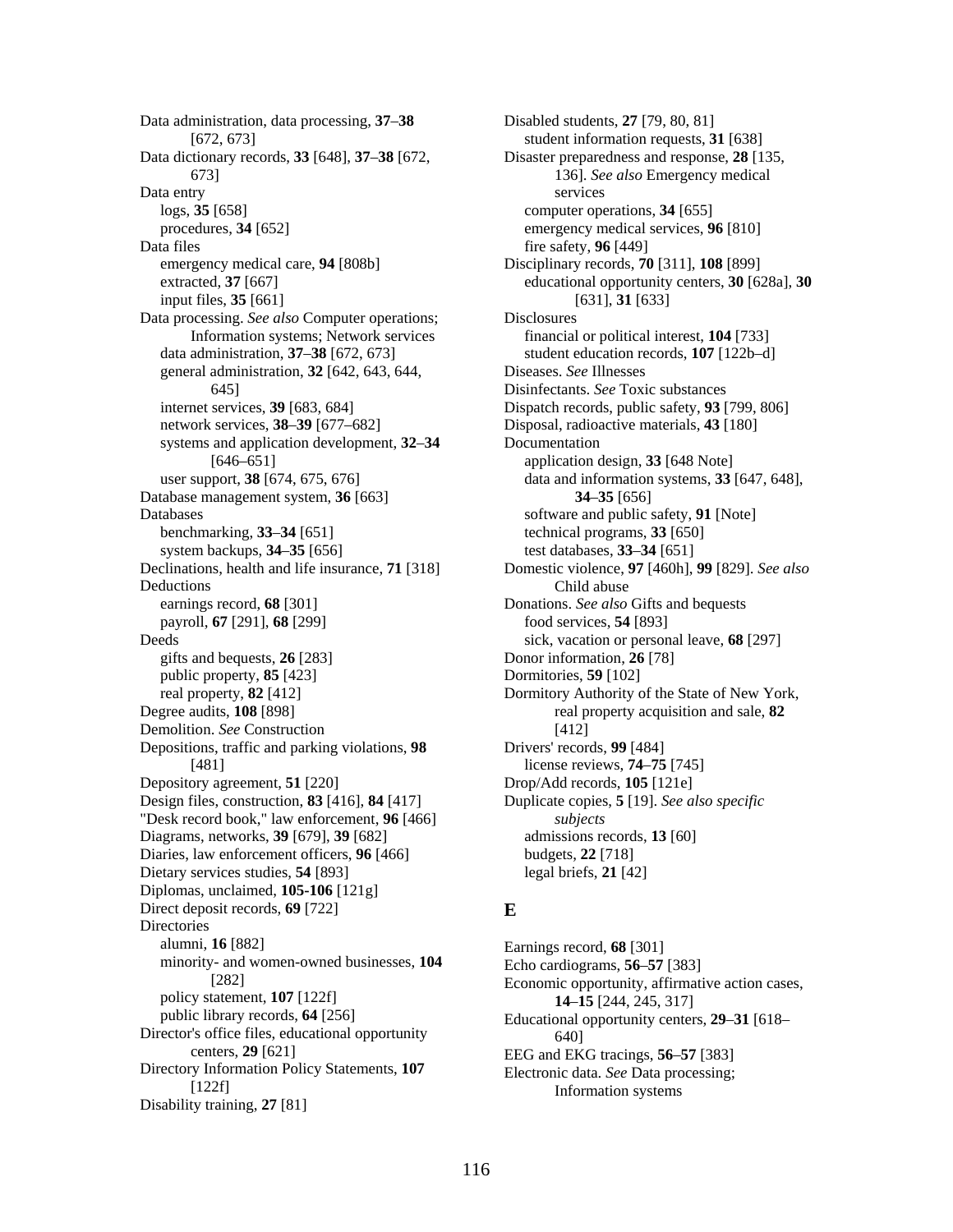Data administration, data processing, **37**–**38** [672, 673]
Data dictionary records, **33** [648], **37**–**38** [672, 673]
Data entry
  logs, **35** [658]
  procedures, **34** [652]
Data files
  emergency medical care, **94** [808b]
  extracted, **37** [667]
  input files, **35** [661]
Data processing. *See also* Computer operations; Information systems; Network services
  data administration, **37**–**38** [672, 673]
  general administration, **32** [642, 643, 644, 645]
  internet services, **39** [683, 684]
  network services, **38**–**39** [677–682]
  systems and application development, **32**–**34** [646–651]
  user support, **38** [674, 675, 676]
Database management system, **36** [663]
Databases
  benchmarking, **33**–**34** [651]
  system backups, **34**–**35** [656]
Declinations, health and life insurance, **71** [318]
Deductions
  earnings record, **68** [301]
  payroll, **67** [291], **68** [299]
Deeds
  gifts and bequests, **26** [283]
  public property, **85** [423]
  real property, **82** [412]
Degree audits, **108** [898]
Demolition. *See* Construction
Depositions, traffic and parking violations, **98** [481]
Depository agreement, **51** [220]
Design files, construction, **83** [416], **84** [417]
"Desk record book," law enforcement, **96** [466]
Diagrams, networks, **39** [679], **39** [682]
Diaries, law enforcement officers, **96** [466]
Dietary services studies, **54** [893]
Diplomas, unclaimed, **105-106** [121g]
Direct deposit records, **69** [722]
Directories
  alumni, **16** [882]
  minority- and women-owned businesses, **104** [282]
  policy statement, **107** [122f]
  public library records, **64** [256]
Director's office files, educational opportunity centers, **29** [621]
Directory Information Policy Statements, **107** [122f]
Disability training, **27** [81]
Disabled students, **27** [79, 80, 81]
  student information requests, **31** [638]
Disaster preparedness and response, **28** [135, 136]. *See also* Emergency medical services
  computer operations, **34** [655]
  emergency medical services, **96** [810]
  fire safety, **96** [449]
Disciplinary records, **70** [311], **108** [899]
  educational opportunity centers, **30** [628a], **30** [631], **31** [633]
Disclosures
  financial or political interest, **104** [733]
  student education records, **107** [122b–d]
Diseases. *See* Illnesses
Disinfectants. *See* Toxic substances
Dispatch records, public safety, **93** [799, 806]
Disposal, radioactive materials, **43** [180]
Documentation
  application design, **33** [648 Note]
  data and information systems, **33** [647, 648], **34**–**35** [656]
  software and public safety, **91** [Note]
  technical programs, **33** [650]
  test databases, **33**–**34** [651]
Domestic violence, **97** [460h], **99** [829]. *See also* Child abuse
Donations. *See also* Gifts and bequests
  food services, **54** [893]
  sick, vacation or personal leave, **68** [297]
Donor information, **26** [78]
Dormitories, **59** [102]
Dormitory Authority of the State of New York, real property acquisition and sale, **82** [412]
Drivers' records, **99** [484]
  license reviews, **74**–**75** [745]
Drop/Add records, **105** [121e]
Duplicate copies, **5** [19]. *See also specific subjects*
  admissions records, **13** [60]
  budgets, **22** [718]
  legal briefs, **21** [42]

## E

Earnings record, **68** [301]
Echo cardiograms, **56**–**57** [383]
Economic opportunity, affirmative action cases, **14**–**15** [244, 245, 317]
Educational opportunity centers, **29**–**31** [618–640]
EEG and EKG tracings, **56**–**57** [383]
Electronic data. *See* Data processing; Information systems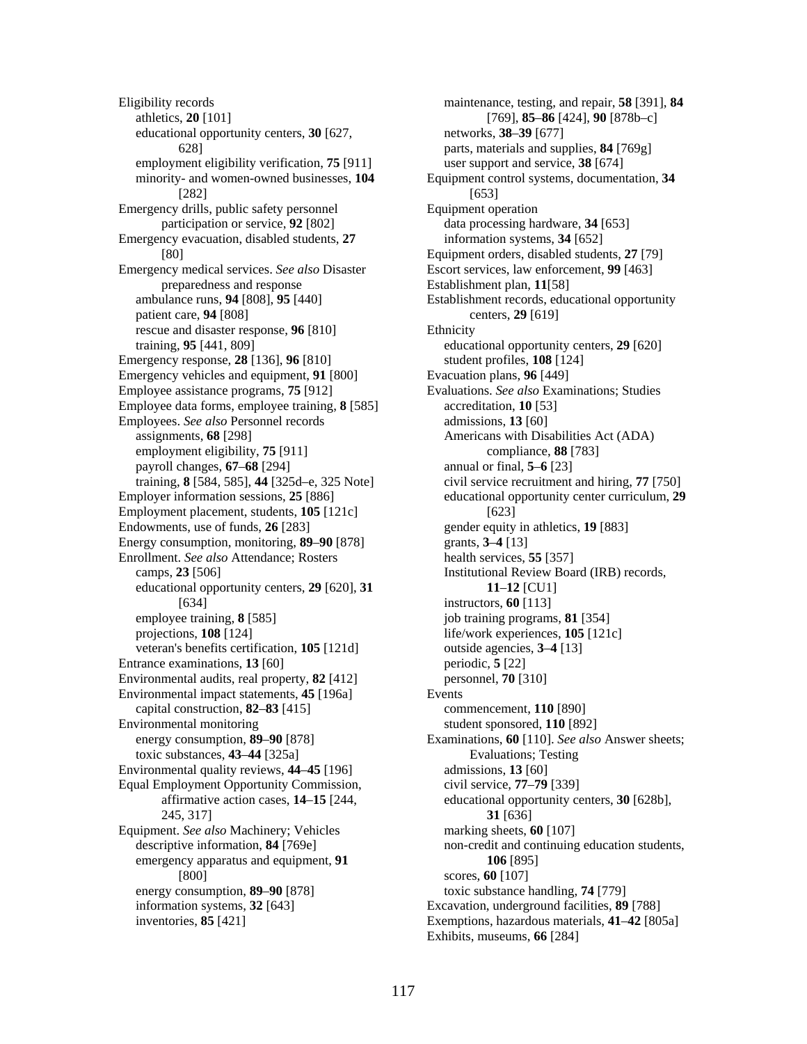Eligibility records
- athletics, **20** [101]
- educational opportunity centers, **30** [627, 628]
- employment eligibility verification, **75** [911]
- minority- and women-owned businesses, **104** [282]

Emergency drills, public safety personnel participation or service, **92** [802]

Emergency evacuation, disabled students, **27** [80]

Emergency medical services. *See also* Disaster preparedness and response
- ambulance runs, **94** [808], **95** [440]
- patient care, **94** [808]
- rescue and disaster response, **96** [810]
- training, **95** [441, 809]

Emergency response, **28** [136], **96** [810]

Emergency vehicles and equipment, **91** [800]

Employee assistance programs, **75** [912]

Employee data forms, employee training, **8** [585]

Employees. *See also* Personnel records
- assignments, **68** [298]
- employment eligibility, **75** [911]
- payroll changes, **67**–**68** [294]
- training, **8** [584, 585], **44** [325d–e, 325 Note]

Employer information sessions, **25** [886]

Employment placement, students, **105** [121c]

Endowments, use of funds, **26** [283]

Energy consumption, monitoring, **89**–**90** [878]

Enrollment. *See also* Attendance; Rosters
- camps, **23** [506]
- educational opportunity centers, **29** [620], **31** [634]
- employee training, **8** [585]
- projections, **108** [124]
- veteran's benefits certification, **105** [121d]

Entrance examinations, **13** [60]

Environmental audits, real property, **82** [412]

Environmental impact statements, **45** [196a]
- capital construction, **82–83** [415]

Environmental monitoring
- energy consumption, **89**–**90** [878]
- toxic substances, **43–44** [325a]

Environmental quality reviews, **44–45** [196]

Equal Employment Opportunity Commission, affirmative action cases, **14**–**15** [244, 245, 317]

Equipment. *See also* Machinery; Vehicles
- descriptive information, **84** [769e]
- emergency apparatus and equipment, **91** [800]
- energy consumption, **89**–**90** [878]
- information systems, **32** [643]
- inventories, **85** [421]
- maintenance, testing, and repair, **58** [391], **84** [769], **85–86** [424], **90** [878b–c]
- networks, **38**–**39** [677]
- parts, materials and supplies, **84** [769g]
- user support and service, **38** [674]

Equipment control systems, documentation, **34** [653]

Equipment operation
- data processing hardware, **34** [653]
- information systems, **34** [652]

Equipment orders, disabled students, **27** [79]

Escort services, law enforcement, **99** [463]

Establishment plan, **11**[58]

Establishment records, educational opportunity centers, **29** [619]

Ethnicity
- educational opportunity centers, **29** [620]
- student profiles, **108** [124]

Evacuation plans, **96** [449]

Evaluations. *See also* Examinations; Studies
- accreditation, **10** [53]
- admissions, **13** [60]
- Americans with Disabilities Act (ADA) compliance, **88** [783]
- annual or final, **5**–**6** [23]
- civil service recruitment and hiring, **77** [750]
- educational opportunity center curriculum, **29** [623]
- gender equity in athletics, **19** [883]
- grants, **3**–**4** [13]
- health services, **55** [357]
- Institutional Review Board (IRB) records, **11**–**12** [CU1]
- instructors, **60** [113]
- job training programs, **81** [354]
- life/work experiences, **105** [121c]
- outside agencies, **3**–**4** [13]
- periodic, **5** [22]
- personnel, **70** [310]

Events
- commencement, **110** [890]
- student sponsored, **110** [892]

Examinations, **60** [110]. *See also* Answer sheets; Evaluations; Testing
- admissions, **13** [60]
- civil service, **77**–**79** [339]
- educational opportunity centers, **30** [628b], **31** [636]
- marking sheets, **60** [107]
- non-credit and continuing education students, **106** [895]
- scores, **60** [107]
- toxic substance handling, **74** [779]

Excavation, underground facilities, **89** [788]

Exemptions, hazardous materials, **41–42** [805a]

Exhibits, museums, **66** [284]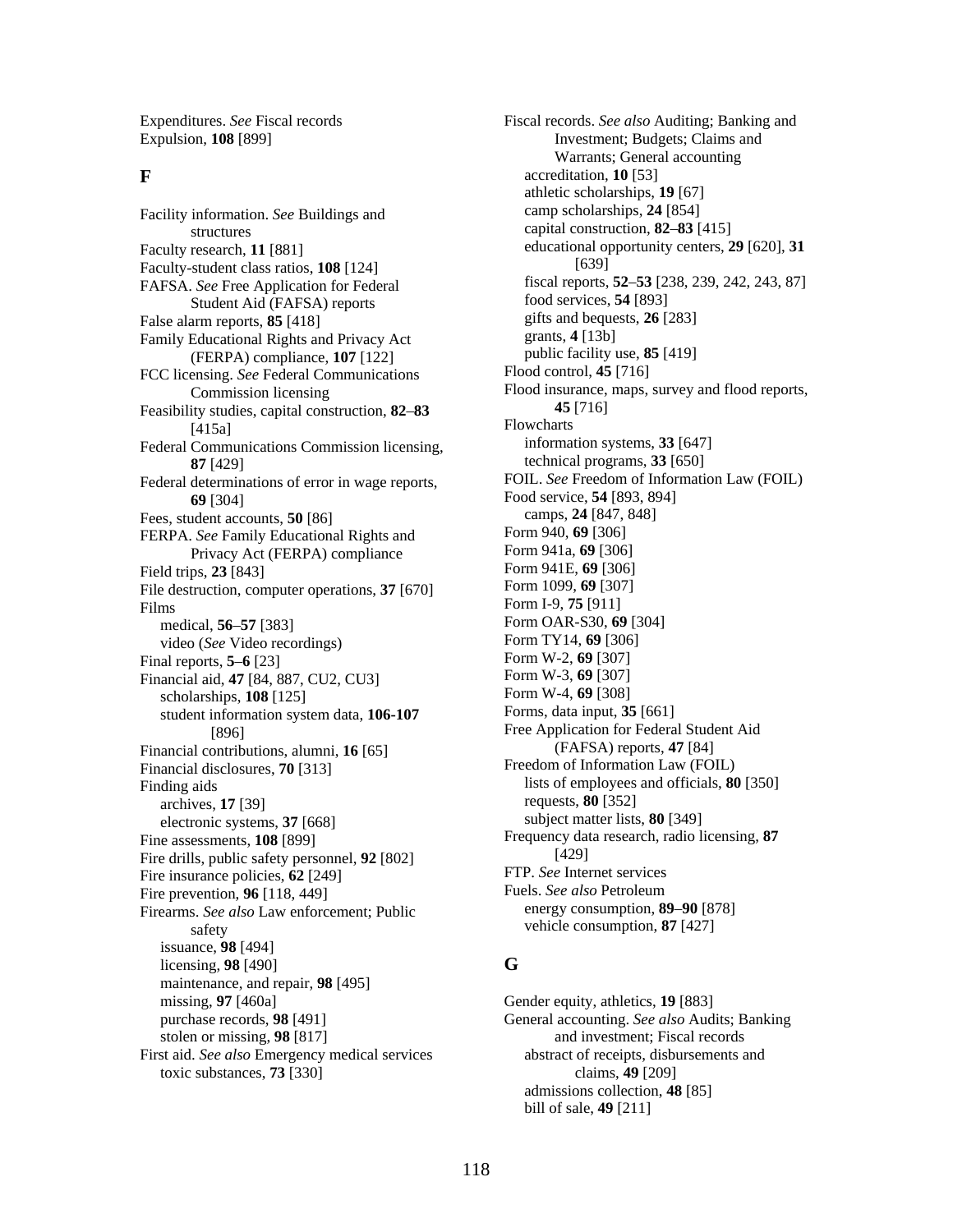Expenditures. *See* Fiscal records
Expulsion, **108** [899]

## F

Facility information. *See* Buildings and structures
Faculty research, **11** [881]
Faculty-student class ratios, **108** [124]
FAFSA. *See* Free Application for Federal Student Aid (FAFSA) reports
False alarm reports, **85** [418]
Family Educational Rights and Privacy Act (FERPA) compliance, **107** [122]
FCC licensing. *See* Federal Communications Commission licensing
Feasibility studies, capital construction, **82**–**83** [415a]
Federal Communications Commission licensing, **87** [429]
Federal determinations of error in wage reports, **69** [304]
Fees, student accounts, **50** [86]
FERPA. *See* Family Educational Rights and Privacy Act (FERPA) compliance
Field trips, **23** [843]
File destruction, computer operations, **37** [670]
Films
  medical, **56**–**57** [383]
  video (*See* Video recordings)
Final reports, **5**–**6** [23]
Financial aid, **47** [84, 887, CU2, CU3]
  scholarships, **108** [125]
  student information system data, **106-107** [896]
Financial contributions, alumni, **16** [65]
Financial disclosures, **70** [313]
Finding aids
  archives, **17** [39]
  electronic systems, **37** [668]
Fine assessments, **108** [899]
Fire drills, public safety personnel, **92** [802]
Fire insurance policies, **62** [249]
Fire prevention, **96** [118, 449]
Firearms. *See also* Law enforcement; Public safety
  issuance, **98** [494]
  licensing, **98** [490]
  maintenance, and repair, **98** [495]
  missing, **97** [460a]
  purchase records, **98** [491]
  stolen or missing, **98** [817]
First aid. *See also* Emergency medical services
  toxic substances, **73** [330]

Fiscal records. *See also* Auditing; Banking and Investment; Budgets; Claims and Warrants; General accounting
  accreditation, **10** [53]
  athletic scholarships, **19** [67]
  camp scholarships, **24** [854]
  capital construction, **82**–**83** [415]
  educational opportunity centers, **29** [620], **31** [639]
  fiscal reports, **52**–**53** [238, 239, 242, 243, 87]
  food services, **54** [893]
  gifts and bequests, **26** [283]
  grants, **4** [13b]
  public facility use, **85** [419]
Flood control, **45** [716]
Flood insurance, maps, survey and flood reports, **45** [716]
Flowcharts
  information systems, **33** [647]
  technical programs, **33** [650]
FOIL. *See* Freedom of Information Law (FOIL)
Food service, **54** [893, 894]
  camps, **24** [847, 848]
Form 940, **69** [306]
Form 941a, **69** [306]
Form 941E, **69** [306]
Form 1099, **69** [307]
Form I-9, **75** [911]
Form OAR-S30, **69** [304]
Form TY14, **69** [306]
Form W-2, **69** [307]
Form W-3, **69** [307]
Form W-4, **69** [308]
Forms, data input, **35** [661]
Free Application for Federal Student Aid (FAFSA) reports, **47** [84]
Freedom of Information Law (FOIL)
  lists of employees and officials, **80** [350]
  requests, **80** [352]
  subject matter lists, **80** [349]
Frequency data research, radio licensing, **87** [429]
FTP. *See* Internet services
Fuels. *See also* Petroleum
  energy consumption, **89**–**90** [878]
  vehicle consumption, **87** [427]

## G

Gender equity, athletics, **19** [883]
General accounting. *See also* Audits; Banking and investment; Fiscal records
  abstract of receipts, disbursements and claims, **49** [209]
  admissions collection, **48** [85]
  bill of sale, **49** [211]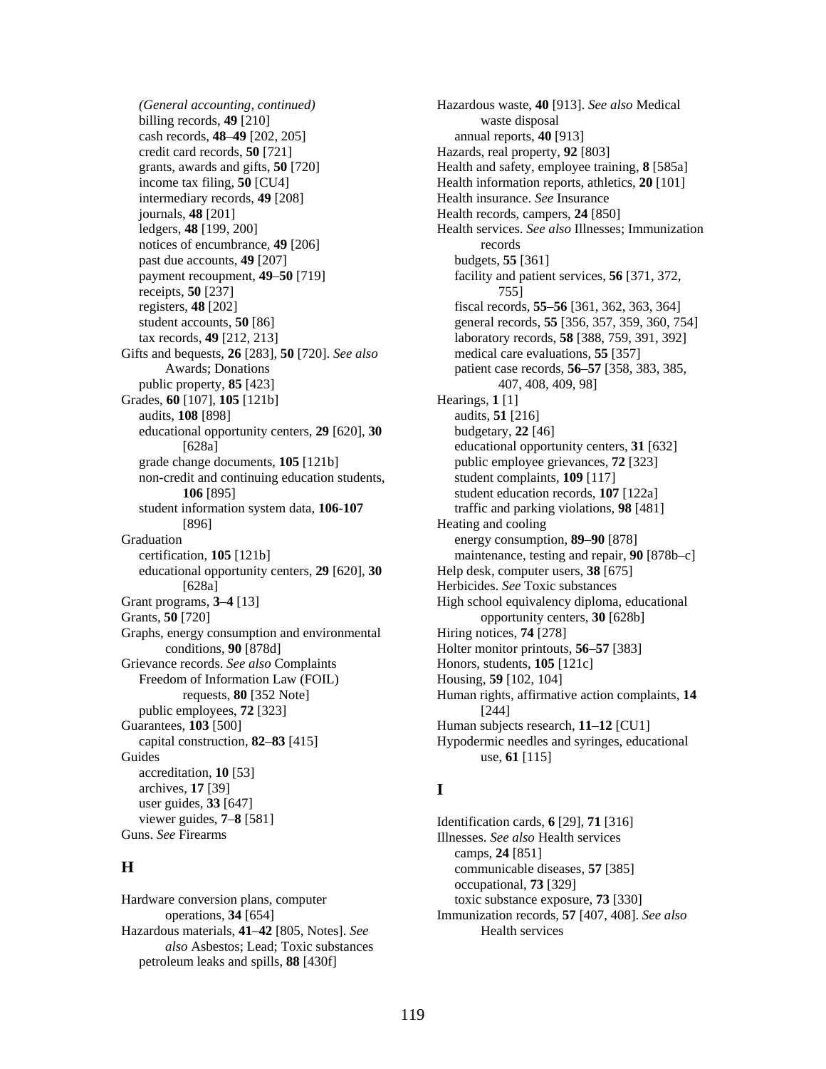*(General accounting, continued)*
- billing records, **49** [210]
- cash records, **48**–**49** [202, 205]
- credit card records, **50** [721]
- grants, awards and gifts, **50** [720]
- income tax filing, **50** [CU4]
- intermediary records, **49** [208]
- journals, **48** [201]
- ledgers, **48** [199, 200]
- notices of encumbrance, **49** [206]
- past due accounts, **49** [207]
- payment recoupment, **49**–**50** [719]
- receipts, **50** [237]
- registers, **48** [202]
- student accounts, **50** [86]
- tax records, **49** [212, 213]

Gifts and bequests, **26** [283], **50** [720]. *See also* Awards; Donations
- public property, **85** [423]

Grades, **60** [107], **105** [121b]
- audits, **108** [898]
- educational opportunity centers, **29** [620], **30** [628a]
- grade change documents, **105** [121b]
- non-credit and continuing education students, **106** [895]
- student information system data, **106-107** [896]

Graduation
- certification, **105** [121b]
- educational opportunity centers, **29** [620], **30** [628a]

Grant programs, **3**–**4** [13]

Grants, **50** [720]

Graphs, energy consumption and environmental conditions, **90** [878d]

Grievance records. *See also* Complaints
- Freedom of Information Law (FOIL) requests, **80** [352 Note]
- public employees, **72** [323]

Guarantees, **103** [500]
- capital construction, **82**–**83** [415]

Guides
- accreditation, **10** [53]
- archives, **17** [39]
- user guides, **33** [647]
- viewer guides, **7**–**8** [581]

Guns. *See* Firearms

## H

Hardware conversion plans, computer operations, **34** [654]

Hazardous materials, **41**–**42** [805, Notes]. *See also* Asbestos; Lead; Toxic substances
- petroleum leaks and spills, **88** [430f]

Hazardous waste, **40** [913]. *See also* Medical waste disposal
- annual reports, **40** [913]

Hazards, real property, **92** [803]

Health and safety, employee training, **8** [585a]

Health information reports, athletics, **20** [101]

Health insurance. *See* Insurance

Health records, campers, **24** [850]

Health services. *See also* Illnesses; Immunization records
- budgets, **55** [361]
- facility and patient services, **56** [371, 372, 755]
- fiscal records, **55**–**56** [361, 362, 363, 364]
- general records, **55** [356, 357, 359, 360, 754]
- laboratory records, **58** [388, 759, 391, 392]
- medical care evaluations, **55** [357]
- patient case records, **56**–**57** [358, 383, 385, 407, 408, 409, 98]

Hearings, **1** [1]
- audits, **51** [216]
- budgetary, **22** [46]
- educational opportunity centers, **31** [632]
- public employee grievances, **72** [323]
- student complaints, **109** [117]
- student education records, **107** [122a]
- traffic and parking violations, **98** [481]

Heating and cooling
- energy consumption, **89**–**90** [878]
- maintenance, testing and repair, **90** [878b–c]

Help desk, computer users, **38** [675]

Herbicides. *See* Toxic substances

High school equivalency diploma, educational opportunity centers, **30** [628b]

Hiring notices, **74** [278]

Holter monitor printouts, **56**–**57** [383]

Honors, students, **105** [121c]

Housing, **59** [102, 104]

Human rights, affirmative action complaints, **14** [244]

Human subjects research, **11**–**12** [CU1]

Hypodermic needles and syringes, educational use, **61** [115]

## I

Identification cards, **6** [29], **71** [316]

Illnesses. *See also* Health services
- camps, **24** [851]
- communicable diseases, **57** [385]
- occupational, **73** [329]
- toxic substance exposure, **73** [330]

Immunization records, **57** [407, 408]. *See also* Health services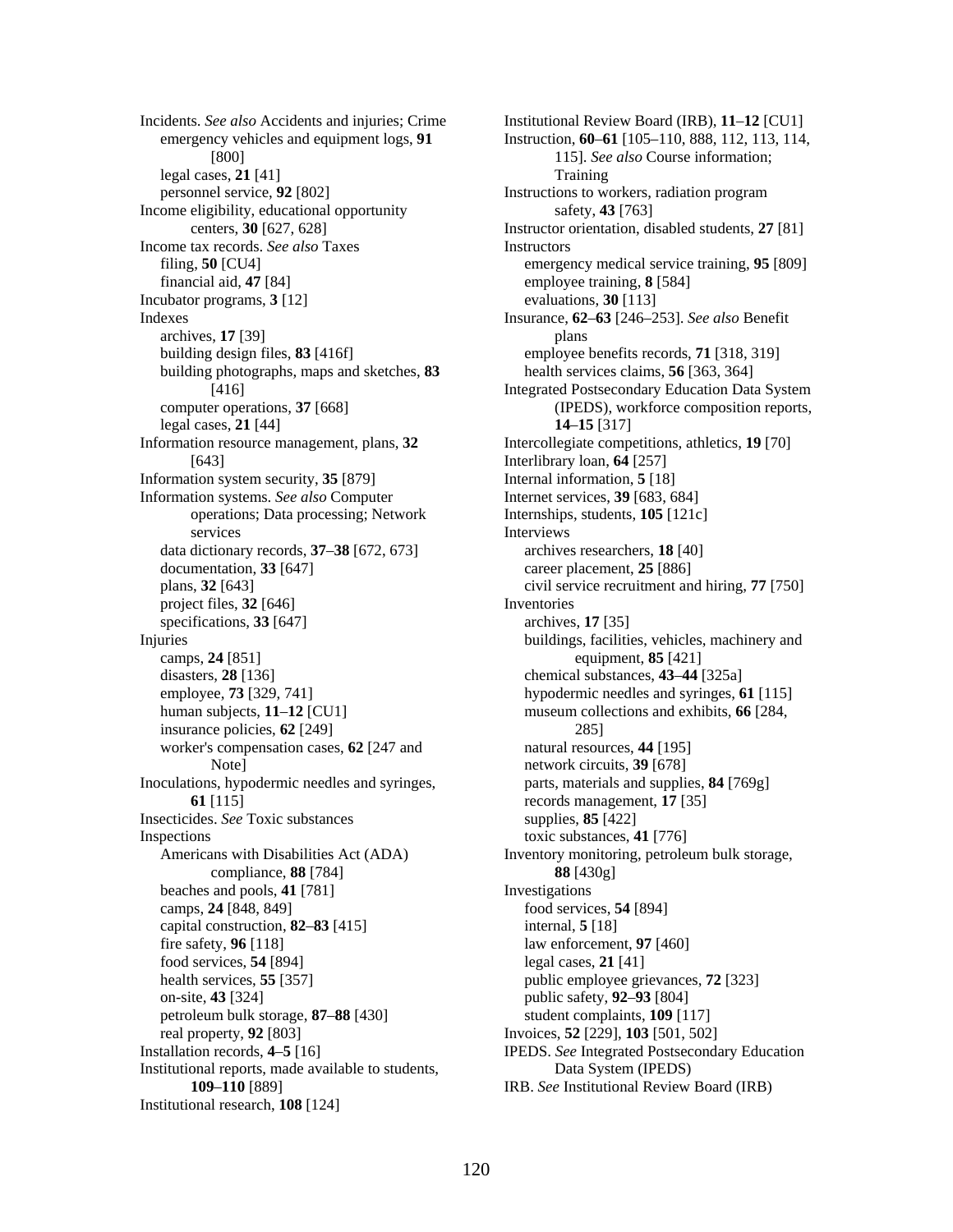Incidents. *See also* Accidents and injuries; Crime
- emergency vehicles and equipment logs, **91** [800]
- legal cases, **21** [41]
- personnel service, **92** [802]

Income eligibility, educational opportunity centers, **30** [627, 628]

Income tax records. *See also* Taxes
- filing, **50** [CU4]
- financial aid, **47** [84]

Incubator programs, **3** [12]

Indexes
- archives, **17** [39]
- building design files, **83** [416f]
- building photographs, maps and sketches, **83** [416]
- computer operations, **37** [668]
- legal cases, **21** [44]

Information resource management, plans, **32** [643]

Information system security, **35** [879]

Information systems. *See also* Computer operations; Data processing; Network services
- data dictionary records, **37**–**38** [672, 673]
- documentation, **33** [647]
- plans, **32** [643]
- project files, **32** [646]
- specifications, **33** [647]

Injuries
- camps, **24** [851]
- disasters, **28** [136]
- employee, **73** [329, 741]
- human subjects, **11**–**12** [CU1]
- insurance policies, **62** [249]
- worker's compensation cases, **62** [247 and Note]

Inoculations, hypodermic needles and syringes, **61** [115]

Insecticides. *See* Toxic substances

Inspections
- Americans with Disabilities Act (ADA) compliance, **88** [784]
- beaches and pools, **41** [781]
- camps, **24** [848, 849]
- capital construction, **82**–**83** [415]
- fire safety, **96** [118]
- food services, **54** [894]
- health services, **55** [357]
- on-site, **43** [324]
- petroleum bulk storage, **87**–**88** [430]
- real property, **92** [803]

Installation records, **4**–**5** [16]

Institutional reports, made available to students, **109**–**110** [889]

Institutional research, **108** [124]

Institutional Review Board (IRB), **11**–**12** [CU1]

Instruction, **60**–**61** [105–110, 888, 112, 113, 114, 115]. *See also* Course information; Training

Instructions to workers, radiation program safety, **43** [763]

Instructor orientation, disabled students, **27** [81]

Instructors
- emergency medical service training, **95** [809]
- employee training, **8** [584]
- evaluations, **30** [113]

Insurance, **62**–**63** [246–253]. *See also* Benefit plans
- employee benefits records, **71** [318, 319]
- health services claims, **56** [363, 364]

Integrated Postsecondary Education Data System (IPEDS), workforce composition reports, **14**–**15** [317]

Intercollegiate competitions, athletics, **19** [70]

Interlibrary loan, **64** [257]

Internal information, **5** [18]

Internet services, **39** [683, 684]

Internships, students, **105** [121c]

Interviews
- archives researchers, **18** [40]
- career placement, **25** [886]
- civil service recruitment and hiring, **77** [750]

Inventories
- archives, **17** [35]
- buildings, facilities, vehicles, machinery and equipment, **85** [421]
- chemical substances, **43**–**44** [325a]
- hypodermic needles and syringes, **61** [115]
- museum collections and exhibits, **66** [284, 285]
- natural resources, **44** [195]
- network circuits, **39** [678]
- parts, materials and supplies, **84** [769g]
- records management, **17** [35]
- supplies, **85** [422]
- toxic substances, **41** [776]

Inventory monitoring, petroleum bulk storage, **88** [430g]

Investigations
- food services, **54** [894]
- internal, **5** [18]
- law enforcement, **97** [460]
- legal cases, **21** [41]
- public employee grievances, **72** [323]
- public safety, **92**–**93** [804]
- student complaints, **109** [117]

Invoices, **52** [229], **103** [501, 502]

IPEDS. *See* Integrated Postsecondary Education Data System (IPEDS)

IRB. *See* Institutional Review Board (IRB)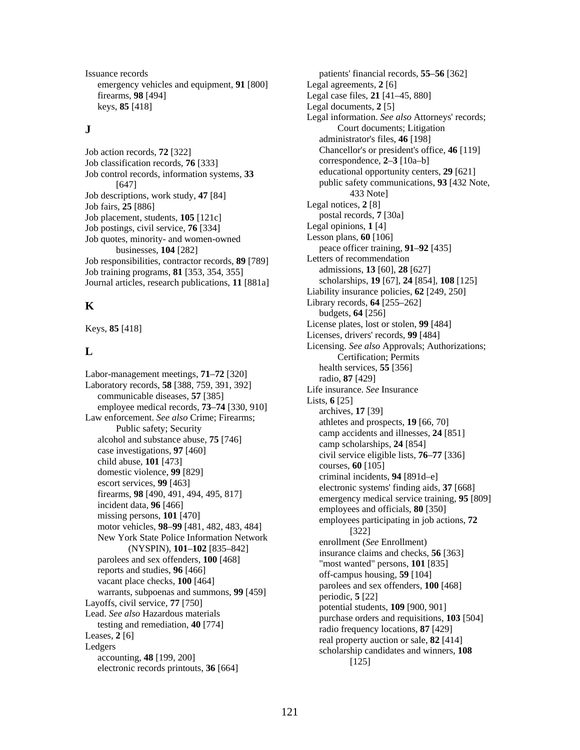Issuance records
  emergency vehicles and equipment, **91** [800]
  firearms, **98** [494]
  keys, **85** [418]

## J

Job action records, **72** [322]
Job classification records, **76** [333]
Job control records, information systems, **33** [647]
Job descriptions, work study, **47** [84]
Job fairs, **25** [886]
Job placement, students, **105** [121c]
Job postings, civil service, **76** [334]
Job quotes, minority- and women-owned businesses, **104** [282]
Job responsibilities, contractor records, **89** [789]
Job training programs, **81** [353, 354, 355]
Journal articles, research publications, **11** [881a]

## K

Keys, **85** [418]

## L

Labor-management meetings, **71**–**72** [320]
Laboratory records, **58** [388, 759, 391, 392]
  communicable diseases, **57** [385]
  employee medical records, **73**–**74** [330, 910]
Law enforcement. *See also* Crime; Firearms; Public safety; Security
  alcohol and substance abuse, **75** [746]
  case investigations, **97** [460]
  child abuse, **101** [473]
  domestic violence, **99** [829]
  escort services, **99** [463]
  firearms, **98** [490, 491, 494, 495, 817]
  incident data, **96** [466]
  missing persons, **101** [470]
  motor vehicles, **98**–**99** [481, 482, 483, 484]
  New York State Police Information Network (NYSPIN), **101**–**102** [835–842]
  parolees and sex offenders, **100** [468]
  reports and studies, **96** [466]
  vacant place checks, **100** [464]
  warrants, subpoenas and summons, **99** [459]
Layoffs, civil service, **77** [750]
Lead. *See also* Hazardous materials
  testing and remediation, **40** [774]
Leases, **2** [6]
Ledgers
  accounting, **48** [199, 200]
  electronic records printouts, **36** [664]
  patients' financial records, **55**–**56** [362]
Legal agreements, **2** [6]
Legal case files, **21** [41–45, 880]
Legal documents, **2** [5]
Legal information. *See also* Attorneys' records; Court documents; Litigation
  administrator's files, **46** [198]
  Chancellor's or president's office, **46** [119]
  correspondence, **2**–**3** [10a–b]
  educational opportunity centers, **29** [621]
  public safety communications, **93** [432 Note, 433 Note]
Legal notices, **2** [8]
  postal records, **7** [30a]
Legal opinions, **1** [4]
Lesson plans, **60** [106]
  peace officer training, **91**–**92** [435]
Letters of recommendation
  admissions, **13** [60], **28** [627]
  scholarships, **19** [67], **24** [854], **108** [125]
Liability insurance policies, **62** [249, 250]
Library records, **64** [255–262]
  budgets, **64** [256]
License plates, lost or stolen, **99** [484]
Licenses, drivers' records, **99** [484]
Licensing. *See also* Approvals; Authorizations; Certification; Permits
  health services, **55** [356]
  radio, **87** [429]
Life insurance. *See* Insurance
Lists, **6** [25]
  archives, **17** [39]
  athletes and prospects, **19** [66, 70]
  camp accidents and illnesses, **24** [851]
  camp scholarships, **24** [854]
  civil service eligible lists, **76**–**77** [336]
  courses, **60** [105]
  criminal incidents, **94** [891d–e]
  electronic systems' finding aids, **37** [668]
  emergency medical service training, **95** [809]
  employees and officials, **80** [350]
  employees participating in job actions, **72** [322]
  enrollment (*See* Enrollment)
  insurance claims and checks, **56** [363]
  "most wanted" persons, **101** [835]
  off-campus housing, **59** [104]
  parolees and sex offenders, **100** [468]
  periodic, **5** [22]
  potential students, **109** [900, 901]
  purchase orders and requisitions, **103** [504]
  radio frequency locations, **87** [429]
  real property auction or sale, **82** [414]
  scholarship candidates and winners, **108** [125]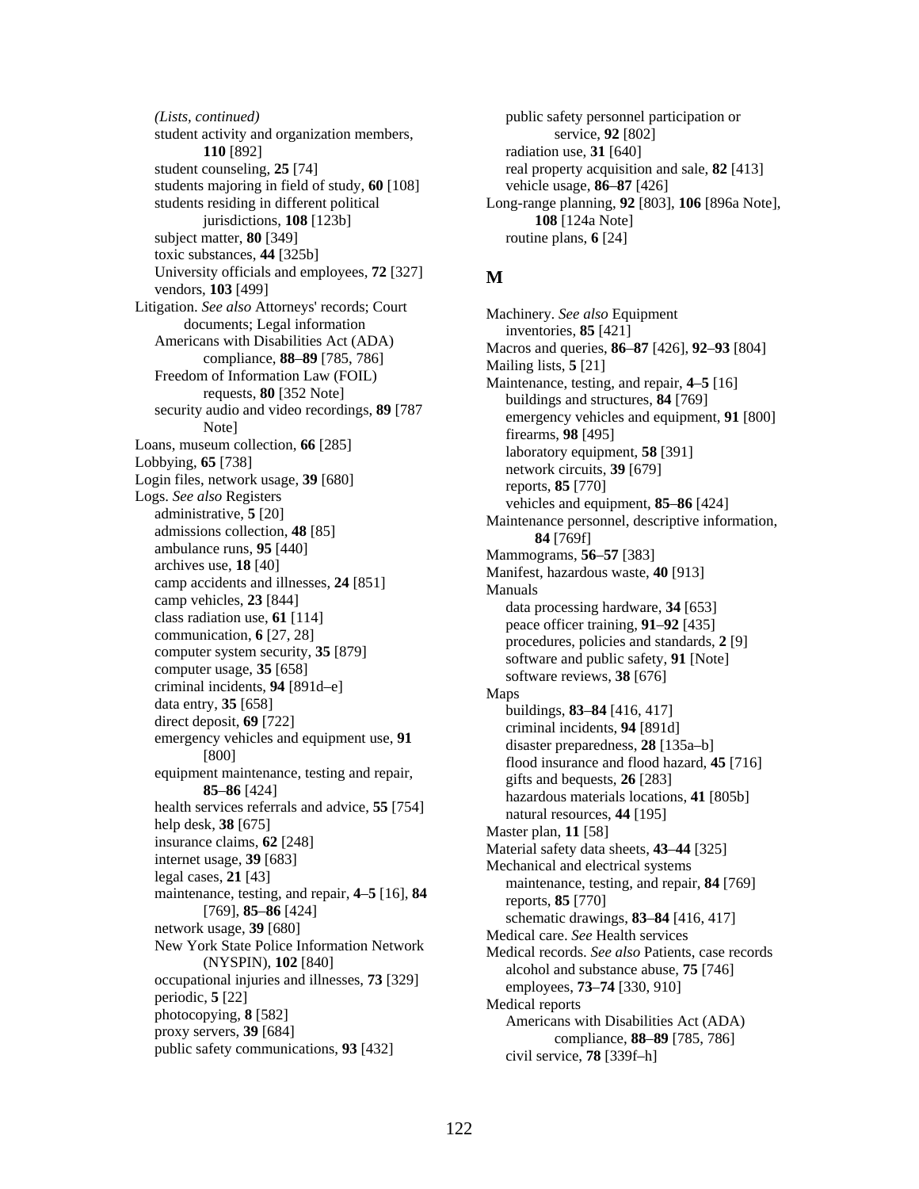*(Lists, continued)*

- student activity and organization members, **110** [892]
- student counseling, **25** [74]
- students majoring in field of study, **60** [108]
- students residing in different political jurisdictions, **108** [123b]
- subject matter, **80** [349]
- toxic substances, **44** [325b]
- University officials and employees, **72** [327]
- vendors, **103** [499]

Litigation. *See also* Attorneys' records; Court documents; Legal information

- Americans with Disabilities Act (ADA) compliance, **88**–**89** [785, 786]
- Freedom of Information Law (FOIL) requests, **80** [352 Note]
- security audio and video recordings, **89** [787 Note]

Loans, museum collection, **66** [285]

Lobbying, **65** [738]

Login files, network usage, **39** [680]

Logs. *See also* Registers

- administrative, **5** [20]
- admissions collection, **48** [85]
- ambulance runs, **95** [440]
- archives use, **18** [40]
- camp accidents and illnesses, **24** [851]
- camp vehicles, **23** [844]
- class radiation use, **61** [114]
- communication, **6** [27, 28]
- computer system security, **35** [879]
- computer usage, **35** [658]
- criminal incidents, **94** [891d–e]
- data entry, **35** [658]
- direct deposit, **69** [722]
- emergency vehicles and equipment use, **91** [800]
- equipment maintenance, testing and repair, **85**–**86** [424]
- health services referrals and advice, **55** [754]
- help desk, **38** [675]
- insurance claims, **62** [248]
- internet usage, **39** [683]
- legal cases, **21** [43]
- maintenance, testing, and repair, **4**–**5** [16], **84** [769], **85**–**86** [424]
- network usage, **39** [680]
- New York State Police Information Network (NYSPIN), **102** [840]
- occupational injuries and illnesses, **73** [329]
- periodic, **5** [22]
- photocopying, **8** [582]
- proxy servers, **39** [684]
- public safety communications, **93** [432]
- public safety personnel participation or service, **92** [802]
- radiation use, **31** [640]
- real property acquisition and sale, **82** [413]
- vehicle usage, **86**–**87** [426]

Long-range planning, **92** [803], **106** [896a Note], **108** [124a Note]

- routine plans, **6** [24]

## M

Machinery. *See also* Equipment

- inventories, **85** [421]

Macros and queries, **86**–**87** [426], **92**–**93** [804]

Mailing lists, **5** [21]

Maintenance, testing, and repair, **4**–**5** [16]

- buildings and structures, **84** [769]
- emergency vehicles and equipment, **91** [800]
- firearms, **98** [495]
- laboratory equipment, **58** [391]
- network circuits, **39** [679]
- reports, **85** [770]
- vehicles and equipment, **85**–**86** [424]

Maintenance personnel, descriptive information, **84** [769f]

Mammograms, **56**–**57** [383]

Manifest, hazardous waste, **40** [913]

Manuals

- data processing hardware, **34** [653]
- peace officer training, **91**–**92** [435]
- procedures, policies and standards, **2** [9]
- software and public safety, **91** [Note]
- software reviews, **38** [676]

Maps

- buildings, **83**–**84** [416, 417]
- criminal incidents, **94** [891d]
- disaster preparedness, **28** [135a–b]
- flood insurance and flood hazard, **45** [716]
- gifts and bequests, **26** [283]
- hazardous materials locations, **41** [805b]
- natural resources, **44** [195]

Master plan, **11** [58]

Material safety data sheets, **43**–**44** [325]

Mechanical and electrical systems

- maintenance, testing, and repair, **84** [769]
- reports, **85** [770]
- schematic drawings, **83**–**84** [416, 417]

Medical care. *See* Health services

Medical records. *See also* Patients, case records

- alcohol and substance abuse, **75** [746]
- employees, **73**–**74** [330, 910]

Medical reports

- Americans with Disabilities Act (ADA) compliance, **88**–**89** [785, 786]
- civil service, **78** [339f–h]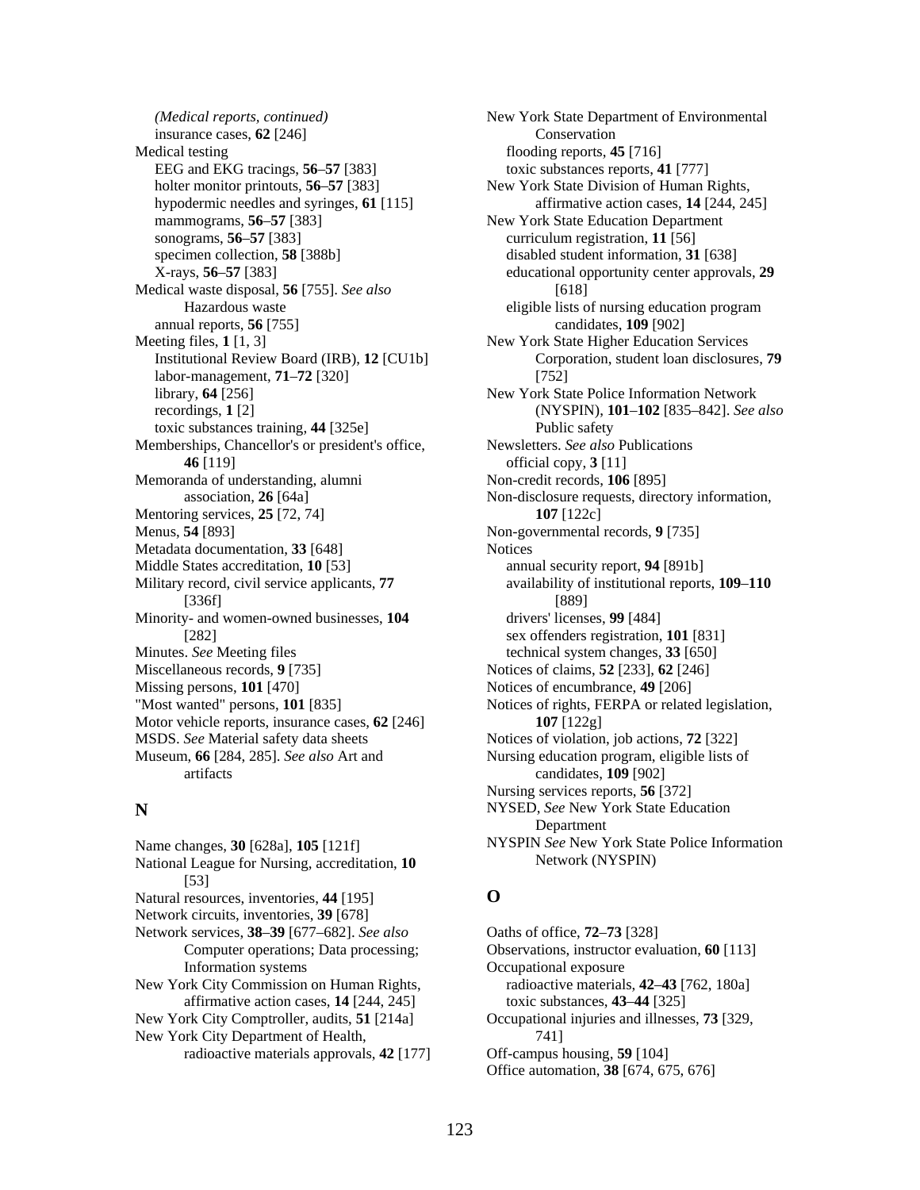*(Medical reports, continued)*
- insurance cases, **62** [246]

Medical testing
- EEG and EKG tracings, **56**–**57** [383]
- holter monitor printouts, **56**–**57** [383]
- hypodermic needles and syringes, **61** [115]
- mammograms, **56**–**57** [383]
- sonograms, **56**–**57** [383]
- specimen collection, **58** [388b]
- X-rays, **56**–**57** [383]

Medical waste disposal, **56** [755]. *See also* Hazardous waste
- annual reports, **56** [755]

Meeting files, **1** [1, 3]
- Institutional Review Board (IRB), **12** [CU1b]
- labor-management, **71**–**72** [320]
- library, **64** [256]
- recordings, **1** [2]
- toxic substances training, **44** [325e]

Memberships, Chancellor's or president's office, **46** [119]

Memoranda of understanding, alumni association, **26** [64a]

Mentoring services, **25** [72, 74]

Menus, **54** [893]

Metadata documentation, **33** [648]

Middle States accreditation, **10** [53]

Military record, civil service applicants, **77** [336f]

Minority- and women-owned businesses, **104** [282]

Minutes. *See* Meeting files

Miscellaneous records, **9** [735]

Missing persons, **101** [470]

"Most wanted" persons, **101** [835]

Motor vehicle reports, insurance cases, **62** [246]

MSDS. *See* Material safety data sheets

Museum, **66** [284, 285]. *See also* Art and artifacts

## N

Name changes, **30** [628a], **105** [121f]

National League for Nursing, accreditation, **10** [53]

Natural resources, inventories, **44** [195]

Network circuits, inventories, **39** [678]

Network services, **38**–**39** [677–682]. *See also* Computer operations; Data processing; Information systems

New York City Commission on Human Rights, affirmative action cases, **14** [244, 245]

New York City Comptroller, audits, **51** [214a]

New York City Department of Health, radioactive materials approvals, **42** [177]

New York State Department of Environmental Conservation
- flooding reports, **45** [716]
- toxic substances reports, **41** [777]

New York State Division of Human Rights, affirmative action cases, **14** [244, 245]

New York State Education Department
- curriculum registration, **11** [56]
- disabled student information, **31** [638]
- educational opportunity center approvals, **29** [618]
- eligible lists of nursing education program candidates, **109** [902]

New York State Higher Education Services Corporation, student loan disclosures, **79** [752]

New York State Police Information Network (NYSPIN), **101**–**102** [835–842]. *See also* Public safety

Newsletters. *See also* Publications
- official copy, **3** [11]

Non-credit records, **106** [895]

Non-disclosure requests, directory information, **107** [122c]

Non-governmental records, **9** [735]

Notices
- annual security report, **94** [891b]
- availability of institutional reports, **109**–**110** [889]
- drivers' licenses, **99** [484]
- sex offenders registration, **101** [831]
- technical system changes, **33** [650]

Notices of claims, **52** [233], **62** [246]

Notices of encumbrance, **49** [206]

Notices of rights, FERPA or related legislation, **107** [122g]

Notices of violation, job actions, **72** [322]

Nursing education program, eligible lists of candidates, **109** [902]

Nursing services reports, **56** [372]

NYSED, *See* New York State Education Department

NYSPIN *See* New York State Police Information Network (NYSPIN)

## O

Oaths of office, **72**–**73** [328]

Observations, instructor evaluation, **60** [113]

Occupational exposure
- radioactive materials, **42**–**43** [762, 180a]
- toxic substances, **43**–**44** [325]

Occupational injuries and illnesses, **73** [329, 741]

Off-campus housing, **59** [104]

Office automation, **38** [674, 675, 676]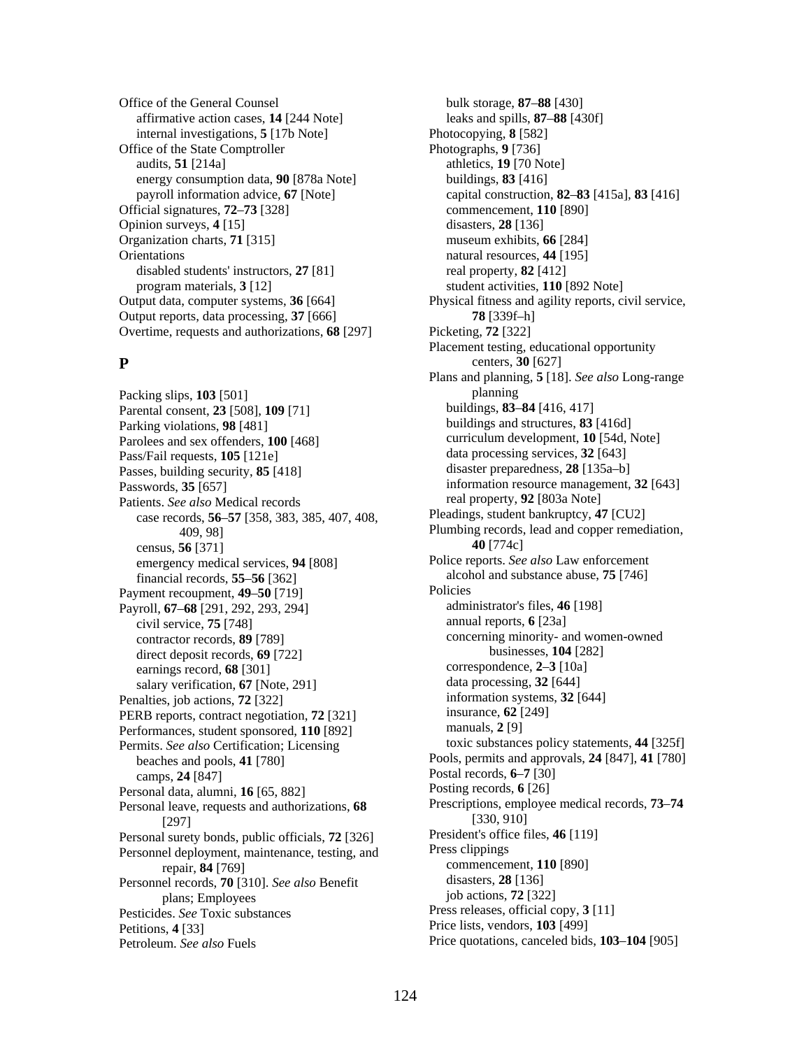Office of the General Counsel
- affirmative action cases, **14** [244 Note]
- internal investigations, **5** [17b Note]

Office of the State Comptroller
- audits, **51** [214a]
- energy consumption data, **90** [878a Note]
- payroll information advice, **67** [Note]

Official signatures, **72**–**73** [328]
Opinion surveys, **4** [15]
Organization charts, **71** [315]
Orientations
- disabled students' instructors, **27** [81]
- program materials, **3** [12]

Output data, computer systems, **36** [664]
Output reports, data processing, **37** [666]
Overtime, requests and authorizations, **68** [297]

## P

Packing slips, **103** [501]
Parental consent, **23** [508], **109** [71]
Parking violations, **98** [481]
Parolees and sex offenders, **100** [468]
Pass/Fail requests, **105** [121e]
Passes, building security, **85** [418]
Passwords, **35** [657]
Patients. *See also* Medical records
- case records, **56**–**57** [358, 383, 385, 407, 408, 409, 98]
- census, **56** [371]
- emergency medical services, **94** [808]
- financial records, **55**–**56** [362]

Payment recoupment, **49**–**50** [719]
Payroll, **67**–**68** [291, 292, 293, 294]
- civil service, **75** [748]
- contractor records, **89** [789]
- direct deposit records, **69** [722]
- earnings record, **68** [301]
- salary verification, **67** [Note, 291]

Penalties, job actions, **72** [322]
PERB reports, contract negotiation, **72** [321]
Performances, student sponsored, **110** [892]
Permits. *See also* Certification; Licensing
- beaches and pools, **41** [780]
- camps, **24** [847]

Personal data, alumni, **16** [65, 882]
Personal leave, requests and authorizations, **68** [297]
Personal surety bonds, public officials, **72** [326]
Personnel deployment, maintenance, testing, and repair, **84** [769]
Personnel records, **70** [310]. *See also* Benefit plans; Employees
Pesticides. *See* Toxic substances
Petitions, **4** [33]
Petroleum. *See also* Fuels
- bulk storage, **87**–**88** [430]
- leaks and spills, **87**–**88** [430f]

Photocopying, **8** [582]
Photographs, **9** [736]
- athletics, **19** [70 Note]
- buildings, **83** [416]
- capital construction, **82**–**83** [415a], **83** [416]
- commencement, **110** [890]
- disasters, **28** [136]
- museum exhibits, **66** [284]
- natural resources, **44** [195]
- real property, **82** [412]
- student activities, **110** [892 Note]

Physical fitness and agility reports, civil service, **78** [339f–h]
Picketing, **72** [322]
Placement testing, educational opportunity centers, **30** [627]
Plans and planning, **5** [18]. *See also* Long-range planning
- buildings, **83**–**84** [416, 417]
- buildings and structures, **83** [416d]
- curriculum development, **10** [54d, Note]
- data processing services, **32** [643]
- disaster preparedness, **28** [135a–b]
- information resource management, **32** [643]
- real property, **92** [803a Note]

Pleadings, student bankruptcy, **47** [CU2]
Plumbing records, lead and copper remediation, **40** [774c]
Police reports. *See also* Law enforcement
- alcohol and substance abuse, **75** [746]

Policies
- administrator's files, **46** [198]
- annual reports, **6** [23a]
- concerning minority- and women-owned businesses, **104** [282]
- correspondence, **2**–**3** [10a]
- data processing, **32** [644]
- information systems, **32** [644]
- insurance, **62** [249]
- manuals, **2** [9]
- toxic substances policy statements, **44** [325f]

Pools, permits and approvals, **24** [847], **41** [780]
Postal records, **6**–**7** [30]
Posting records, **6** [26]
Prescriptions, employee medical records, **73**–**74** [330, 910]
President's office files, **46** [119]
Press clippings
- commencement, **110** [890]
- disasters, **28** [136]
- job actions, **72** [322]

Press releases, official copy, **3** [11]
Price lists, vendors, **103** [499]
Price quotations, canceled bids, **103**–**104** [905]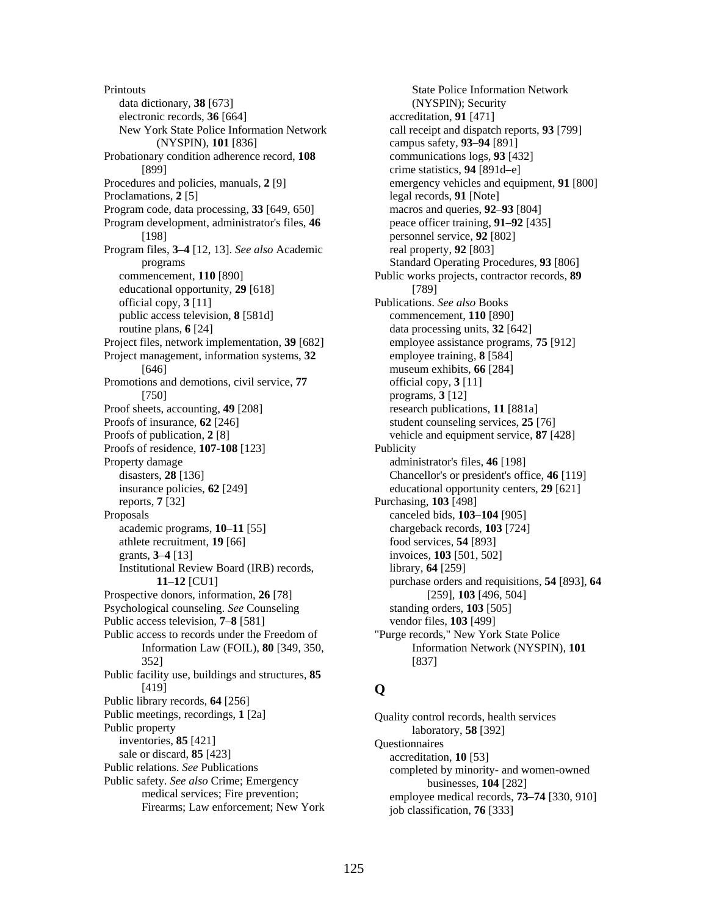Printouts
  data dictionary, **38** [673]
  electronic records, **36** [664]
  New York State Police Information Network (NYSPIN), **101** [836]
Probationary condition adherence record, **108** [899]
Procedures and policies, manuals, **2** [9]
Proclamations, **2** [5]
Program code, data processing, **33** [649, 650]
Program development, administrator's files, **46** [198]
Program files, **3**–**4** [12, 13]. *See also* Academic programs
  commencement, **110** [890]
  educational opportunity, **29** [618]
  official copy, **3** [11]
  public access television, **8** [581d]
  routine plans, **6** [24]
Project files, network implementation, **39** [682]
Project management, information systems, **32** [646]
Promotions and demotions, civil service, **77** [750]
Proof sheets, accounting, **49** [208]
Proofs of insurance, **62** [246]
Proofs of publication, **2** [8]
Proofs of residence, **107-108** [123]
Property damage
  disasters, **28** [136]
  insurance policies, **62** [249]
  reports, **7** [32]
Proposals
  academic programs, **10**–**11** [55]
  athlete recruitment, **19** [66]
  grants, **3**–**4** [13]
  Institutional Review Board (IRB) records, **11**–**12** [CU1]
Prospective donors, information, **26** [78]
Psychological counseling. *See* Counseling
Public access television, **7**–**8** [581]
Public access to records under the Freedom of Information Law (FOIL), **80** [349, 350, 352]
Public facility use, buildings and structures, **85** [419]
Public library records, **64** [256]
Public meetings, recordings, **1** [2a]
Public property
  inventories, **85** [421]
  sale or discard, **85** [423]
Public relations. *See* Publications
Public safety. *See also* Crime; Emergency medical services; Fire prevention; Firearms; Law enforcement; New York State Police Information Network (NYSPIN); Security
  accreditation, **91** [471]
  call receipt and dispatch reports, **93** [799]
  campus safety, **93**–**94** [891]
  communications logs, **93** [432]
  crime statistics, **94** [891d–e]
  emergency vehicles and equipment, **91** [800]
  legal records, **91** [Note]
  macros and queries, **92**–**93** [804]
  peace officer training, **91**–**92** [435]
  personnel service, **92** [802]
  real property, **92** [803]
  Standard Operating Procedures, **93** [806]
Public works projects, contractor records, **89** [789]
Publications. *See also* Books
  commencement, **110** [890]
  data processing units, **32** [642]
  employee assistance programs, **75** [912]
  employee training, **8** [584]
  museum exhibits, **66** [284]
  official copy, **3** [11]
  programs, **3** [12]
  research publications, **11** [881a]
  student counseling services, **25** [76]
  vehicle and equipment service, **87** [428]
Publicity
  administrator's files, **46** [198]
  Chancellor's or president's office, **46** [119]
  educational opportunity centers, **29** [621]
Purchasing, **103** [498]
  canceled bids, **103**–**104** [905]
  chargeback records, **103** [724]
  food services, **54** [893]
  invoices, **103** [501, 502]
  library, **64** [259]
  purchase orders and requisitions, **54** [893], **64** [259], **103** [496, 504]
  standing orders, **103** [505]
  vendor files, **103** [499]
"Purge records," New York State Police Information Network (NYSPIN), **101** [837]

## Q

Quality control records, health services laboratory, **58** [392]
Questionnaires
  accreditation, **10** [53]
  completed by minority- and women-owned businesses, **104** [282]
  employee medical records, **73**–**74** [330, 910]
  job classification, **76** [333]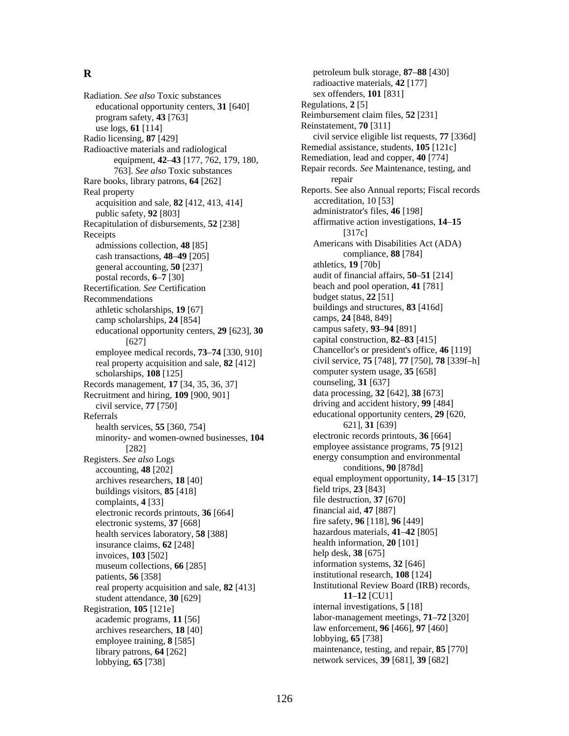## R

Radiation. *See also* Toxic substances
- educational opportunity centers, **31** [640]
- program safety, **43** [763]
- use logs, **61** [114]

Radio licensing, **87** [429]

Radioactive materials and radiological equipment, **42**–**43** [177, 762, 179, 180, 763]. *See also* Toxic substances

Rare books, library patrons, **64** [262]

Real property
- acquisition and sale, **82** [412, 413, 414]
- public safety, **92** [803]

Recapitulation of disbursements, **52** [238]

Receipts
- admissions collection, **48** [85]
- cash transactions, **48**–**49** [205]
- general accounting, **50** [237]
- postal records, **6**–**7** [30]

Recertification. *See* Certification

Recommendations
- athletic scholarships, **19** [67]
- camp scholarships, **24** [854]
- educational opportunity centers, **29** [623], **30** [627]
- employee medical records, **73**–**74** [330, 910]
- real property acquisition and sale, **82** [412]
- scholarships, **108** [125]

Records management, **17** [34, 35, 36, 37]

Recruitment and hiring, **109** [900, 901]
- civil service, **77** [750]

Referrals
- health services, **55** [360, 754]
- minority- and women-owned businesses, **104** [282]

Registers. *See also* Logs
- accounting, **48** [202]
- archives researchers, **18** [40]
- buildings visitors, **85** [418]
- complaints, **4** [33]
- electronic records printouts, **36** [664]
- electronic systems, **37** [668]
- health services laboratory, **58** [388]
- insurance claims, **62** [248]
- invoices, **103** [502]
- museum collections, **66** [285]
- patients, **56** [358]
- real property acquisition and sale, **82** [413]
- student attendance, **30** [629]

Registration, **105** [121e]
- academic programs, **11** [56]
- archives researchers, **18** [40]
- employee training, **8** [585]
- library patrons, **64** [262]
- lobbying, **65** [738]
- petroleum bulk storage, **87**–**88** [430]
- radioactive materials, **42** [177]
- sex offenders, **101** [831]

Regulations, **2** [5]

Reimbursement claim files, **52** [231]

Reinstatement, **70** [311]
- civil service eligible list requests, **77** [336d]

Remedial assistance, students, **105** [121c]

Remediation, lead and copper, **40** [774]

Repair records. *See* Maintenance, testing, and repair

Reports. See also Annual reports; Fiscal records
- accreditation, 10 [53]
- administrator's files, **46** [198]
- affirmative action investigations, **14**–**15** [317c]
- Americans with Disabilities Act (ADA) compliance, **88** [784]
- athletics, **19** [70b]
- audit of financial affairs, **50**–**51** [214]
- beach and pool operation, **41** [781]
- budget status, **22** [51]
- buildings and structures, **83** [416d]
- camps, **24** [848, 849]
- campus safety, **93**–**94** [891]
- capital construction, **82**–**83** [415]
- Chancellor's or president's office, **46** [119]
- civil service, **75** [748], **77** [750], **78** [339f–h]
- computer system usage, **35** [658]
- counseling, **31** [637]
- data processing, **32** [642], **38** [673]
- driving and accident history, **99** [484]
- educational opportunity centers, **29** [620, 621], **31** [639]
- electronic records printouts, **36** [664]
- employee assistance programs, **75** [912]
- energy consumption and environmental conditions, **90** [878d]
- equal employment opportunity, **14**–**15** [317]
- field trips, **23** [843]
- file destruction, **37** [670]
- financial aid, **47** [887]
- fire safety, **96** [118], **96** [449]
- hazardous materials, **41**–**42** [805]
- health information, **20** [101]
- help desk, **38** [675]
- information systems, **32** [646]
- institutional research, **108** [124]
- Institutional Review Board (IRB) records, **11**–**12** [CU1]
- internal investigations, **5** [18]
- labor-management meetings, **71**–**72** [320]
- law enforcement, **96** [466], **97** [460]
- lobbying, **65** [738]
- maintenance, testing, and repair, **85** [770]
- network services, **39** [681], **39** [682]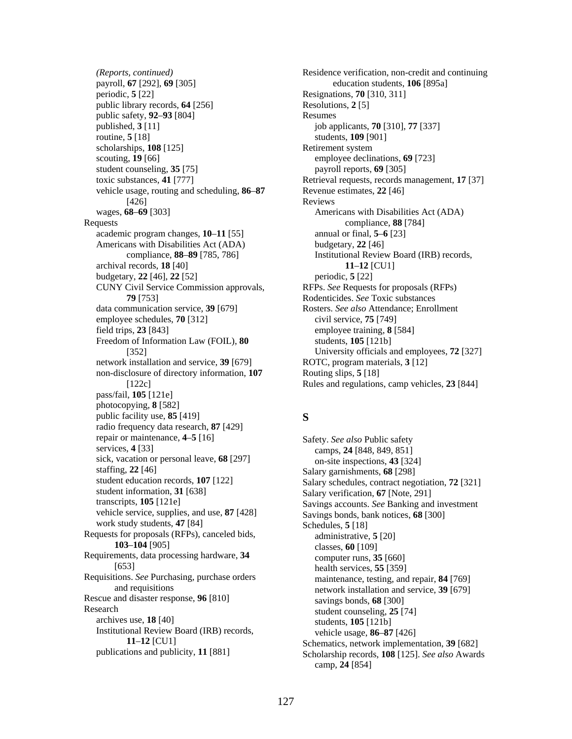*(Reports, continued)*

- payroll, **67** [292], **69** [305]
- periodic, **5** [22]
- public library records, **64** [256]
- public safety, **92**–**93** [804]
- published, **3** [11]
- routine, **5** [18]
- scholarships, **108** [125]
- scouting, **19** [66]
- student counseling, **35** [75]
- toxic substances, **41** [777]
- vehicle usage, routing and scheduling, **86**–**87** [426]
- wages, **68**–**69** [303]

Requests
- academic program changes, **10**–**11** [55]
- Americans with Disabilities Act (ADA) compliance, **88**–**89** [785, 786]
- archival records, **18** [40]
- budgetary, **22** [46], **22** [52]
- CUNY Civil Service Commission approvals, **79** [753]
- data communication service, **39** [679]
- employee schedules, **70** [312]
- field trips, **23** [843]
- Freedom of Information Law (FOIL), **80** [352]
- network installation and service, **39** [679]
- non-disclosure of directory information, **107** [122c]
- pass/fail, **105** [121e]
- photocopying, **8** [582]
- public facility use, **85** [419]
- radio frequency data research, **87** [429]
- repair or maintenance, **4**–**5** [16]
- services, **4** [33]
- sick, vacation or personal leave, **68** [297]
- staffing, **22** [46]
- student education records, **107** [122]
- student information, **31** [638]
- transcripts, **105** [121e]
- vehicle service, supplies, and use, **87** [428]
- work study students, **47** [84]

Requests for proposals (RFPs), canceled bids, **103**–**104** [905]

Requirements, data processing hardware, **34** [653]

Requisitions. *See* Purchasing, purchase orders and requisitions

Rescue and disaster response, **96** [810]

Research
- archives use, **18** [40]
- Institutional Review Board (IRB) records, **11**–**12** [CU1]
- publications and publicity, **11** [881]

Residence verification, non-credit and continuing education students, **106** [895a]

Resignations, **70** [310, 311]

Resolutions, **2** [5]

Resumes
- job applicants, **70** [310], **77** [337]
- students, **109** [901]

Retirement system
- employee declinations, **69** [723]
- payroll reports, **69** [305]

Retrieval requests, records management, **17** [37]

Revenue estimates, **22** [46]

Reviews
- Americans with Disabilities Act (ADA) compliance, **88** [784]
- annual or final, **5**–**6** [23]
- budgetary, **22** [46]
- Institutional Review Board (IRB) records, **11**–**12** [CU1]
- periodic, **5** [22]

RFPs. *See* Requests for proposals (RFPs)

Rodenticides. *See* Toxic substances

Rosters. *See also* Attendance; Enrollment
- civil service, **75** [749]
- employee training, **8** [584]
- students, **105** [121b]
- University officials and employees, **72** [327]

ROTC, program materials, **3** [12]

Routing slips, **5** [18]

Rules and regulations, camp vehicles, **23** [844]

## S

Safety. *See also* Public safety
- camps, **24** [848, 849, 851]
- on-site inspections, **43** [324]

Salary garnishments, **68** [298]

Salary schedules, contract negotiation, **72** [321]

Salary verification, **67** [Note, 291]

Savings accounts. *See* Banking and investment

Savings bonds, bank notices, **68** [300]

Schedules, **5** [18]
- administrative, **5** [20]
- classes, **60** [109]
- computer runs, **35** [660]
- health services, **55** [359]
- maintenance, testing, and repair, **84** [769]
- network installation and service, **39** [679]
- savings bonds, **68** [300]
- student counseling, **25** [74]
- students, **105** [121b]
- vehicle usage, **86**–**87** [426]

Schematics, network implementation, **39** [682]

Scholarship records, **108** [125]. *See also* Awards
- camp, **24** [854]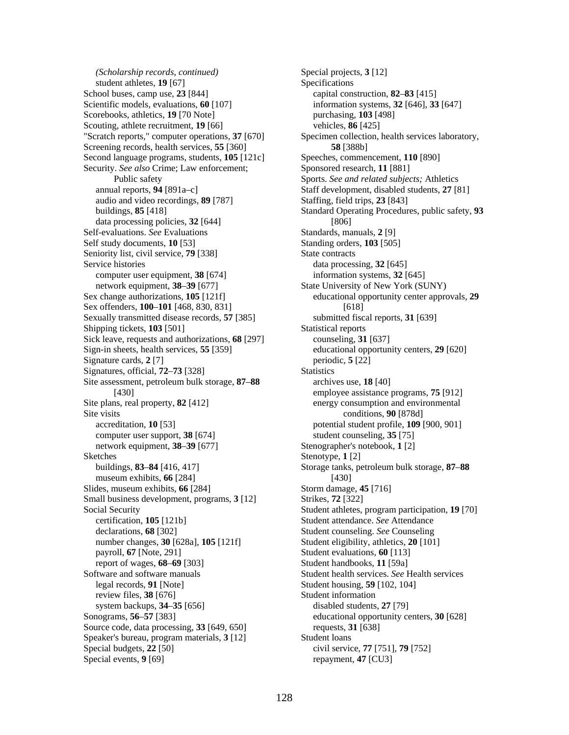*(Scholarship records, continued)*
  student athletes, **19** [67]
School buses, camp use, **23** [844]
Scientific models, evaluations, **60** [107]
Scorebooks, athletics, **19** [70 Note]
Scouting, athlete recruitment, **19** [66]
"Scratch reports," computer operations, **37** [670]
Screening records, health services, **55** [360]
Second language programs, students, **105** [121c]
Security. *See also* Crime; Law enforcement; Public safety
  annual reports, **94** [891a–c]
  audio and video recordings, **89** [787]
  buildings, **85** [418]
  data processing policies, **32** [644]
Self-evaluations. *See* Evaluations
Self study documents, **10** [53]
Seniority list, civil service, **79** [338]
Service histories
  computer user equipment, **38** [674]
  network equipment, **38**–**39** [677]
Sex change authorizations, **105** [121f]
Sex offenders, **100**–**101** [468, 830, 831]
Sexually transmitted disease records, **57** [385]
Shipping tickets, **103** [501]
Sick leave, requests and authorizations, **68** [297]
Sign-in sheets, health services, **55** [359]
Signature cards, **2** [7]
Signatures, official, **72**–**73** [328]
Site assessment, petroleum bulk storage, **87**–**88** [430]
Site plans, real property, **82** [412]
Site visits
  accreditation, **10** [53]
  computer user support, **38** [674]
  network equipment, **38**–**39** [677]
Sketches
  buildings, **83**–**84** [416, 417]
  museum exhibits, **66** [284]
Slides, museum exhibits, **66** [284]
Small business development, programs, **3** [12]
Social Security
  certification, **105** [121b]
  declarations, **68** [302]
  number changes, **30** [628a], **105** [121f]
  payroll, **67** [Note, 291]
  report of wages, **68**–**69** [303]
Software and software manuals
  legal records, **91** [Note]
  review files, **38** [676]
  system backups, **34**–**35** [656]
Sonograms, **56**–**57** [383]
Source code, data processing, **33** [649, 650]
Speaker's bureau, program materials, **3** [12]
Special budgets, **22** [50]
Special events, **9** [69]
Special projects, **3** [12]
Specifications
  capital construction, **82**–**83** [415]
  information systems, **32** [646], **33** [647]
  purchasing, **103** [498]
  vehicles, **86** [425]
Specimen collection, health services laboratory, **58** [388b]
Speeches, commencement, **110** [890]
Sponsored research, **11** [881]
Sports. *See and related subjects;* Athletics
Staff development, disabled students, **27** [81]
Staffing, field trips, **23** [843]
Standard Operating Procedures, public safety, **93** [806]
Standards, manuals, **2** [9]
Standing orders, **103** [505]
State contracts
  data processing, **32** [645]
  information systems, **32** [645]
State University of New York (SUNY)
  educational opportunity center approvals, **29** [618]
  submitted fiscal reports, **31** [639]
Statistical reports
  counseling, **31** [637]
  educational opportunity centers, **29** [620]
  periodic, **5** [22]
Statistics
  archives use, **18** [40]
  employee assistance programs, **75** [912]
  energy consumption and environmental conditions, **90** [878d]
  potential student profile, **109** [900, 901]
  student counseling, **35** [75]
Stenographer's notebook, **1** [2]
Stenotype, **1** [2]
Storage tanks, petroleum bulk storage, **87**–**88** [430]
Storm damage, **45** [716]
Strikes, **72** [322]
Student athletes, program participation, **19** [70]
Student attendance. *See* Attendance
Student counseling. *See* Counseling
Student eligibility, athletics, **20** [101]
Student evaluations, **60** [113]
Student handbooks, **11** [59a]
Student health services. *See* Health services
Student housing, **59** [102, 104]
Student information
  disabled students, **27** [79]
  educational opportunity centers, **30** [628]
  requests, **31** [638]
Student loans
  civil service, **77** [751], **79** [752]
  repayment, **47** [CU3]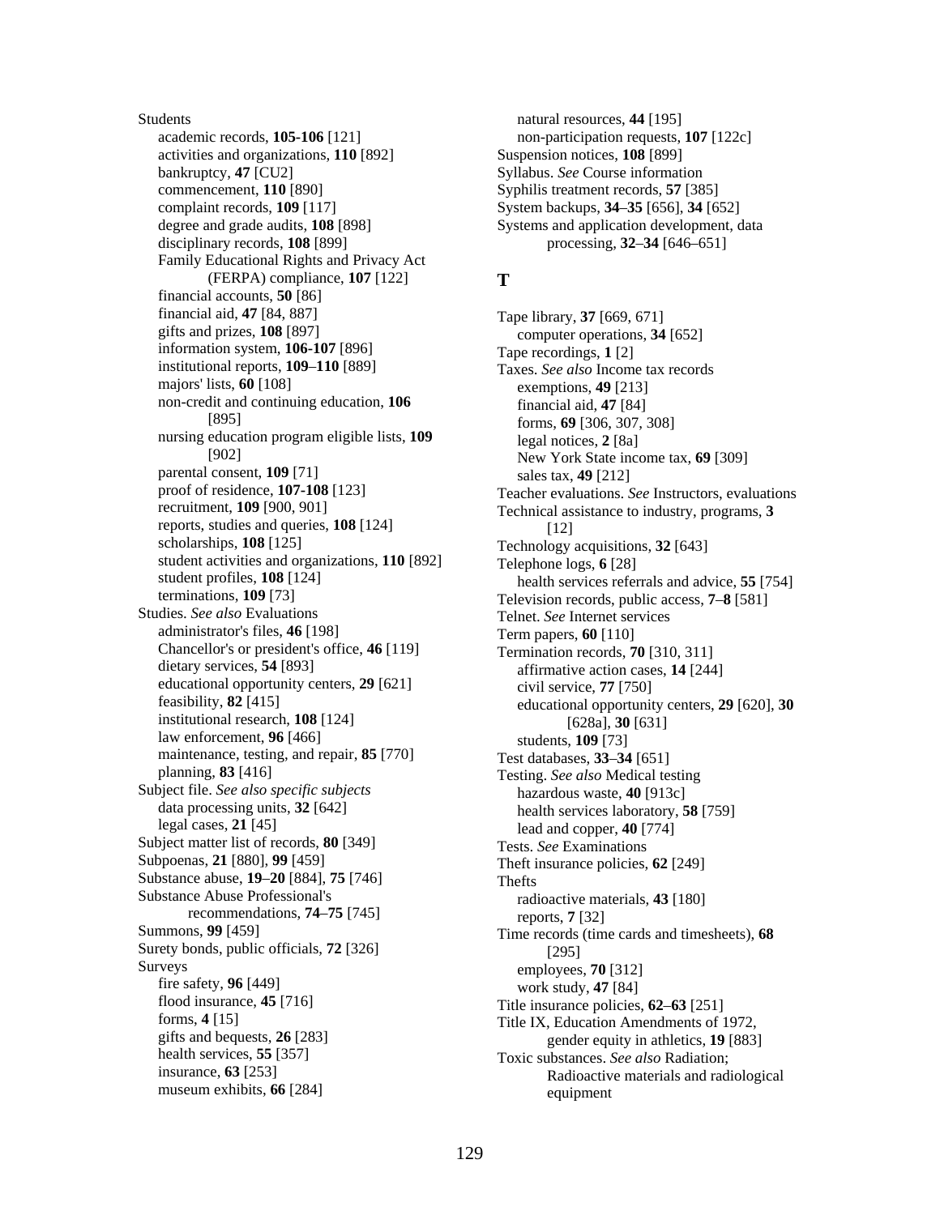Students
- academic records, **105-106** [121]
- activities and organizations, **110** [892]
- bankruptcy, **47** [CU2]
- commencement, **110** [890]
- complaint records, **109** [117]
- degree and grade audits, **108** [898]
- disciplinary records, **108** [899]
- Family Educational Rights and Privacy Act (FERPA) compliance, **107** [122]
- financial accounts, **50** [86]
- financial aid, **47** [84, 887]
- gifts and prizes, **108** [897]
- information system, **106-107** [896]
- institutional reports, **109**–**110** [889]
- majors' lists, **60** [108]
- non-credit and continuing education, **106** [895]
- nursing education program eligible lists, **109** [902]
- parental consent, **109** [71]
- proof of residence, **107-108** [123]
- recruitment, **109** [900, 901]
- reports, studies and queries, **108** [124]
- scholarships, **108** [125]
- student activities and organizations, **110** [892]
- student profiles, **108** [124]
- terminations, **109** [73]

Studies. *See also* Evaluations
- administrator's files, **46** [198]
- Chancellor's or president's office, **46** [119]
- dietary services, **54** [893]
- educational opportunity centers, **29** [621]
- feasibility, **82** [415]
- institutional research, **108** [124]
- law enforcement, **96** [466]
- maintenance, testing, and repair, **85** [770]
- planning, **83** [416]

Subject file. *See also specific subjects*
- data processing units, **32** [642]
- legal cases, **21** [45]

Subject matter list of records, **80** [349]

Subpoenas, **21** [880], **99** [459]

Substance abuse, **19**–**20** [884], **75** [746]

Substance Abuse Professional's recommendations, **74**–**75** [745]

Summons, **99** [459]

Surety bonds, public officials, **72** [326]

Surveys
- fire safety, **96** [449]
- flood insurance, **45** [716]
- forms, **4** [15]
- gifts and bequests, **26** [283]
- health services, **55** [357]
- insurance, **63** [253]
- museum exhibits, **66** [284]
- natural resources, **44** [195]
- non-participation requests, **107** [122c]

Suspension notices, **108** [899]

Syllabus. *See* Course information

Syphilis treatment records, **57** [385]

System backups, **34**–**35** [656], **34** [652]

Systems and application development, data processing, **32**–**34** [646–651]

## T

Tape library, **37** [669, 671]
- computer operations, **34** [652]

Tape recordings, **1** [2]

Taxes. *See also* Income tax records
- exemptions, **49** [213]
- financial aid, **47** [84]
- forms, **69** [306, 307, 308]
- legal notices, **2** [8a]
- New York State income tax, **69** [309]
- sales tax, **49** [212]

Teacher evaluations. *See* Instructors, evaluations

Technical assistance to industry, programs, **3** [12]

Technology acquisitions, **32** [643]

Telephone logs, **6** [28]
- health services referrals and advice, **55** [754]

Television records, public access, **7**–**8** [581]

Telnet. *See* Internet services

Term papers, **60** [110]

Termination records, **70** [310, 311]
- affirmative action cases, **14** [244]
- civil service, **77** [750]
- educational opportunity centers, **29** [620], **30** [628a], **30** [631]
- students, **109** [73]

Test databases, **33**–**34** [651]

Testing. *See also* Medical testing
- hazardous waste, **40** [913c]
- health services laboratory, **58** [759]
- lead and copper, **40** [774]

Tests. *See* Examinations

Theft insurance policies, **62** [249]

Thefts
- radioactive materials, **43** [180]
- reports, **7** [32]

Time records (time cards and timesheets), **68** [295]
- employees, **70** [312]
- work study, **47** [84]

Title insurance policies, **62**–**63** [251]

Title IX, Education Amendments of 1972, gender equity in athletics, **19** [883]

Toxic substances. *See also* Radiation; Radioactive materials and radiological equipment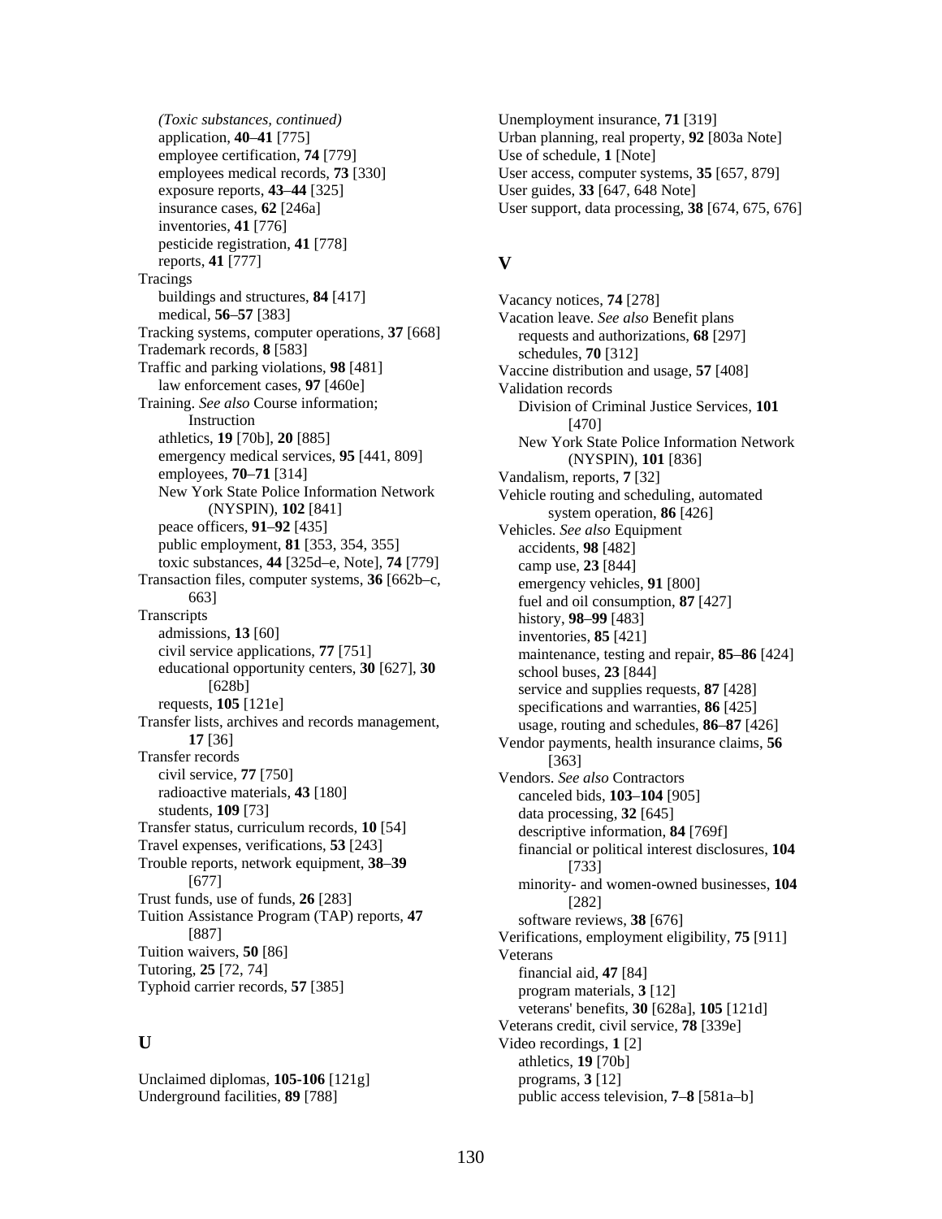*(Toxic substances, continued)*
- application, **40**–**41** [775]
- employee certification, **74** [779]
- employees medical records, **73** [330]
- exposure reports, **43**–**44** [325]
- insurance cases, **62** [246a]
- inventories, **41** [776]
- pesticide registration, **41** [778]
- reports, **41** [777]

Tracings
- buildings and structures, **84** [417]
- medical, **56**–**57** [383]

Tracking systems, computer operations, **37** [668]

Trademark records, **8** [583]

Traffic and parking violations, **98** [481]
- law enforcement cases, **97** [460e]

Training. *See also* Course information; Instruction
- athletics, **19** [70b], **20** [885]
- emergency medical services, **95** [441, 809]
- employees, **70**–**71** [314]
- New York State Police Information Network (NYSPIN), **102** [841]
- peace officers, **91**–**92** [435]
- public employment, **81** [353, 354, 355]
- toxic substances, **44** [325d–e, Note], **74** [779]

Transaction files, computer systems, **36** [662b–c, 663]

Transcripts
- admissions, **13** [60]
- civil service applications, **77** [751]
- educational opportunity centers, **30** [627], **30** [628b]
- requests, **105** [121e]

Transfer lists, archives and records management, **17** [36]

Transfer records
- civil service, **77** [750]
- radioactive materials, **43** [180]
- students, **109** [73]

Transfer status, curriculum records, **10** [54]

Travel expenses, verifications, **53** [243]

Trouble reports, network equipment, **38**–**39** [677]

Trust funds, use of funds, **26** [283]

Tuition Assistance Program (TAP) reports, **47** [887]

Tuition waivers, **50** [86]

Tutoring, **25** [72, 74]

Typhoid carrier records, **57** [385]

## U

Unclaimed diplomas, **105-106** [121g]

Underground facilities, **89** [788]

Unemployment insurance, **71** [319]

Urban planning, real property, **92** [803a Note]

Use of schedule, **1** [Note]

User access, computer systems, **35** [657, 879]

User guides, **33** [647, 648 Note]

User support, data processing, **38** [674, 675, 676]

## V

Vacancy notices, **74** [278]

Vacation leave. *See also* Benefit plans
- requests and authorizations, **68** [297]
- schedules, **70** [312]

Vaccine distribution and usage, **57** [408]

Validation records
- Division of Criminal Justice Services, **101** [470]
- New York State Police Information Network (NYSPIN), **101** [836]

Vandalism, reports, **7** [32]

Vehicle routing and scheduling, automated system operation, **86** [426]

Vehicles. *See also* Equipment
- accidents, **98** [482]
- camp use, **23** [844]
- emergency vehicles, **91** [800]
- fuel and oil consumption, **87** [427]
- history, **98**–**99** [483]
- inventories, **85** [421]
- maintenance, testing and repair, **85**–**86** [424]
- school buses, **23** [844]
- service and supplies requests, **87** [428]
- specifications and warranties, **86** [425]
- usage, routing and schedules, **86**–**87** [426]

Vendor payments, health insurance claims, **56** [363]

Vendors. *See also* Contractors
- canceled bids, **103**–**104** [905]
- data processing, **32** [645]
- descriptive information, **84** [769f]
- financial or political interest disclosures, **104** [733]
- minority- and women-owned businesses, **104** [282]
- software reviews, **38** [676]

Verifications, employment eligibility, **75** [911]

Veterans
- financial aid, **47** [84]
- program materials, **3** [12]
- veterans' benefits, **30** [628a], **105** [121d]

Veterans credit, civil service, **78** [339e]

Video recordings, **1** [2]
- athletics, **19** [70b]
- programs, **3** [12]
- public access television, **7**–**8** [581a–b]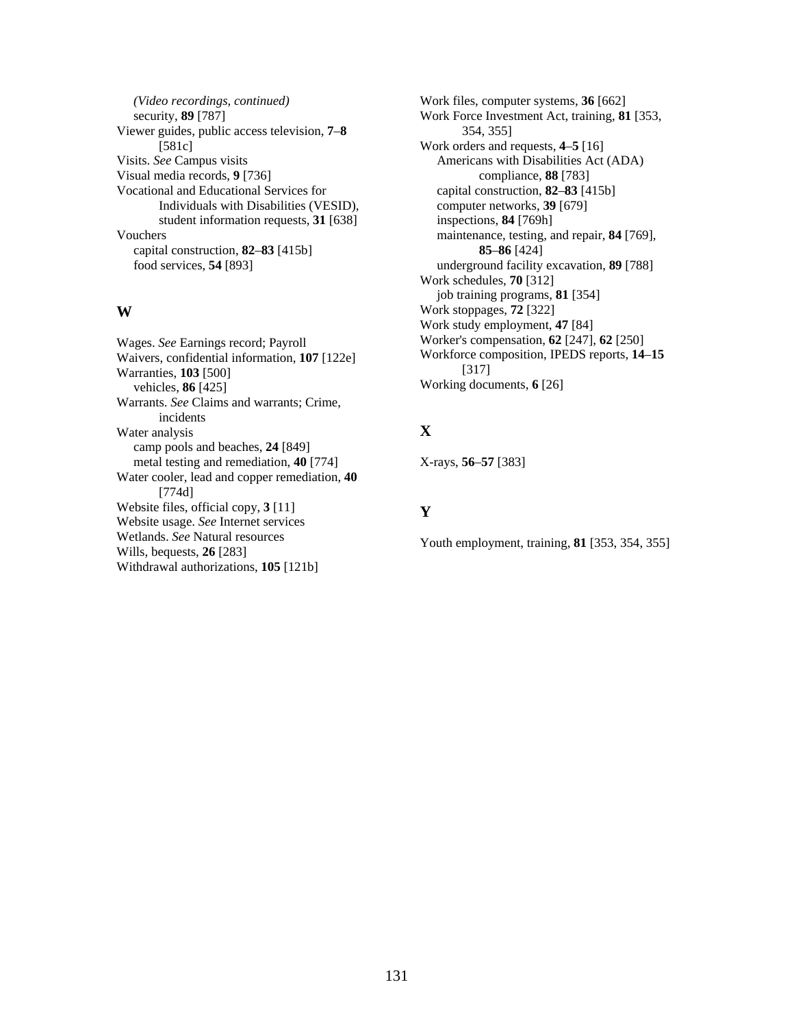*(Video recordings, continued)*
security, **89** [787]
Viewer guides, public access television, **7**–**8** [581c]
Visits. *See* Campus visits
Visual media records, **9** [736]
Vocational and Educational Services for Individuals with Disabilities (VESID), student information requests, **31** [638]
Vouchers
capital construction, **82**–**83** [415b]
food services, **54** [893]

## W

Wages. *See* Earnings record; Payroll
Waivers, confidential information, **107** [122e]
Warranties, **103** [500]
vehicles, **86** [425]
Warrants. *See* Claims and warrants; Crime, incidents
Water analysis
camp pools and beaches, **24** [849]
metal testing and remediation, **40** [774]
Water cooler, lead and copper remediation, **40** [774d]
Website files, official copy, **3** [11]
Website usage. *See* Internet services
Wetlands. *See* Natural resources
Wills, bequests, **26** [283]
Withdrawal authorizations, **105** [121b]
Work files, computer systems, **36** [662]
Work Force Investment Act, training, **81** [353, 354, 355]
Work orders and requests, **4**–**5** [16]
Americans with Disabilities Act (ADA) compliance, **88** [783]
capital construction, **82**–**83** [415b]
computer networks, **39** [679]
inspections, **84** [769h]
maintenance, testing, and repair, **84** [769], **85**–**86** [424]
underground facility excavation, **89** [788]
Work schedules, **70** [312]
job training programs, **81** [354]
Work stoppages, **72** [322]
Work study employment, **47** [84]
Worker's compensation, **62** [247], **62** [250]
Workforce composition, IPEDS reports, **14**–**15** [317]
Working documents, **6** [26]

## X

X-rays, **56**–**57** [383]

## Y

Youth employment, training, **81** [353, 354, 355]